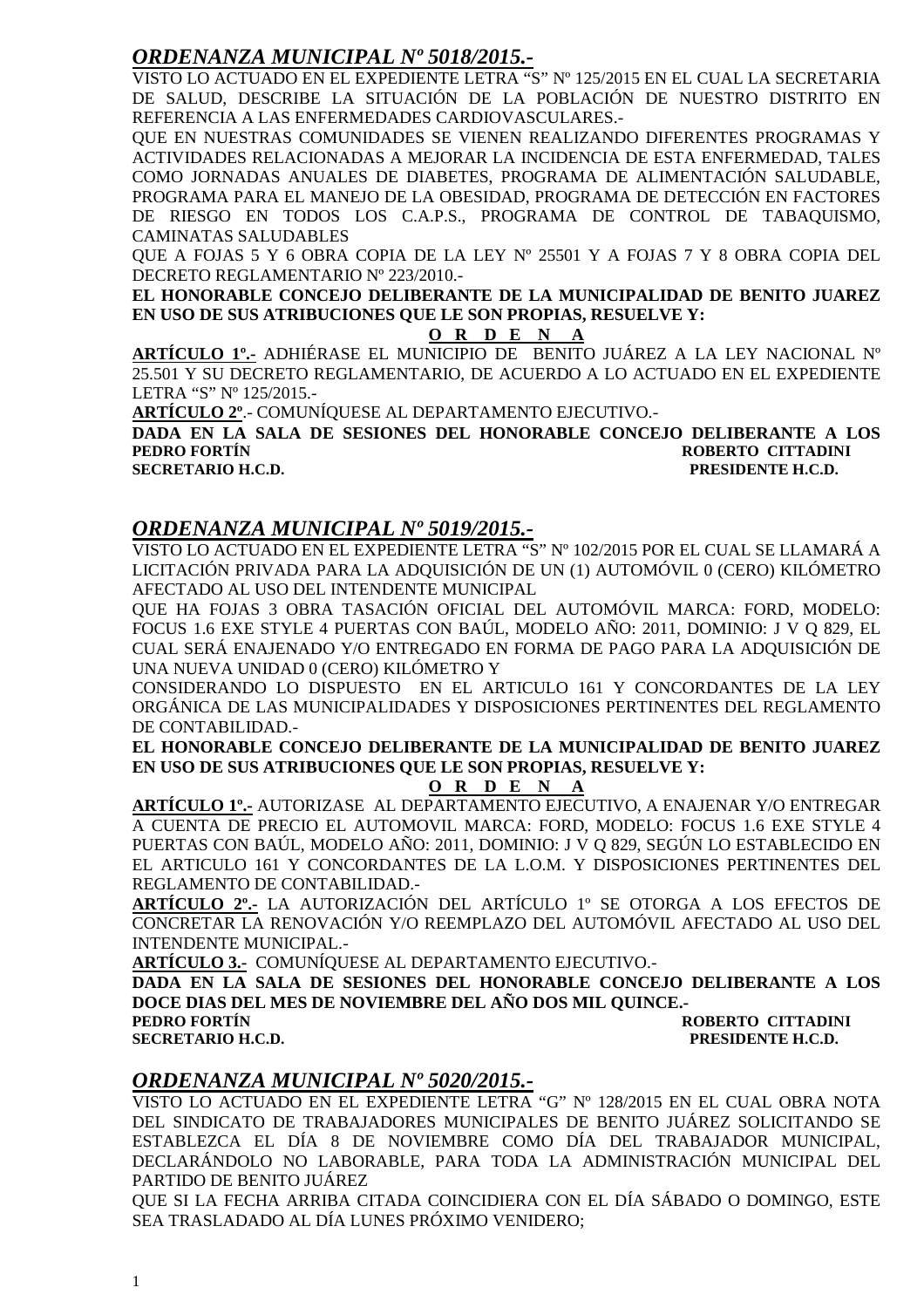## *ORDENANZA MUNICIPAL Nº 5018/2015.-*

VISTO LO ACTUADO EN EL EXPEDIENTE LETRA "S" Nº 125/2015 EN EL CUAL LA SECRETARIA DE SALUD, DESCRIBE LA SITUACIÓN DE LA POBLACIÓN DE NUESTRO DISTRITO EN REFERENCIA A LAS ENFERMEDADES CARDIOVASCULARES.-

QUE EN NUESTRAS COMUNIDADES SE VIENEN REALIZANDO DIFERENTES PROGRAMAS Y ACTIVIDADES RELACIONADAS A MEJORAR LA INCIDENCIA DE ESTA ENFERMEDAD, TALES COMO JORNADAS ANUALES DE DIABETES, PROGRAMA DE ALIMENTACIÓN SALUDABLE, PROGRAMA PARA EL MANEJO DE LA OBESIDAD, PROGRAMA DE DETECCIÓN EN FACTORES DE RIESGO EN TODOS LOS C.A.P.S., PROGRAMA DE CONTROL DE TABAQUISMO, CAMINATAS SALUDABLES

QUE A FOJAS 5 Y 6 OBRA COPIA DE LA LEY Nº 25501 Y A FOJAS 7 Y 8 OBRA COPIA DEL DECRETO REGLAMENTARIO Nº 223/2010.-

**EL HONORABLE CONCEJO DELIBERANTE DE LA MUNICIPALIDAD DE BENITO JUAREZ EN USO DE SUS ATRIBUCIONES QUE LE SON PROPIAS, RESUELVE Y:**

**O R D E N A**

**ARTÍCULO 1º.-** ADHIÉRASE EL MUNICIPIO DE BENITO JUÁREZ A LA LEY NACIONAL Nº 25.501 Y SU DECRETO REGLAMENTARIO, DE ACUERDO A LO ACTUADO EN EL EXPEDIENTE LETRA "S" Nº 125/2015.-

**ARTÍCULO 2º**.- COMUNÍQUESE AL DEPARTAMENTO EJECUTIVO.-

**DADA EN LA SALA DE SESIONES DEL HONORABLE CONCEJO DELIBERANTE A LOS**

**PEDRO FORTÍN** — **ROBERTO CITTADINI**
**SECRETARIO H.C.D.** — **PRESIDENTE H.C.D.**

## *ORDENANZA MUNICIPAL Nº 5019/2015.-*

VISTO LO ACTUADO EN EL EXPEDIENTE LETRA "S" Nº 102/2015 POR EL CUAL SE LLAMARÁ A LICITACIÓN PRIVADA PARA LA ADQUISICIÓN DE UN (1) AUTOMÓVIL 0 (CERO) KILÓMETRO AFECTADO AL USO DEL INTENDENTE MUNICIPAL

QUE HA FOJAS 3 OBRA TASACIÓN OFICIAL DEL AUTOMÓVIL MARCA: FORD, MODELO: FOCUS 1.6 EXE STYLE 4 PUERTAS CON BAÚL, MODELO AÑO: 2011, DOMINIO: J V Q 829, EL CUAL SERÁ ENAJENADO Y/O ENTREGADO EN FORMA DE PAGO PARA LA ADQUISICIÓN DE UNA NUEVA UNIDAD 0 (CERO) KILÓMETRO Y

CONSIDERANDO LO DISPUESTO EN EL ARTICULO 161 Y CONCORDANTES DE LA LEY ORGÁNICA DE LAS MUNICIPALIDADES Y DISPOSICIONES PERTINENTES DEL REGLAMENTO DE CONTABILIDAD.-

**EL HONORABLE CONCEJO DELIBERANTE DE LA MUNICIPALIDAD DE BENITO JUAREZ EN USO DE SUS ATRIBUCIONES QUE LE SON PROPIAS, RESUELVE Y:**

**O R D E N A**

**ARTÍCULO 1º.-** AUTORIZASE AL DEPARTAMENTO EJECUTIVO, A ENAJENAR Y/O ENTREGAR A CUENTA DE PRECIO EL AUTOMOVIL MARCA: FORD, MODELO: FOCUS 1.6 EXE STYLE 4 PUERTAS CON BAÚL, MODELO AÑO: 2011, DOMINIO: J V Q 829, SEGÚN LO ESTABLECIDO EN EL ARTICULO 161 Y CONCORDANTES DE LA L.O.M. Y DISPOSICIONES PERTINENTES DEL REGLAMENTO DE CONTABILIDAD.-

**ARTÍCULO 2º.-** LA AUTORIZACIÓN DEL ARTÍCULO 1º SE OTORGA A LOS EFECTOS DE CONCRETAR LA RENOVACIÓN Y/O REEMPLAZO DEL AUTOMÓVIL AFECTADO AL USO DEL INTENDENTE MUNICIPAL.-

**ARTÍCULO 3.-** COMUNÍQUESE AL DEPARTAMENTO EJECUTIVO.-

**DADA EN LA SALA DE SESIONES DEL HONORABLE CONCEJO DELIBERANTE A LOS DOCE DIAS DEL MES DE NOVIEMBRE DEL AÑO DOS MIL QUINCE.-**

**PEDRO FORTÍN** — **ROBERTO CITTADINI**
**SECRETARIO H.C.D.** — **PRESIDENTE H.C.D.**

## *ORDENANZA MUNICIPAL Nº 5020/2015.-*

VISTO LO ACTUADO EN EL EXPEDIENTE LETRA "G" Nº 128/2015 EN EL CUAL OBRA NOTA DEL SINDICATO DE TRABAJADORES MUNICIPALES DE BENITO JUÁREZ SOLICITANDO SE ESTABLEZCA EL DÍA 8 DE NOVIEMBRE COMO DÍA DEL TRABAJADOR MUNICIPAL, DECLARÁNDOLO NO LABORABLE, PARA TODA LA ADMINISTRACIÓN MUNICIPAL DEL PARTIDO DE BENITO JUÁREZ

QUE SI LA FECHA ARRIBA CITADA COINCIDIERA CON EL DÍA SÁBADO O DOMINGO, ESTE SEA TRASLADADO AL DÍA LUNES PRÓXIMO VENIDERO;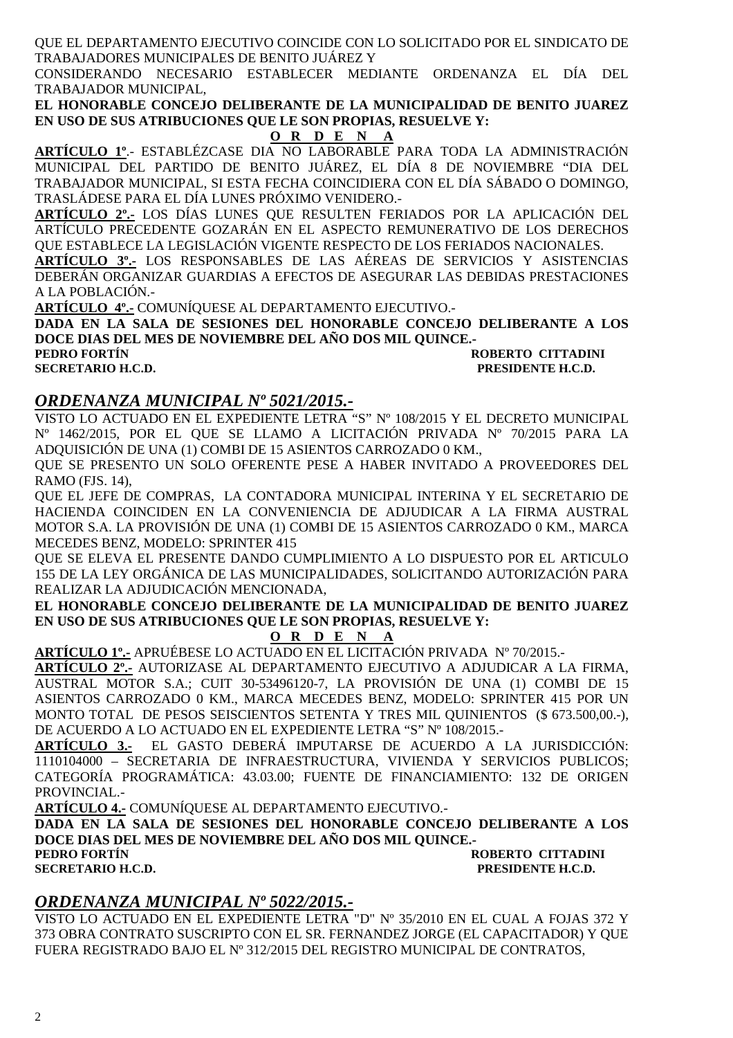QUE EL DEPARTAMENTO EJECUTIVO COINCIDE CON LO SOLICITADO POR EL SINDICATO DE TRABAJADORES MUNICIPALES DE BENITO JUÁREZ Y

CONSIDERANDO NECESARIO ESTABLECER MEDIANTE ORDENANZA EL DÍA DEL TRABAJADOR MUNICIPAL,

**EL HONORABLE CONCEJO DELIBERANTE DE LA MUNICIPALIDAD DE BENITO JUAREZ EN USO DE SUS ATRIBUCIONES QUE LE SON PROPIAS, RESUELVE Y:**

**O R D E N A**

**ARTÍCULO 1º**.- ESTABLÉZCASE DIA NO LABORABLE PARA TODA LA ADMINISTRACIÓN MUNICIPAL DEL PARTIDO DE BENITO JUÁREZ, EL DÍA 8 DE NOVIEMBRE "DIA DEL TRABAJADOR MUNICIPAL, SI ESTA FECHA COINCIDIERA CON EL DÍA SÁBADO O DOMINGO, TRASLÁDESE PARA EL DÍA LUNES PRÓXIMO VENIDERO.-

**ARTÍCULO 2º.-** LOS DÍAS LUNES QUE RESULTEN FERIADOS POR LA APLICACIÓN DEL ARTÍCULO PRECEDENTE GOZARÁN EN EL ASPECTO REMUNERATIVO DE LOS DERECHOS QUE ESTABLECE LA LEGISLACIÓN VIGENTE RESPECTO DE LOS FERIADOS NACIONALES.

**ARTÍCULO 3º.-** LOS RESPONSABLES DE LAS AÉREAS DE SERVICIOS Y ASISTENCIAS DEBERÁN ORGANIZAR GUARDIAS A EFECTOS DE ASEGURAR LAS DEBIDAS PRESTACIONES A LA POBLACIÓN.-

**ARTÍCULO 4º.-** COMUNÍQUESE AL DEPARTAMENTO EJECUTIVO.-

**DADA EN LA SALA DE SESIONES DEL HONORABLE CONCEJO DELIBERANTE A LOS DOCE DIAS DEL MES DE NOVIEMBRE DEL AÑO DOS MIL QUINCE.-**

**PEDRO FORTÍN** — **ROBERTO CITTADINI**
**SECRETARIO H.C.D.** — **PRESIDENTE H.C.D.**

## *ORDENANZA MUNICIPAL Nº 5021/2015.-*

VISTO LO ACTUADO EN EL EXPEDIENTE LETRA "S" Nº 108/2015 Y EL DECRETO MUNICIPAL Nº 1462/2015, POR EL QUE SE LLAMO A LICITACIÓN PRIVADA Nº 70/2015 PARA LA ADQUISICIÓN DE UNA (1) COMBI DE 15 ASIENTOS CARROZADO 0 KM.,

QUE SE PRESENTO UN SOLO OFERENTE PESE A HABER INVITADO A PROVEEDORES DEL RAMO (FJS. 14),

QUE EL JEFE DE COMPRAS, LA CONTADORA MUNICIPAL INTERINA Y EL SECRETARIO DE HACIENDA COINCIDEN EN LA CONVENIENCIA DE ADJUDICAR A LA FIRMA AUSTRAL MOTOR S.A. LA PROVISIÓN DE UNA (1) COMBI DE 15 ASIENTOS CARROZADO 0 KM., MARCA MECEDES BENZ, MODELO: SPRINTER 415

QUE SE ELEVA EL PRESENTE DANDO CUMPLIMIENTO A LO DISPUESTO POR EL ARTICULO 155 DE LA LEY ORGÁNICA DE LAS MUNICIPALIDADES, SOLICITANDO AUTORIZACIÓN PARA REALIZAR LA ADJUDICACIÓN MENCIONADA,

**EL HONORABLE CONCEJO DELIBERANTE DE LA MUNICIPALIDAD DE BENITO JUAREZ EN USO DE SUS ATRIBUCIONES QUE LE SON PROPIAS, RESUELVE Y:**

**O R D E N A**

**ARTÍCULO 1º.-** APRUÉBESE LO ACTUADO EN EL LICITACIÓN PRIVADA Nº 70/2015.-

**ARTÍCULO 2º.-** AUTORIZASE AL DEPARTAMENTO EJECUTIVO A ADJUDICAR A LA FIRMA, AUSTRAL MOTOR S.A.; CUIT 30-53496120-7, LA PROVISIÓN DE UNA (1) COMBI DE 15 ASIENTOS CARROZADO 0 KM., MARCA MECEDES BENZ, MODELO: SPRINTER 415 POR UN MONTO TOTAL DE PESOS SEISCIENTOS SETENTA Y TRES MIL QUINIENTOS ($ 673.500,00.-), DE ACUERDO A LO ACTUADO EN EL EXPEDIENTE LETRA "S" Nº 108/2015.-

**ARTÍCULO 3.-** EL GASTO DEBERÁ IMPUTARSE DE ACUERDO A LA JURISDICCIÓN: 1110104000 – SECRETARIA DE INFRAESTRUCTURA, VIVIENDA Y SERVICIOS PUBLICOS; CATEGORÍA PROGRAMÁTICA: 43.03.00; FUENTE DE FINANCIAMIENTO: 132 DE ORIGEN PROVINCIAL.-

**ARTÍCULO 4.-** COMUNÍQUESE AL DEPARTAMENTO EJECUTIVO.-

**DADA EN LA SALA DE SESIONES DEL HONORABLE CONCEJO DELIBERANTE A LOS DOCE DIAS DEL MES DE NOVIEMBRE DEL AÑO DOS MIL QUINCE.-**

**PEDRO FORTÍN** — **ROBERTO CITTADINI**
**SECRETARIO H.C.D.** — **PRESIDENTE H.C.D.**

## *ORDENANZA MUNICIPAL Nº 5022/2015.-*

VISTO LO ACTUADO EN EL EXPEDIENTE LETRA "D" Nº 35/2010 EN EL CUAL A FOJAS 372 Y 373 OBRA CONTRATO SUSCRIPTO CON EL SR. FERNANDEZ JORGE (EL CAPACITADOR) Y QUE FUERA REGISTRADO BAJO EL Nº 312/2015 DEL REGISTRO MUNICIPAL DE CONTRATOS,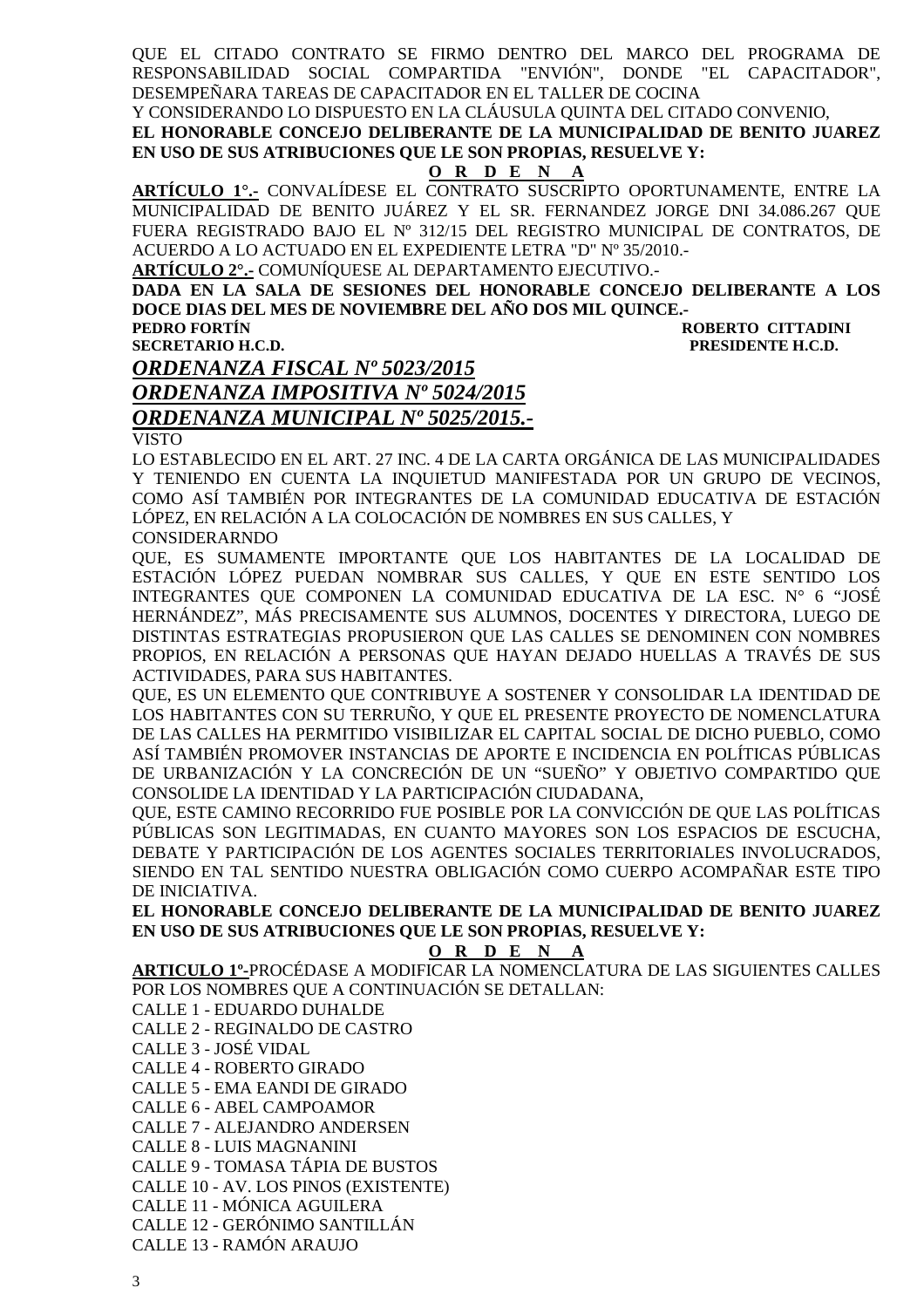QUE EL CITADO CONTRATO SE FIRMO DENTRO DEL MARCO DEL PROGRAMA DE RESPONSABILIDAD SOCIAL COMPARTIDA "ENVIÓN", DONDE "EL CAPACITADOR", DESEMPEÑARA TAREAS DE CAPACITADOR EN EL TALLER DE COCINA

Y CONSIDERANDO LO DISPUESTO EN LA CLÁUSULA QUINTA DEL CITADO CONVENIO,

**EL HONORABLE CONCEJO DELIBERANTE DE LA MUNICIPALIDAD DE BENITO JUAREZ EN USO DE SUS ATRIBUCIONES QUE LE SON PROPIAS, RESUELVE Y:**

**O R D E N A**

**ARTÍCULO 1°.-** CONVALÍDESE EL CONTRATO SUSCRIPTO OPORTUNAMENTE, ENTRE LA MUNICIPALIDAD DE BENITO JUÁREZ Y EL SR. FERNANDEZ JORGE DNI 34.086.267 QUE FUERA REGISTRADO BAJO EL Nº 312/15 DEL REGISTRO MUNICIPAL DE CONTRATOS, DE ACUERDO A LO ACTUADO EN EL EXPEDIENTE LETRA "D" Nº 35/2010.-

**ARTÍCULO 2°.-** COMUNÍQUESE AL DEPARTAMENTO EJECUTIVO.-

**DADA EN LA SALA DE SESIONES DEL HONORABLE CONCEJO DELIBERANTE A LOS DOCE DIAS DEL MES DE NOVIEMBRE DEL AÑO DOS MIL QUINCE.-**

**PEDRO FORTÍN**
**SECRETARIO H.C.D.**

**ROBERTO CITTADINI**
**PRESIDENTE H.C.D.**

## *ORDENANZA FISCAL Nº 5023/2015*
## *ORDENANZA IMPOSITIVA Nº 5024/2015*
## *ORDENANZA MUNICIPAL Nº 5025/2015.-*

VISTO

LO ESTABLECIDO EN EL ART. 27 INC. 4 DE LA CARTA ORGÁNICA DE LAS MUNICIPALIDADES Y TENIENDO EN CUENTA LA INQUIETUD MANIFESTADA POR UN GRUPO DE VECINOS, COMO ASÍ TAMBIÉN POR INTEGRANTES DE LA COMUNIDAD EDUCATIVA DE ESTACIÓN LÓPEZ, EN RELACIÓN A LA COLOCACIÓN DE NOMBRES EN SUS CALLES, Y

CONSIDERARNDO

QUE, ES SUMAMENTE IMPORTANTE QUE LOS HABITANTES DE LA LOCALIDAD DE ESTACIÓN LÓPEZ PUEDAN NOMBRAR SUS CALLES, Y QUE EN ESTE SENTIDO LOS INTEGRANTES QUE COMPONEN LA COMUNIDAD EDUCATIVA DE LA ESC. N° 6 "JOSÉ HERNÁNDEZ", MÁS PRECISAMENTE SUS ALUMNOS, DOCENTES Y DIRECTORA, LUEGO DE DISTINTAS ESTRATEGIAS PROPUSIERON QUE LAS CALLES SE DENOMINEN CON NOMBRES PROPIOS, EN RELACIÓN A PERSONAS QUE HAYAN DEJADO HUELLAS A TRAVÉS DE SUS ACTIVIDADES, PARA SUS HABITANTES.

QUE, ES UN ELEMENTO QUE CONTRIBUYE A SOSTENER Y CONSOLIDAR LA IDENTIDAD DE LOS HABITANTES CON SU TERRUÑO, Y QUE EL PRESENTE PROYECTO DE NOMENCLATURA DE LAS CALLES HA PERMITIDO VISIBILIZAR EL CAPITAL SOCIAL DE DICHO PUEBLO, COMO ASÍ TAMBIÉN PROMOVER INSTANCIAS DE APORTE E INCIDENCIA EN POLÍTICAS PÚBLICAS DE URBANIZACIÓN Y LA CONCRECIÓN DE UN "SUEÑO" Y OBJETIVO COMPARTIDO QUE CONSOLIDE LA IDENTIDAD Y LA PARTICIPACIÓN CIUDADANA,

QUE, ESTE CAMINO RECORRIDO FUE POSIBLE POR LA CONVICCIÓN DE QUE LAS POLÍTICAS PÚBLICAS SON LEGITIMADAS, EN CUANTO MAYORES SON LOS ESPACIOS DE ESCUCHA, DEBATE Y PARTICIPACIÓN DE LOS AGENTES SOCIALES TERRITORIALES INVOLUCRADOS, SIENDO EN TAL SENTIDO NUESTRA OBLIGACIÓN COMO CUERPO ACOMPAÑAR ESTE TIPO DE INICIATIVA.

**EL HONORABLE CONCEJO DELIBERANTE DE LA MUNICIPALIDAD DE BENITO JUAREZ EN USO DE SUS ATRIBUCIONES QUE LE SON PROPIAS, RESUELVE Y:**

**O R D E N A**

**ARTICULO 1º-**PROCÉDASE A MODIFICAR LA NOMENCLATURA DE LAS SIGUIENTES CALLES POR LOS NOMBRES QUE A CONTINUACIÓN SE DETALLAN:

CALLE 1 - EDUARDO DUHALDE
CALLE 2 - REGINALDO DE CASTRO
CALLE 3 - JOSÉ VIDAL
CALLE 4 - ROBERTO GIRADO
CALLE 5 - EMA EANDI DE GIRADO
CALLE 6 - ABEL CAMPOAMOR
CALLE 7 - ALEJANDRO ANDERSEN
CALLE 8 - LUIS MAGNANINI
CALLE 9 - TOMASA TÁPIA DE BUSTOS
CALLE 10 - AV. LOS PINOS (EXISTENTE)
CALLE 11 - MÓNICA AGUILERA
CALLE 12 - GERÓNIMO SANTILLÁN
CALLE 13 - RAMÓN ARAUJO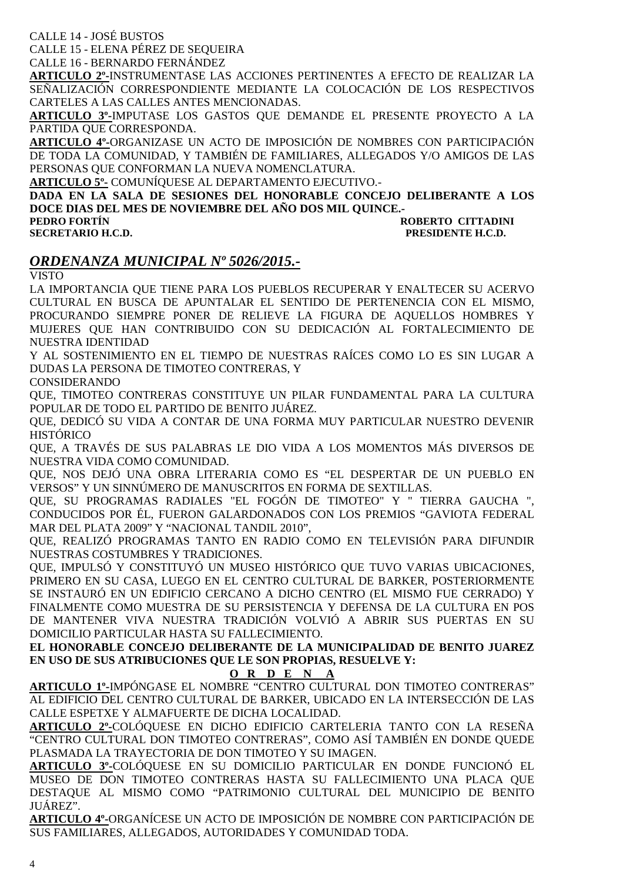CALLE 14 - JOSÉ BUSTOS

CALLE 15 - ELENA PÉREZ DE SEQUEIRA

CALLE 16 - BERNARDO FERNÁNDEZ

**ARTICULO 2º-**INSTRUMENTASE LAS ACCIONES PERTINENTES A EFECTO DE REALIZAR LA SEÑALIZACIÓN CORRESPONDIENTE MEDIANTE LA COLOCACIÓN DE LOS RESPECTIVOS CARTELES A LAS CALLES ANTES MENCIONADAS.

**ARTICULO 3º-**IMPUTASE LOS GASTOS QUE DEMANDE EL PRESENTE PROYECTO A LA PARTIDA QUE CORRESPONDA.

**ARTICULO 4º-**ORGANIZASE UN ACTO DE IMPOSICIÓN DE NOMBRES CON PARTICIPACIÓN DE TODA LA COMUNIDAD, Y TAMBIÉN DE FAMILIARES, ALLEGADOS Y/O AMIGOS DE LAS PERSONAS QUE CONFORMAN LA NUEVA NOMENCLATURA.

**ARTICULO 5º-** COMUNÍQUESE AL DEPARTAMENTO EJECUTIVO.-

**DADA EN LA SALA DE SESIONES DEL HONORABLE CONCEJO DELIBERANTE A LOS DOCE DIAS DEL MES DE NOVIEMBRE DEL AÑO DOS MIL QUINCE.-**

**PEDRO FORTÍN** — **ROBERTO CITTADINI**

**SECRETARIO H.C.D.** — **PRESIDENTE H.C.D.**

## *ORDENANZA MUNICIPAL Nº 5026/2015.-*

VISTO

LA IMPORTANCIA QUE TIENE PARA LOS PUEBLOS RECUPERAR Y ENALTECER SU ACERVO CULTURAL EN BUSCA DE APUNTALAR EL SENTIDO DE PERTENENCIA CON EL MISMO, PROCURANDO SIEMPRE PONER DE RELIEVE LA FIGURA DE AQUELLOS HOMBRES Y MUJERES QUE HAN CONTRIBUIDO CON SU DEDICACIÓN AL FORTALECIMIENTO DE NUESTRA IDENTIDAD

Y AL SOSTENIMIENTO EN EL TIEMPO DE NUESTRAS RAÍCES COMO LO ES SIN LUGAR A DUDAS LA PERSONA DE TIMOTEO CONTRERAS, Y

CONSIDERANDO

QUE, TIMOTEO CONTRERAS CONSTITUYE UN PILAR FUNDAMENTAL PARA LA CULTURA POPULAR DE TODO EL PARTIDO DE BENITO JUÁREZ.

QUE, DEDICÓ SU VIDA A CONTAR DE UNA FORMA MUY PARTICULAR NUESTRO DEVENIR HISTÓRICO

QUE, A TRAVÉS DE SUS PALABRAS LE DIO VIDA A LOS MOMENTOS MÁS DIVERSOS DE NUESTRA VIDA COMO COMUNIDAD.

QUE, NOS DEJÓ UNA OBRA LITERARIA COMO ES "EL DESPERTAR DE UN PUEBLO EN VERSOS" Y UN SINNÚMERO DE MANUSCRITOS EN FORMA DE SEXTILLAS.

QUE, SU PROGRAMAS RADIALES "EL FOGÓN DE TIMOTEO" Y " TIERRA GAUCHA ", CONDUCIDOS POR ÉL, FUERON GALARDONADOS CON LOS PREMIOS "GAVIOTA FEDERAL MAR DEL PLATA 2009" Y "NACIONAL TANDIL 2010",

QUE, REALIZÓ PROGRAMAS TANTO EN RADIO COMO EN TELEVISIÓN PARA DIFUNDIR NUESTRAS COSTUMBRES Y TRADICIONES.

QUE, IMPULSÓ Y CONSTITUYÓ UN MUSEO HISTÓRICO QUE TUVO VARIAS UBICACIONES, PRIMERO EN SU CASA, LUEGO EN EL CENTRO CULTURAL DE BARKER, POSTERIORMENTE SE INSTAURÓ EN UN EDIFICIO CERCANO A DICHO CENTRO (EL MISMO FUE CERRADO) Y FINALMENTE COMO MUESTRA DE SU PERSISTENCIA Y DEFENSA DE LA CULTURA EN POS DE MANTENER VIVA NUESTRA TRADICIÓN VOLVIÓ A ABRIR SUS PUERTAS EN SU DOMICILIO PARTICULAR HASTA SU FALLECIMIENTO.

**EL HONORABLE CONCEJO DELIBERANTE DE LA MUNICIPALIDAD DE BENITO JUAREZ EN USO DE SUS ATRIBUCIONES QUE LE SON PROPIAS, RESUELVE Y:**

**O R D E N A**

**ARTICULO 1º-**IMPÓNGASE EL NOMBRE "CENTRO CULTURAL DON TIMOTEO CONTRERAS" AL EDIFICIO DEL CENTRO CULTURAL DE BARKER, UBICADO EN LA INTERSECCIÓN DE LAS CALLE ESPETXE Y ALMAFUERTE DE DICHA LOCALIDAD.

**ARTICULO 2º-**COLÓQUESE EN DICHO EDIFICIO CARTELERIA TANTO CON LA RESEÑA "CENTRO CULTURAL DON TIMOTEO CONTRERAS", COMO ASÍ TAMBIÉN EN DONDE QUEDE PLASMADA LA TRAYECTORIA DE DON TIMOTEO Y SU IMAGEN.

**ARTICULO 3º-**COLÓQUESE EN SU DOMICILIO PARTICULAR EN DONDE FUNCIONÓ EL MUSEO DE DON TIMOTEO CONTRERAS HASTA SU FALLECIMIENTO UNA PLACA QUE DESTAQUE AL MISMO COMO "PATRIMONIO CULTURAL DEL MUNICIPIO DE BENITO JUÁREZ".

**ARTICULO 4º-**ORGANÍCESE UN ACTO DE IMPOSICIÓN DE NOMBRE CON PARTICIPACIÓN DE SUS FAMILIARES, ALLEGADOS, AUTORIDADES Y COMUNIDAD TODA.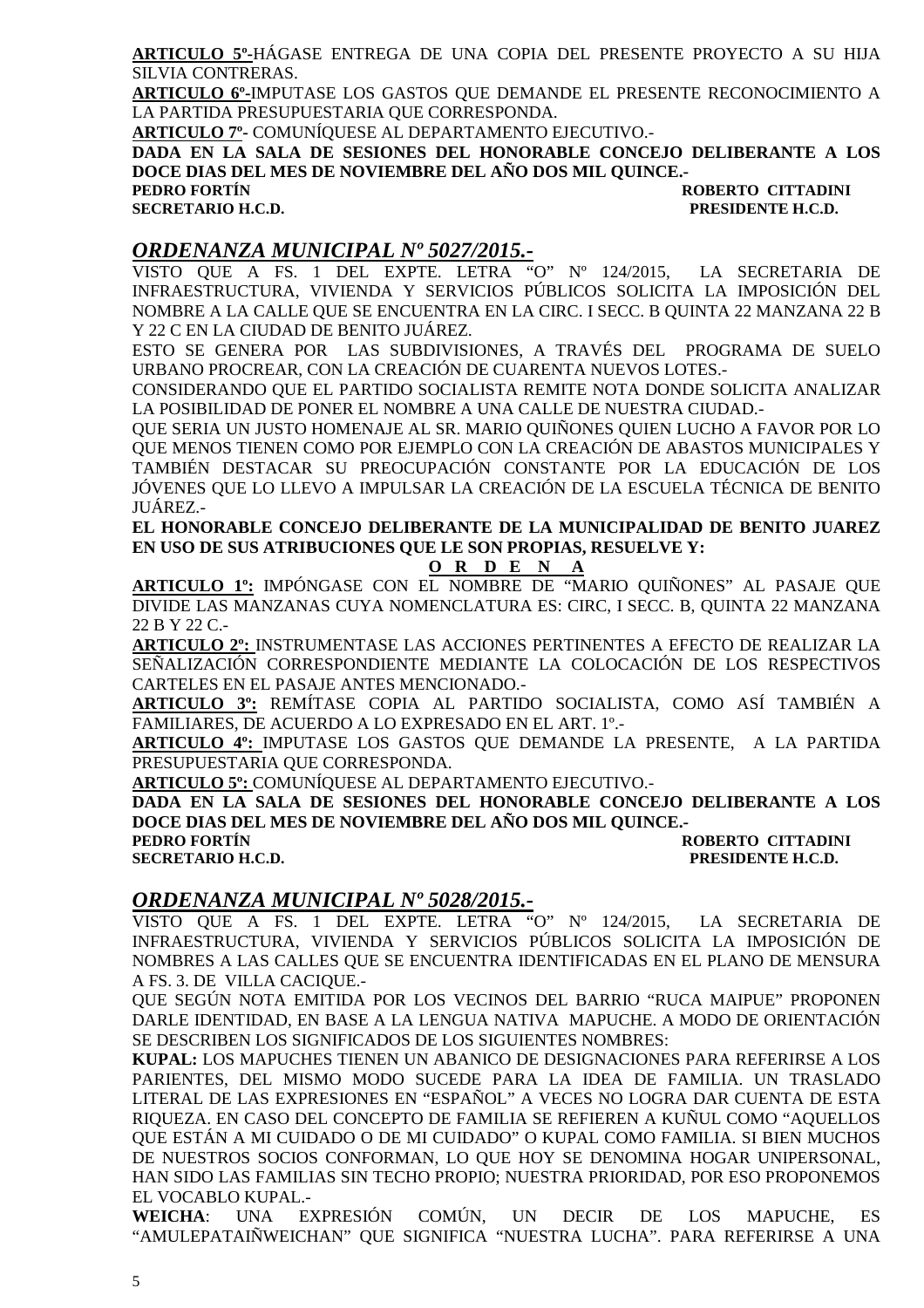**ARTICULO 5º-**HÁGASE ENTREGA DE UNA COPIA DEL PRESENTE PROYECTO A SU HIJA SILVIA CONTRERAS.

**ARTICULO 6º-**IMPUTASE LOS GASTOS QUE DEMANDE EL PRESENTE RECONOCIMIENTO A LA PARTIDA PRESUPUESTARIA QUE CORRESPONDA.

**ARTICULO 7º-** COMUNÍQUESE AL DEPARTAMENTO EJECUTIVO.-

**DADA EN LA SALA DE SESIONES DEL HONORABLE CONCEJO DELIBERANTE A LOS DOCE DIAS DEL MES DE NOVIEMBRE DEL AÑO DOS MIL QUINCE.-**

**PEDRO FORTÍN** — **ROBERTO CITTADINI**
**SECRETARIO H.C.D.** — **PRESIDENTE H.C.D.**

## *ORDENANZA MUNICIPAL Nº 5027/2015.-*

VISTO QUE A FS. 1 DEL EXPTE. LETRA "O" Nº 124/2015, LA SECRETARIA DE INFRAESTRUCTURA, VIVIENDA Y SERVICIOS PÚBLICOS SOLICITA LA IMPOSICIÓN DEL NOMBRE A LA CALLE QUE SE ENCUENTRA EN LA CIRC. I SECC. B QUINTA 22 MANZANA 22 B Y 22 C EN LA CIUDAD DE BENITO JUÁREZ.

ESTO SE GENERA POR LAS SUBDIVISIONES, A TRAVÉS DEL PROGRAMA DE SUELO URBANO PROCREAR, CON LA CREACIÓN DE CUARENTA NUEVOS LOTES.-

CONSIDERANDO QUE EL PARTIDO SOCIALISTA REMITE NOTA DONDE SOLICITA ANALIZAR LA POSIBILIDAD DE PONER EL NOMBRE A UNA CALLE DE NUESTRA CIUDAD.-

QUE SERIA UN JUSTO HOMENAJE AL SR. MARIO QUIÑONES QUIEN LUCHO A FAVOR POR LO QUE MENOS TIENEN COMO POR EJEMPLO CON LA CREACIÓN DE ABASTOS MUNICIPALES Y TAMBIÉN DESTACAR SU PREOCUPACIÓN CONSTANTE POR LA EDUCACIÓN DE LOS JÓVENES QUE LO LLEVO A IMPULSAR LA CREACIÓN DE LA ESCUELA TÉCNICA DE BENITO JUÁREZ.-

**EL HONORABLE CONCEJO DELIBERANTE DE LA MUNICIPALIDAD DE BENITO JUAREZ EN USO DE SUS ATRIBUCIONES QUE LE SON PROPIAS, RESUELVE Y:**

**O R D E N A**

**ARTICULO 1º:** IMPÓNGASE CON EL NOMBRE DE "MARIO QUIÑONES" AL PASAJE QUE DIVIDE LAS MANZANAS CUYA NOMENCLATURA ES: CIRC, I SECC. B, QUINTA 22 MANZANA 22 B Y 22 C.-

**ARTICULO 2º:** INSTRUMENTASE LAS ACCIONES PERTINENTES A EFECTO DE REALIZAR LA SEÑALIZACIÓN CORRESPONDIENTE MEDIANTE LA COLOCACIÓN DE LOS RESPECTIVOS CARTELES EN EL PASAJE ANTES MENCIONADO.-

**ARTICULO 3º:** REMÍTASE COPIA AL PARTIDO SOCIALISTA, COMO ASÍ TAMBIÉN A FAMILIARES, DE ACUERDO A LO EXPRESADO EN EL ART. 1º.-

**ARTICULO 4º:** IMPUTASE LOS GASTOS QUE DEMANDE LA PRESENTE, A LA PARTIDA PRESUPUESTARIA QUE CORRESPONDA.

**ARTICULO 5º:** COMUNÍQUESE AL DEPARTAMENTO EJECUTIVO.-

**DADA EN LA SALA DE SESIONES DEL HONORABLE CONCEJO DELIBERANTE A LOS DOCE DIAS DEL MES DE NOVIEMBRE DEL AÑO DOS MIL QUINCE.-**

**PEDRO FORTÍN** — **ROBERTO CITTADINI**
**SECRETARIO H.C.D.** — **PRESIDENTE H.C.D.**

## *ORDENANZA MUNICIPAL Nº 5028/2015.-*

VISTO QUE A FS. 1 DEL EXPTE. LETRA "O" Nº 124/2015, LA SECRETARIA DE INFRAESTRUCTURA, VIVIENDA Y SERVICIOS PÚBLICOS SOLICITA LA IMPOSICIÓN DE NOMBRES A LAS CALLES QUE SE ENCUENTRA IDENTIFICADAS EN EL PLANO DE MENSURA A FS. 3. DE VILLA CACIQUE.-

QUE SEGÚN NOTA EMITIDA POR LOS VECINOS DEL BARRIO "RUCA MAIPUE" PROPONEN DARLE IDENTIDAD, EN BASE A LA LENGUA NATIVA MAPUCHE. A MODO DE ORIENTACIÓN SE DESCRIBEN LOS SIGNIFICADOS DE LOS SIGUIENTES NOMBRES:

**KUPAL:** LOS MAPUCHES TIENEN UN ABANICO DE DESIGNACIONES PARA REFERIRSE A LOS PARIENTES, DEL MISMO MODO SUCEDE PARA LA IDEA DE FAMILIA. UN TRASLADO LITERAL DE LAS EXPRESIONES EN "ESPAÑOL" A VECES NO LOGRA DAR CUENTA DE ESTA RIQUEZA. EN CASO DEL CONCEPTO DE FAMILIA SE REFIEREN A KUÑUL COMO "AQUELLOS QUE ESTÁN A MI CUIDADO O DE MI CUIDADO" O KUPAL COMO FAMILIA. SI BIEN MUCHOS DE NUESTROS SOCIOS CONFORMAN, LO QUE HOY SE DENOMINA HOGAR UNIPERSONAL, HAN SIDO LAS FAMILIAS SIN TECHO PROPIO; NUESTRA PRIORIDAD, POR ESO PROPONEMOS EL VOCABLO KUPAL.-

**WEICHA**: UNA EXPRESIÓN COMÚN, UN DECIR DE LOS MAPUCHE, ES "AMULEPATAIÑWEICHAN" QUE SIGNIFICA "NUESTRA LUCHA". PARA REFERIRSE A UNA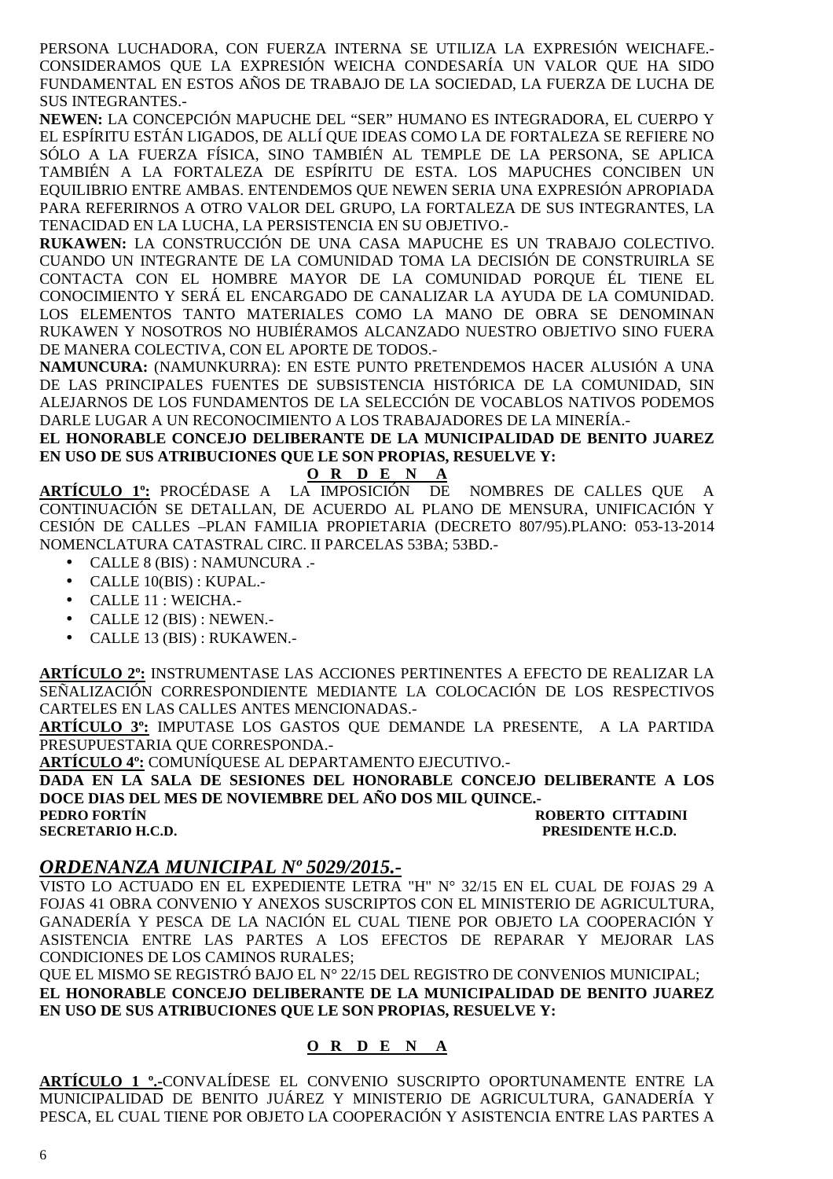PERSONA LUCHADORA, CON FUERZA INTERNA SE UTILIZA LA EXPRESIÓN WEICHAFE.- CONSIDERAMOS QUE LA EXPRESIÓN WEICHA CONDESARÍA UN VALOR QUE HA SIDO FUNDAMENTAL EN ESTOS AÑOS DE TRABAJO DE LA SOCIEDAD, LA FUERZA DE LUCHA DE SUS INTEGRANTES.-

**NEWEN:** LA CONCEPCIÓN MAPUCHE DEL "SER" HUMANO ES INTEGRADORA, EL CUERPO Y EL ESPÍRITU ESTÁN LIGADOS, DE ALLÍ QUE IDEAS COMO LA DE FORTALEZA SE REFIERE NO SÓLO A LA FUERZA FÍSICA, SINO TAMBIÉN AL TEMPLE DE LA PERSONA, SE APLICA TAMBIÉN A LA FORTALEZA DE ESPÍRITU DE ESTA. LOS MAPUCHES CONCIBEN UN EQUILIBRIO ENTRE AMBAS. ENTENDEMOS QUE NEWEN SERIA UNA EXPRESIÓN APROPIADA PARA REFERIRNOS A OTRO VALOR DEL GRUPO, LA FORTALEZA DE SUS INTEGRANTES, LA TENACIDAD EN LA LUCHA, LA PERSISTENCIA EN SU OBJETIVO.-

**RUKAWEN:** LA CONSTRUCCIÓN DE UNA CASA MAPUCHE ES UN TRABAJO COLECTIVO. CUANDO UN INTEGRANTE DE LA COMUNIDAD TOMA LA DECISIÓN DE CONSTRUIRLA SE CONTACTA CON EL HOMBRE MAYOR DE LA COMUNIDAD PORQUE ÉL TIENE EL CONOCIMIENTO Y SERÁ EL ENCARGADO DE CANALIZAR LA AYUDA DE LA COMUNIDAD. LOS ELEMENTOS TANTO MATERIALES COMO LA MANO DE OBRA SE DENOMINAN RUKAWEN Y NOSOTROS NO HUBIÉRAMOS ALCANZADO NUESTRO OBJETIVO SINO FUERA DE MANERA COLECTIVA, CON EL APORTE DE TODOS.-

**NAMUNCURA:** (NAMUNKURRA): EN ESTE PUNTO PRETENDEMOS HACER ALUSIÓN A UNA DE LAS PRINCIPALES FUENTES DE SUBSISTENCIA HISTÓRICA DE LA COMUNIDAD, SIN ALEJARNOS DE LOS FUNDAMENTOS DE LA SELECCIÓN DE VOCABLOS NATIVOS PODEMOS DARLE LUGAR A UN RECONOCIMIENTO A LOS TRABAJADORES DE LA MINERÍA.-

**EL HONORABLE CONCEJO DELIBERANTE DE LA MUNICIPALIDAD DE BENITO JUAREZ EN USO DE SUS ATRIBUCIONES QUE LE SON PROPIAS, RESUELVE Y:**

**O R D E N A**

**ARTÍCULO 1º:** PROCÉDASE A LA IMPOSICIÓN DE NOMBRES DE CALLES QUE A CONTINUACIÓN SE DETALLAN, DE ACUERDO AL PLANO DE MENSURA, UNIFICACIÓN Y CESIÓN DE CALLES –PLAN FAMILIA PROPIETARIA (DECRETO 807/95).PLANO: 053-13-2014 NOMENCLATURA CATASTRAL CIRC. II PARCELAS 53BA; 53BD.-

- CALLE 8 (BIS) : NAMUNCURA .-
- CALLE 10(BIS) : KUPAL.-
- CALLE 11 : WEICHA.-
- CALLE 12 (BIS) : NEWEN.-
- CALLE 13 (BIS) : RUKAWEN.-

**ARTÍCULO 2º:** INSTRUMENTASE LAS ACCIONES PERTINENTES A EFECTO DE REALIZAR LA SEÑALIZACIÓN CORRESPONDIENTE MEDIANTE LA COLOCACIÓN DE LOS RESPECTIVOS CARTELES EN LAS CALLES ANTES MENCIONADAS.-

**ARTÍCULO 3º:** IMPUTASE LOS GASTOS QUE DEMANDE LA PRESENTE, A LA PARTIDA PRESUPUESTARIA QUE CORRESPONDA.-

**ARTÍCULO 4º:** COMUNÍQUESE AL DEPARTAMENTO EJECUTIVO.-

**DADA EN LA SALA DE SESIONES DEL HONORABLE CONCEJO DELIBERANTE A LOS DOCE DIAS DEL MES DE NOVIEMBRE DEL AÑO DOS MIL QUINCE.-**

**PEDRO FORTÍN** — **SECRETARIO H.C.D.**
**ROBERTO CITTADINI** — **PRESIDENTE H.C.D.**

## *ORDENANZA MUNICIPAL Nº 5029/2015.-*

VISTO LO ACTUADO EN EL EXPEDIENTE LETRA "H" N° 32/15 EN EL CUAL DE FOJAS 29 A FOJAS 41 OBRA CONVENIO Y ANEXOS SUSCRIPTOS CON EL MINISTERIO DE AGRICULTURA, GANADERÍA Y PESCA DE LA NACIÓN EL CUAL TIENE POR OBJETO LA COOPERACIÓN Y ASISTENCIA ENTRE LAS PARTES A LOS EFECTOS DE REPARAR Y MEJORAR LAS CONDICIONES DE LOS CAMINOS RURALES;

QUE EL MISMO SE REGISTRÓ BAJO EL N° 22/15 DEL REGISTRO DE CONVENIOS MUNICIPAL;

**EL HONORABLE CONCEJO DELIBERANTE DE LA MUNICIPALIDAD DE BENITO JUAREZ EN USO DE SUS ATRIBUCIONES QUE LE SON PROPIAS, RESUELVE Y:**

**O R D E N A**

**ARTÍCULO 1 º.-**CONVALÍDESE EL CONVENIO SUSCRIPTO OPORTUNAMENTE ENTRE LA MUNICIPALIDAD DE BENITO JUÁREZ Y MINISTERIO DE AGRICULTURA, GANADERÍA Y PESCA, EL CUAL TIENE POR OBJETO LA COOPERACIÓN Y ASISTENCIA ENTRE LAS PARTES A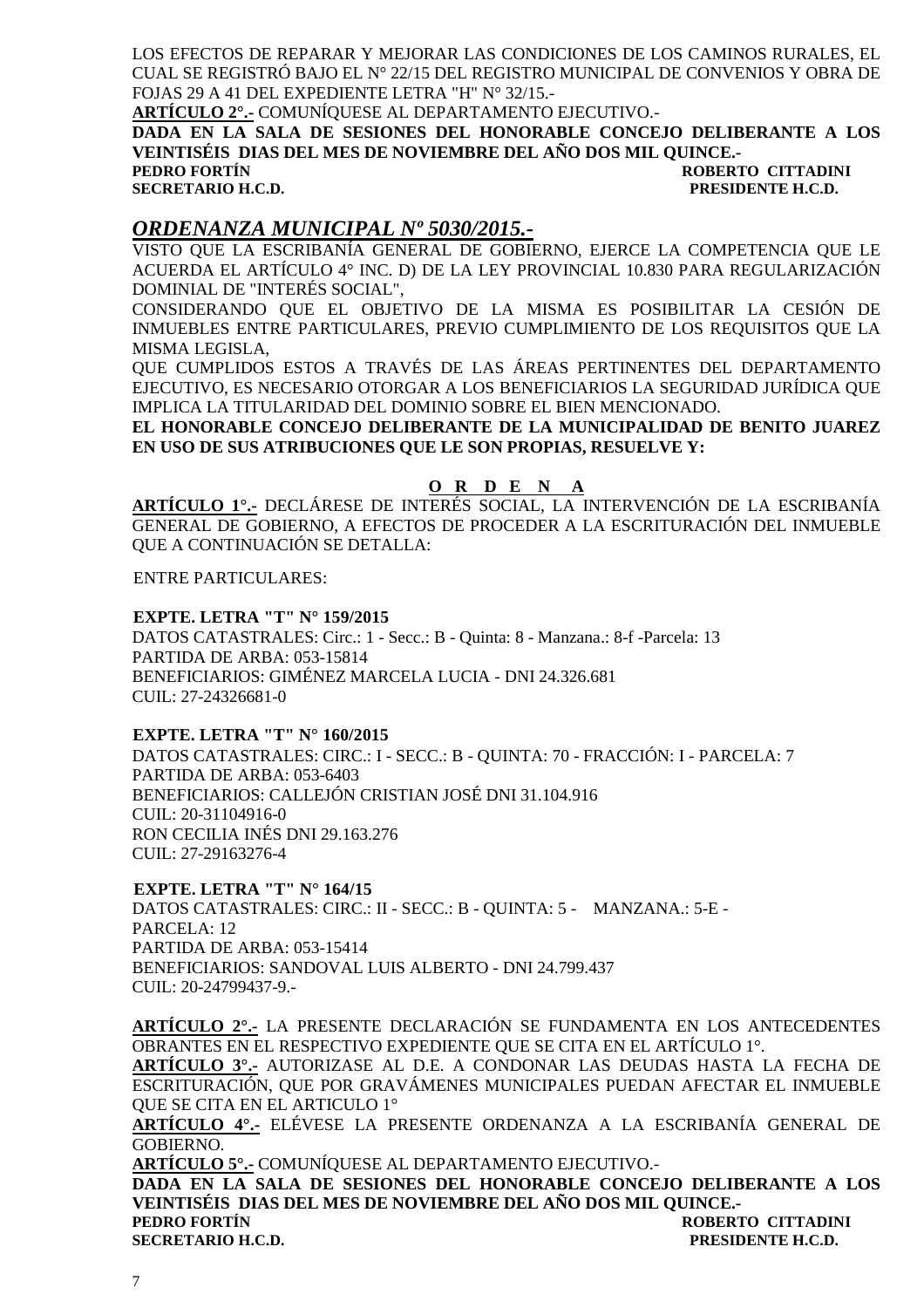LOS EFECTOS DE REPARAR Y MEJORAR LAS CONDICIONES DE LOS CAMINOS RURALES, EL CUAL SE REGISTRÓ BAJO EL N° 22/15 DEL REGISTRO MUNICIPAL DE CONVENIOS Y OBRA DE FOJAS 29 A 41 DEL EXPEDIENTE LETRA "H" N° 32/15.-

**ARTÍCULO 2°.-** COMUNÍQUESE AL DEPARTAMENTO EJECUTIVO.-

**DADA EN LA SALA DE SESIONES DEL HONORABLE CONCEJO DELIBERANTE A LOS VEINTISÉIS DIAS DEL MES DE NOVIEMBRE DEL AÑO DOS MIL QUINCE.-**

**PEDRO FORTÍN** — **ROBERTO CITTADINI**
**SECRETARIO H.C.D.** — **PRESIDENTE H.C.D.**

## *ORDENANZA MUNICIPAL Nº 5030/2015.-*

VISTO QUE LA ESCRIBANÍA GENERAL DE GOBIERNO, EJERCE LA COMPETENCIA QUE LE ACUERDA EL ARTÍCULO 4° INC. D) DE LA LEY PROVINCIAL 10.830 PARA REGULARIZACIÓN DOMINIAL DE "INTERÉS SOCIAL",

CONSIDERANDO QUE EL OBJETIVO DE LA MISMA ES POSIBILITAR LA CESIÓN DE INMUEBLES ENTRE PARTICULARES, PREVIO CUMPLIMIENTO DE LOS REQUISITOS QUE LA MISMA LEGISLA,

QUE CUMPLIDOS ESTOS A TRAVÉS DE LAS ÁREAS PERTINENTES DEL DEPARTAMENTO EJECUTIVO, ES NECESARIO OTORGAR A LOS BENEFICIARIOS LA SEGURIDAD JURÍDICA QUE IMPLICA LA TITULARIDAD DEL DOMINIO SOBRE EL BIEN MENCIONADO.

**EL HONORABLE CONCEJO DELIBERANTE DE LA MUNICIPALIDAD DE BENITO JUAREZ EN USO DE SUS ATRIBUCIONES QUE LE SON PROPIAS, RESUELVE Y:**

**O R D E N A**

**ARTÍCULO 1°.-** DECLÁRESE DE INTERÉS SOCIAL, LA INTERVENCIÓN DE LA ESCRIBANÍA GENERAL DE GOBIERNO, A EFECTOS DE PROCEDER A LA ESCRITURACIÓN DEL INMUEBLE QUE A CONTINUACIÓN SE DETALLA:

ENTRE PARTICULARES:

**EXPTE. LETRA "T" N° 159/2015**
DATOS CATASTRALES: Circ.: 1 - Secc.: B - Quinta: 8 - Manzana.: 8-f -Parcela: 13
PARTIDA DE ARBA: 053-15814
BENEFICIARIOS: GIMÉNEZ MARCELA LUCIA - DNI 24.326.681
CUIL: 27-24326681-0

**EXPTE. LETRA "T" N° 160/2015**
DATOS CATASTRALES: CIRC.: I - SECC.: B - QUINTA: 70 - FRACCIÓN: I - PARCELA: 7
PARTIDA DE ARBA: 053-6403
BENEFICIARIOS: CALLEJÓN CRISTIAN JOSÉ DNI 31.104.916
CUIL: 20-31104916-0
RON CECILIA INÉS DNI 29.163.276
CUIL: 27-29163276-4

**EXPTE. LETRA "T" N° 164/15**
DATOS CATASTRALES: CIRC.: II - SECC.: B - QUINTA: 5 - MANZANA.: 5-E - PARCELA: 12
PARTIDA DE ARBA: 053-15414
BENEFICIARIOS: SANDOVAL LUIS ALBERTO - DNI 24.799.437
CUIL: 20-24799437-9.-

**ARTÍCULO 2°.-** LA PRESENTE DECLARACIÓN SE FUNDAMENTA EN LOS ANTECEDENTES OBRANTES EN EL RESPECTIVO EXPEDIENTE QUE SE CITA EN EL ARTÍCULO 1°.

**ARTÍCULO 3°.-** AUTORIZASE AL D.E. A CONDONAR LAS DEUDAS HASTA LA FECHA DE ESCRITURACIÓN, QUE POR GRAVÁMENES MUNICIPALES PUEDAN AFECTAR EL INMUEBLE QUE SE CITA EN EL ARTICULO 1°

**ARTÍCULO 4°.-** ELÉVESE LA PRESENTE ORDENANZA A LA ESCRIBANÍA GENERAL DE GOBIERNO.

**ARTÍCULO 5°.-** COMUNÍQUESE AL DEPARTAMENTO EJECUTIVO.-

**DADA EN LA SALA DE SESIONES DEL HONORABLE CONCEJO DELIBERANTE A LOS VEINTISÉIS DIAS DEL MES DE NOVIEMBRE DEL AÑO DOS MIL QUINCE.-**

**PEDRO FORTÍN** — **ROBERTO CITTADINI**
**SECRETARIO H.C.D.** — **PRESIDENTE H.C.D.**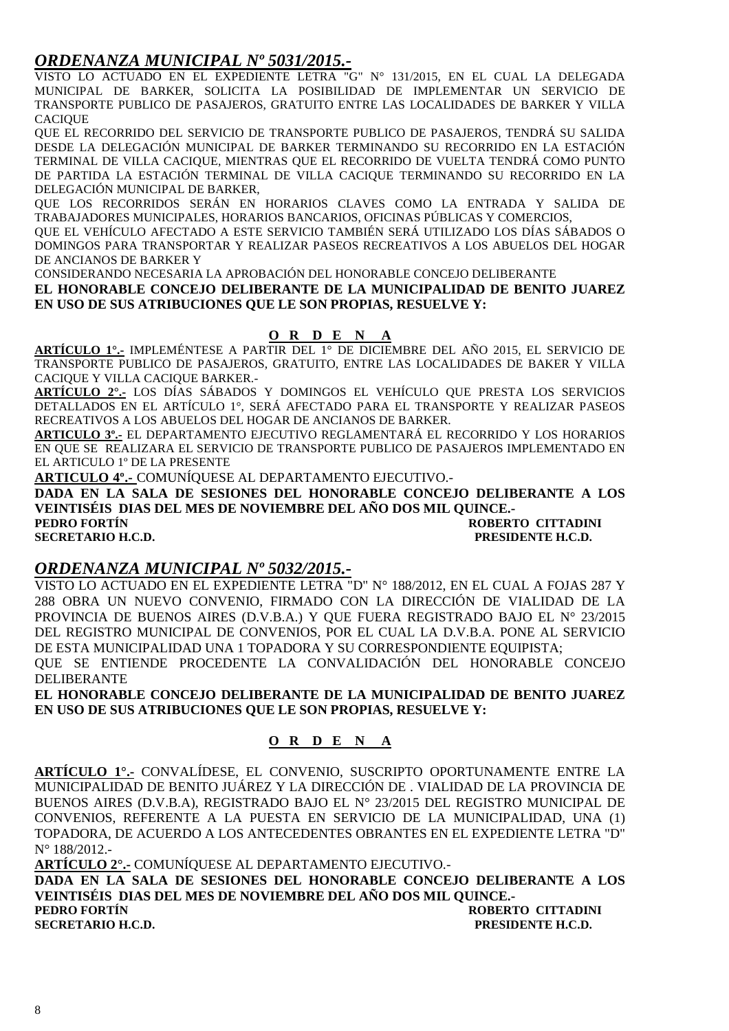## *ORDENANZA MUNICIPAL Nº 5031/2015.-*

VISTO LO ACTUADO EN EL EXPEDIENTE LETRA "G" N° 131/2015, EN EL CUAL LA DELEGADA MUNICIPAL DE BARKER, SOLICITA LA POSIBILIDAD DE IMPLEMENTAR UN SERVICIO DE TRANSPORTE PUBLICO DE PASAJEROS, GRATUITO ENTRE LAS LOCALIDADES DE BARKER Y VILLA CACIQUE

QUE EL RECORRIDO DEL SERVICIO DE TRANSPORTE PUBLICO DE PASAJEROS, TENDRÁ SU SALIDA DESDE LA DELEGACIÓN MUNICIPAL DE BARKER TERMINANDO SU RECORRIDO EN LA ESTACIÓN TERMINAL DE VILLA CACIQUE, MIENTRAS QUE EL RECORRIDO DE VUELTA TENDRÁ COMO PUNTO DE PARTIDA LA ESTACIÓN TERMINAL DE VILLA CACIQUE TERMINANDO SU RECORRIDO EN LA DELEGACIÓN MUNICIPAL DE BARKER,

QUE LOS RECORRIDOS SERÁN EN HORARIOS CLAVES COMO LA ENTRADA Y SALIDA DE TRABAJADORES MUNICIPALES, HORARIOS BANCARIOS, OFICINAS PÚBLICAS Y COMERCIOS,

QUE EL VEHÍCULO AFECTADO A ESTE SERVICIO TAMBIÉN SERÁ UTILIZADO LOS DÍAS SÁBADOS O DOMINGOS PARA TRANSPORTAR Y REALIZAR PASEOS RECREATIVOS A LOS ABUELOS DEL HOGAR DE ANCIANOS DE BARKER Y

CONSIDERANDO NECESARIA LA APROBACIÓN DEL HONORABLE CONCEJO DELIBERANTE

**EL HONORABLE CONCEJO DELIBERANTE DE LA MUNICIPALIDAD DE BENITO JUAREZ EN USO DE SUS ATRIBUCIONES QUE LE SON PROPIAS, RESUELVE Y:**

**O R D E N A**

**ARTÍCULO 1°.-** IMPLEMÉNTESE A PARTIR DEL 1° DE DICIEMBRE DEL AÑO 2015, EL SERVICIO DE TRANSPORTE PUBLICO DE PASAJEROS, GRATUITO, ENTRE LAS LOCALIDADES DE BAKER Y VILLA CACIQUE Y VILLA CACIQUE BARKER.-

**ARTÍCULO 2°.-** LOS DÍAS SÁBADOS Y DOMINGOS EL VEHÍCULO QUE PRESTA LOS SERVICIOS DETALLADOS EN EL ARTÍCULO 1°, SERÁ AFECTADO PARA EL TRANSPORTE Y REALIZAR PASEOS RECREATIVOS A LOS ABUELOS DEL HOGAR DE ANCIANOS DE BARKER.

**ARTICULO 3º.-** EL DEPARTAMENTO EJECUTIVO REGLAMENTARÁ EL RECORRIDO Y LOS HORARIOS EN QUE SE REALIZARA EL SERVICIO DE TRANSPORTE PUBLICO DE PASAJEROS IMPLEMENTADO EN EL ARTICULO 1º DE LA PRESENTE

**ARTICULO 4º.-** COMUNÍQUESE AL DEPARTAMENTO EJECUTIVO.-

**DADA EN LA SALA DE SESIONES DEL HONORABLE CONCEJO DELIBERANTE A LOS VEINTISÉIS DIAS DEL MES DE NOVIEMBRE DEL AÑO DOS MIL QUINCE.-**

**PEDRO FORTÍN** — **ROBERTO CITTADINI**
**SECRETARIO H.C.D.** — **PRESIDENTE H.C.D.**

## *ORDENANZA MUNICIPAL Nº 5032/2015.-*

VISTO LO ACTUADO EN EL EXPEDIENTE LETRA "D" N° 188/2012, EN EL CUAL A FOJAS 287 Y 288 OBRA UN NUEVO CONVENIO, FIRMADO CON LA DIRECCIÓN DE VIALIDAD DE LA PROVINCIA DE BUENOS AIRES (D.V.B.A.) Y QUE FUERA REGISTRADO BAJO EL N° 23/2015 DEL REGISTRO MUNICIPAL DE CONVENIOS, POR EL CUAL LA D.V.B.A. PONE AL SERVICIO DE ESTA MUNICIPALIDAD UNA 1 TOPADORA Y SU CORRESPONDIENTE EQUIPISTA;

QUE SE ENTIENDE PROCEDENTE LA CONVALIDACIÓN DEL HONORABLE CONCEJO DELIBERANTE

**EL HONORABLE CONCEJO DELIBERANTE DE LA MUNICIPALIDAD DE BENITO JUAREZ EN USO DE SUS ATRIBUCIONES QUE LE SON PROPIAS, RESUELVE Y:**

**O R D E N A**

**ARTÍCULO 1°.-** CONVALÍDESE, EL CONVENIO, SUSCRIPTO OPORTUNAMENTE ENTRE LA MUNICIPALIDAD DE BENITO JUÁREZ Y LA DIRECCIÓN DE . VIALIDAD DE LA PROVINCIA DE BUENOS AIRES (D.V.B.A), REGISTRADO BAJO EL N° 23/2015 DEL REGISTRO MUNICIPAL DE CONVENIOS, REFERENTE A LA PUESTA EN SERVICIO DE LA MUNICIPALIDAD, UNA (1) TOPADORA, DE ACUERDO A LOS ANTECEDENTES OBRANTES EN EL EXPEDIENTE LETRA "D" N° 188/2012.-

**ARTÍCULO 2°.-** COMUNÍQUESE AL DEPARTAMENTO EJECUTIVO.-

**DADA EN LA SALA DE SESIONES DEL HONORABLE CONCEJO DELIBERANTE A LOS VEINTISÉIS DIAS DEL MES DE NOVIEMBRE DEL AÑO DOS MIL QUINCE.-**

**PEDRO FORTÍN** — **ROBERTO CITTADINI**
**SECRETARIO H.C.D.** — **PRESIDENTE H.C.D.**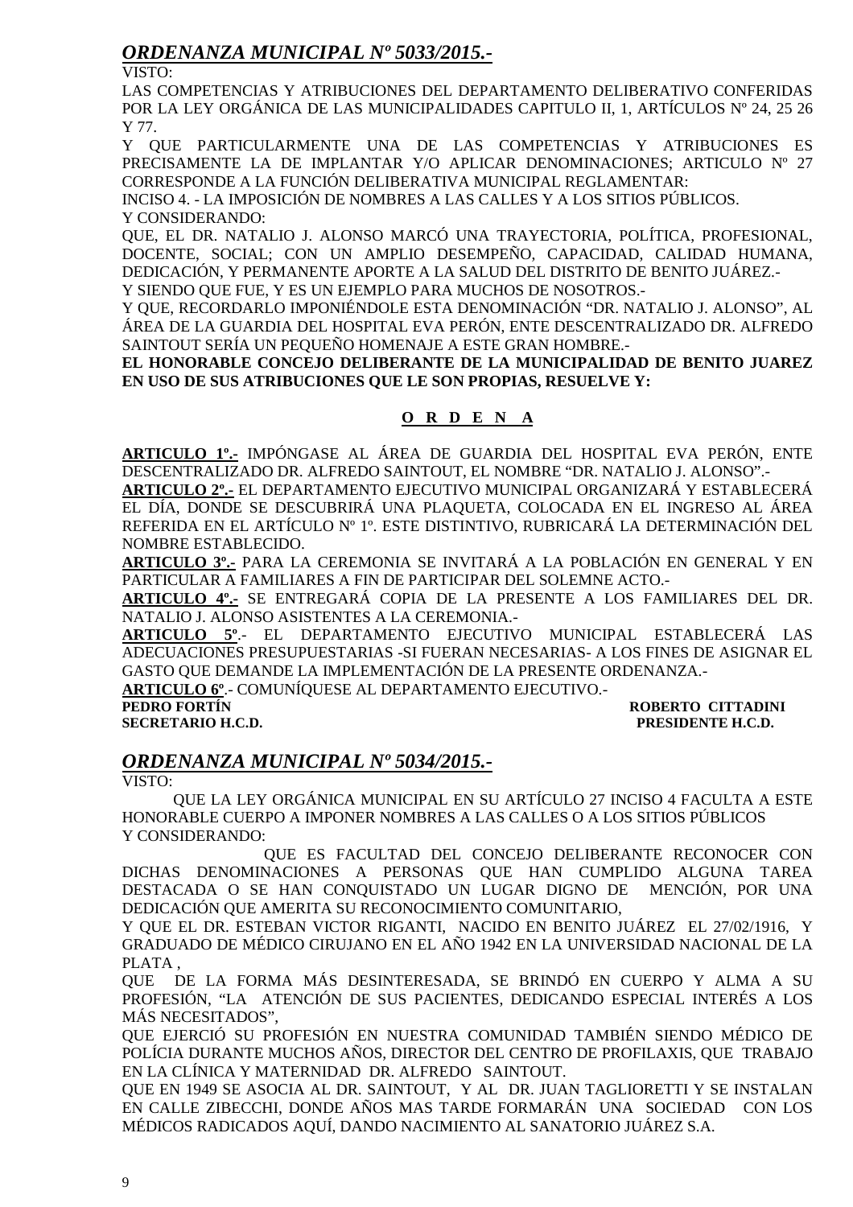## *ORDENANZA MUNICIPAL Nº 5033/2015.-*

VISTO:

LAS COMPETENCIAS Y ATRIBUCIONES DEL DEPARTAMENTO DELIBERATIVO CONFERIDAS POR LA LEY ORGÁNICA DE LAS MUNICIPALIDADES CAPITULO II, 1, ARTÍCULOS Nº 24, 25 26 Y 77.

Y QUE PARTICULARMENTE UNA DE LAS COMPETENCIAS Y ATRIBUCIONES ES PRECISAMENTE LA DE IMPLANTAR Y/O APLICAR DENOMINACIONES; ARTICULO Nº 27 CORRESPONDE A LA FUNCIÓN DELIBERATIVA MUNICIPAL REGLAMENTAR:

INCISO 4. - LA IMPOSICIÓN DE NOMBRES A LAS CALLES Y A LOS SITIOS PÚBLICOS.

Y CONSIDERANDO:

QUE, EL DR. NATALIO J. ALONSO MARCÓ UNA TRAYECTORIA, POLÍTICA, PROFESIONAL, DOCENTE, SOCIAL; CON UN AMPLIO DESEMPEÑO, CAPACIDAD, CALIDAD HUMANA, DEDICACIÓN, Y PERMANENTE APORTE A LA SALUD DEL DISTRITO DE BENITO JUÁREZ.-

Y SIENDO QUE FUE, Y ES UN EJEMPLO PARA MUCHOS DE NOSOTROS.-

Y QUE, RECORDARLO IMPONIÉNDOLE ESTA DENOMINACIÓN "DR. NATALIO J. ALONSO", AL ÁREA DE LA GUARDIA DEL HOSPITAL EVA PERÓN, ENTE DESCENTRALIZADO DR. ALFREDO SAINTOUT SERÍA UN PEQUEÑO HOMENAJE A ESTE GRAN HOMBRE.-

**EL HONORABLE CONCEJO DELIBERANTE DE LA MUNICIPALIDAD DE BENITO JUAREZ EN USO DE SUS ATRIBUCIONES QUE LE SON PROPIAS, RESUELVE Y:**

**O R D E N A**

**ARTICULO 1º.-** IMPÓNGASE AL ÁREA DE GUARDIA DEL HOSPITAL EVA PERÓN, ENTE DESCENTRALIZADO DR. ALFREDO SAINTOUT, EL NOMBRE "DR. NATALIO J. ALONSO".-

**ARTICULO 2º.-** EL DEPARTAMENTO EJECUTIVO MUNICIPAL ORGANIZARÁ Y ESTABLECERÁ EL DÍA, DONDE SE DESCUBRIRÁ UNA PLAQUETA, COLOCADA EN EL INGRESO AL ÁREA REFERIDA EN EL ARTÍCULO Nº 1º. ESTE DISTINTIVO, RUBRICARÁ LA DETERMINACIÓN DEL NOMBRE ESTABLECIDO.

**ARTICULO 3º.-** PARA LA CEREMONIA SE INVITARÁ A LA POBLACIÓN EN GENERAL Y EN PARTICULAR A FAMILIARES A FIN DE PARTICIPAR DEL SOLEMNE ACTO.-

**ARTICULO 4º.-** SE ENTREGARÁ COPIA DE LA PRESENTE A LOS FAMILIARES DEL DR. NATALIO J. ALONSO ASISTENTES A LA CEREMONIA.-

**ARTICULO 5º**.- EL DEPARTAMENTO EJECUTIVO MUNICIPAL ESTABLECERÁ LAS ADECUACIONES PRESUPUESTARIAS -SI FUERAN NECESARIAS- A LOS FINES DE ASIGNAR EL GASTO QUE DEMANDE LA IMPLEMENTACIÓN DE LA PRESENTE ORDENANZA.-

**ARTICULO 6º**.- COMUNÍQUESE AL DEPARTAMENTO EJECUTIVO.-

**PEDRO FORTÍN** — **SECRETARIO H.C.D.**
**ROBERTO CITTADINI** — **PRESIDENTE H.C.D.**

## *ORDENANZA MUNICIPAL Nº 5034/2015.-*

VISTO:

QUE LA LEY ORGÁNICA MUNICIPAL EN SU ARTÍCULO 27 INCISO 4 FACULTA A ESTE HONORABLE CUERPO A IMPONER NOMBRES A LAS CALLES O A LOS SITIOS PÚBLICOS

Y CONSIDERANDO:

QUE ES FACULTAD DEL CONCEJO DELIBERANTE RECONOCER CON DICHAS DENOMINACIONES A PERSONAS QUE HAN CUMPLIDO ALGUNA TAREA DESTACADA O SE HAN CONQUISTADO UN LUGAR DIGNO DE MENCIÓN, POR UNA DEDICACIÓN QUE AMERITA SU RECONOCIMIENTO COMUNITARIO,

Y QUE EL DR. ESTEBAN VICTOR RIGANTI, NACIDO EN BENITO JUÁREZ EL 27/02/1916, Y GRADUADO DE MÉDICO CIRUJANO EN EL AÑO 1942 EN LA UNIVERSIDAD NACIONAL DE LA PLATA ,

QUE DE LA FORMA MÁS DESINTERESADA, SE BRINDÓ EN CUERPO Y ALMA A SU PROFESIÓN, "LA ATENCIÓN DE SUS PACIENTES, DEDICANDO ESPECIAL INTERÉS A LOS MÁS NECESITADOS",

QUE EJERCIÓ SU PROFESIÓN EN NUESTRA COMUNIDAD TAMBIÉN SIENDO MÉDICO DE POLÍCIA DURANTE MUCHOS AÑOS, DIRECTOR DEL CENTRO DE PROFILAXIS, QUE TRABAJO EN LA CLÍNICA Y MATERNIDAD DR. ALFREDO SAINTOUT.

QUE EN 1949 SE ASOCIA AL DR. SAINTOUT, Y AL DR. JUAN TAGLIORETTI Y SE INSTALAN EN CALLE ZIBECCHI, DONDE AÑOS MAS TARDE FORMARÁN UNA SOCIEDAD CON LOS MÉDICOS RADICADOS AQUÍ, DANDO NACIMIENTO AL SANATORIO JUÁREZ S.A.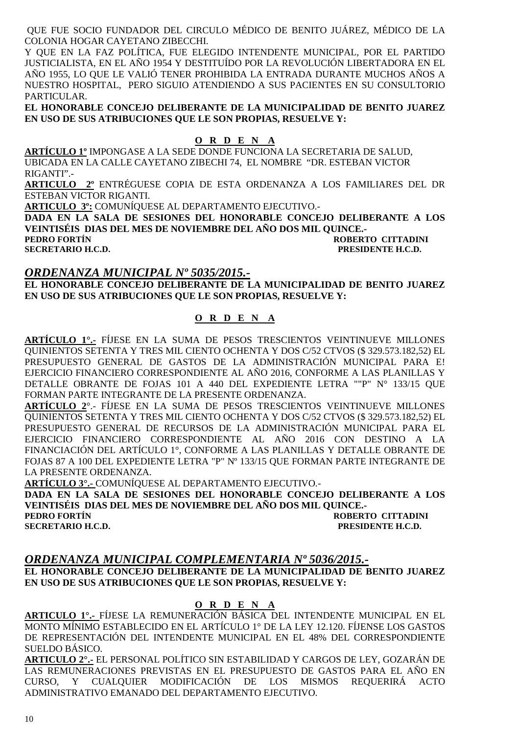QUE FUE SOCIO FUNDADOR DEL CIRCULO MÉDICO DE BENITO JUÁREZ, MÉDICO DE LA COLONIA HOGAR CAYETANO ZIBECCHI.

Y QUE EN LA FAZ POLÍTICA, FUE ELEGIDO INTENDENTE MUNICIPAL, POR EL PARTIDO JUSTICIALISTA, EN EL AÑO 1954 Y DESTITUÍDO POR LA REVOLUCIÓN LIBERTADORA EN EL AÑO 1955, LO QUE LE VALIÓ TENER PROHIBIDA LA ENTRADA DURANTE MUCHOS AÑOS A NUESTRO HOSPITAL, PERO SIGUIO ATENDIENDO A SUS PACIENTES EN SU CONSULTORIO PARTICULAR.

**EL HONORABLE CONCEJO DELIBERANTE DE LA MUNICIPALIDAD DE BENITO JUAREZ EN USO DE SUS ATRIBUCIONES QUE LE SON PROPIAS, RESUELVE Y:**

**O R D E N A**

**ARTÍCULO 1º** IMPONGASE A LA SEDE DONDE FUNCIONA LA SECRETARIA DE SALUD, UBICADA EN LA CALLE CAYETANO ZIBECHI 74, EL NOMBRE "DR. ESTEBAN VICTOR RIGANTI".-

**ARTICULO 2º** ENTRÉGUESE COPIA DE ESTA ORDENANZA A LOS FAMILIARES DEL DR ESTEBAN VICTOR RIGANTI.

**ARTICULO 3º:** COMUNÍQUESE AL DEPARTAMENTO EJECUTIVO.-

**DADA EN LA SALA DE SESIONES DEL HONORABLE CONCEJO DELIBERANTE A LOS VEINTISÉIS DIAS DEL MES DE NOVIEMBRE DEL AÑO DOS MIL QUINCE.-**

**PEDRO FORTÍN** — **ROBERTO CITTADINI**
**SECRETARIO H.C.D.** — **PRESIDENTE H.C.D.**

## *ORDENANZA MUNICIPAL Nº 5035/2015.-*

**EL HONORABLE CONCEJO DELIBERANTE DE LA MUNICIPALIDAD DE BENITO JUAREZ EN USO DE SUS ATRIBUCIONES QUE LE SON PROPIAS, RESUELVE Y:**

**O R D E N A**

**ARTÍCULO 1°.-** FÍJESE EN LA SUMA DE PESOS TRESCIENTOS VEINTINUEVE MILLONES QUINIENTOS SETENTA Y TRES MIL CIENTO OCHENTA Y DOS C/52 CTVOS ($ 329.573.182,52) EL PRESUPUESTO GENERAL DE GASTOS DE LA ADMINISTRACIÓN MUNICIPAL PARA E! EJERCICIO FINANCIERO CORRESPONDIENTE AL AÑO 2016, CONFORME A LAS PLANILLAS Y DETALLE OBRANTE DE FOJAS 101 A 440 DEL EXPEDIENTE LETRA ""P" N° 133/15 QUE FORMAN PARTE INTEGRANTE DE LA PRESENTE ORDENANZA.

**ARTÍCULO 2°**.- FÍJESE EN LA SUMA DE PESOS TRESCIENTOS VEINTINUEVE MILLONES QUINIENTOS SETENTA Y TRES MIL CIENTO OCHENTA Y DOS C/52 CTVOS ($ 329.573.182,52) EL PRESUPUESTO GENERAL DE RECURSOS DE LA ADMINISTRACIÓN MUNICIPAL PARA EL EJERCICIO FINANCIERO CORRESPONDIENTE AL AÑO 2016 CON DESTINO A LA FINANCIACIÓN DEL ARTÍCULO 1°, CONFORME A LAS PLANILLAS Y DETALLE OBRANTE DE FOJAS 87 A 100 DEL EXPEDIENTE LETRA "P" Nº 133/15 QUE FORMAN PARTE INTEGRANTE DE LA PRESENTE ORDENANZA.

**ARTÍCULO 3°.-** COMUNÍQUESE AL DEPARTAMENTO EJECUTIVO.-

**DADA EN LA SALA DE SESIONES DEL HONORABLE CONCEJO DELIBERANTE A LOS VEINTISÉIS DIAS DEL MES DE NOVIEMBRE DEL AÑO DOS MIL QUINCE.-**

**PEDRO FORTÍN** — **ROBERTO CITTADINI**
**SECRETARIO H.C.D.** — **PRESIDENTE H.C.D.**

## *ORDENANZA MUNICIPAL COMPLEMENTARIA Nº 5036/2015.-*

**EL HONORABLE CONCEJO DELIBERANTE DE LA MUNICIPALIDAD DE BENITO JUAREZ EN USO DE SUS ATRIBUCIONES QUE LE SON PROPIAS, RESUELVE Y:**

**O R D E N A**

**ARTICULO 1°.-** FÍJESE LA REMUNERACIÓN BÁSICA DEL INTENDENTE MUNICIPAL EN EL MONTO MÍNIMO ESTABLECIDO EN EL ARTÍCULO 1° DE LA LEY 12.120. FÍJENSE LOS GASTOS DE REPRESENTACIÓN DEL INTENDENTE MUNICIPAL EN EL 48% DEL CORRESPONDIENTE SUELDO BÁSICO.

**ARTICULO 2°.-** EL PERSONAL POLÍTICO SIN ESTABILIDAD Y CARGOS DE LEY, GOZARÁN DE LAS REMUNERACIONES PREVISTAS EN EL PRESUPUESTO DE GASTOS PARA EL AÑO EN CURSO, Y CUALQUIER MODIFICACIÓN DE LOS MISMOS REQUERIRÁ ACTO ADMINISTRATIVO EMANADO DEL DEPARTAMENTO EJECUTIVO.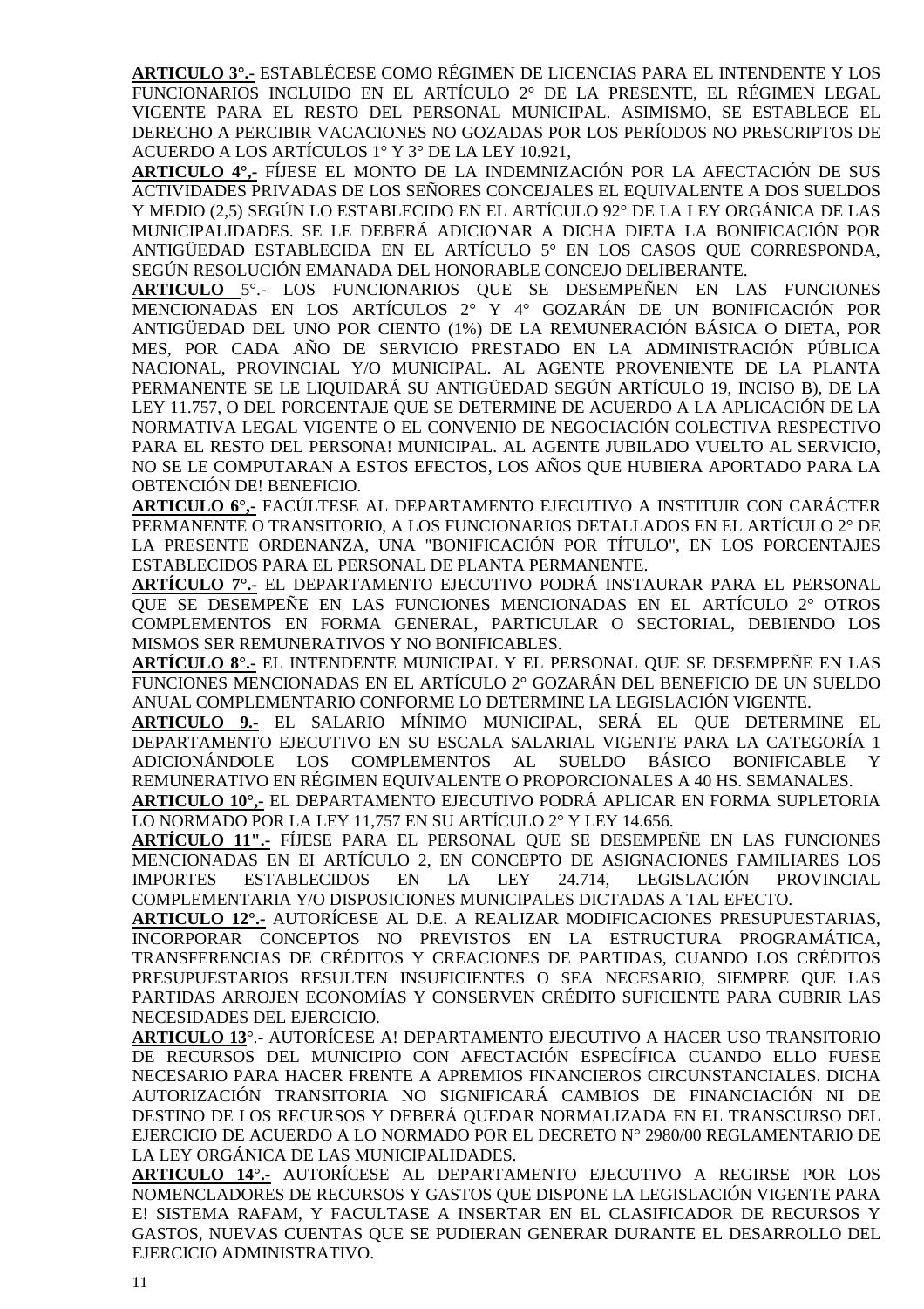**ARTICULO 3°.-** ESTABLÉCESE COMO RÉGIMEN DE LICENCIAS PARA EL INTENDENTE Y LOS FUNCIONARIOS INCLUIDO EN EL ARTÍCULO 2° DE LA PRESENTE, EL RÉGIMEN LEGAL VIGENTE PARA EL RESTO DEL PERSONAL MUNICIPAL. ASIMISMO, SE ESTABLECE EL DERECHO A PERCIBIR VACACIONES NO GOZADAS POR LOS PERÍODOS NO PRESCRIPTOS DE ACUERDO A LOS ARTÍCULOS 1° Y 3° DE LA LEY 10.921,

**ARTICULO 4°,-** FÍJESE EL MONTO DE LA INDEMNIZACIÓN POR LA AFECTACIÓN DE SUS ACTIVIDADES PRIVADAS DE LOS SEÑORES CONCEJALES EL EQUIVALENTE A DOS SUELDOS Y MEDIO (2,5) SEGÚN LO ESTABLECIDO EN EL ARTÍCULO 92° DE LA LEY ORGÁNICA DE LAS MUNICIPALIDADES. SE LE DEBERÁ ADICIONAR A DICHA DIETA LA BONIFICACIÓN POR ANTIGÜEDAD ESTABLECIDA EN EL ARTÍCULO 5° EN LOS CASOS QUE CORRESPONDA, SEGÚN RESOLUCIÓN EMANADA DEL HONORABLE CONCEJO DELIBERANTE.

**ARTICULO** 5°.- LOS FUNCIONARIOS QUE SE DESEMPEÑEN EN LAS FUNCIONES MENCIONADAS EN LOS ARTÍCULOS 2° Y 4° GOZARÁN DE UN BONIFICACIÓN POR ANTIGÜEDAD DEL UNO POR CIENTO (1%) DE LA REMUNERACIÓN BÁSICA O DIETA, POR MES, POR CADA AÑO DE SERVICIO PRESTADO EN LA ADMINISTRACIÓN PÚBLICA NACIONAL, PROVINCIAL Y/O MUNICIPAL. AL AGENTE PROVENIENTE DE LA PLANTA PERMANENTE SE LE LIQUIDARÁ SU ANTIGÜEDAD SEGÚN ARTÍCULO 19, INCISO B), DE LA LEY 11.757, O DEL PORCENTAJE QUE SE DETERMINE DE ACUERDO A LA APLICACIÓN DE LA NORMATIVA LEGAL VIGENTE O EL CONVENIO DE NEGOCIACIÓN COLECTIVA RESPECTIVO PARA EL RESTO DEL PERSONA! MUNICIPAL. AL AGENTE JUBILADO VUELTO AL SERVICIO, NO SE LE COMPUTARAN A ESTOS EFECTOS, LOS AÑOS QUE HUBIERA APORTADO PARA LA OBTENCIÓN DE! BENEFICIO.

**ARTICULO 6°,-** FACÚLTESE AL DEPARTAMENTO EJECUTIVO A INSTITUIR CON CARÁCTER PERMANENTE O TRANSITORIO, A LOS FUNCIONARIOS DETALLADOS EN EL ARTÍCULO 2° DE LA PRESENTE ORDENANZA, UNA "BONIFICACIÓN POR TÍTULO", EN LOS PORCENTAJES ESTABLECIDOS PARA EL PERSONAL DE PLANTA PERMANENTE.

**ARTÍCULO 7°.-** EL DEPARTAMENTO EJECUTIVO PODRÁ INSTAURAR PARA EL PERSONAL QUE SE DESEMPEÑE EN LAS FUNCIONES MENCIONADAS EN EL ARTÍCULO 2° OTROS COMPLEMENTOS EN FORMA GENERAL, PARTICULAR O SECTORIAL, DEBIENDO LOS MISMOS SER REMUNERATIVOS Y NO BONIFICABLES.

**ARTÍCULO 8°.-** EL INTENDENTE MUNICIPAL Y EL PERSONAL QUE SE DESEMPEÑE EN LAS FUNCIONES MENCIONADAS EN EL ARTÍCULO 2° GOZARÁN DEL BENEFICIO DE UN SUELDO ANUAL COMPLEMENTARIO CONFORME LO DETERMINE LA LEGISLACIÓN VIGENTE.

**ARTICULO 9.-** EL SALARIO MÍNIMO MUNICIPAL, SERÁ EL QUE DETERMINE EL DEPARTAMENTO EJECUTIVO EN SU ESCALA SALARIAL VIGENTE PARA LA CATEGORÍA 1 ADICIONÁNDOLE LOS COMPLEMENTOS AL SUELDO BÁSICO BONIFICABLE Y REMUNERATIVO EN RÉGIMEN EQUIVALENTE O PROPORCIONALES A 40 HS. SEMANALES.

**ARTICULO 10°,-** EL DEPARTAMENTO EJECUTIVO PODRÁ APLICAR EN FORMA SUPLETORIA LO NORMADO POR LA LEY 11,757 EN SU ARTÍCULO 2° Y LEY 14.656.

**ARTÍCULO 11".-** FÍJESE PARA EL PERSONAL QUE SE DESEMPEÑE EN LAS FUNCIONES MENCIONADAS EN EI ARTÍCULO 2, EN CONCEPTO DE ASIGNACIONES FAMILIARES LOS IMPORTES ESTABLECIDOS EN LA LEY 24.714, LEGISLACIÓN PROVINCIAL COMPLEMENTARIA Y/O DISPOSICIONES MUNICIPALES DICTADAS A TAL EFECTO.

**ARTICULO 12°.-** AUTORÍCESE AL D.E. A REALIZAR MODIFICACIONES PRESUPUESTARIAS, INCORPORAR CONCEPTOS NO PREVISTOS EN LA ESTRUCTURA PROGRAMÁTICA, TRANSFERENCIAS DE CRÉDITOS Y CREACIONES DE PARTIDAS, CUANDO LOS CRÉDITOS PRESUPUESTARIOS RESULTEN INSUFICIENTES O SEA NECESARIO, SIEMPRE QUE LAS PARTIDAS ARROJEN ECONOMÍAS Y CONSERVEN CRÉDITO SUFICIENTE PARA CUBRIR LAS NECESIDADES DEL EJERCICIO.

**ARTICULO 13**°.- AUTORÍCESE A! DEPARTAMENTO EJECUTIVO A HACER USO TRANSITORIO DE RECURSOS DEL MUNICIPIO CON AFECTACIÓN ESPECÍFICA CUANDO ELLO FUESE NECESARIO PARA HACER FRENTE A APREMIOS FINANCIEROS CIRCUNSTANCIALES. DICHA AUTORIZACIÓN TRANSITORIA NO SIGNIFICARÁ CAMBIOS DE FINANCIACIÓN NI DE DESTINO DE LOS RECURSOS Y DEBERÁ QUEDAR NORMALIZADA EN EL TRANSCURSO DEL EJERCICIO DE ACUERDO A LO NORMADO POR EL DECRETO N° 2980/00 REGLAMENTARIO DE LA LEY ORGÁNICA DE LAS MUNICIPALIDADES.

**ARTICULO 14°.-** AUTORÍCESE AL DEPARTAMENTO EJECUTIVO A REGIRSE POR LOS NOMENCLADORES DE RECURSOS Y GASTOS QUE DISPONE LA LEGISLACIÓN VIGENTE PARA E! SISTEMA RAFAM, Y FACULTASE A INSERTAR EN EL CLASIFICADOR DE RECURSOS Y GASTOS, NUEVAS CUENTAS QUE SE PUDIERAN GENERAR DURANTE EL DESARROLLO DEL EJERCICIO ADMINISTRATIVO.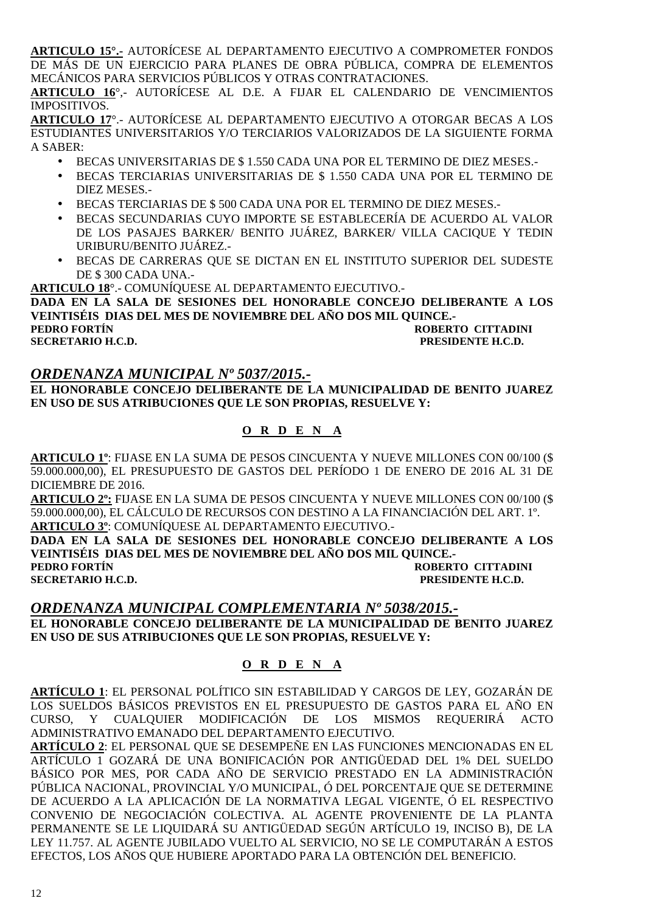**ARTICULO 15°.-** AUTORÍCESE AL DEPARTAMENTO EJECUTIVO A COMPROMETER FONDOS DE MÁS DE UN EJERCICIO PARA PLANES DE OBRA PÚBLICA, COMPRA DE ELEMENTOS MECÁNICOS PARA SERVICIOS PÚBLICOS Y OTRAS CONTRATACIONES.

**ARTICULO 16**°,- AUTORÍCESE AL D.E. A FIJAR EL CALENDARIO DE VENCIMIENTOS IMPOSITIVOS.

**ARTICULO 17**°.- AUTORÍCESE AL DEPARTAMENTO EJECUTIVO A OTORGAR BECAS A LOS ESTUDIANTES UNIVERSITARIOS Y/O TERCIARIOS VALORIZADOS DE LA SIGUIENTE FORMA A SABER:

- BECAS UNIVERSITARIAS DE $ 1.550 CADA UNA POR EL TERMINO DE DIEZ MESES.-
- BECAS TERCIARIAS UNIVERSITARIAS DE $ 1.550 CADA UNA POR EL TERMINO DE DIEZ MESES.-
- BECAS TERCIARIAS DE $ 500 CADA UNA POR EL TERMINO DE DIEZ MESES.-
- BECAS SECUNDARIAS CUYO IMPORTE SE ESTABLECERÍA DE ACUERDO AL VALOR DE LOS PASAJES BARKER/ BENITO JUÁREZ, BARKER/ VILLA CACIQUE Y TEDIN URIBURU/BENITO JUÁREZ.-
- BECAS DE CARRERAS QUE SE DICTAN EN EL INSTITUTO SUPERIOR DEL SUDESTE DE $ 300 CADA UNA.-

**ARTICULO 18**°.- COMUNÍQUESE AL DEPARTAMENTO EJECUTIVO.-

**DADA EN LA SALA DE SESIONES DEL HONORABLE CONCEJO DELIBERANTE A LOS VEINTISÉIS DIAS DEL MES DE NOVIEMBRE DEL AÑO DOS MIL QUINCE.-**

**PEDRO FORTÍN** — **ROBERTO CITTADINI**
**SECRETARIO H.C.D.** — **PRESIDENTE H.C.D.**

## *ORDENANZA MUNICIPAL Nº 5037/2015.-*

**EL HONORABLE CONCEJO DELIBERANTE DE LA MUNICIPALIDAD DE BENITO JUAREZ EN USO DE SUS ATRIBUCIONES QUE LE SON PROPIAS, RESUELVE Y:**

**O R D E N A**

**ARTICULO 1º**: FIJASE EN LA SUMA DE PESOS CINCUENTA Y NUEVE MILLONES CON 00/100 ($ 59.000.000,00), EL PRESUPUESTO DE GASTOS DEL PERÍODO 1 DE ENERO DE 2016 AL 31 DE DICIEMBRE DE 2016.

**ARTICULO 2º:** FIJASE EN LA SUMA DE PESOS CINCUENTA Y NUEVE MILLONES CON 00/100 ($ 59.000.000,00), EL CÁLCULO DE RECURSOS CON DESTINO A LA FINANCIACIÓN DEL ART. 1º.

**ARTICULO 3º**: COMUNÍQUESE AL DEPARTAMENTO EJECUTIVO.-

**DADA EN LA SALA DE SESIONES DEL HONORABLE CONCEJO DELIBERANTE A LOS VEINTISÉIS DIAS DEL MES DE NOVIEMBRE DEL AÑO DOS MIL QUINCE.-**

**PEDRO FORTÍN** — **ROBERTO CITTADINI**
**SECRETARIO H.C.D.** — **PRESIDENTE H.C.D.**

## *ORDENANZA MUNICIPAL COMPLEMENTARIA Nº 5038/2015.-*

**EL HONORABLE CONCEJO DELIBERANTE DE LA MUNICIPALIDAD DE BENITO JUAREZ EN USO DE SUS ATRIBUCIONES QUE LE SON PROPIAS, RESUELVE Y:**

**O R D E N A**

**ARTÍCULO 1**: EL PERSONAL POLÍTICO SIN ESTABILIDAD Y CARGOS DE LEY, GOZARÁN DE LOS SUELDOS BÁSICOS PREVISTOS EN EL PRESUPUESTO DE GASTOS PARA EL AÑO EN CURSO, Y CUALQUIER MODIFICACIÓN DE LOS MISMOS REQUERIRÁ ACTO ADMINISTRATIVO EMANADO DEL DEPARTAMENTO EJECUTIVO.

**ARTÍCULO 2**: EL PERSONAL QUE SE DESEMPEÑE EN LAS FUNCIONES MENCIONADAS EN EL ARTÍCULO 1 GOZARÁ DE UNA BONIFICACIÓN POR ANTIGÜEDAD DEL 1% DEL SUELDO BÁSICO POR MES, POR CADA AÑO DE SERVICIO PRESTADO EN LA ADMINISTRACIÓN PÚBLICA NACIONAL, PROVINCIAL Y/O MUNICIPAL, Ó DEL PORCENTAJE QUE SE DETERMINE DE ACUERDO A LA APLICACIÓN DE LA NORMATIVA LEGAL VIGENTE, Ó EL RESPECTIVO CONVENIO DE NEGOCIACIÓN COLECTIVA. AL AGENTE PROVENIENTE DE LA PLANTA PERMANENTE SE LE LIQUIDARÁ SU ANTIGÜEDAD SEGÚN ARTÍCULO 19, INCISO B), DE LA LEY 11.757. AL AGENTE JUBILADO VUELTO AL SERVICIO, NO SE LE COMPUTARÁN A ESTOS EFECTOS, LOS AÑOS QUE HUBIERE APORTADO PARA LA OBTENCIÓN DEL BENEFICIO.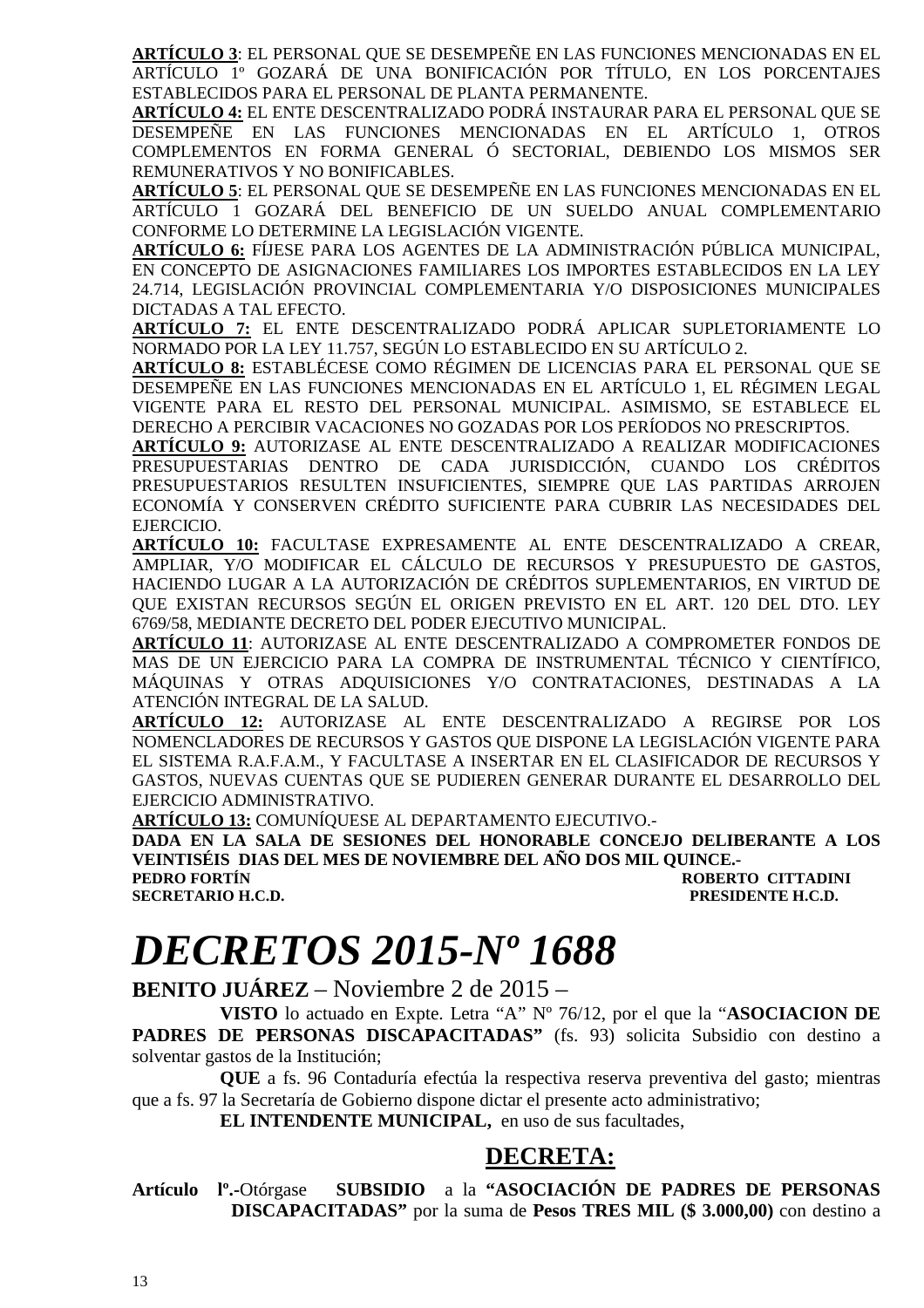**ARTÍCULO 3**: EL PERSONAL QUE SE DESEMPEÑE EN LAS FUNCIONES MENCIONADAS EN EL ARTÍCULO 1º GOZARÁ DE UNA BONIFICACIÓN POR TÍTULO, EN LOS PORCENTAJES ESTABLECIDOS PARA EL PERSONAL DE PLANTA PERMANENTE.

**ARTÍCULO 4:** EL ENTE DESCENTRALIZADO PODRÁ INSTAURAR PARA EL PERSONAL QUE SE DESEMPEÑE EN LAS FUNCIONES MENCIONADAS EN EL ARTÍCULO 1, OTROS COMPLEMENTOS EN FORMA GENERAL Ó SECTORIAL, DEBIENDO LOS MISMOS SER REMUNERATIVOS Y NO BONIFICABLES.

**ARTÍCULO 5**: EL PERSONAL QUE SE DESEMPEÑE EN LAS FUNCIONES MENCIONADAS EN EL ARTÍCULO 1 GOZARÁ DEL BENEFICIO DE UN SUELDO ANUAL COMPLEMENTARIO CONFORME LO DETERMINE LA LEGISLACIÓN VIGENTE.

**ARTÍCULO 6:** FÍJESE PARA LOS AGENTES DE LA ADMINISTRACIÓN PÚBLICA MUNICIPAL, EN CONCEPTO DE ASIGNACIONES FAMILIARES LOS IMPORTES ESTABLECIDOS EN LA LEY 24.714, LEGISLACIÓN PROVINCIAL COMPLEMENTARIA Y/O DISPOSICIONES MUNICIPALES DICTADAS A TAL EFECTO.

**ARTÍCULO 7:** EL ENTE DESCENTRALIZADO PODRÁ APLICAR SUPLETORIAMENTE LO NORMADO POR LA LEY 11.757, SEGÚN LO ESTABLECIDO EN SU ARTÍCULO 2.

**ARTÍCULO 8:** ESTABLÉCESE COMO RÉGIMEN DE LICENCIAS PARA EL PERSONAL QUE SE DESEMPEÑE EN LAS FUNCIONES MENCIONADAS EN EL ARTÍCULO 1, EL RÉGIMEN LEGAL VIGENTE PARA EL RESTO DEL PERSONAL MUNICIPAL. ASIMISMO, SE ESTABLECE EL DERECHO A PERCIBIR VACACIONES NO GOZADAS POR LOS PERÍODOS NO PRESCRIPTOS.

**ARTÍCULO 9:** AUTORIZASE AL ENTE DESCENTRALIZADO A REALIZAR MODIFICACIONES PRESUPUESTARIAS DENTRO DE CADA JURISDICCIÓN, CUANDO LOS CRÉDITOS PRESUPUESTARIOS RESULTEN INSUFICIENTES, SIEMPRE QUE LAS PARTIDAS ARROJEN ECONOMÍA Y CONSERVEN CRÉDITO SUFICIENTE PARA CUBRIR LAS NECESIDADES DEL EJERCICIO.

**ARTÍCULO 10:** FACULTASE EXPRESAMENTE AL ENTE DESCENTRALIZADO A CREAR, AMPLIAR, Y/O MODIFICAR EL CÁLCULO DE RECURSOS Y PRESUPUESTO DE GASTOS, HACIENDO LUGAR A LA AUTORIZACIÓN DE CRÉDITOS SUPLEMENTARIOS, EN VIRTUD DE QUE EXISTAN RECURSOS SEGÚN EL ORIGEN PREVISTO EN EL ART. 120 DEL DTO. LEY 6769/58, MEDIANTE DECRETO DEL PODER EJECUTIVO MUNICIPAL.

**ARTÍCULO 11**: AUTORIZASE AL ENTE DESCENTRALIZADO A COMPROMETER FONDOS DE MAS DE UN EJERCICIO PARA LA COMPRA DE INSTRUMENTAL TÉCNICO Y CIENTÍFICO, MÁQUINAS Y OTRAS ADQUISICIONES Y/O CONTRATACIONES, DESTINADAS A LA ATENCIÓN INTEGRAL DE LA SALUD.

**ARTÍCULO 12:** AUTORIZASE AL ENTE DESCENTRALIZADO A REGIRSE POR LOS NOMENCLADORES DE RECURSOS Y GASTOS QUE DISPONE LA LEGISLACIÓN VIGENTE PARA EL SISTEMA R.A.F.A.M., Y FACULTASE A INSERTAR EN EL CLASIFICADOR DE RECURSOS Y GASTOS, NUEVAS CUENTAS QUE SE PUDIEREN GENERAR DURANTE EL DESARROLLO DEL EJERCICIO ADMINISTRATIVO.

**ARTÍCULO 13:** COMUNÍQUESE AL DEPARTAMENTO EJECUTIVO.-

**DADA EN LA SALA DE SESIONES DEL HONORABLE CONCEJO DELIBERANTE A LOS VEINTISÉIS DIAS DEL MES DE NOVIEMBRE DEL AÑO DOS MIL QUINCE.-**

**PEDRO FORTÍN** — **ROBERTO CITTADINI**
**SECRETARIO H.C.D.** — **PRESIDENTE H.C.D.**

# *DECRETOS 2015-Nº 1688*

**BENITO JUÁREZ** – Noviembre 2 de 2015 –

**VISTO** lo actuado en Expte. Letra "A" Nº 76/12, por el que la "**ASOCIACION DE PADRES DE PERSONAS DISCAPACITADAS"** (fs. 93) solicita Subsidio con destino a solventar gastos de la Institución;

**QUE** a fs. 96 Contaduría efectúa la respectiva reserva preventiva del gasto; mientras que a fs. 97 la Secretaría de Gobierno dispone dictar el presente acto administrativo;

**EL INTENDENTE MUNICIPAL,** en uso de sus facultades,

## DECRETA:

**Artículo lº.-**Otórgase **SUBSIDIO** a la **"ASOCIACIÓN DE PADRES DE PERSONAS DISCAPACITADAS"** por la suma de **Pesos TRES MIL ($ 3.000,00)** con destino a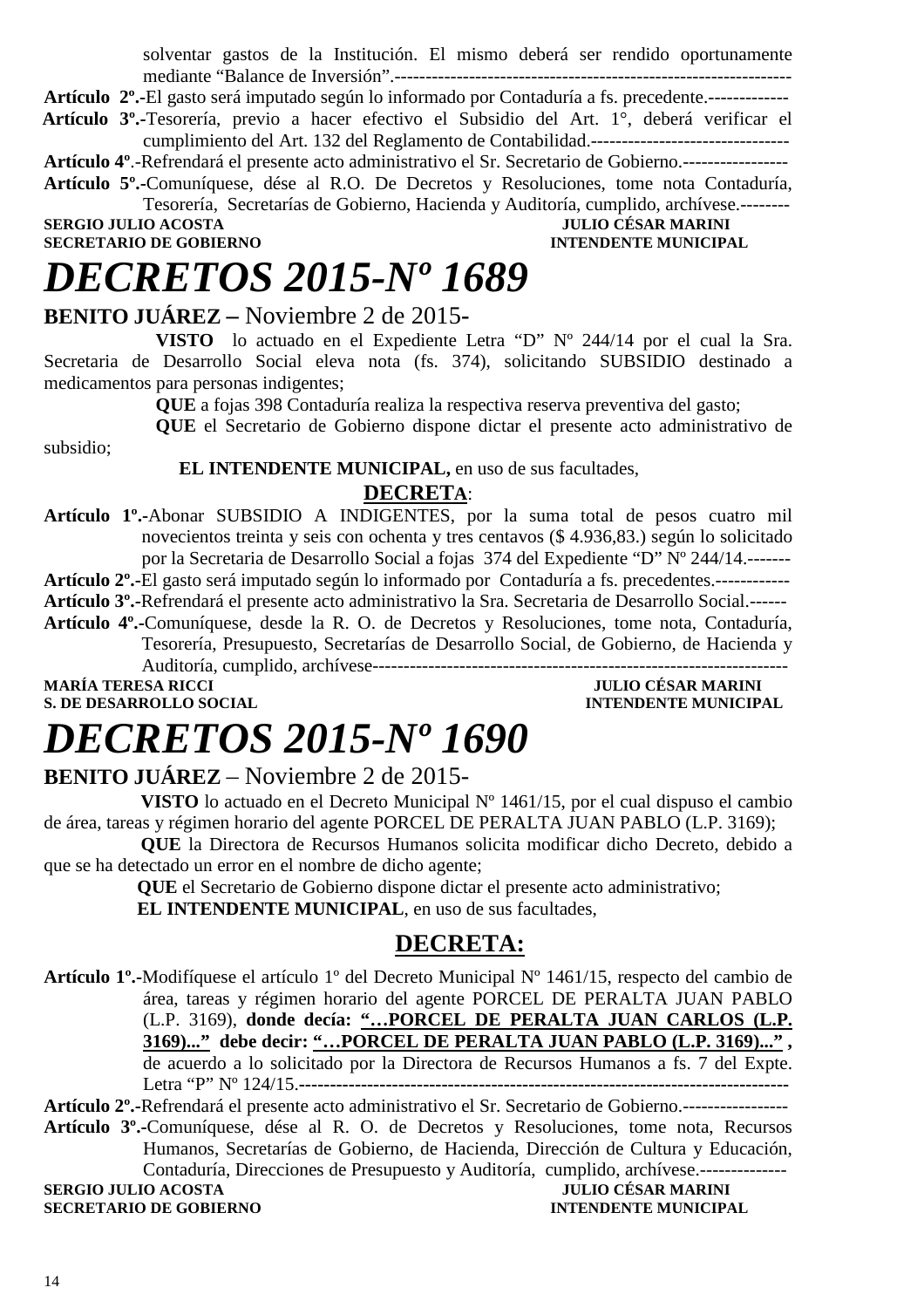solventar gastos de la Institución. El mismo deberá ser rendido oportunamente mediante "Balance de Inversión".-----------------------------------------------------------------

**Artículo 2º.-**El gasto será imputado según lo informado por Contaduría a fs. precedente.-------------

**Artículo 3º.-**Tesorería, previo a hacer efectivo el Subsidio del Art. 1°, deberá verificar el cumplimiento del Art. 132 del Reglamento de Contabilidad.--------------------------------

**Artículo 4º**.-Refrendará el presente acto administrativo el Sr. Secretario de Gobierno.-----------------

**Artículo 5º.-**Comuníquese, dése al R.O. De Decretos y Resoluciones, tome nota Contaduría, Tesorería, Secretarías de Gobierno, Hacienda y Auditoría, cumplido, archívese.--------

**SERGIO JULIO ACOSTA** — **JULIO CÉSAR MARINI**
**SECRETARIO DE GOBIERNO** — **INTENDENTE MUNICIPAL**

# *DECRETOS 2015-Nº 1689*

**BENITO JUÁREZ –** Noviembre 2 de 2015-

**VISTO** lo actuado en el Expediente Letra "D" Nº 244/14 por el cual la Sra. Secretaria de Desarrollo Social eleva nota (fs. 374), solicitando SUBSIDIO destinado a medicamentos para personas indigentes;

**QUE** a fojas 398 Contaduría realiza la respectiva reserva preventiva del gasto;

**QUE** el Secretario de Gobierno dispone dictar el presente acto administrativo de subsidio;

**EL INTENDENTE MUNICIPAL,** en uso de sus facultades,

**DECRETA**:

**Artículo 1º.-**Abonar SUBSIDIO A INDIGENTES, por la suma total de pesos cuatro mil novecientos treinta y seis con ochenta y tres centavos ($ 4.936,83.) según lo solicitado por la Secretaria de Desarrollo Social a fojas 374 del Expediente "D" Nº 244/14.-------

**Artículo 2º.-**El gasto será imputado según lo informado por Contaduría a fs. precedentes.------------

**Artículo 3º.-**Refrendará el presente acto administrativo la Sra. Secretaria de Desarrollo Social.------

**Artículo 4º.-**Comuníquese, desde la R. O. de Decretos y Resoluciones, tome nota, Contaduría, Tesorería, Presupuesto, Secretarías de Desarrollo Social, de Gobierno, de Hacienda y Auditoría, cumplido, archívese-------------------------------------------------------------------

**MARÍA TERESA RICCI** — **JULIO CÉSAR MARINI**
**S. DE DESARROLLO SOCIAL** — **INTENDENTE MUNICIPAL**

# *DECRETOS 2015-Nº 1690*

**BENITO JUÁREZ** – Noviembre 2 de 2015-

**VISTO** lo actuado en el Decreto Municipal Nº 1461/15, por el cual dispuso el cambio de área, tareas y régimen horario del agente PORCEL DE PERALTA JUAN PABLO (L.P. 3169);

**QUE** la Directora de Recursos Humanos solicita modificar dicho Decreto, debido a que se ha detectado un error en el nombre de dicho agente;

**QUE** el Secretario de Gobierno dispone dictar el presente acto administrativo;

**EL INTENDENTE MUNICIPAL**, en uso de sus facultades,

**DECRETA:**

**Artículo 1º.-**Modifíquese el artículo 1º del Decreto Municipal Nº 1461/15, respecto del cambio de área, tareas y régimen horario del agente PORCEL DE PERALTA JUAN PABLO (L.P. 3169), **donde decía: "…PORCEL DE PERALTA JUAN CARLOS (L.P. 3169)..." debe decir: "…PORCEL DE PERALTA JUAN PABLO (L.P. 3169)..." ,** de acuerdo a lo solicitado por la Directora de Recursos Humanos a fs. 7 del Expte. Letra "P" Nº 124/15.------------------------------------------------------------------------------

**Artículo 2º.-**Refrendará el presente acto administrativo el Sr. Secretario de Gobierno.-----------------

**Artículo 3º.-**Comuníquese, dése al R. O. de Decretos y Resoluciones, tome nota, Recursos Humanos, Secretarías de Gobierno, de Hacienda, Dirección de Cultura y Educación, Contaduría, Direcciones de Presupuesto y Auditoría, cumplido, archívese.--------------

**SERGIO JULIO ACOSTA** — **JULIO CÉSAR MARINI**
**SECRETARIO DE GOBIERNO** — **INTENDENTE MUNICIPAL**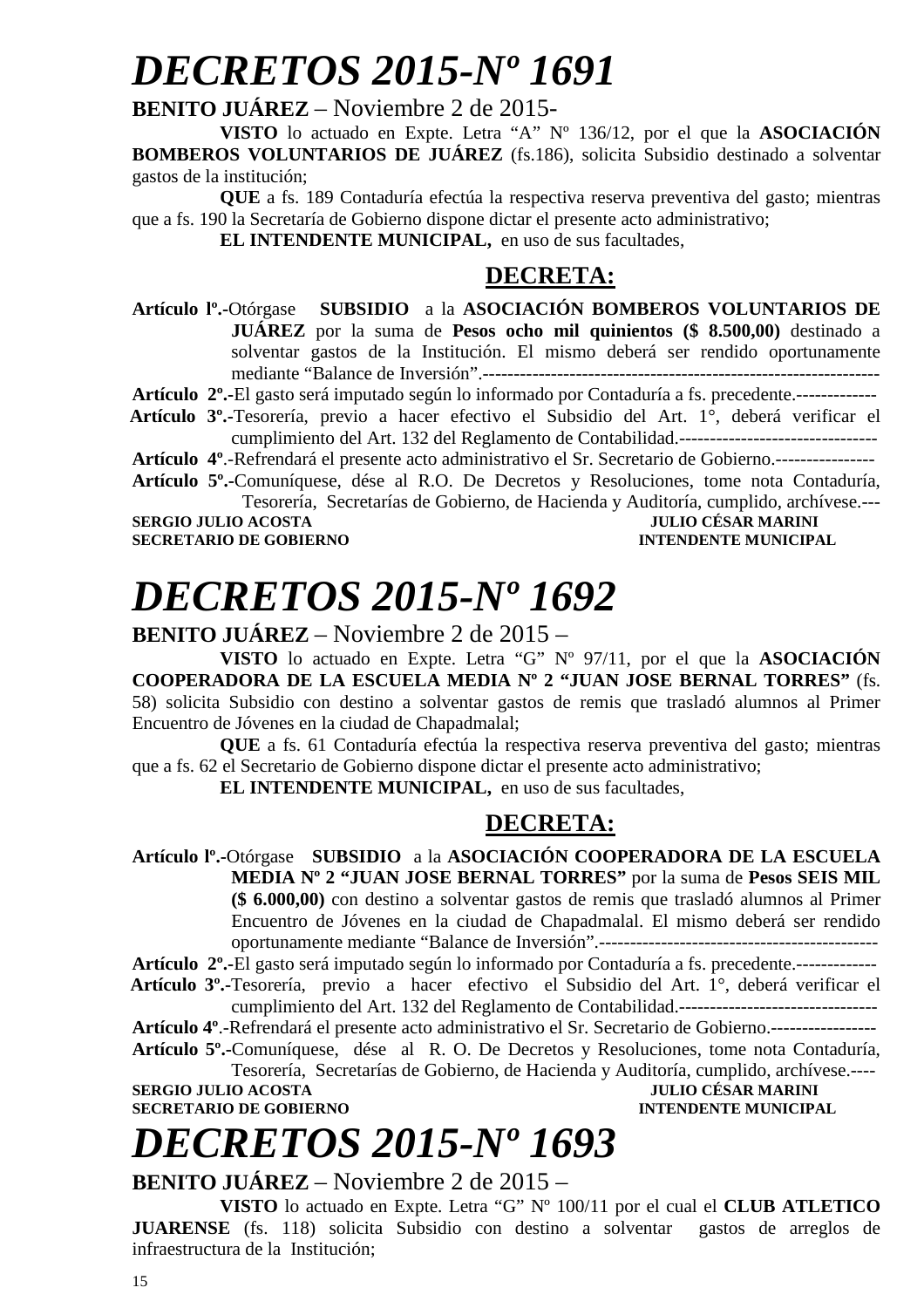# *DECRETOS 2015-Nº 1691*

**BENITO JUÁREZ** – Noviembre 2 de 2015-

**VISTO** lo actuado en Expte. Letra "A" Nº 136/12, por el que la **ASOCIACIÓN BOMBEROS VOLUNTARIOS DE JUÁREZ** (fs.186), solicita Subsidio destinado a solventar gastos de la institución;

**QUE** a fs. 189 Contaduría efectúa la respectiva reserva preventiva del gasto; mientras que a fs. 190 la Secretaría de Gobierno dispone dictar el presente acto administrativo;

**EL INTENDENTE MUNICIPAL,** en uso de sus facultades,

## DECRETA:

**Artículo lº.-**Otórgase **SUBSIDIO** a la **ASOCIACIÓN BOMBEROS VOLUNTARIOS DE JUÁREZ** por la suma de **Pesos ocho mil quinientos ($ 8.500,00)** destinado a solventar gastos de la Institución. El mismo deberá ser rendido oportunamente mediante "Balance de Inversión".-------------------------------------------------------------

**Artículo 2º.-**El gasto será imputado según lo informado por Contaduría a fs. precedente.-------------

**Artículo 3º.-**Tesorería, previo a hacer efectivo el Subsidio del Art. 1°, deberá verificar el cumplimiento del Art. 132 del Reglamento de Contabilidad.---------------------------------

**Artículo 4º**.-Refrendará el presente acto administrativo el Sr. Secretario de Gobierno.----------------

**Artículo 5º.-**Comuníquese, dése al R.O. De Decretos y Resoluciones, tome nota Contaduría, Tesorería, Secretarías de Gobierno, de Hacienda y Auditoría, cumplido, archívese.---

**SERGIO JULIO ACOSTA** — **JULIO CÉSAR MARINI**
**SECRETARIO DE GOBIERNO** — **INTENDENTE MUNICIPAL**

# *DECRETOS 2015-Nº 1692*

**BENITO JUÁREZ** – Noviembre 2 de 2015 –

**VISTO** lo actuado en Expte. Letra "G" Nº 97/11, por el que la **ASOCIACIÓN COOPERADORA DE LA ESCUELA MEDIA Nº 2 "JUAN JOSE BERNAL TORRES"** (fs. 58) solicita Subsidio con destino a solventar gastos de remis que trasladó alumnos al Primer Encuentro de Jóvenes en la ciudad de Chapadmalal;

**QUE** a fs. 61 Contaduría efectúa la respectiva reserva preventiva del gasto; mientras que a fs. 62 el Secretario de Gobierno dispone dictar el presente acto administrativo;

**EL INTENDENTE MUNICIPAL,** en uso de sus facultades,

## DECRETA:

**Artículo lº.-**Otórgase **SUBSIDIO** a la **ASOCIACIÓN COOPERADORA DE LA ESCUELA MEDIA Nº 2 "JUAN JOSE BERNAL TORRES"** por la suma de **Pesos SEIS MIL ($ 6.000,00)** con destino a solventar gastos de remis que trasladó alumnos al Primer Encuentro de Jóvenes en la ciudad de Chapadmalal. El mismo deberá ser rendido oportunamente mediante "Balance de Inversión".---------------------------------------------

**Artículo 2º.-**El gasto será imputado según lo informado por Contaduría a fs. precedente.-------------

**Artículo 3º.-**Tesorería, previo a hacer efectivo el Subsidio del Art. 1°, deberá verificar el cumplimiento del Art. 132 del Reglamento de Contabilidad.--------------------------------

**Artículo 4º**.-Refrendará el presente acto administrativo el Sr. Secretario de Gobierno.-----------------

**Artículo 5º.-**Comuníquese, dése al R. O. De Decretos y Resoluciones, tome nota Contaduría, Tesorería, Secretarías de Gobierno, de Hacienda y Auditoría, cumplido, archívese.----

**SERGIO JULIO ACOSTA** — **JULIO CÉSAR MARINI**
**SECRETARIO DE GOBIERNO** — **INTENDENTE MUNICIPAL**

# *DECRETOS 2015-Nº 1693*

**BENITO JUÁREZ** – Noviembre 2 de 2015 –

**VISTO** lo actuado en Expte. Letra "G" Nº 100/11 por el cual el **CLUB ATLETICO JUARENSE** (fs. 118) solicita Subsidio con destino a solventar gastos de arreglos de infraestructura de la Institución;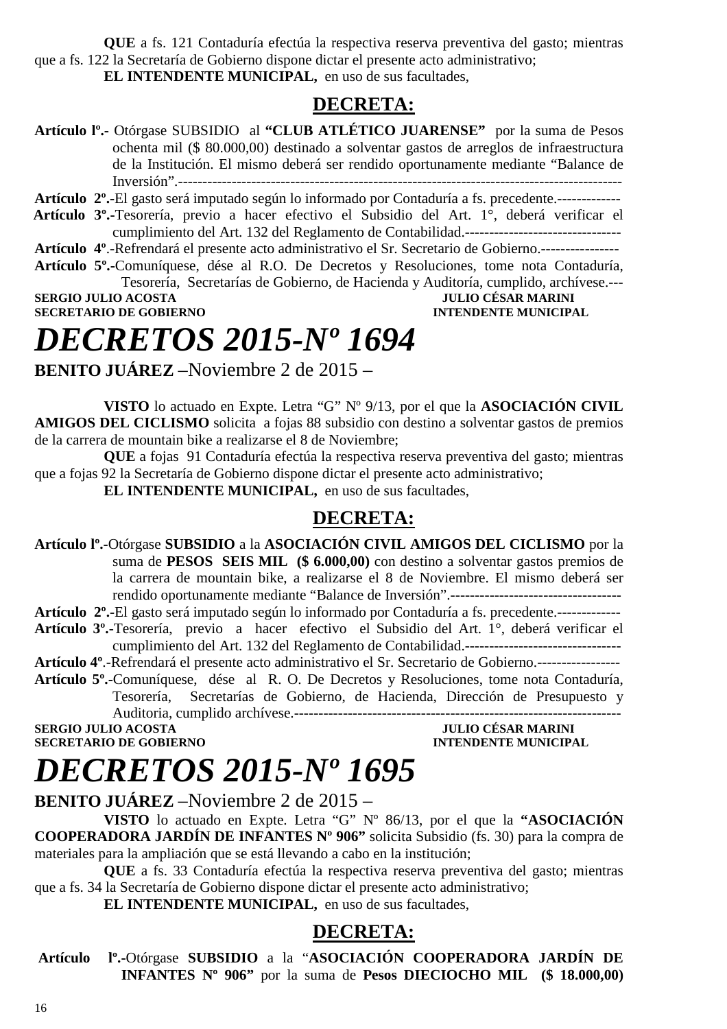**QUE** a fs. 121 Contaduría efectúa la respectiva reserva preventiva del gasto; mientras que a fs. 122 la Secretaría de Gobierno dispone dictar el presente acto administrativo;

**EL INTENDENTE MUNICIPAL,** en uso de sus facultades,

## DECRETA:

**Artículo lº.-** Otórgase SUBSIDIO al **"CLUB ATLÉTICO JUARENSE"** por la suma de Pesos ochenta mil ($ 80.000,00) destinado a solventar gastos de arreglos de infraestructura de la Institución. El mismo deberá ser rendido oportunamente mediante "Balance de Inversión".-------------------------------------------------------------------------------------------

**Artículo 2º.-**El gasto será imputado según lo informado por Contaduría a fs. precedente.-------------

**Artículo 3º.-**Tesorería, previo a hacer efectivo el Subsidio del Art. 1°, deberá verificar el cumplimiento del Art. 132 del Reglamento de Contabilidad.--------------------------------

**Artículo 4º**.-Refrendará el presente acto administrativo el Sr. Secretario de Gobierno.----------------

**Artículo 5º.-**Comuníquese, dése al R.O. De Decretos y Resoluciones, tome nota Contaduría, Tesorería, Secretarías de Gobierno, de Hacienda y Auditoría, cumplido, archívese.---

**SERGIO JULIO ACOSTA** **JULIO CÉSAR MARINI**
**SECRETARIO DE GOBIERNO** **INTENDENTE MUNICIPAL**

# *DECRETOS 2015-Nº 1694*

**BENITO JUÁREZ** –Noviembre 2 de 2015 –

**VISTO** lo actuado en Expte. Letra "G" Nº 9/13, por el que la **ASOCIACIÓN CIVIL AMIGOS DEL CICLISMO** solicita a fojas 88 subsidio con destino a solventar gastos de premios de la carrera de mountain bike a realizarse el 8 de Noviembre;

**QUE** a fojas 91 Contaduría efectúa la respectiva reserva preventiva del gasto; mientras que a fojas 92 la Secretaría de Gobierno dispone dictar el presente acto administrativo;

**EL INTENDENTE MUNICIPAL,** en uso de sus facultades,

## DECRETA:

**Artículo lº.-**Otórgase **SUBSIDIO** a la **ASOCIACIÓN CIVIL AMIGOS DEL CICLISMO** por la suma de **PESOS SEIS MIL ($ 6.000,00)** con destino a solventar gastos premios de la carrera de mountain bike, a realizarse el 8 de Noviembre. El mismo deberá ser rendido oportunamente mediante "Balance de Inversión".-----------------------------------

**Artículo 2º.-**El gasto será imputado según lo informado por Contaduría a fs. precedente.-------------

**Artículo 3º.-**Tesorería, previo a hacer efectivo el Subsidio del Art. 1°, deberá verificar el cumplimiento del Art. 132 del Reglamento de Contabilidad.--------------------------------

**Artículo 4º**.-Refrendará el presente acto administrativo el Sr. Secretario de Gobierno.-----------------

**Artículo 5º.-**Comuníquese, dése al R. O. De Decretos y Resoluciones, tome nota Contaduría, Tesorería, Secretarías de Gobierno, de Hacienda, Dirección de Presupuesto y Auditoria, cumplido archívese.-------------------------------------------------------------------

**SERGIO JULIO ACOSTA** **JULIO CÉSAR MARINI**
**SECRETARIO DE GOBIERNO** **INTENDENTE MUNICIPAL**

# *DECRETOS 2015-Nº 1695*

**BENITO JUÁREZ** –Noviembre 2 de 2015 –

**VISTO** lo actuado en Expte. Letra "G" Nº 86/13, por el que la **"ASOCIACIÓN COOPERADORA JARDÍN DE INFANTES Nº 906"** solicita Subsidio (fs. 30) para la compra de materiales para la ampliación que se está llevando a cabo en la institución;

**QUE** a fs. 33 Contaduría efectúa la respectiva reserva preventiva del gasto; mientras que a fs. 34 la Secretaría de Gobierno dispone dictar el presente acto administrativo;

**EL INTENDENTE MUNICIPAL,** en uso de sus facultades,

## DECRETA:

**Artículo lº.-**Otórgase **SUBSIDIO** a la "**ASOCIACIÓN COOPERADORA JARDÍN DE INFANTES Nº 906"** por la suma de **Pesos DIECIOCHO MIL ($ 18.000,00)**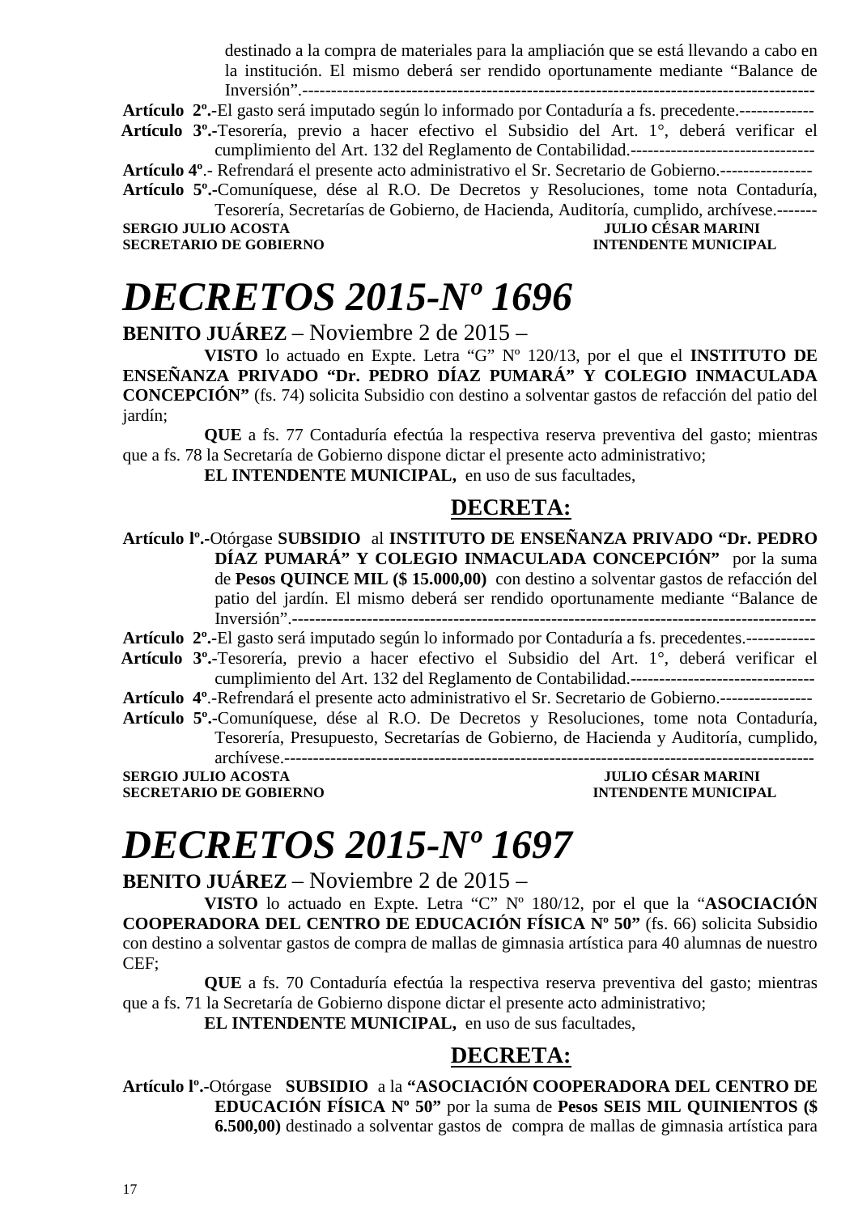destinado a la compra de materiales para la ampliación que se está llevando a cabo en la institución. El mismo deberá ser rendido oportunamente mediante "Balance de Inversión".-------------------------------------------------------------------------------------------

**Artículo 2º.-**El gasto será imputado según lo informado por Contaduría a fs. precedente.-------------

**Artículo 3º.-**Tesorería, previo a hacer efectivo el Subsidio del Art. 1°, deberá verificar el cumplimiento del Art. 132 del Reglamento de Contabilidad.--------------------------------

**Artículo 4º**.- Refrendará el presente acto administrativo el Sr. Secretario de Gobierno.----------------

**Artículo 5º.-**Comuníquese, dése al R.O. De Decretos y Resoluciones, tome nota Contaduría, Tesorería, Secretarías de Gobierno, de Hacienda, Auditoría, cumplido, archívese.-------

**SERGIO JULIO ACOSTA** — **SECRETARIO DE GOBIERNO**
**JULIO CÉSAR MARINI** — **INTENDENTE MUNICIPAL**

# *DECRETOS 2015-Nº 1696*

**BENITO JUÁREZ** – Noviembre 2 de 2015 –

**VISTO** lo actuado en Expte. Letra "G" Nº 120/13, por el que el **INSTITUTO DE ENSEÑANZA PRIVADO "Dr. PEDRO DÍAZ PUMARÁ" Y COLEGIO INMACULADA CONCEPCIÓN"** (fs. 74) solicita Subsidio con destino a solventar gastos de refacción del patio del jardín;

**QUE** a fs. 77 Contaduría efectúa la respectiva reserva preventiva del gasto; mientras que a fs. 78 la Secretaría de Gobierno dispone dictar el presente acto administrativo;

**EL INTENDENTE MUNICIPAL,** en uso de sus facultades,

## DECRETA:

**Artículo lº.-**Otórgase **SUBSIDIO** al **INSTITUTO DE ENSEÑANZA PRIVADO "Dr. PEDRO DÍAZ PUMARÁ" Y COLEGIO INMACULADA CONCEPCIÓN"** por la suma de **Pesos QUINCE MIL ($ 15.000,00)** con destino a solventar gastos de refacción del patio del jardín. El mismo deberá ser rendido oportunamente mediante "Balance de Inversión".-------------------------------------------------------------------------------------------

**Artículo 2º.-**El gasto será imputado según lo informado por Contaduría a fs. precedentes.------------

**Artículo 3º.-**Tesorería, previo a hacer efectivo el Subsidio del Art. 1°, deberá verificar el cumplimiento del Art. 132 del Reglamento de Contabilidad.--------------------------------

**Artículo 4º**.-Refrendará el presente acto administrativo el Sr. Secretario de Gobierno.----------------

**Artículo 5º.-**Comuníquese, dése al R.O. De Decretos y Resoluciones, tome nota Contaduría, Tesorería, Presupuesto, Secretarías de Gobierno, de Hacienda y Auditoría, cumplido, archívese.-------------------------------------------------------------------------------------------

**SERGIO JULIO ACOSTA** — **SECRETARIO DE GOBIERNO**
**JULIO CÉSAR MARINI** — **INTENDENTE MUNICIPAL**

# *DECRETOS 2015-Nº 1697*

**BENITO JUÁREZ** – Noviembre 2 de 2015 –

**VISTO** lo actuado en Expte. Letra "C" Nº 180/12, por el que la "**ASOCIACIÓN COOPERADORA DEL CENTRO DE EDUCACIÓN FÍSICA Nº 50"** (fs. 66) solicita Subsidio con destino a solventar gastos de compra de mallas de gimnasia artística para 40 alumnas de nuestro CEF;

**QUE** a fs. 70 Contaduría efectúa la respectiva reserva preventiva del gasto; mientras que a fs. 71 la Secretaría de Gobierno dispone dictar el presente acto administrativo;

**EL INTENDENTE MUNICIPAL,** en uso de sus facultades,

## DECRETA:

**Artículo lº.-**Otórgase **SUBSIDIO** a la **"ASOCIACIÓN COOPERADORA DEL CENTRO DE EDUCACIÓN FÍSICA Nº 50"** por la suma de **Pesos SEIS MIL QUINIENTOS ($ 6.500,00)** destinado a solventar gastos de compra de mallas de gimnasia artística para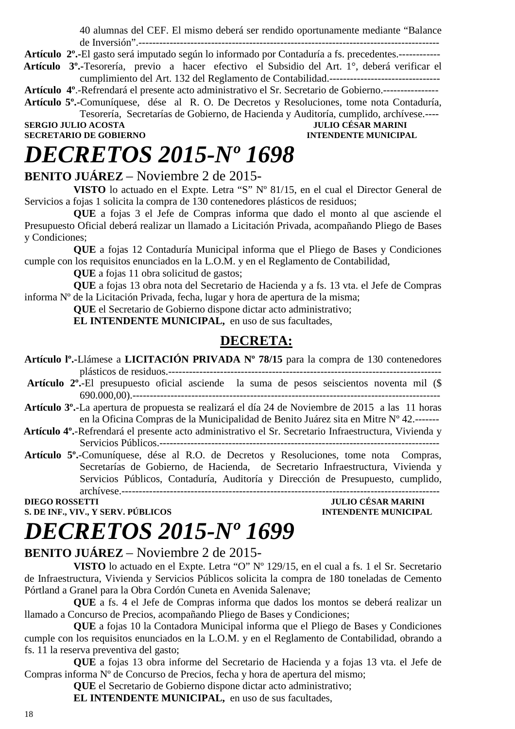40 alumnas del CEF. El mismo deberá ser rendido oportunamente mediante “Balance de Inversión”.-------------------------------------------------------------------------------------------

**Artículo 2º.-**El gasto será imputado según lo informado por Contaduría a fs. precedentes.------------

**Artículo 3º.-**Tesorería, previo a hacer efectivo el Subsidio del Art. 1°, deberá verificar el cumplimiento del Art. 132 del Reglamento de Contabilidad.--------------------------------

**Artículo 4º**.-Refrendará el presente acto administrativo el Sr. Secretario de Gobierno.----------------

**Artículo 5º.-**Comuníquese, dése al R. O. De Decretos y Resoluciones, tome nota Contaduría, Tesorería, Secretarías de Gobierno, de Hacienda y Auditoría, cumplido, archívese.----

**SERGIO JULIO ACOSTA** — **SECRETARIO DE GOBIERNO**
**JULIO CÉSAR MARINI** — **INTENDENTE MUNICIPAL**

# *DECRETOS 2015-Nº 1698*

**BENITO JUÁREZ** – Noviembre 2 de 2015-

**VISTO** lo actuado en el Expte. Letra “S” Nº 81/15, en el cual el Director General de Servicios a fojas 1 solicita la compra de 130 contenedores plásticos de residuos;

**QUE** a fojas 3 el Jefe de Compras informa que dado el monto al que asciende el Presupuesto Oficial deberá realizar un llamado a Licitación Privada, acompañando Pliego de Bases y Condiciones;

**QUE** a fojas 12 Contaduría Municipal informa que el Pliego de Bases y Condiciones cumple con los requisitos enunciados en la L.O.M. y en el Reglamento de Contabilidad,

**QUE** a fojas 11 obra solicitud de gastos;

**QUE** a fojas 13 obra nota del Secretario de Hacienda y a fs. 13 vta. el Jefe de Compras informa Nº de la Licitación Privada, fecha, lugar y hora de apertura de la misma;

**QUE** el Secretario de Gobierno dispone dictar acto administrativo;

**EL INTENDENTE MUNICIPAL,** en uso de sus facultades,

## DECRETA:

**Artículo lº.-**Llámese a **LICITACIÓN PRIVADA Nº 78/15** para la compra de 130 contenedores plásticos de residuos.---------------------------------------------------------------------------------

**Artículo 2º.-**El presupuesto oficial asciende la suma de pesos seiscientos noventa mil ($ 690.000,00).-------------------------------------------------------------------------------------------

**Artículo 3º.-**La apertura de propuesta se realizará el día 24 de Noviembre de 2015 a las 11 horas en la Oficina Compras de la Municipalidad de Benito Juárez sita en Mitre Nº 42.-------

**Artículo 4º.-**Refrendará el presente acto administrativo el Sr. Secretario Infraestructura, Vivienda y Servicios Públicos.---------------------------------------------------------------------------------

**Artículo 5º.-**Comuníquese, dése al R.O. de Decretos y Resoluciones, tome nota Compras, Secretarías de Gobierno, de Hacienda, de Secretario Infraestructura, Vivienda y Servicios Públicos, Contaduría, Auditoría y Dirección de Presupuesto, cumplido, archívese.-------------------------------------------------------------------------------------------

**DIEGO ROSSETTI** — **S. DE INF., VIV., Y SERV. PÚBLICOS**
**JULIO CÉSAR MARINI** — **INTENDENTE MUNICIPAL**

# *DECRETOS 2015-Nº 1699*

**BENITO JUÁREZ** – Noviembre 2 de 2015-

**VISTO** lo actuado en el Expte. Letra “O” Nº 129/15, en el cual a fs. 1 el Sr. Secretario de Infraestructura, Vivienda y Servicios Públicos solicita la compra de 180 toneladas de Cemento Pórtland a Granel para la Obra Cordón Cuneta en Avenida Salenave;

**QUE** a fs. 4 el Jefe de Compras informa que dados los montos se deberá realizar un llamado a Concurso de Precios, acompañando Pliego de Bases y Condiciones;

**QUE** a fojas 10 la Contadora Municipal informa que el Pliego de Bases y Condiciones cumple con los requisitos enunciados en la L.O.M. y en el Reglamento de Contabilidad, obrando a fs. 11 la reserva preventiva del gasto;

**QUE** a fojas 13 obra informe del Secretario de Hacienda y a fojas 13 vta. el Jefe de Compras informa Nº de Concurso de Precios, fecha y hora de apertura del mismo;

**QUE** el Secretario de Gobierno dispone dictar acto administrativo;

**EL INTENDENTE MUNICIPAL,** en uso de sus facultades,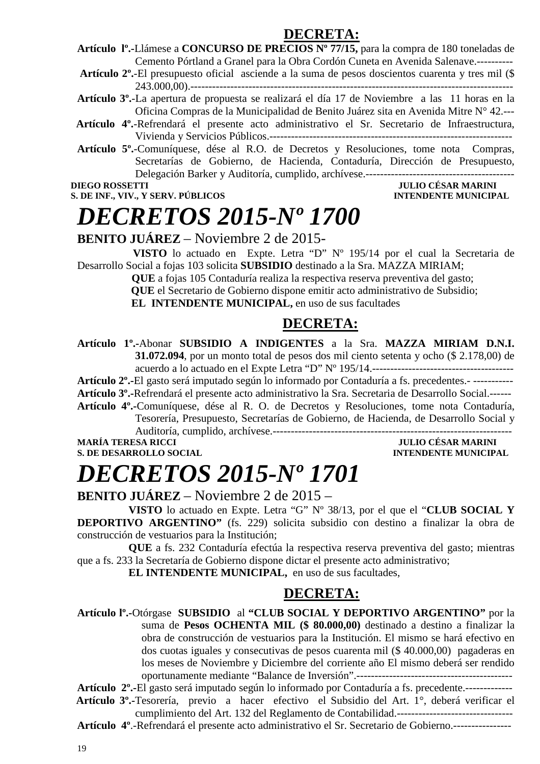## DECRETA:

**Artículo lº.-**Llámese a **CONCURSO DE PRECIOS Nº 77/15,** para la compra de 180 toneladas de Cemento Pórtland a Granel para la Obra Cordón Cuneta en Avenida Salenave.----------

**Artículo 2º.-**El presupuesto oficial asciende a la suma de pesos doscientos cuarenta y tres mil ($ 243.000,00).-------------------------------------------------------------------------------------------

**Artículo 3º.-**La apertura de propuesta se realizará el día 17 de Noviembre a las 11 horas en la Oficina Compras de la Municipalidad de Benito Juárez sita en Avenida Mitre N° 42.---

**Artículo 4º.-**Refrendará el presente acto administrativo el Sr. Secretario de Infraestructura, Vivienda y Servicios Públicos.-------------------------------------------------------------------

**Artículo 5º.-**Comuníquese, dése al R.O. de Decretos y Resoluciones, tome nota Compras, Secretarías de Gobierno, de Hacienda, Contaduría, Dirección de Presupuesto, Delegación Barker y Auditoría, cumplido, archívese.------------------------------------------

**DIEGO ROSSETTI** — **S. DE INF., VIV., Y SERV. PÚBLICOS**

**JULIO CÉSAR MARINI** — **INTENDENTE MUNICIPAL**

# *DECRETOS 2015-Nº 1700*

**BENITO JUÁREZ** – Noviembre 2 de 2015-

**VISTO** lo actuado en Expte. Letra "D" Nº 195/14 por el cual la Secretaria de Desarrollo Social a fojas 103 solicita **SUBSIDIO** destinado a la Sra. MAZZA MIRIAM;

**QUE** a fojas 105 Contaduría realiza la respectiva reserva preventiva del gasto;

**QUE** el Secretario de Gobierno dispone emitir acto administrativo de Subsidio;

**EL INTENDENTE MUNICIPAL,** en uso de sus facultades

## DECRETA:

**Artículo 1º.-**Abonar **SUBSIDIO A INDIGENTES** a la Sra. **MAZZA MIRIAM D.N.I. 31.072.094**, por un monto total de pesos dos mil ciento setenta y ocho ($ 2.178,00) de acuerdo a lo actuado en el Expte Letra "D" Nº 195/14.---------------------------------------

**Artículo 2º.-**El gasto será imputado según lo informado por Contaduría a fs. precedentes.- -----------

**Artículo 3º.-**Refrendará el presente acto administrativo la Sra. Secretaria de Desarrollo Social.------

**Artículo 4º.-**Comuníquese, dése al R. O. de Decretos y Resoluciones, tome nota Contaduría, Tesorería, Presupuesto, Secretarías de Gobierno, de Hacienda, de Desarrollo Social y Auditoría, cumplido, archívese.------------------------------------------------------------------

**MARÍA TERESA RICCI** — **S. DE DESARROLLO SOCIAL**

**JULIO CÉSAR MARINI** — **INTENDENTE MUNICIPAL**

# *DECRETOS 2015-Nº 1701*

**BENITO JUÁREZ** – Noviembre 2 de 2015 –

**VISTO** lo actuado en Expte. Letra "G" Nº 38/13, por el que el "**CLUB SOCIAL Y DEPORTIVO ARGENTINO"** (fs. 229) solicita subsidio con destino a finalizar la obra de construcción de vestuarios para la Institución;

**QUE** a fs. 232 Contaduría efectúa la respectiva reserva preventiva del gasto; mientras que a fs. 233 la Secretaría de Gobierno dispone dictar el presente acto administrativo;

**EL INTENDENTE MUNICIPAL,** en uso de sus facultades,

## DECRETA:

**Artículo lº.-**Otórgase **SUBSIDIO** al **"CLUB SOCIAL Y DEPORTIVO ARGENTINO"** por la suma de **Pesos OCHENTA MIL ($ 80.000,00)** destinado a destino a finalizar la obra de construcción de vestuarios para la Institución. El mismo se hará efectivo en dos cuotas iguales y consecutivas de pesos cuarenta mil ($ 40.000,00) pagaderas en los meses de Noviembre y Diciembre del corriente año El mismo deberá ser rendido oportunamente mediante "Balance de Inversión".--------------------------------------------

**Artículo 2º.-**El gasto será imputado según lo informado por Contaduría a fs. precedente.-------------

**Artículo 3º.-**Tesorería, previo a hacer efectivo el Subsidio del Art. 1°, deberá verificar el cumplimiento del Art. 132 del Reglamento de Contabilidad.--------------------------------

**Artículo 4º**.-Refrendará el presente acto administrativo el Sr. Secretario de Gobierno.----------------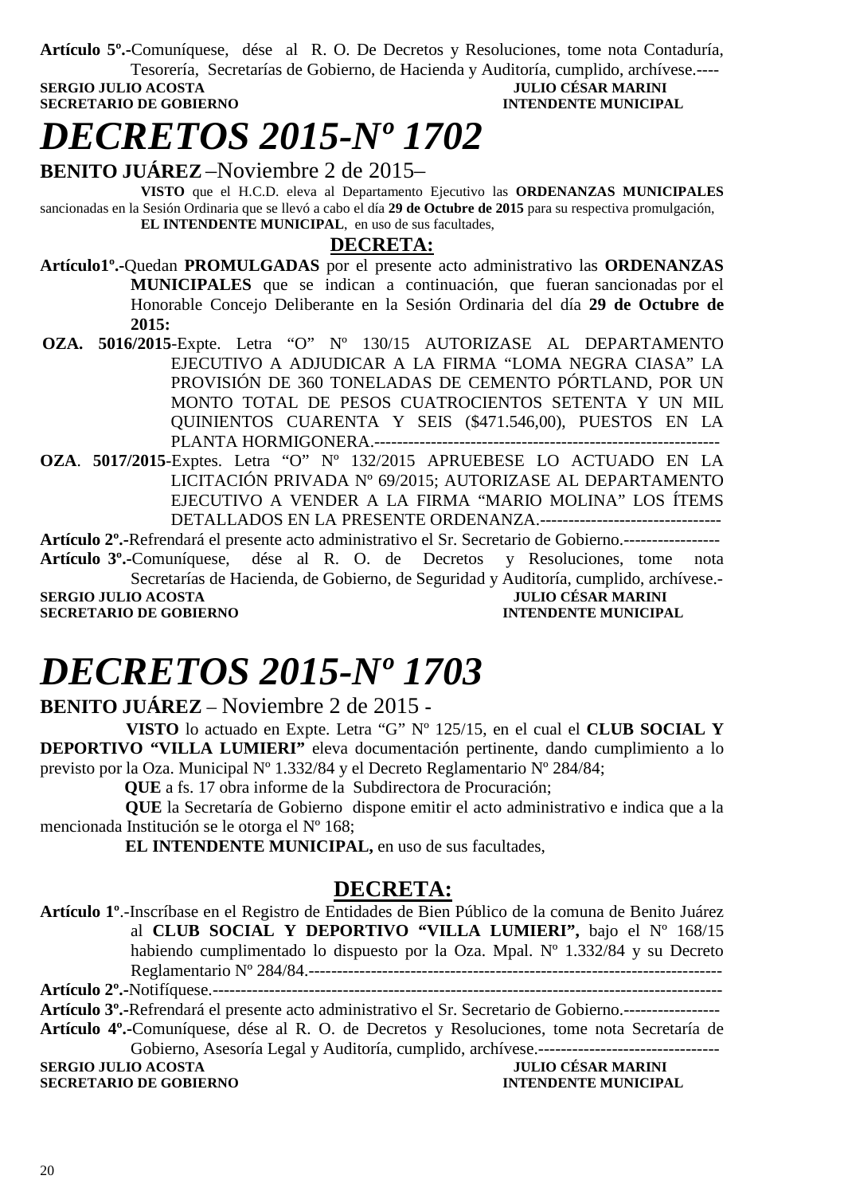**Artículo 5º.-**Comuníquese, dése al R. O. De Decretos y Resoluciones, tome nota Contaduría, Tesorería, Secretarías de Gobierno, de Hacienda y Auditoría, cumplido, archívese.----

**SERGIO JULIO ACOSTA** — **JULIO CÉSAR MARINI**
**SECRETARIO DE GOBIERNO** — **INTENDENTE MUNICIPAL**

# *DECRETOS 2015-Nº 1702*

**BENITO JUÁREZ** –Noviembre 2 de 2015–

**VISTO** que el H.C.D. eleva al Departamento Ejecutivo las **ORDENANZAS MUNICIPALES** sancionadas en la Sesión Ordinaria que se llevó a cabo el día **29 de Octubre de 2015** para su respectiva promulgación,

**EL INTENDENTE MUNICIPAL**, en uso de sus facultades,

## DECRETA:

**Artículo1º.-**Quedan **PROMULGADAS** por el presente acto administrativo las **ORDENANZAS MUNICIPALES** que se indican a continuación, que fueran sancionadas por el Honorable Concejo Deliberante en la Sesión Ordinaria del día **29 de Octubre de 2015:**

**OZA. 5016/2015**-Expte. Letra "O" Nº 130/15 AUTORIZASE AL DEPARTAMENTO EJECUTIVO A ADJUDICAR A LA FIRMA "LOMA NEGRA CIASA" LA PROVISIÓN DE 360 TONELADAS DE CEMENTO PÓRTLAND, POR UN MONTO TOTAL DE PESOS CUATROCIENTOS SETENTA Y UN MIL QUINIENTOS CUARENTA Y SEIS ($471.546,00), PUESTOS EN LA PLANTA HORMIGONERA.-------------------------------------------------------------

**OZA**. **5017/2015**-Exptes. Letra "O" Nº 132/2015 APRUEBESE LO ACTUADO EN LA LICITACIÓN PRIVADA Nº 69/2015; AUTORIZASE AL DEPARTAMENTO EJECUTIVO A VENDER A LA FIRMA "MARIO MOLINA" LOS ÍTEMS DETALLADOS EN LA PRESENTE ORDENANZA.--------------------------------

**Artículo 2º.-**Refrendará el presente acto administrativo el Sr. Secretario de Gobierno.-----------------

**Artículo 3º.-**Comuníquese, dése al R. O. de Decretos y Resoluciones, tome nota Secretarías de Hacienda, de Gobierno, de Seguridad y Auditoría, cumplido, archívese.-

**SERGIO JULIO ACOSTA** — **JULIO CÉSAR MARINI**
**SECRETARIO DE GOBIERNO** — **INTENDENTE MUNICIPAL**

# *DECRETOS 2015-Nº 1703*

**BENITO JUÁREZ** – Noviembre 2 de 2015 -

**VISTO** lo actuado en Expte. Letra "G" Nº 125/15, en el cual el **CLUB SOCIAL Y DEPORTIVO "VILLA LUMIERI"** eleva documentación pertinente, dando cumplimiento a lo previsto por la Oza. Municipal Nº 1.332/84 y el Decreto Reglamentario Nº 284/84;

**QUE** a fs. 17 obra informe de la Subdirectora de Procuración;

**QUE** la Secretaría de Gobierno dispone emitir el acto administrativo e indica que a la mencionada Institución se le otorga el Nº 168;

**EL INTENDENTE MUNICIPAL,** en uso de sus facultades,

## DECRETA:

**Artículo 1º**.-Inscríbase en el Registro de Entidades de Bien Público de la comuna de Benito Juárez al **CLUB SOCIAL Y DEPORTIVO "VILLA LUMIERI",** bajo el Nº 168/15 habiendo cumplimentado lo dispuesto por la Oza. Mpal. Nº 1.332/84 y su Decreto Reglamentario Nº 284/84.--------------------------------------------------------------------------

**Artículo 2º.-**Notifíquese.------------------------------------------------------------------------------------------

**Artículo 3º.-**Refrendará el presente acto administrativo el Sr. Secretario de Gobierno.-----------------

**Artículo 4º.-**Comuníquese, dése al R. O. de Decretos y Resoluciones, tome nota Secretaría de Gobierno, Asesoría Legal y Auditoría, cumplido, archívese.--------------------------------

**SERGIO JULIO ACOSTA** — **JULIO CÉSAR MARINI**
**SECRETARIO DE GOBIERNO** — **INTENDENTE MUNICIPAL**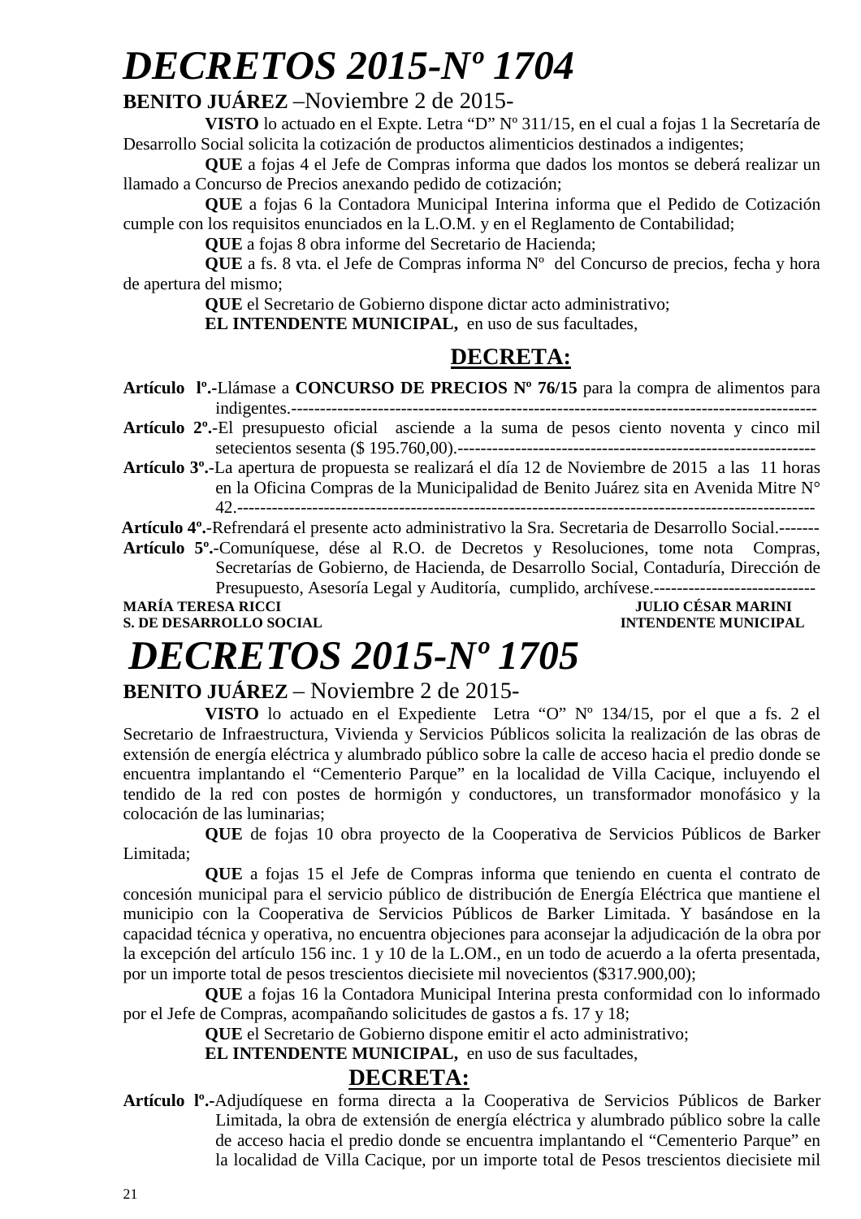# *DECRETOS 2015-Nº 1704*

**BENITO JUÁREZ** –Noviembre 2 de 2015-

**VISTO** lo actuado en el Expte. Letra “D” Nº 311/15, en el cual a fojas 1 la Secretaría de Desarrollo Social solicita la cotización de productos alimenticios destinados a indigentes;

**QUE** a fojas 4 el Jefe de Compras informa que dados los montos se deberá realizar un llamado a Concurso de Precios anexando pedido de cotización;

**QUE** a fojas 6 la Contadora Municipal Interina informa que el Pedido de Cotización cumple con los requisitos enunciados en la L.O.M. y en el Reglamento de Contabilidad;

**QUE** a fojas 8 obra informe del Secretario de Hacienda;

**QUE** a fs. 8 vta. el Jefe de Compras informa Nº del Concurso de precios, fecha y hora de apertura del mismo;

**QUE** el Secretario de Gobierno dispone dictar acto administrativo;

**EL INTENDENTE MUNICIPAL,** en uso de sus facultades,

**DECRETA:**

**Artículo lº.-**Llámase a **CONCURSO DE PRECIOS Nº 76/15** para la compra de alimentos para indigentes.-------------------------------------------------------------------------------------------

**Artículo 2º.-**El presupuesto oficial asciende a la suma de pesos ciento noventa y cinco mil setecientos sesenta ($ 195.760,00).-------------------------------------------------------------

**Artículo 3º.-**La apertura de propuesta se realizará el día 12 de Noviembre de 2015 a las 11 horas en la Oficina Compras de la Municipalidad de Benito Juárez sita en Avenida Mitre N° 42.-----------------------------------------------------------------------------------------------------

**Artículo 4º.-**Refrendará el presente acto administrativo la Sra. Secretaria de Desarrollo Social.-------

**Artículo 5º.-**Comuníquese, dése al R.O. de Decretos y Resoluciones, tome nota Compras, Secretarías de Gobierno, de Hacienda, de Desarrollo Social, Contaduría, Dirección de Presupuesto, Asesoría Legal y Auditoría, cumplido, archívese.----------------------------

**MARÍA TERESA RICCI** — **S. DE DESARROLLO SOCIAL**

**JULIO CÉSAR MARINI** — **INTENDENTE MUNICIPAL**

# *DECRETOS 2015-Nº 1705*

**BENITO JUÁREZ** – Noviembre 2 de 2015-

**VISTO** lo actuado en el Expediente Letra “O” Nº 134/15, por el que a fs. 2 el Secretario de Infraestructura, Vivienda y Servicios Públicos solicita la realización de las obras de extensión de energía eléctrica y alumbrado público sobre la calle de acceso hacia el predio donde se encuentra implantando el “Cementerio Parque” en la localidad de Villa Cacique, incluyendo el tendido de la red con postes de hormigón y conductores, un transformador monofásico y la colocación de las luminarias;

**QUE** de fojas 10 obra proyecto de la Cooperativa de Servicios Públicos de Barker Limitada;

**QUE** a fojas 15 el Jefe de Compras informa que teniendo en cuenta el contrato de concesión municipal para el servicio público de distribución de Energía Eléctrica que mantiene el municipio con la Cooperativa de Servicios Públicos de Barker Limitada. Y basándose en la capacidad técnica y operativa, no encuentra objeciones para aconsejar la adjudicación de la obra por la excepción del artículo 156 inc. 1 y 10 de la L.OM., en un todo de acuerdo a la oferta presentada, por un importe total de pesos trescientos diecisiete mil novecientos ($317.900,00);

**QUE** a fojas 16 la Contadora Municipal Interina presta conformidad con lo informado por el Jefe de Compras, acompañando solicitudes de gastos a fs. 17 y 18;

**QUE** el Secretario de Gobierno dispone emitir el acto administrativo;

**EL INTENDENTE MUNICIPAL,** en uso de sus facultades,

**DECRETA:**

**Artículo lº.-**Adjudíquese en forma directa a la Cooperativa de Servicios Públicos de Barker Limitada, la obra de extensión de energía eléctrica y alumbrado público sobre la calle de acceso hacia el predio donde se encuentra implantando el “Cementerio Parque” en la localidad de Villa Cacique, por un importe total de Pesos trescientos diecisiete mil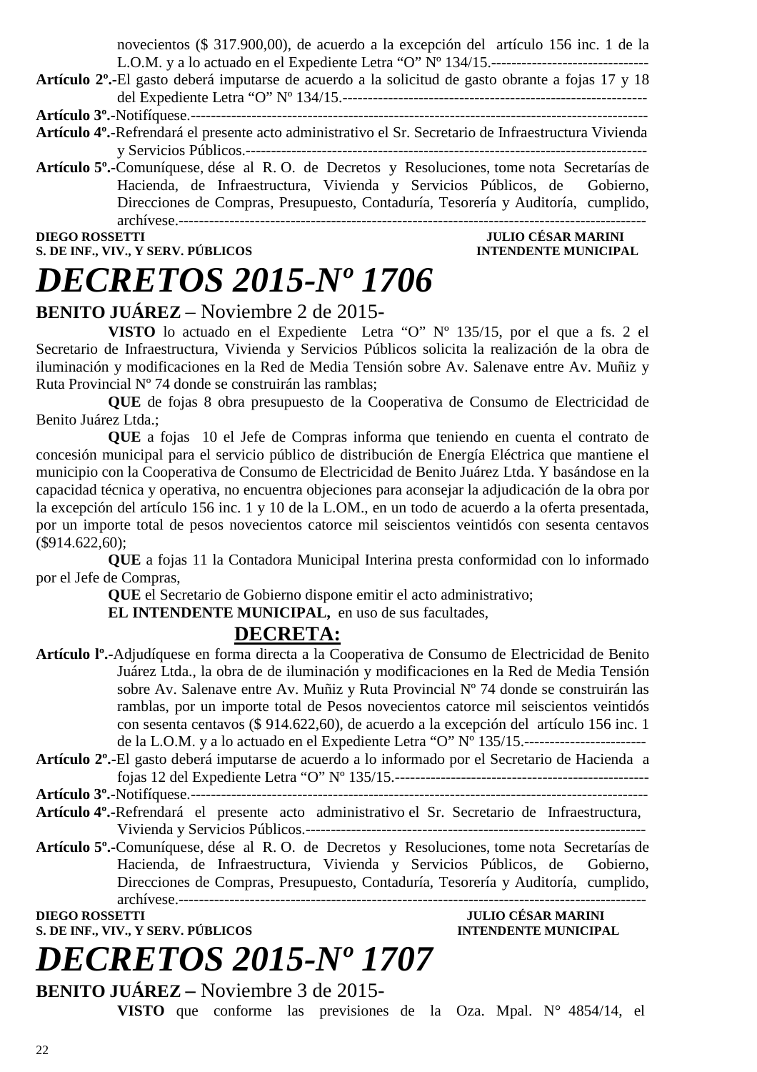novecientos ($ 317.900,00), de acuerdo a la excepción del artículo 156 inc. 1 de la L.O.M. y a lo actuado en el Expediente Letra "O" Nº 134/15.-------------------------------

**Artículo 2º.-**El gasto deberá imputarse de acuerdo a la solicitud de gasto obrante a fojas 17 y 18 del Expediente Letra "O" Nº 134/15.------------------------------------------------------------

**Artículo 3º.-**Notifíquese.-----------------------------------------------------------------------------------------

**Artículo 4º.-**Refrendará el presente acto administrativo el Sr. Secretario de Infraestructura Vivienda y Servicios Públicos.-------------------------------------------------------------------------------

**Artículo 5º.-**Comuníquese, dése al R. O. de Decretos y Resoluciones, tome nota Secretarías de Hacienda, de Infraestructura, Vivienda y Servicios Públicos, de Gobierno, Direcciones de Compras, Presupuesto, Contaduría, Tesorería y Auditoría, cumplido, archívese.-----------------------------------------------------------------------------------------------

**DIEGO ROSSETTI** — **JULIO CÉSAR MARINI**
**S. DE INF., VIV., Y SERV. PÚBLICOS** — **INTENDENTE MUNICIPAL**

# *DECRETOS 2015-Nº 1706*

**BENITO JUÁREZ** – Noviembre 2 de 2015-

**VISTO** lo actuado en el Expediente Letra "O" Nº 135/15, por el que a fs. 2 el Secretario de Infraestructura, Vivienda y Servicios Públicos solicita la realización de la obra de iluminación y modificaciones en la Red de Media Tensión sobre Av. Salenave entre Av. Muñiz y Ruta Provincial Nº 74 donde se construirán las ramblas;

**QUE** de fojas 8 obra presupuesto de la Cooperativa de Consumo de Electricidad de Benito Juárez Ltda.;

**QUE** a fojas 10 el Jefe de Compras informa que teniendo en cuenta el contrato de concesión municipal para el servicio público de distribución de Energía Eléctrica que mantiene el municipio con la Cooperativa de Consumo de Electricidad de Benito Juárez Ltda. Y basándose en la capacidad técnica y operativa, no encuentra objeciones para aconsejar la adjudicación de la obra por la excepción del artículo 156 inc. 1 y 10 de la L.OM., en un todo de acuerdo a la oferta presentada, por un importe total de pesos novecientos catorce mil seiscientos veintidós con sesenta centavos ($914.622,60);

**QUE** a fojas 11 la Contadora Municipal Interina presta conformidad con lo informado por el Jefe de Compras,

**QUE** el Secretario de Gobierno dispone emitir el acto administrativo;

**EL INTENDENTE MUNICIPAL,** en uso de sus facultades,

**DECRETA:**

**Artículo lº.-**Adjudíquese en forma directa a la Cooperativa de Consumo de Electricidad de Benito Juárez Ltda., la obra de de iluminación y modificaciones en la Red de Media Tensión sobre Av. Salenave entre Av. Muñiz y Ruta Provincial Nº 74 donde se construirán las ramblas, por un importe total de Pesos novecientos catorce mil seiscientos veintidós con sesenta centavos ($ 914.622,60), de acuerdo a la excepción del artículo 156 inc. 1 de la L.O.M. y a lo actuado en el Expediente Letra "O" Nº 135/15.------------------------

**Artículo 2º.-**El gasto deberá imputarse de acuerdo a lo informado por el Secretario de Hacienda a fojas 12 del Expediente Letra "O" Nº 135/15.--------------------------------------------------

**Artículo 3º.-**Notifíquese.-----------------------------------------------------------------------------------------

**Artículo 4º.-**Refrendará el presente acto administrativo el Sr. Secretario de Infraestructura, Vivienda y Servicios Públicos.------------------------------------------------------------------

**Artículo 5º.-**Comuníquese, dése al R. O. de Decretos y Resoluciones, tome nota Secretarías de Hacienda, de Infraestructura, Vivienda y Servicios Públicos, de Gobierno, Direcciones de Compras, Presupuesto, Contaduría, Tesorería y Auditoría, cumplido, archívese.-----------------------------------------------------------------------------------------------

**DIEGO ROSSETTI** — **JULIO CÉSAR MARINI**
**S. DE INF., VIV., Y SERV. PÚBLICOS** — **INTENDENTE MUNICIPAL**

# *DECRETOS 2015-Nº 1707*

**BENITO JUÁREZ –** Noviembre 3 de 2015-

**VISTO** que conforme las previsiones de la Oza. Mpal. N° 4854/14, el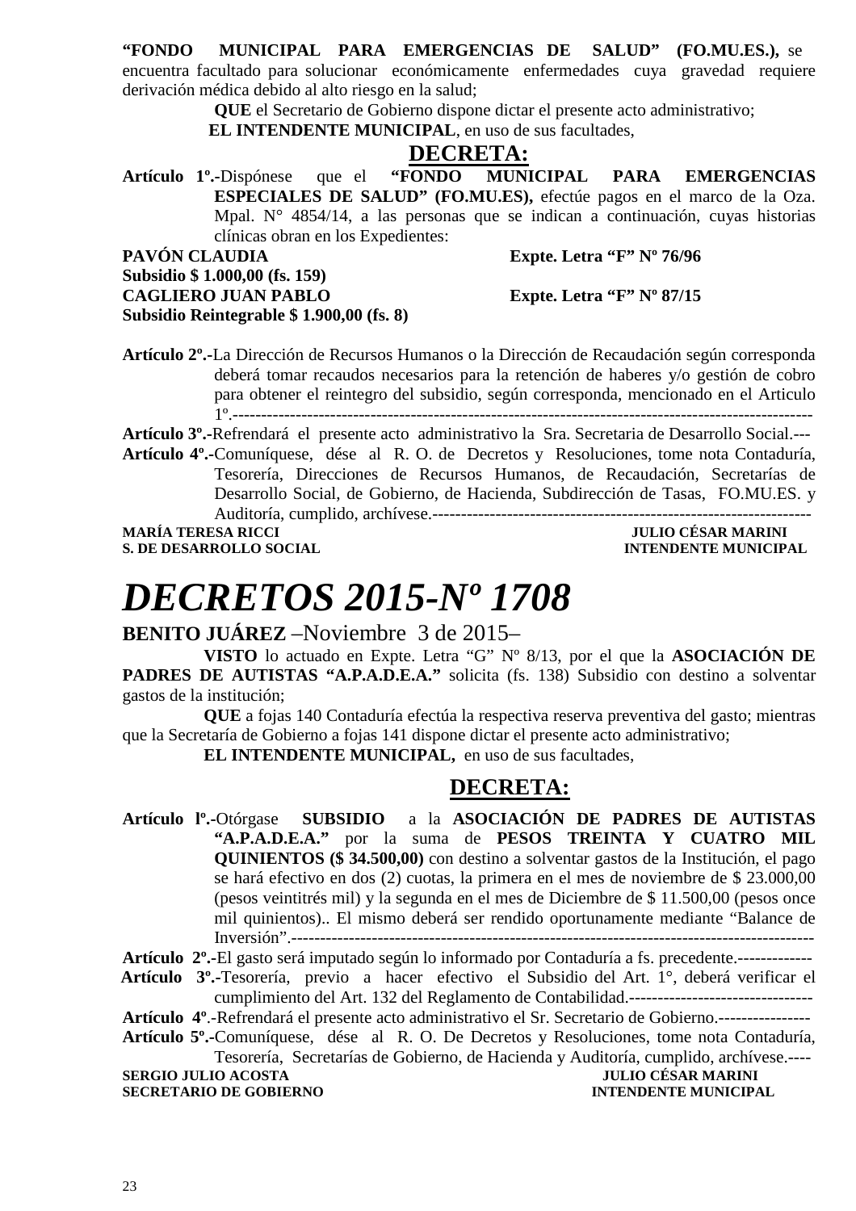**“FONDO MUNICIPAL PARA EMERGENCIAS DE SALUD” (FO.MU.ES.),** se encuentra facultado para solucionar económicamente enfermedades cuya gravedad requiere derivación médica debido al alto riesgo en la salud;

**QUE** el Secretario de Gobierno dispone dictar el presente acto administrativo;

**EL INTENDENTE MUNICIPAL**, en uso de sus facultades,

## DECRETA:

**Artículo 1º.-**Dispónese que el **“FONDO MUNICIPAL PARA EMERGENCIAS ESPECIALES DE SALUD” (FO.MU.ES),** efectúe pagos en el marco de la Oza. Mpal. N° 4854/14, a las personas que se indican a continuación, cuyas historias clínicas obran en los Expedientes:

**PAVÓN CLAUDIA** **Expte. Letra “F” Nº 76/96**
**Subsidio $ 1.000,00 (fs. 159)**
**CAGLIERO JUAN PABLO** **Expte. Letra “F” Nº 87/15**
**Subsidio Reintegrable $ 1.900,00 (fs. 8)**

**Artículo 2º.-**La Dirección de Recursos Humanos o la Dirección de Recaudación según corresponda deberá tomar recaudos necesarios para la retención de haberes y/o gestión de cobro para obtener el reintegro del subsidio, según corresponda, mencionado en el Articulo 1º.------------------------------------------------------------------------------------------------------

**Artículo 3º.-**Refrendará el presente acto administrativo la Sra. Secretaria de Desarrollo Social.---

**Artículo 4º.-**Comuníquese, dése al R. O. de Decretos y Resoluciones, tome nota Contaduría, Tesorería, Direcciones de Recursos Humanos, de Recaudación, Secretarías de Desarrollo Social, de Gobierno, de Hacienda, Subdirección de Tasas, FO.MU.ES. y Auditoría, cumplido, archívese.------------------------------------------------------------------

**MARÍA TERESA RICCI** **JULIO CÉSAR MARINI**
**S. DE DESARROLLO SOCIAL** **INTENDENTE MUNICIPAL**

# *DECRETOS 2015-Nº 1708*

**BENITO JUÁREZ** –Noviembre 3 de 2015–

**VISTO** lo actuado en Expte. Letra “G” Nº 8/13, por el que la **ASOCIACIÓN DE PADRES DE AUTISTAS “A.P.A.D.E.A.”** solicita (fs. 138) Subsidio con destino a solventar gastos de la institución;

**QUE** a fojas 140 Contaduría efectúa la respectiva reserva preventiva del gasto; mientras que la Secretaría de Gobierno a fojas 141 dispone dictar el presente acto administrativo;

**EL INTENDENTE MUNICIPAL,** en uso de sus facultades,

## DECRETA:

**Artículo lº.-**Otórgase **SUBSIDIO** a la **ASOCIACIÓN DE PADRES DE AUTISTAS “A.P.A.D.E.A.”** por la suma de **PESOS TREINTA Y CUATRO MIL QUINIENTOS ($ 34.500,00)** con destino a solventar gastos de la Institución, el pago se hará efectivo en dos (2) cuotas, la primera en el mes de noviembre de $ 23.000,00 (pesos veintitrés mil) y la segunda en el mes de Diciembre de $ 11.500,00 (pesos once mil quinientos).. El mismo deberá ser rendido oportunamente mediante “Balance de Inversión”.---------------------------------------------------------------------------------------------

**Artículo 2º.-**El gasto será imputado según lo informado por Contaduría a fs. precedente.-------------

**Artículo 3º.-**Tesorería, previo a hacer efectivo el Subsidio del Art. 1°, deberá verificar el cumplimiento del Art. 132 del Reglamento de Contabilidad.--------------------------------

**Artículo 4º**.-Refrendará el presente acto administrativo el Sr. Secretario de Gobierno.----------------

**Artículo 5º.-**Comuníquese, dése al R. O. De Decretos y Resoluciones, tome nota Contaduría, Tesorería, Secretarías de Gobierno, de Hacienda y Auditoría, cumplido, archívese.----

**SERGIO JULIO ACOSTA** **JULIO CÉSAR MARINI**
**SECRETARIO DE GOBIERNO** **INTENDENTE MUNICIPAL**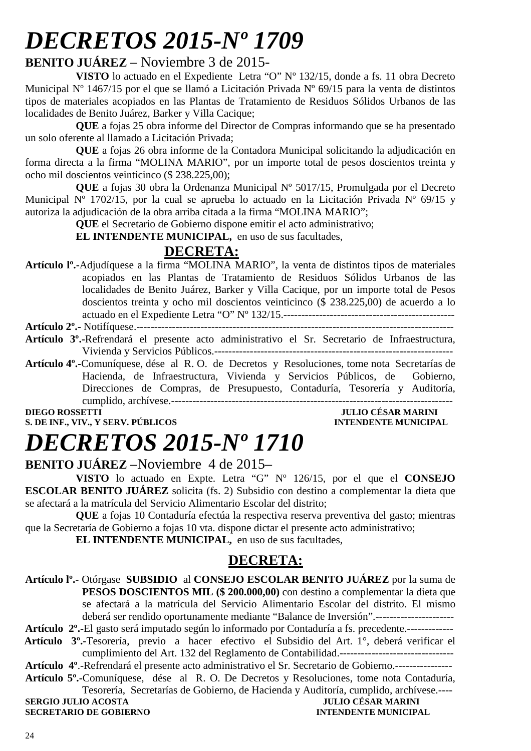# *DECRETOS 2015-Nº 1709*

**BENITO JUÁREZ** – Noviembre 3 de 2015-

**VISTO** lo actuado en el Expediente Letra "O" Nº 132/15, donde a fs. 11 obra Decreto Municipal Nº 1467/15 por el que se llamó a Licitación Privada Nº 69/15 para la venta de distintos tipos de materiales acopiados en las Plantas de Tratamiento de Residuos Sólidos Urbanos de las localidades de Benito Juárez, Barker y Villa Cacique;

**QUE** a fojas 25 obra informe del Director de Compras informando que se ha presentado un solo oferente al llamado a Licitación Privada;

**QUE** a fojas 26 obra informe de la Contadora Municipal solicitando la adjudicación en forma directa a la firma "MOLINA MARIO", por un importe total de pesos doscientos treinta y ocho mil doscientos veinticinco ($ 238.225,00);

**QUE** a fojas 30 obra la Ordenanza Municipal Nº 5017/15, Promulgada por el Decreto Municipal Nº 1702/15, por la cual se aprueba lo actuado en la Licitación Privada Nº 69/15 y autoriza la adjudicación de la obra arriba citada a la firma "MOLINA MARIO";

**QUE** el Secretario de Gobierno dispone emitir el acto administrativo;

**EL INTENDENTE MUNICIPAL,** en uso de sus facultades,

**DECRETA:**

**Artículo lº.-**Adjudíquese a la firma "MOLINA MARIO", la venta de distintos tipos de materiales acopiados en las Plantas de Tratamiento de Residuos Sólidos Urbanos de las localidades de Benito Juárez, Barker y Villa Cacique, por un importe total de Pesos doscientos treinta y ocho mil doscientos veinticinco ($ 238.225,00) de acuerdo a lo actuado en el Expediente Letra "O" Nº 132/15.-----------------------------------------------

**Artículo 2º.-** Notifíquese.------------------------------------------------------------------------------------

**Artículo 3º.-**Refrendará el presente acto administrativo el Sr. Secretario de Infraestructura, Vivienda y Servicios Públicos.------------------------------------------------------------------

**Artículo 4º.-**Comuníquese, dése al R. O. de Decretos y Resoluciones, tome nota Secretarías de Hacienda, de Infraestructura, Vivienda y Servicios Públicos, de Gobierno, Direcciones de Compras, de Presupuesto, Contaduría, Tesorería y Auditoría, cumplido, archívese.----------------------------------------------------------------------------

**DIEGO ROSSETTI** — **S. DE INF., VIV., Y SERV. PÚBLICOS**

**JULIO CÉSAR MARINI** — **INTENDENTE MUNICIPAL**

# *DECRETOS 2015-Nº 1710*

**BENITO JUÁREZ** –Noviembre 4 de 2015–

**VISTO** lo actuado en Expte. Letra "G" Nº 126/15, por el que el **CONSEJO ESCOLAR BENITO JUÁREZ** solicita (fs. 2) Subsidio con destino a complementar la dieta que se afectará a la matrícula del Servicio Alimentario Escolar del distrito;

**QUE** a fojas 10 Contaduría efectúa la respectiva reserva preventiva del gasto; mientras que la Secretaría de Gobierno a fojas 10 vta. dispone dictar el presente acto administrativo;

**EL INTENDENTE MUNICIPAL,** en uso de sus facultades,

**DECRETA:**

**Artículo lº.-** Otórgase **SUBSIDIO** al **CONSEJO ESCOLAR BENITO JUÁREZ** por la suma de **PESOS DOSCIENTOS MIL ($ 200.000,00)** con destino a complementar la dieta que se afectará a la matrícula del Servicio Alimentario Escolar del distrito. El mismo deberá ser rendido oportunamente mediante "Balance de Inversión".----------------------

**Artículo 2º.-**El gasto será imputado según lo informado por Contaduría a fs. precedente.-------------

**Artículo 3º.-**Tesorería, previo a hacer efectivo el Subsidio del Art. 1°, deberá verificar el cumplimiento del Art. 132 del Reglamento de Contabilidad.--------------------------------

**Artículo 4º**.-Refrendará el presente acto administrativo el Sr. Secretario de Gobierno.----------------

**Artículo 5º.-**Comuníquese, dése al R. O. De Decretos y Resoluciones, tome nota Contaduría, Tesorería, Secretarías de Gobierno, de Hacienda y Auditoría, cumplido, archívese.----

**SERGIO JULIO ACOSTA** — **SECRETARIO DE GOBIERNO**

**JULIO CÉSAR MARINI** — **INTENDENTE MUNICIPAL**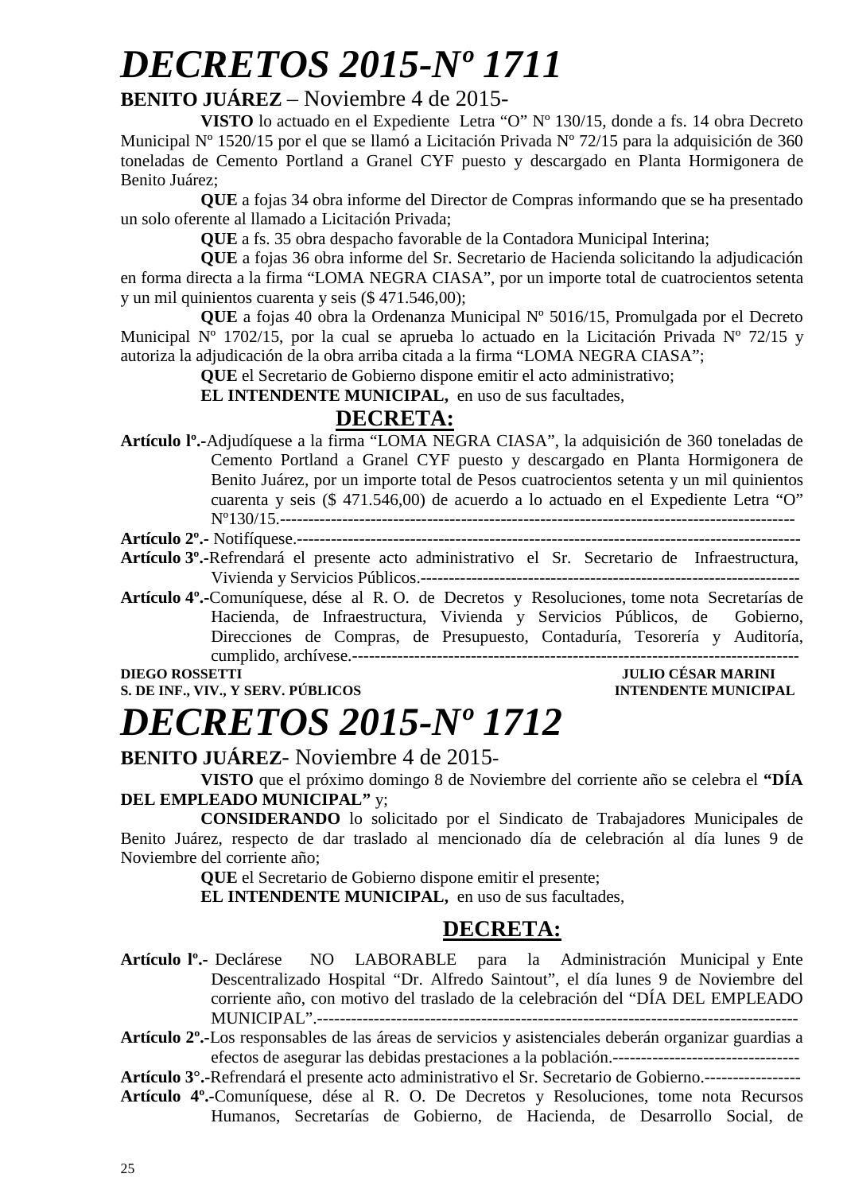# *DECRETOS 2015-Nº 1711*

**BENITO JUÁREZ** – Noviembre 4 de 2015-

**VISTO** lo actuado en el Expediente Letra "O" Nº 130/15, donde a fs. 14 obra Decreto Municipal Nº 1520/15 por el que se llamó a Licitación Privada Nº 72/15 para la adquisición de 360 toneladas de Cemento Portland a Granel CYF puesto y descargado en Planta Hormigonera de Benito Juárez;

**QUE** a fojas 34 obra informe del Director de Compras informando que se ha presentado un solo oferente al llamado a Licitación Privada;

**QUE** a fs. 35 obra despacho favorable de la Contadora Municipal Interina;

**QUE** a fojas 36 obra informe del Sr. Secretario de Hacienda solicitando la adjudicación en forma directa a la firma "LOMA NEGRA CIASA", por un importe total de cuatrocientos setenta y un mil quinientos cuarenta y seis ($ 471.546,00);

**QUE** a fojas 40 obra la Ordenanza Municipal Nº 5016/15, Promulgada por el Decreto Municipal Nº 1702/15, por la cual se aprueba lo actuado en la Licitación Privada Nº 72/15 y autoriza la adjudicación de la obra arriba citada a la firma "LOMA NEGRA CIASA";

**QUE** el Secretario de Gobierno dispone emitir el acto administrativo;

**EL INTENDENTE MUNICIPAL,** en uso de sus facultades,

**DECRETA:**

**Artículo lº.-**Adjudíquese a la firma "LOMA NEGRA CIASA", la adquisición de 360 toneladas de Cemento Portland a Granel CYF puesto y descargado en Planta Hormigonera de Benito Juárez, por un importe total de Pesos cuatrocientos setenta y un mil quinientos cuarenta y seis ($ 471.546,00) de acuerdo a lo actuado en el Expediente Letra "O" Nº130/15.------------------------------------------------------------------------------------------

**Artículo 2º.-** Notifíquese.------------------------------------------------------------------------------------------

**Artículo 3º.-**Refrendará el presente acto administrativo el Sr. Secretario de Infraestructura, Vivienda y Servicios Públicos.-------------------------------------------------------------------

**Artículo 4º.-**Comuníquese, dése al R. O. de Decretos y Resoluciones, tome nota Secretarías de Hacienda, de Infraestructura, Vivienda y Servicios Públicos, de Gobierno, Direcciones de Compras, de Presupuesto, Contaduría, Tesorería y Auditoría, cumplido, archívese.-------------------------------------------------------------------------------

**DIEGO ROSSETTI** — **JULIO CÉSAR MARINI**
**S. DE INF., VIV., Y SERV. PÚBLICOS** — **INTENDENTE MUNICIPAL**

# *DECRETOS 2015-Nº 1712*

**BENITO JUÁREZ**- Noviembre 4 de 2015-

**VISTO** que el próximo domingo 8 de Noviembre del corriente año se celebra el **"DÍA DEL EMPLEADO MUNICIPAL"** y;

**CONSIDERANDO** lo solicitado por el Sindicato de Trabajadores Municipales de Benito Juárez, respecto de dar traslado al mencionado día de celebración al día lunes 9 de Noviembre del corriente año;

**QUE** el Secretario de Gobierno dispone emitir el presente;

**EL INTENDENTE MUNICIPAL,** en uso de sus facultades,

**DECRETA:**

**Artículo lº.-** Declárese NO LABORABLE para la Administración Municipal y Ente Descentralizado Hospital "Dr. Alfredo Saintout", el día lunes 9 de Noviembre del corriente año, con motivo del traslado de la celebración del "DÍA DEL EMPLEADO MUNICIPAL".-----------------------------------------------------------------------------------

**Artículo 2º.-**Los responsables de las áreas de servicios y asistenciales deberán organizar guardias a efectos de asegurar las debidas prestaciones a la población.---------------------------------

**Artículo 3°.-**Refrendará el presente acto administrativo el Sr. Secretario de Gobierno.-----------------

**Artículo 4º.-**Comuníquese, dése al R. O. De Decretos y Resoluciones, tome nota Recursos Humanos, Secretarías de Gobierno, de Hacienda, de Desarrollo Social, de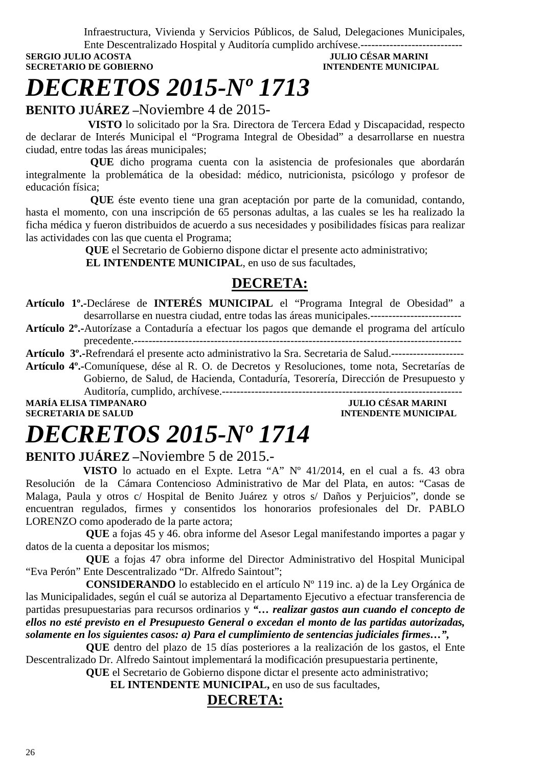Infraestructura, Vivienda y Servicios Públicos, de Salud, Delegaciones Municipales, Ente Descentralizado Hospital y Auditoría cumplido archívese.----------------------------

**SERGIO JULIO ACOSTA** — **JULIO CÉSAR MARINI**
**SECRETARIO DE GOBIERNO** — **INTENDENTE MUNICIPAL**

# *DECRETOS 2015-Nº 1713*

**BENITO JUÁREZ –**Noviembre 4 de 2015-

**VISTO** lo solicitado por la Sra. Directora de Tercera Edad y Discapacidad, respecto de declarar de Interés Municipal el "Programa Integral de Obesidad" a desarrollarse en nuestra ciudad, entre todas las áreas municipales;

**QUE** dicho programa cuenta con la asistencia de profesionales que abordarán integralmente la problemática de la obesidad: médico, nutricionista, psicólogo y profesor de educación física;

**QUE** éste evento tiene una gran aceptación por parte de la comunidad, contando, hasta el momento, con una inscripción de 65 personas adultas, a las cuales se les ha realizado la ficha médica y fueron distribuidos de acuerdo a sus necesidades y posibilidades físicas para realizar las actividades con las que cuenta el Programa;

**QUE** el Secretario de Gobierno dispone dictar el presente acto administrativo;

**EL INTENDENTE MUNICIPAL**, en uso de sus facultades,

## DECRETA:

**Artículo 1º.-**Declárese de **INTERÉS MUNICIPAL** el "Programa Integral de Obesidad" a desarrollarse en nuestra ciudad, entre todas las áreas municipales.-------------------------

**Artículo 2º.-**Autorízase a Contaduría a efectuar los pagos que demande el programa del artículo precedente.------------------------------------------------------------------------------------------

**Artículo 3º.-**Refrendará el presente acto administrativo la Sra. Secretaria de Salud.--------------------

**Artículo 4º.-**Comuníquese, dése al R. O. de Decretos y Resoluciones, tome nota, Secretarías de Gobierno, de Salud, de Hacienda, Contaduría, Tesorería, Dirección de Presupuesto y Auditoría, cumplido, archívese.-------------------------------------------------------------------

**MARÍA ELISA TIMPANARO** — **JULIO CÉSAR MARINI**
**SECRETARIA DE SALUD** — **INTENDENTE MUNICIPAL**

# *DECRETOS 2015-Nº 1714*

**BENITO JUÁREZ –**Noviembre 5 de 2015.-

**VISTO** lo actuado en el Expte. Letra "A" Nº 41/2014, en el cual a fs. 43 obra Resolución de la Cámara Contencioso Administrativo de Mar del Plata, en autos: "Casas de Malaga, Paula y otros c/ Hospital de Benito Juárez y otros s/ Daños y Perjuicios", donde se encuentran regulados, firmes y consentidos los honorarios profesionales del Dr. PABLO LORENZO como apoderado de la parte actora;

**QUE** a fojas 45 y 46. obra informe del Asesor Legal manifestando importes a pagar y datos de la cuenta a depositar los mismos;

**QUE** a fojas 47 obra informe del Director Administrativo del Hospital Municipal "Eva Perón" Ente Descentralizado "Dr. Alfredo Saintout";

**CONSIDERANDO** lo establecido en el artículo Nº 119 inc. a) de la Ley Orgánica de las Municipalidades, según el cuál se autoriza al Departamento Ejecutivo a efectuar transferencia de partidas presupuestarias para recursos ordinarios y ***"… realizar gastos aun cuando el concepto de ellos no esté previsto en el Presupuesto General o excedan el monto de las partidas autorizadas, solamente en los siguientes casos: a) Para el cumplimiento de sentencias judiciales firmes…",***

**QUE** dentro del plazo de 15 días posteriores a la realización de los gastos, el Ente Descentralizado Dr. Alfredo Saintout implementará la modificación presupuestaria pertinente,

**QUE** el Secretario de Gobierno dispone dictar el presente acto administrativo;

**EL INTENDENTE MUNICIPAL,** en uso de sus facultades,

## DECRETA: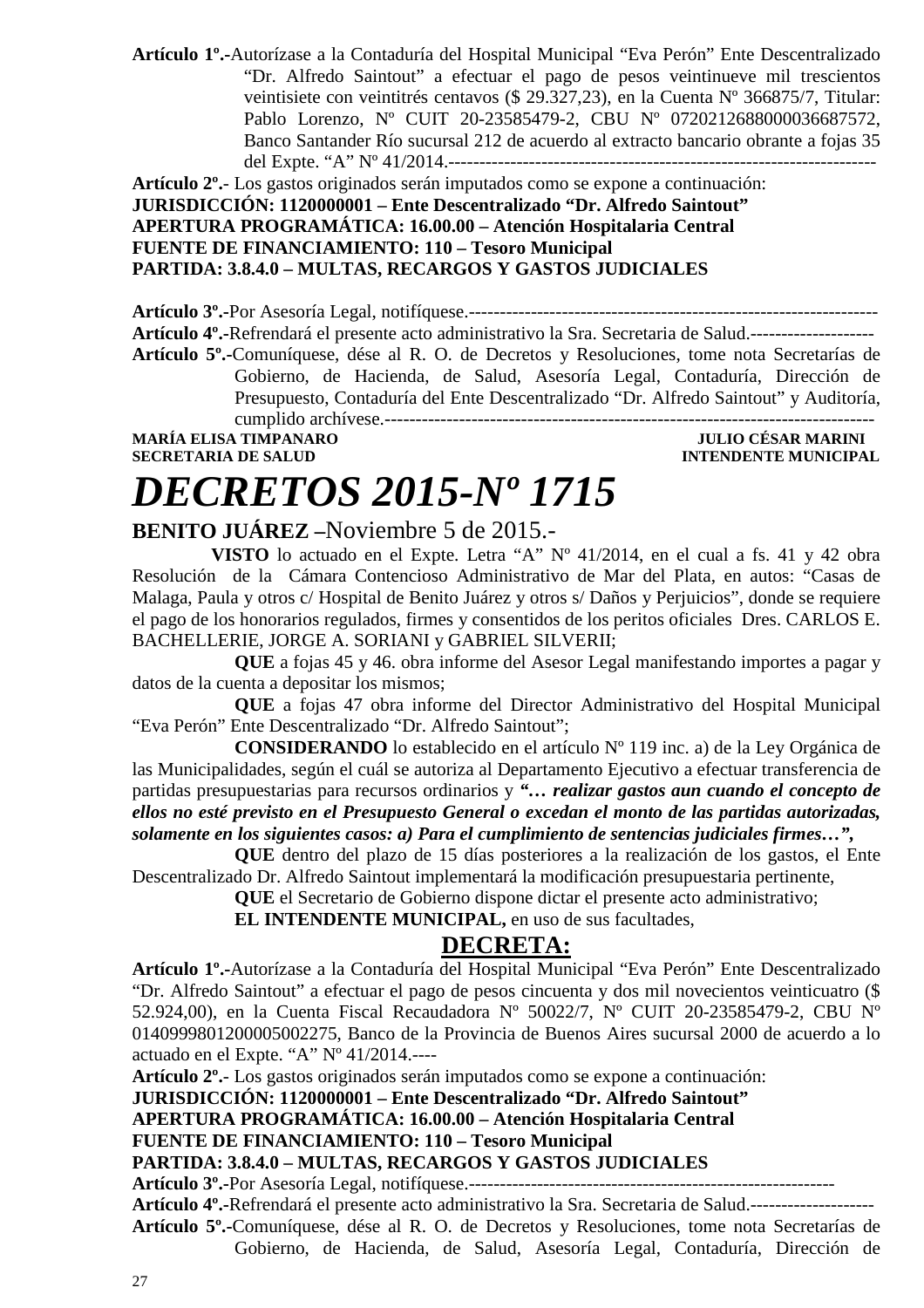**Artículo 1º.-**Autorízase a la Contaduría del Hospital Municipal "Eva Perón" Ente Descentralizado "Dr. Alfredo Saintout" a efectuar el pago de pesos veintinueve mil trescientos veintisiete con veintitrés centavos ($ 29.327,23), en la Cuenta Nº 366875/7, Titular: Pablo Lorenzo, Nº CUIT 20-23585479-2, CBU Nº 0720212688000036687572, Banco Santander Río sucursal 212 de acuerdo al extracto bancario obrante a fojas 35 del Expte. "A" Nº 41/2014.--------------------------------------------------------------------

**Artículo 2º.-** Los gastos originados serán imputados como se expone a continuación:

**JURISDICCIÓN: 1120000001 – Ente Descentralizado "Dr. Alfredo Saintout"**
**APERTURA PROGRAMÁTICA: 16.00.00 – Atención Hospitalaria Central**
**FUENTE DE FINANCIAMIENTO: 110 – Tesoro Municipal**
**PARTIDA: 3.8.4.0 – MULTAS, RECARGOS Y GASTOS JUDICIALES**

**Artículo 3º.-**Por Asesoría Legal, notifíquese.------------------------------------------------------------------

**Artículo 4º.-**Refrendará el presente acto administrativo la Sra. Secretaria de Salud.--------------------

**Artículo 5º.-**Comuníquese, dése al R. O. de Decretos y Resoluciones, tome nota Secretarías de Gobierno, de Hacienda, de Salud, Asesoría Legal, Contaduría, Dirección de Presupuesto, Contaduría del Ente Descentralizado "Dr. Alfredo Saintout" y Auditoría, cumplido archívese.-------------------------------------------------------------------------------

**MARÍA ELISA TIMPANARO** — **SECRETARIA DE SALUD**
**JULIO CÉSAR MARINI** — **INTENDENTE MUNICIPAL**

# *DECRETOS 2015-Nº 1715*

**BENITO JUÁREZ –**Noviembre 5 de 2015.-

**VISTO** lo actuado en el Expte. Letra "A" Nº 41/2014, en el cual a fs. 41 y 42 obra Resolución de la Cámara Contencioso Administrativo de Mar del Plata, en autos: "Casas de Malaga, Paula y otros c/ Hospital de Benito Juárez y otros s/ Daños y Perjuicios", donde se requiere el pago de los honorarios regulados, firmes y consentidos de los peritos oficiales Dres. CARLOS E. BACHELLERIE, JORGE A. SORIANI y GABRIEL SILVERII;

**QUE** a fojas 45 y 46. obra informe del Asesor Legal manifestando importes a pagar y datos de la cuenta a depositar los mismos;

**QUE** a fojas 47 obra informe del Director Administrativo del Hospital Municipal "Eva Perón" Ente Descentralizado "Dr. Alfredo Saintout";

**CONSIDERANDO** lo establecido en el artículo Nº 119 inc. a) de la Ley Orgánica de las Municipalidades, según el cuál se autoriza al Departamento Ejecutivo a efectuar transferencia de partidas presupuestarias para recursos ordinarios y ***"… realizar gastos aun cuando el concepto de ellos no esté previsto en el Presupuesto General o excedan el monto de las partidas autorizadas, solamente en los siguientes casos: a) Para el cumplimiento de sentencias judiciales firmes…",***

**QUE** dentro del plazo de 15 días posteriores a la realización de los gastos, el Ente Descentralizado Dr. Alfredo Saintout implementará la modificación presupuestaria pertinente,

**QUE** el Secretario de Gobierno dispone dictar el presente acto administrativo;

**EL INTENDENTE MUNICIPAL,** en uso de sus facultades,

## **DECRETA:**

**Artículo 1º.-**Autorízase a la Contaduría del Hospital Municipal "Eva Perón" Ente Descentralizado "Dr. Alfredo Saintout" a efectuar el pago de pesos cincuenta y dos mil novecientos veinticuatro ($ 52.924,00), en la Cuenta Fiscal Recaudadora Nº 50022/7, Nº CUIT 20-23585479-2, CBU Nº 0140999801200005002275, Banco de la Provincia de Buenos Aires sucursal 2000 de acuerdo a lo actuado en el Expte. "A" Nº 41/2014.----

**Artículo 2º.-** Los gastos originados serán imputados como se expone a continuación:

**JURISDICCIÓN: 1120000001 – Ente Descentralizado "Dr. Alfredo Saintout"**
**APERTURA PROGRAMÁTICA: 16.00.00 – Atención Hospitalaria Central**
**FUENTE DE FINANCIAMIENTO: 110 – Tesoro Municipal**
**PARTIDA: 3.8.4.0 – MULTAS, RECARGOS Y GASTOS JUDICIALES**

**Artículo 3º.-**Por Asesoría Legal, notifíquese.----------------------------------------------------------

**Artículo 4º.-**Refrendará el presente acto administrativo la Sra. Secretaria de Salud.--------------------

**Artículo 5º.-**Comuníquese, dése al R. O. de Decretos y Resoluciones, tome nota Secretarías de Gobierno, de Hacienda, de Salud, Asesoría Legal, Contaduría, Dirección de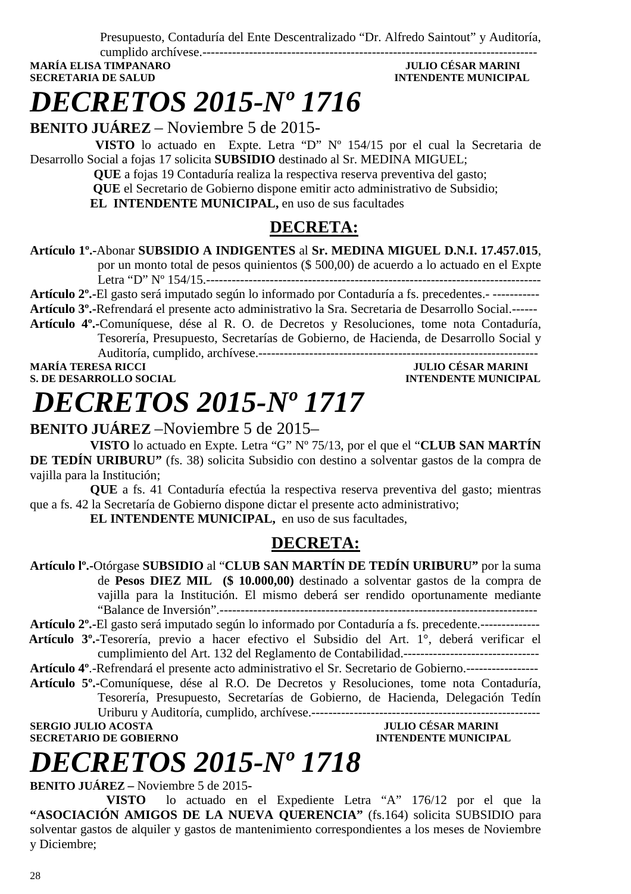Presupuesto, Contaduría del Ente Descentralizado “Dr. Alfredo Saintout” y Auditoría, cumplido archívese.-------------------------------------------------------------------------------

**MARÍA ELISA TIMPANARO** **JULIO CÉSAR MARINI**
**SECRETARIA DE SALUD** **INTENDENTE MUNICIPAL**

# *DECRETOS 2015-Nº 1716*

**BENITO JUÁREZ** – Noviembre 5 de 2015-

**VISTO** lo actuado en Expte. Letra “D” Nº 154/15 por el cual la Secretaria de Desarrollo Social a fojas 17 solicita **SUBSIDIO** destinado al Sr. MEDINA MIGUEL;

**QUE** a fojas 19 Contaduría realiza la respectiva reserva preventiva del gasto;

**QUE** el Secretario de Gobierno dispone emitir acto administrativo de Subsidio;

**EL INTENDENTE MUNICIPAL,** en uso de sus facultades

## DECRETA:

**Artículo 1º.-**Abonar **SUBSIDIO A INDIGENTES** al **Sr. MEDINA MIGUEL D.N.I. 17.457.015**, por un monto total de pesos quinientos ($ 500,00) de acuerdo a lo actuado en el Expte Letra “D” Nº 154/15.---------------------------------------------------------------------------

**Artículo 2º.-**El gasto será imputado según lo informado por Contaduría a fs. precedentes.- -----------

**Artículo 3º.-**Refrendará el presente acto administrativo la Sra. Secretaria de Desarrollo Social.------

**Artículo 4º.-**Comuníquese, dése al R. O. de Decretos y Resoluciones, tome nota Contaduría, Tesorería, Presupuesto, Secretarías de Gobierno, de Hacienda, de Desarrollo Social y Auditoría, cumplido, archívese.------------------------------------------------------------------

**MARÍA TERESA RICCI** **JULIO CÉSAR MARINI**
**S. DE DESARROLLO SOCIAL** **INTENDENTE MUNICIPAL**

# *DECRETOS 2015-Nº 1717*

**BENITO JUÁREZ** –Noviembre 5 de 2015–

**VISTO** lo actuado en Expte. Letra “G” Nº 75/13, por el que el “**CLUB SAN MARTÍN DE TEDÍN URIBURU”** (fs. 38) solicita Subsidio con destino a solventar gastos de la compra de vajilla para la Institución;

**QUE** a fs. 41 Contaduría efectúa la respectiva reserva preventiva del gasto; mientras que a fs. 42 la Secretaría de Gobierno dispone dictar el presente acto administrativo;

**EL INTENDENTE MUNICIPAL,** en uso de sus facultades,

## DECRETA:

**Artículo lº.-**Otórgase **SUBSIDIO** al “**CLUB SAN MARTÍN DE TEDÍN URIBURU”** por la suma de **Pesos DIEZ MIL ($ 10.000,00)** destinado a solventar gastos de la compra de vajilla para la Institución. El mismo deberá ser rendido oportunamente mediante “Balance de Inversión”.-------------------------------------------------------------------------

**Artículo 2º.-**El gasto será imputado según lo informado por Contaduría a fs. precedente.--------------

**Artículo 3º.-**Tesorería, previo a hacer efectivo el Subsidio del Art. 1°, deberá verificar el cumplimiento del Art. 132 del Reglamento de Contabilidad.--------------------------------

**Artículo 4º**.-Refrendará el presente acto administrativo el Sr. Secretario de Gobierno.-----------------

**Artículo 5º.-**Comuníquese, dése al R.O. De Decretos y Resoluciones, tome nota Contaduría, Tesorería, Presupuesto, Secretarías de Gobierno, de Hacienda, Delegación Tedín Uriburu y Auditoría, cumplido, archívese.------------------------------------------------------

**SERGIO JULIO ACOSTA** **JULIO CÉSAR MARINI**
**SECRETARIO DE GOBIERNO** **INTENDENTE MUNICIPAL**

# *DECRETOS 2015-Nº 1718*

**BENITO JUÁREZ –** Noviembre 5 de 2015-

**VISTO** lo actuado en el Expediente Letra “A” 176/12 por el que la **“ASOCIACIÓN AMIGOS DE LA NUEVA QUERENCIA”** (fs.164) solicita SUBSIDIO para solventar gastos de alquiler y gastos de mantenimiento correspondientes a los meses de Noviembre y Diciembre;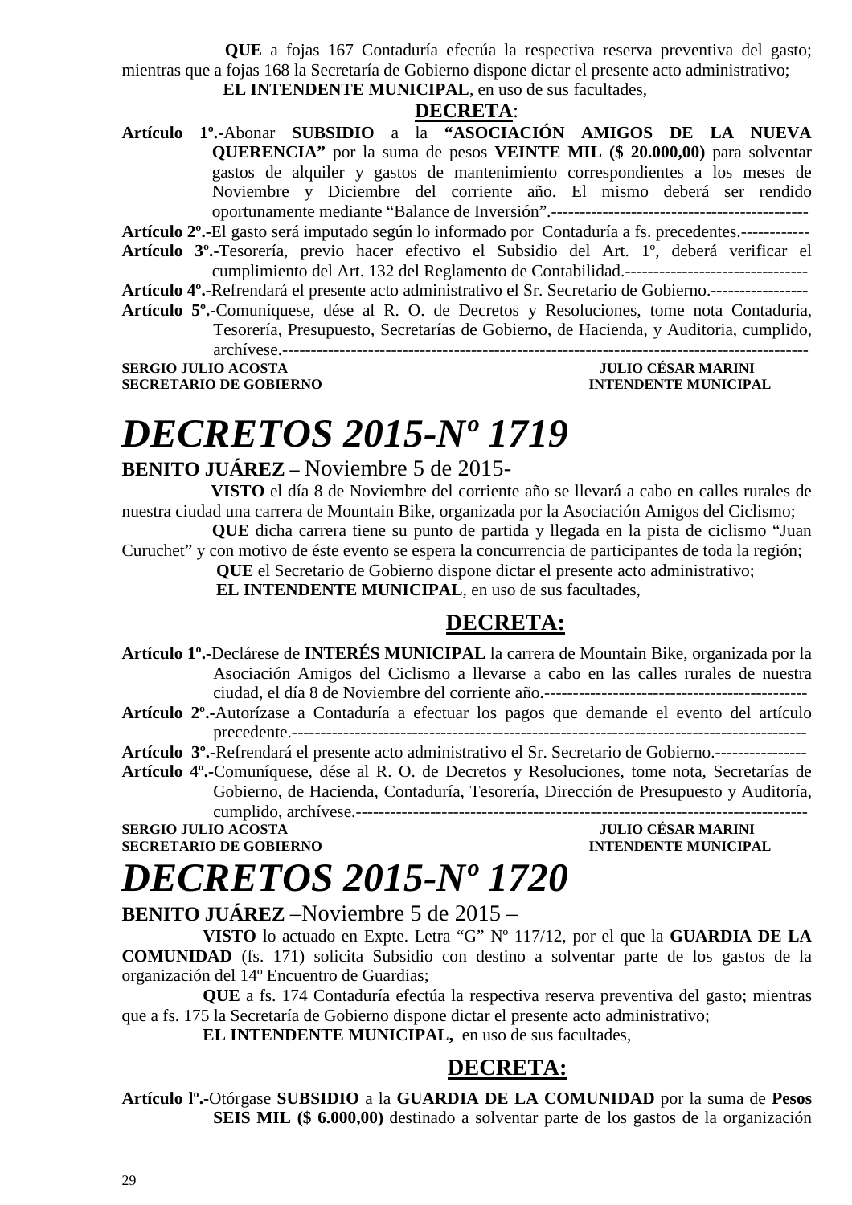**QUE** a fojas 167 Contaduría efectúa la respectiva reserva preventiva del gasto; mientras que a fojas 168 la Secretaría de Gobierno dispone dictar el presente acto administrativo;

**EL INTENDENTE MUNICIPAL**, en uso de sus facultades,

**DECRETA**:

**Artículo 1º.-**Abonar **SUBSIDIO** a la **"ASOCIACIÓN AMIGOS DE LA NUEVA QUERENCIA"** por la suma de pesos **VEINTE MIL ($ 20.000,00)** para solventar gastos de alquiler y gastos de mantenimiento correspondientes a los meses de Noviembre y Diciembre del corriente año. El mismo deberá ser rendido oportunamente mediante "Balance de Inversión".---------------------------------------------

**Artículo 2º.-**El gasto será imputado según lo informado por Contaduría a fs. precedentes.------------

**Artículo 3º.-**Tesorería, previo hacer efectivo el Subsidio del Art. 1º, deberá verificar el cumplimiento del Art. 132 del Reglamento de Contabilidad.--------------------------------

**Artículo 4º.-**Refrendará el presente acto administrativo el Sr. Secretario de Gobierno.-----------------

**Artículo 5º.-**Comuníquese, dése al R. O. de Decretos y Resoluciones, tome nota Contaduría, Tesorería, Presupuesto, Secretarías de Gobierno, de Hacienda, y Auditoria, cumplido, archívese.------------------------------------------------------------------------------------------

**SERGIO JULIO ACOSTA** — **JULIO CÉSAR MARINI**
**SECRETARIO DE GOBIERNO** — **INTENDENTE MUNICIPAL**

# *DECRETOS 2015-Nº 1719*

**BENITO JUÁREZ –** Noviembre 5 de 2015-

**VISTO** el día 8 de Noviembre del corriente año se llevará a cabo en calles rurales de nuestra ciudad una carrera de Mountain Bike, organizada por la Asociación Amigos del Ciclismo;

**QUE** dicha carrera tiene su punto de partida y llegada en la pista de ciclismo "Juan Curuchet" y con motivo de éste evento se espera la concurrencia de participantes de toda la región;

**QUE** el Secretario de Gobierno dispone dictar el presente acto administrativo;

**EL INTENDENTE MUNICIPAL**, en uso de sus facultades,

**DECRETA:**

**Artículo 1º.-**Declárese de **INTERÉS MUNICIPAL** la carrera de Mountain Bike, organizada por la Asociación Amigos del Ciclismo a llevarse a cabo en las calles rurales de nuestra ciudad, el día 8 de Noviembre del corriente año.----------------------------------------------

**Artículo 2º.-**Autorízase a Contaduría a efectuar los pagos que demande el evento del artículo precedente.------------------------------------------------------------------------------------------

**Artículo 3º.-**Refrendará el presente acto administrativo el Sr. Secretario de Gobierno.----------------

**Artículo 4º.-**Comuníquese, dése al R. O. de Decretos y Resoluciones, tome nota, Secretarías de Gobierno, de Hacienda, Contaduría, Tesorería, Dirección de Presupuesto y Auditoría, cumplido, archívese.-------------------------------------------------------------------------------

**SERGIO JULIO ACOSTA** — **JULIO CÉSAR MARINI**
**SECRETARIO DE GOBIERNO** — **INTENDENTE MUNICIPAL**

# *DECRETOS 2015-Nº 1720*

**BENITO JUÁREZ** –Noviembre 5 de 2015 –

**VISTO** lo actuado en Expte. Letra "G" Nº 117/12, por el que la **GUARDIA DE LA COMUNIDAD** (fs. 171) solicita Subsidio con destino a solventar parte de los gastos de la organización del 14º Encuentro de Guardias;

**QUE** a fs. 174 Contaduría efectúa la respectiva reserva preventiva del gasto; mientras que a fs. 175 la Secretaría de Gobierno dispone dictar el presente acto administrativo;

**EL INTENDENTE MUNICIPAL,** en uso de sus facultades,

**DECRETA:**

**Artículo lº.-**Otórgase **SUBSIDIO** a la **GUARDIA DE LA COMUNIDAD** por la suma de **Pesos SEIS MIL ($ 6.000,00)** destinado a solventar parte de los gastos de la organización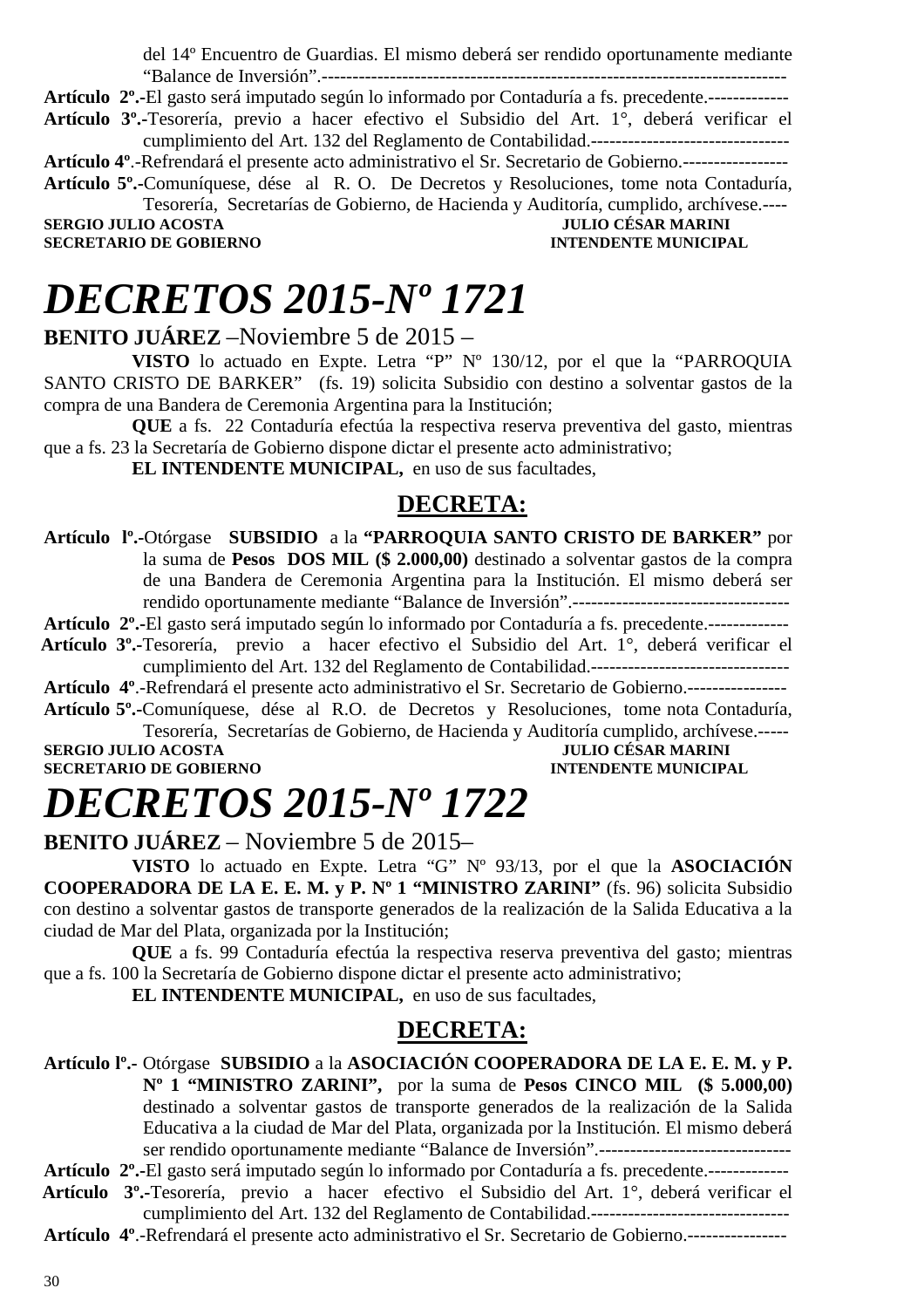del 14º Encuentro de Guardias. El mismo deberá ser rendido oportunamente mediante "Balance de Inversión".--------------------------------------------------------------------------

**Artículo 2º.-**El gasto será imputado según lo informado por Contaduría a fs. precedente.-------------

**Artículo 3º.-**Tesorería, previo a hacer efectivo el Subsidio del Art. 1°, deberá verificar el cumplimiento del Art. 132 del Reglamento de Contabilidad.--------------------------------

**Artículo 4º**.-Refrendará el presente acto administrativo el Sr. Secretario de Gobierno.-----------------

**Artículo 5º.-**Comuníquese, dése al R. O. De Decretos y Resoluciones, tome nota Contaduría, Tesorería, Secretarías de Gobierno, de Hacienda y Auditoría, cumplido, archívese.----

**SERGIO JULIO ACOSTA** — **JULIO CÉSAR MARINI**
**SECRETARIO DE GOBIERNO** — **INTENDENTE MUNICIPAL**

# *DECRETOS 2015-Nº 1721*

**BENITO JUÁREZ** –Noviembre 5 de 2015 –

**VISTO** lo actuado en Expte. Letra "P" Nº 130/12, por el que la "PARROQUIA SANTO CRISTO DE BARKER" (fs. 19) solicita Subsidio con destino a solventar gastos de la compra de una Bandera de Ceremonia Argentina para la Institución;

**QUE** a fs. 22 Contaduría efectúa la respectiva reserva preventiva del gasto, mientras que a fs. 23 la Secretaría de Gobierno dispone dictar el presente acto administrativo;

**EL INTENDENTE MUNICIPAL,** en uso de sus facultades,

## DECRETA:

**Artículo lº.-**Otórgase **SUBSIDIO** a la **"PARROQUIA SANTO CRISTO DE BARKER"** por la suma de **Pesos DOS MIL ($ 2.000,00)** destinado a solventar gastos de la compra de una Bandera de Ceremonia Argentina para la Institución. El mismo deberá ser rendido oportunamente mediante "Balance de Inversión".----------------------------------

**Artículo 2º.-**El gasto será imputado según lo informado por Contaduría a fs. precedente.-------------

**Artículo 3º.-**Tesorería, previo a hacer efectivo el Subsidio del Art. 1°, deberá verificar el cumplimiento del Art. 132 del Reglamento de Contabilidad.--------------------------------

**Artículo 4º**.-Refrendará el presente acto administrativo el Sr. Secretario de Gobierno.----------------

**Artículo 5º.-**Comuníquese, dése al R.O. de Decretos y Resoluciones, tome nota Contaduría, Tesorería, Secretarías de Gobierno, de Hacienda y Auditoría cumplido, archívese.-----

**SERGIO JULIO ACOSTA** — **JULIO CÉSAR MARINI**
**SECRETARIO DE GOBIERNO** — **INTENDENTE MUNICIPAL**

# *DECRETOS 2015-Nº 1722*

**BENITO JUÁREZ** – Noviembre 5 de 2015–

**VISTO** lo actuado en Expte. Letra "G" Nº 93/13, por el que la **ASOCIACIÓN COOPERADORA DE LA E. E. M. y P. Nº 1 "MINISTRO ZARINI"** (fs. 96) solicita Subsidio con destino a solventar gastos de transporte generados de la realización de la Salida Educativa a la ciudad de Mar del Plata, organizada por la Institución;

**QUE** a fs. 99 Contaduría efectúa la respectiva reserva preventiva del gasto; mientras que a fs. 100 la Secretaría de Gobierno dispone dictar el presente acto administrativo;

**EL INTENDENTE MUNICIPAL,** en uso de sus facultades,

## DECRETA:

**Artículo lº.-** Otórgase **SUBSIDIO** a la **ASOCIACIÓN COOPERADORA DE LA E. E. M. y P. Nº 1 "MINISTRO ZARINI",** por la suma de **Pesos CINCO MIL ($ 5.000,00)** destinado a solventar gastos de transporte generados de la realización de la Salida Educativa a la ciudad de Mar del Plata, organizada por la Institución. El mismo deberá ser rendido oportunamente mediante "Balance de Inversión".-------------------------------

**Artículo 2º.-**El gasto será imputado según lo informado por Contaduría a fs. precedente.-------------

**Artículo 3º.-**Tesorería, previo a hacer efectivo el Subsidio del Art. 1°, deberá verificar el cumplimiento del Art. 132 del Reglamento de Contabilidad.--------------------------------

**Artículo 4º**.-Refrendará el presente acto administrativo el Sr. Secretario de Gobierno.----------------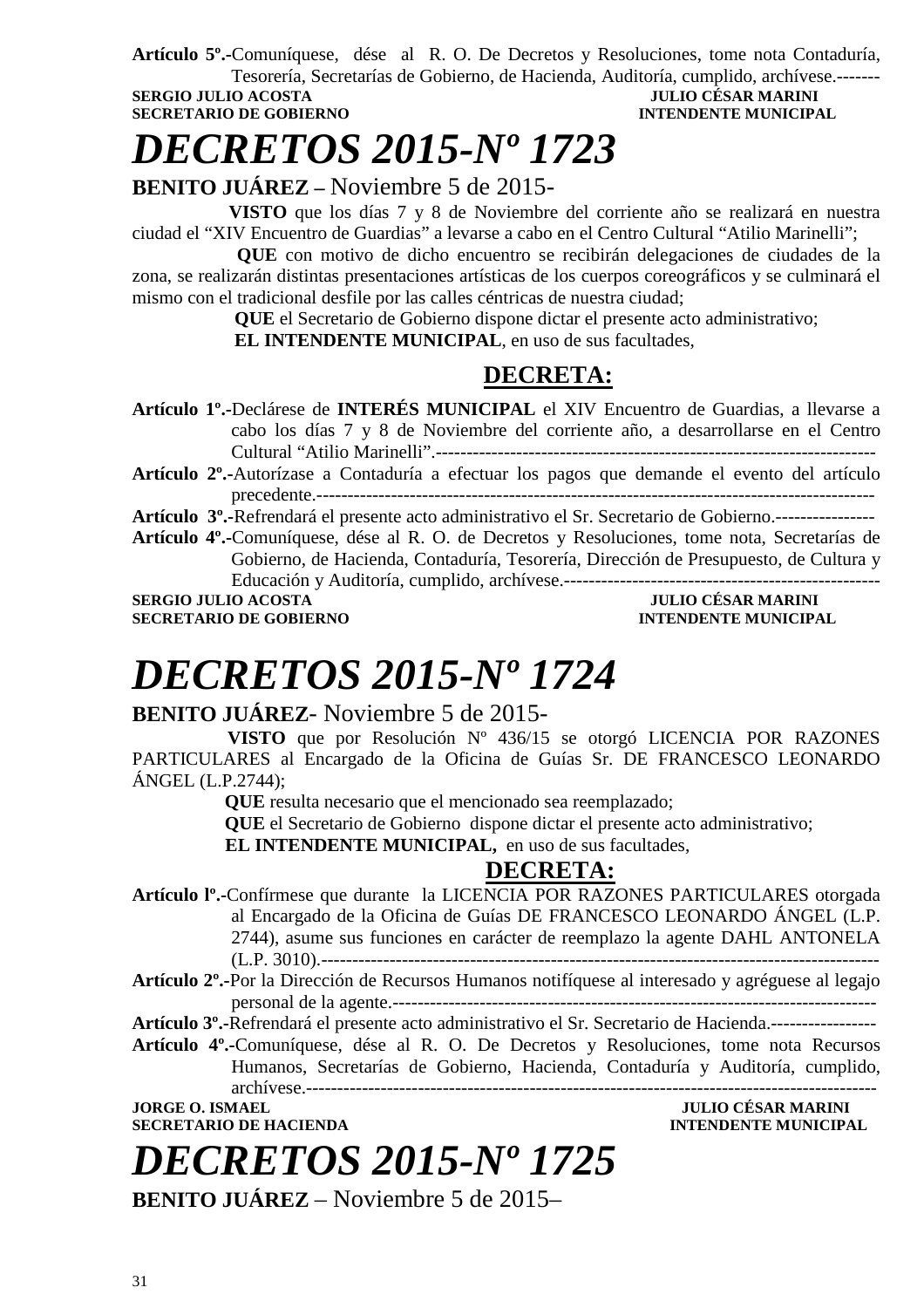**Artículo 5º.-**Comuníquese, dése al R. O. De Decretos y Resoluciones, tome nota Contaduría, Tesorería, Secretarías de Gobierno, de Hacienda, Auditoría, cumplido, archívese.-------

**SERGIO JULIO ACOSTA** — **SECRETARIO DE GOBIERNO**
**JULIO CÉSAR MARINI** — **INTENDENTE MUNICIPAL**

# *DECRETOS 2015-Nº 1723*

**BENITO JUÁREZ –** Noviembre 5 de 2015-

**VISTO** que los días 7 y 8 de Noviembre del corriente año se realizará en nuestra ciudad el "XIV Encuentro de Guardias" a levarse a cabo en el Centro Cultural "Atilio Marinelli";

**QUE** con motivo de dicho encuentro se recibirán delegaciones de ciudades de la zona, se realizarán distintas presentaciones artísticas de los cuerpos coreográficos y se culminará el mismo con el tradicional desfile por las calles céntricas de nuestra ciudad;

**QUE** el Secretario de Gobierno dispone dictar el presente acto administrativo;

**EL INTENDENTE MUNICIPAL**, en uso de sus facultades,

**DECRETA:**

**Artículo 1º.-**Declárese de **INTERÉS MUNICIPAL** el XIV Encuentro de Guardias, a llevarse a cabo los días 7 y 8 de Noviembre del corriente año, a desarrollarse en el Centro Cultural "Atilio Marinelli".-----------------------------------------------------------------------

**Artículo 2º.-**Autorízase a Contaduría a efectuar los pagos que demande el evento del artículo precedente.-----------------------------------------------------------------------------------------

**Artículo 3º.-**Refrendará el presente acto administrativo el Sr. Secretario de Gobierno.----------------

**Artículo 4º.-**Comuníquese, dése al R. O. de Decretos y Resoluciones, tome nota, Secretarías de Gobierno, de Hacienda, Contaduría, Tesorería, Dirección de Presupuesto, de Cultura y Educación y Auditoría, cumplido, archívese.---------------------------------------------------

**SERGIO JULIO ACOSTA** — **SECRETARIO DE GOBIERNO**
**JULIO CÉSAR MARINI** — **INTENDENTE MUNICIPAL**

# *DECRETOS 2015-Nº 1724*

**BENITO JUÁREZ**- Noviembre 5 de 2015-

**VISTO** que por Resolución Nº 436/15 se otorgó LICENCIA POR RAZONES PARTICULARES al Encargado de la Oficina de Guías Sr. DE FRANCESCO LEONARDO ÁNGEL (L.P.2744);

**QUE** resulta necesario que el mencionado sea reemplazado;

**QUE** el Secretario de Gobierno dispone dictar el presente acto administrativo;

**EL INTENDENTE MUNICIPAL,** en uso de sus facultades,

**DECRETA:**

**Artículo lº.-**Confírmese que durante la LICENCIA POR RAZONES PARTICULARES otorgada al Encargado de la Oficina de Guías DE FRANCESCO LEONARDO ÁNGEL (L.P. 2744), asume sus funciones en carácter de reemplazo la agente DAHL ANTONELA (L.P. 3010).------------------------------------------------------------------------------------------

**Artículo 2º.-**Por la Dirección de Recursos Humanos notifíquese al interesado y agréguese al legajo personal de la agente.-----------------------------------------------------------------------------

**Artículo 3º.-**Refrendará el presente acto administrativo el Sr. Secretario de Hacienda.-----------------

**Artículo 4º.-**Comuníquese, dése al R. O. De Decretos y Resoluciones, tome nota Recursos Humanos, Secretarías de Gobierno, Hacienda, Contaduría y Auditoría, cumplido, archívese.------------------------------------------------------------------------------------------

**JORGE O. ISMAEL** — **SECRETARIO DE HACIENDA**
**JULIO CÉSAR MARINI** — **INTENDENTE MUNICIPAL**

# *DECRETOS 2015-Nº 1725*

**BENITO JUÁREZ** – Noviembre 5 de 2015–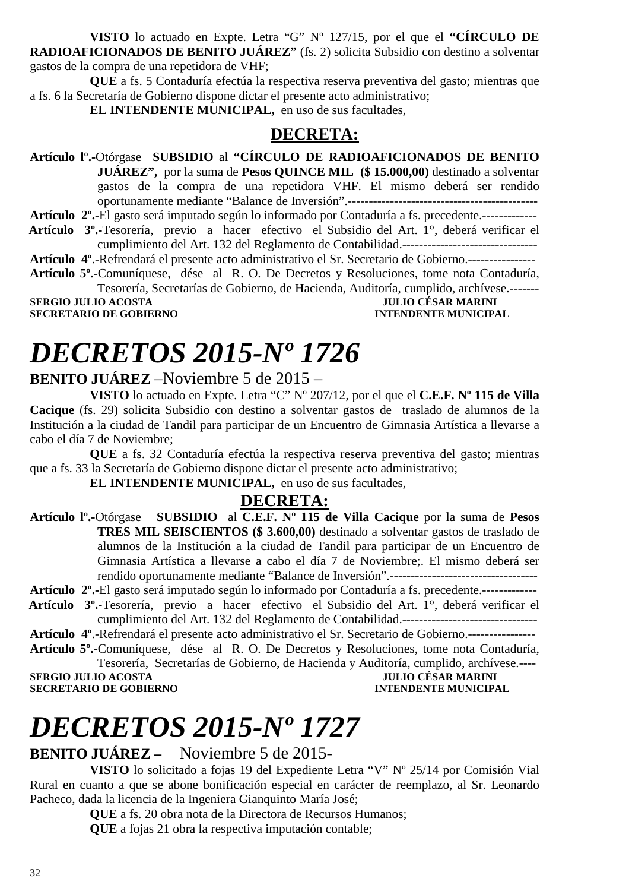**VISTO** lo actuado en Expte. Letra "G" Nº 127/15, por el que el **"CÍRCULO DE RADIOAFICIONADOS DE BENITO JUÁREZ"** (fs. 2) solicita Subsidio con destino a solventar gastos de la compra de una repetidora de VHF;

**QUE** a fs. 5 Contaduría efectúa la respectiva reserva preventiva del gasto; mientras que a fs. 6 la Secretaría de Gobierno dispone dictar el presente acto administrativo;

**EL INTENDENTE MUNICIPAL,** en uso de sus facultades,

## DECRETA:

**Artículo lº.-**Otórgase **SUBSIDIO** al **"CÍRCULO DE RADIOAFICIONADOS DE BENITO JUÁREZ",** por la suma de **Pesos QUINCE MIL ($ 15.000,00)** destinado a solventar gastos de la compra de una repetidora VHF. El mismo deberá ser rendido oportunamente mediante "Balance de Inversión".---------------------------------------------

**Artículo 2º.-**El gasto será imputado según lo informado por Contaduría a fs. precedente.-------------

**Artículo 3º.-**Tesorería, previo a hacer efectivo el Subsidio del Art. 1°, deberá verificar el cumplimiento del Art. 132 del Reglamento de Contabilidad.--------------------------------

**Artículo 4º**.-Refrendará el presente acto administrativo el Sr. Secretario de Gobierno.----------------

**Artículo 5º.-**Comuníquese, dése al R. O. De Decretos y Resoluciones, tome nota Contaduría, Tesorería, Secretarías de Gobierno, de Hacienda, Auditoría, cumplido, archívese.-------

**SERGIO JULIO ACOSTA** — **JULIO CÉSAR MARINI**
**SECRETARIO DE GOBIERNO** — **INTENDENTE MUNICIPAL**

# *DECRETOS 2015-Nº 1726*

**BENITO JUÁREZ** –Noviembre 5 de 2015 –

**VISTO** lo actuado en Expte. Letra "C" Nº 207/12, por el que el **C.E.F. Nº 115 de Villa Cacique** (fs. 29) solicita Subsidio con destino a solventar gastos de traslado de alumnos de la Institución a la ciudad de Tandil para participar de un Encuentro de Gimnasia Artística a llevarse a cabo el día 7 de Noviembre;

**QUE** a fs. 32 Contaduría efectúa la respectiva reserva preventiva del gasto; mientras que a fs. 33 la Secretaría de Gobierno dispone dictar el presente acto administrativo;

**EL INTENDENTE MUNICIPAL,** en uso de sus facultades,

## DECRETA:

**Artículo lº.-**Otórgase **SUBSIDIO** al **C.E.F. Nº 115 de Villa Cacique** por la suma de **Pesos TRES MIL SEISCIENTOS ($ 3.600,00)** destinado a solventar gastos de traslado de alumnos de la Institución a la ciudad de Tandil para participar de un Encuentro de Gimnasia Artística a llevarse a cabo el día 7 de Noviembre;. El mismo deberá ser rendido oportunamente mediante "Balance de Inversión".-----------------------------------

**Artículo 2º.-**El gasto será imputado según lo informado por Contaduría a fs. precedente.-------------

**Artículo 3º.-**Tesorería, previo a hacer efectivo el Subsidio del Art. 1°, deberá verificar el cumplimiento del Art. 132 del Reglamento de Contabilidad.--------------------------------

**Artículo 4º**.-Refrendará el presente acto administrativo el Sr. Secretario de Gobierno.----------------

**Artículo 5º.-**Comuníquese, dése al R. O. De Decretos y Resoluciones, tome nota Contaduría, Tesorería, Secretarías de Gobierno, de Hacienda y Auditoría, cumplido, archívese.----

**SERGIO JULIO ACOSTA** — **JULIO CÉSAR MARINI**
**SECRETARIO DE GOBIERNO** — **INTENDENTE MUNICIPAL**

# *DECRETOS 2015-Nº 1727*

**BENITO JUÁREZ –** Noviembre 5 de 2015-

**VISTO** lo solicitado a fojas 19 del Expediente Letra "V" Nº 25/14 por Comisión Vial Rural en cuanto a que se abone bonificación especial en carácter de reemplazo, al Sr. Leonardo Pacheco, dada la licencia de la Ingeniera Gianquinto María José;

**QUE** a fs. 20 obra nota de la Directora de Recursos Humanos;

**QUE** a fojas 21 obra la respectiva imputación contable;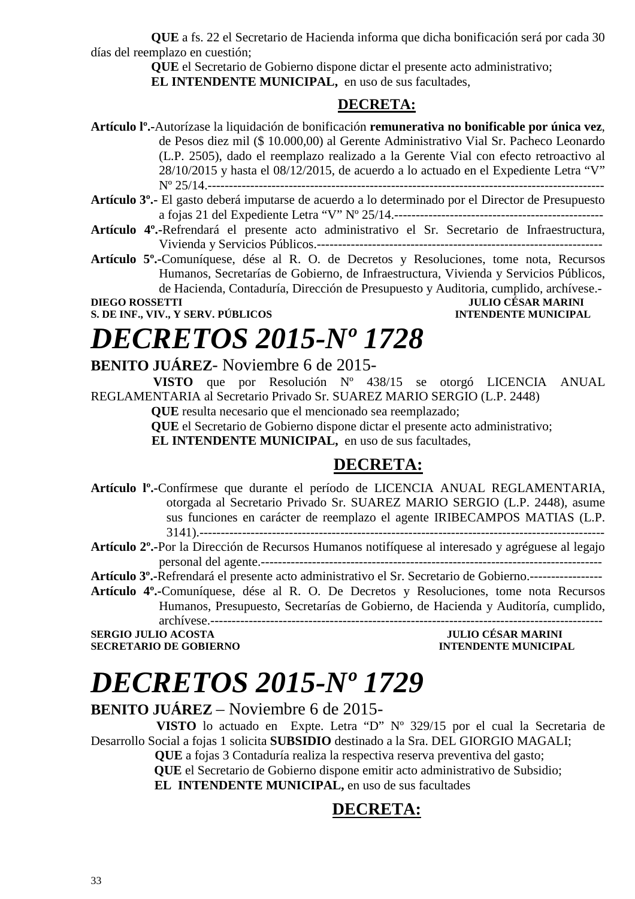**QUE** a fs. 22 el Secretario de Hacienda informa que dicha bonificación será por cada 30 días del reemplazo en cuestión;

**QUE** el Secretario de Gobierno dispone dictar el presente acto administrativo;

**EL INTENDENTE MUNICIPAL,** en uso de sus facultades,

**DECRETA:**

**Artículo lº.-**Autorízase la liquidación de bonificación **remunerativa no bonificable por única vez**, de Pesos diez mil ($ 10.000,00) al Gerente Administrativo Vial Sr. Pacheco Leonardo (L.P. 2505), dado el reemplazo realizado a la Gerente Vial con efecto retroactivo al 28/10/2015 y hasta el 08/12/2015, de acuerdo a lo actuado en el Expediente Letra "V" Nº 25/14.-----------------------------------------------------------------------------------------------

**Artículo 3º.-** El gasto deberá imputarse de acuerdo a lo determinado por el Director de Presupuesto a fojas 21 del Expediente Letra "V" Nº 25/14.-------------------------------------------------

**Artículo 4º.-**Refrendará el presente acto administrativo el Sr. Secretario de Infraestructura, Vivienda y Servicios Públicos.-------------------------------------------------------------------

**Artículo 5º.-**Comuníquese, dése al R. O. de Decretos y Resoluciones, tome nota, Recursos Humanos, Secretarías de Gobierno, de Infraestructura, Vivienda y Servicios Públicos, de Hacienda, Contaduría, Dirección de Presupuesto y Auditoria, cumplido, archívese.-

**DIEGO ROSSETTI** — **JULIO CÉSAR MARINI**
**S. DE INF., VIV., Y SERV. PÚBLICOS** — **INTENDENTE MUNICIPAL**

# *DECRETOS 2015-Nº 1728*

**BENITO JUÁREZ**- Noviembre 6 de 2015-

**VISTO** que por Resolución Nº 438/15 se otorgó LICENCIA ANUAL REGLAMENTARIA al Secretario Privado Sr. SUAREZ MARIO SERGIO (L.P. 2448)

**QUE** resulta necesario que el mencionado sea reemplazado;

**QUE** el Secretario de Gobierno dispone dictar el presente acto administrativo;

**EL INTENDENTE MUNICIPAL,** en uso de sus facultades,

**DECRETA:**

**Artículo lº.-**Confírmese que durante el período de LICENCIA ANUAL REGLAMENTARIA, otorgada al Secretario Privado Sr. SUAREZ MARIO SERGIO (L.P. 2448), asume sus funciones en carácter de reemplazo el agente IRIBECAMPOS MATIAS (L.P. 3141).-----------------------------------------------------------------------------------------------

**Artículo 2º.-**Por la Dirección de Recursos Humanos notifíquese al interesado y agréguese al legajo personal del agente.-------------------------------------------------------------------------------

**Artículo 3º.-**Refrendará el presente acto administrativo el Sr. Secretario de Gobierno.-----------------

**Artículo 4º.-**Comuníquese, dése al R. O. De Decretos y Resoluciones, tome nota Recursos Humanos, Presupuesto, Secretarías de Gobierno, de Hacienda y Auditoría, cumplido, archívese.-----------------------------------------------------------------------------------------------

**SERGIO JULIO ACOSTA** — **JULIO CÉSAR MARINI**
**SECRETARIO DE GOBIERNO** — **INTENDENTE MUNICIPAL**

# *DECRETOS 2015-Nº 1729*

**BENITO JUÁREZ** – Noviembre 6 de 2015-

**VISTO** lo actuado en Expte. Letra "D" Nº 329/15 por el cual la Secretaria de Desarrollo Social a fojas 1 solicita **SUBSIDIO** destinado a la Sra. DEL GIORGIO MAGALI;

**QUE** a fojas 3 Contaduría realiza la respectiva reserva preventiva del gasto;

**QUE** el Secretario de Gobierno dispone emitir acto administrativo de Subsidio;

**EL INTENDENTE MUNICIPAL,** en uso de sus facultades

**DECRETA:**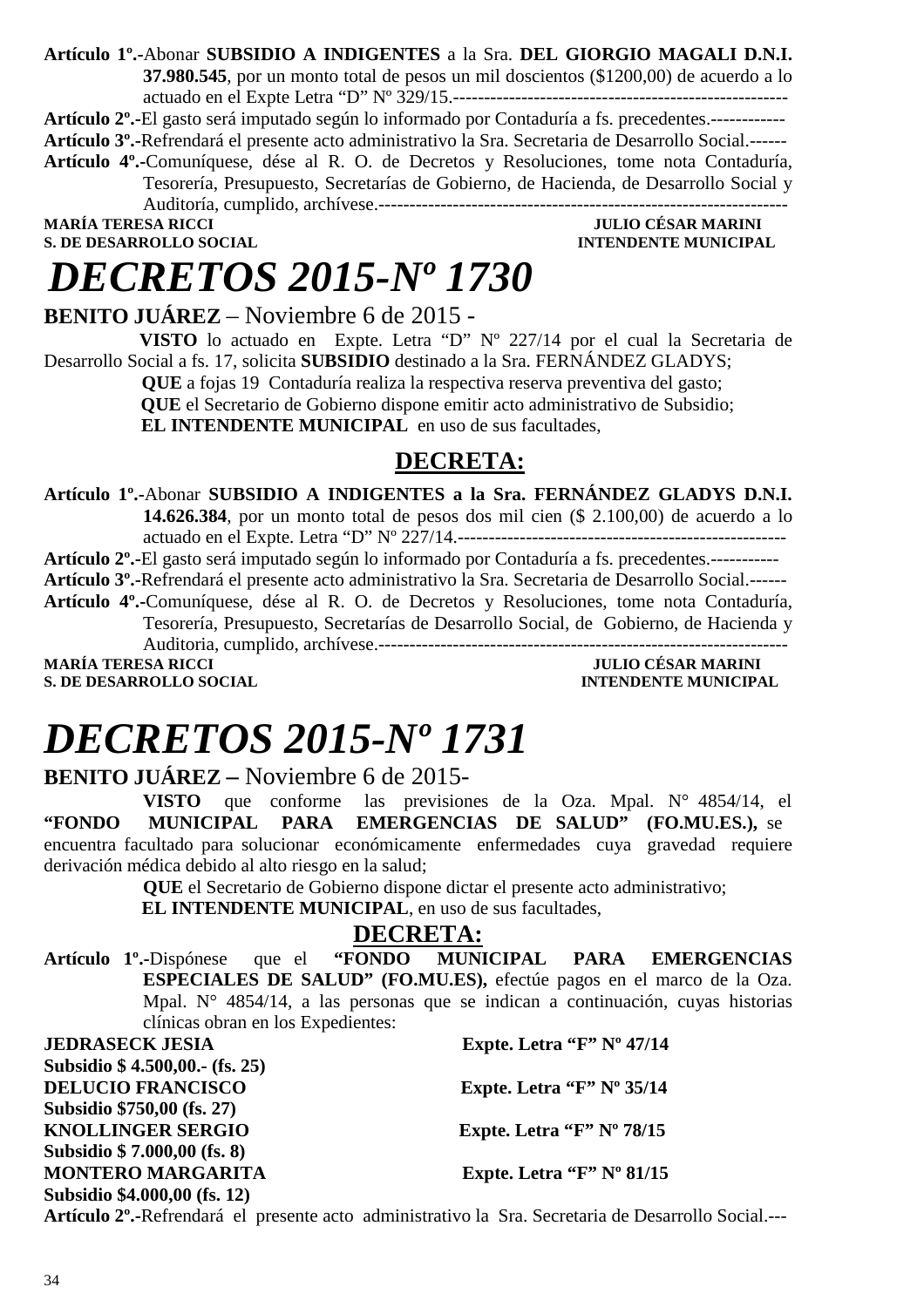**Artículo 1º.-**Abonar **SUBSIDIO A INDIGENTES** a la Sra. **DEL GIORGIO MAGALI D.N.I. 37.980.545**, por un monto total de pesos un mil doscientos ($1200,00) de acuerdo a lo actuado en el Expte Letra "D" Nº 329/15.------------------------------------------------------

**Artículo 2º.-**El gasto será imputado según lo informado por Contaduría a fs. precedentes.------------

**Artículo 3º.-**Refrendará el presente acto administrativo la Sra. Secretaria de Desarrollo Social.------

**Artículo 4º.-**Comuníquese, dése al R. O. de Decretos y Resoluciones, tome nota Contaduría, Tesorería, Presupuesto, Secretarías de Gobierno, de Hacienda, de Desarrollo Social y Auditoría, cumplido, archívese.-------------------------------------------------------------------

**MARÍA TERESA RICCI** — **JULIO CÉSAR MARINI**
**S. DE DESARROLLO SOCIAL** — **INTENDENTE MUNICIPAL**

# *DECRETOS 2015-Nº 1730*

**BENITO JUÁREZ** – Noviembre 6 de 2015 -

**VISTO** lo actuado en Expte. Letra "D" Nº 227/14 por el cual la Secretaria de Desarrollo Social a fs. 17, solicita **SUBSIDIO** destinado a la Sra. FERNÁNDEZ GLADYS;

**QUE** a fojas 19 Contaduría realiza la respectiva reserva preventiva del gasto;

**QUE** el Secretario de Gobierno dispone emitir acto administrativo de Subsidio;

**EL INTENDENTE MUNICIPAL** en uso de sus facultades,

## DECRETA:

**Artículo 1º.-**Abonar **SUBSIDIO A INDIGENTES a la Sra. FERNÁNDEZ GLADYS D.N.I. 14.626.384**, por un monto total de pesos dos mil cien ($ 2.100,00) de acuerdo a lo actuado en el Expte. Letra "D" Nº 227/14.-----------------------------------------------------

**Artículo 2º.-**El gasto será imputado según lo informado por Contaduría a fs. precedentes.-----------

**Artículo 3º.-**Refrendará el presente acto administrativo la Sra. Secretaria de Desarrollo Social.------

**Artículo 4º.-**Comuníquese, dése al R. O. de Decretos y Resoluciones, tome nota Contaduría, Tesorería, Presupuesto, Secretarías de Desarrollo Social, de Gobierno, de Hacienda y Auditoria, cumplido, archívese.-------------------------------------------------------------------

**MARÍA TERESA RICCI** — **JULIO CÉSAR MARINI**
**S. DE DESARROLLO SOCIAL** — **INTENDENTE MUNICIPAL**

# *DECRETOS 2015-Nº 1731*

**BENITO JUÁREZ –** Noviembre 6 de 2015-

**VISTO** que conforme las previsiones de la Oza. Mpal. N° 4854/14, el **"FONDO MUNICIPAL PARA EMERGENCIAS DE SALUD" (FO.MU.ES.),** se encuentra facultado para solucionar económicamente enfermedades cuya gravedad requiere derivación médica debido al alto riesgo en la salud;

**QUE** el Secretario de Gobierno dispone dictar el presente acto administrativo;

**EL INTENDENTE MUNICIPAL**, en uso de sus facultades,

## DECRETA:

**Artículo 1º.-**Dispónese que el **"FONDO MUNICIPAL PARA EMERGENCIAS ESPECIALES DE SALUD" (FO.MU.ES),** efectúe pagos en el marco de la Oza. Mpal. N° 4854/14, a las personas que se indican a continuación, cuyas historias clínicas obran en los Expedientes:

**JEDRASECK JESIA** — **Expte. Letra "F" Nº 47/14**
**Subsidio $ 4.500,00.- (fs. 25)**

**DELUCIO FRANCISCO** — **Expte. Letra "F" Nº 35/14**
**Subsidio $750,00 (fs. 27)**

**KNOLLINGER SERGIO** — **Expte. Letra "F" Nº 78/15**
**Subsidio $ 7.000,00 (fs. 8)**

**MONTERO MARGARITA** — **Expte. Letra "F" Nº 81/15**
**Subsidio $4.000,00 (fs. 12)**

**Artículo 2º.-**Refrendará el presente acto administrativo la Sra. Secretaria de Desarrollo Social.---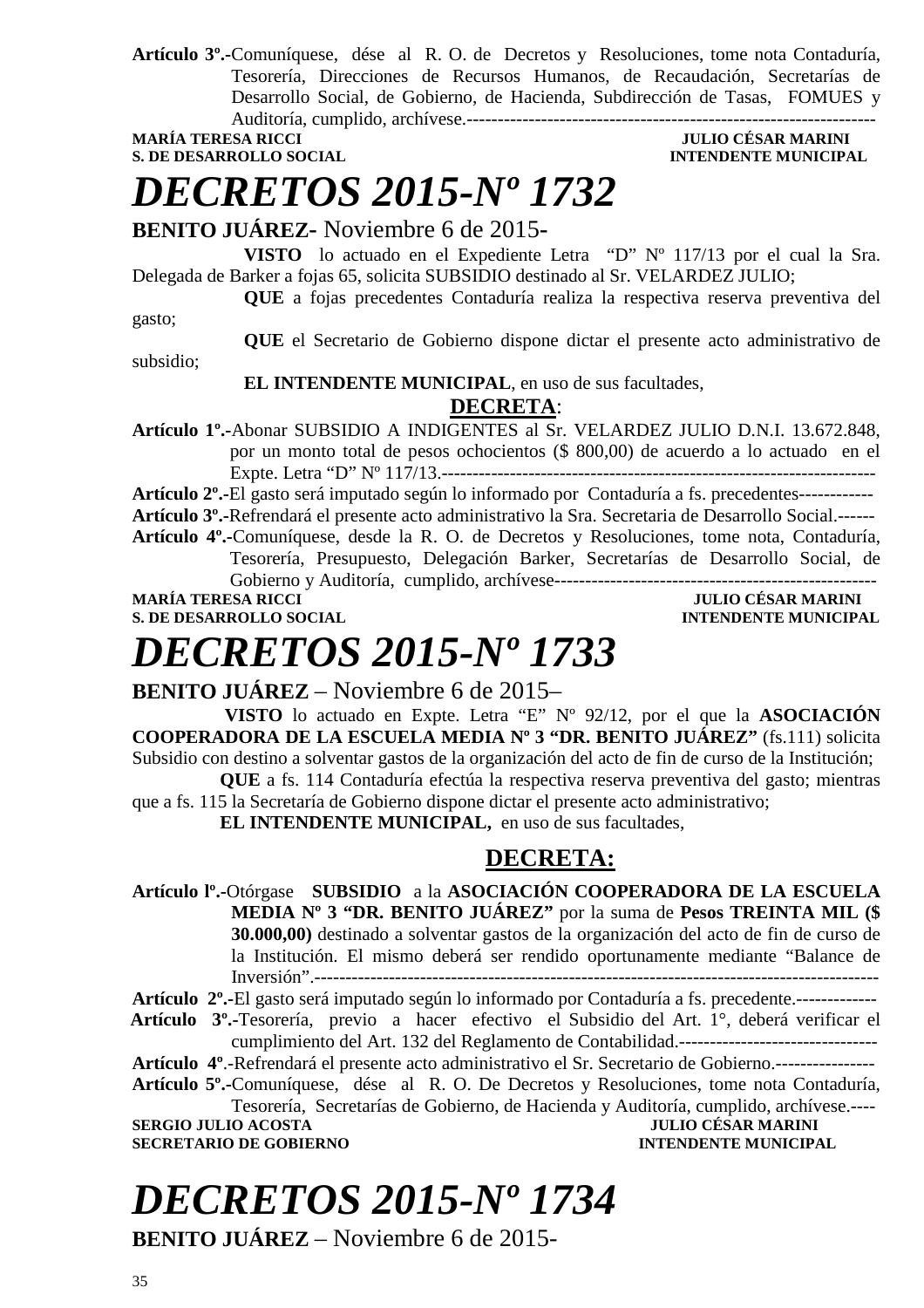**Artículo 3º.-**Comuníquese, dése al R. O. de Decretos y Resoluciones, tome nota Contaduría, Tesorería, Direcciones de Recursos Humanos, de Recaudación, Secretarías de Desarrollo Social, de Gobierno, de Hacienda, Subdirección de Tasas, FOMUES y Auditoría, cumplido, archívese.------------------------------------------------------------------

**MARÍA TERESA RICCI** — **JULIO CÉSAR MARINI**
**S. DE DESARROLLO SOCIAL** — **INTENDENTE MUNICIPAL**

# *DECRETOS 2015-Nº 1732*

**BENITO JUÁREZ-** Noviembre 6 de 2015-

**VISTO** lo actuado en el Expediente Letra "D" Nº 117/13 por el cual la Sra. Delegada de Barker a fojas 65, solicita SUBSIDIO destinado al Sr. VELARDEZ JULIO;

**QUE** a fojas precedentes Contaduría realiza la respectiva reserva preventiva del gasto;

**QUE** el Secretario de Gobierno dispone dictar el presente acto administrativo de subsidio;

**EL INTENDENTE MUNICIPAL**, en uso de sus facultades,

**DECRETA**:

**Artículo 1º.-**Abonar SUBSIDIO A INDIGENTES al Sr. VELARDEZ JULIO D.N.I. 13.672.848, por un monto total de pesos ochocientos ($ 800,00) de acuerdo a lo actuado en el Expte. Letra "D" Nº 117/13.-----------------------------------------------------------------------

**Artículo 2º.-**El gasto será imputado según lo informado por Contaduría a fs. precedentes-----------

**Artículo 3º.-**Refrendará el presente acto administrativo la Sra. Secretaria de Desarrollo Social.------

**Artículo 4º.-**Comuníquese, desde la R. O. de Decretos y Resoluciones, tome nota, Contaduría, Tesorería, Presupuesto, Delegación Barker, Secretarías de Desarrollo Social, de Gobierno y Auditoría, cumplido, archívese----------------------------------------------------

**MARÍA TERESA RICCI** — **JULIO CÉSAR MARINI**
**S. DE DESARROLLO SOCIAL** — **INTENDENTE MUNICIPAL**

# *DECRETOS 2015-Nº 1733*

**BENITO JUÁREZ** – Noviembre 6 de 2015–

**VISTO** lo actuado en Expte. Letra "E" Nº 92/12, por el que la **ASOCIACIÓN COOPERADORA DE LA ESCUELA MEDIA Nº 3 "DR. BENITO JUÁREZ"** (fs.111) solicita Subsidio con destino a solventar gastos de la organización del acto de fin de curso de la Institución;

**QUE** a fs. 114 Contaduría efectúa la respectiva reserva preventiva del gasto; mientras que a fs. 115 la Secretaría de Gobierno dispone dictar el presente acto administrativo;

**EL INTENDENTE MUNICIPAL,** en uso de sus facultades,

**DECRETA:**

**Artículo lº.-**Otórgase **SUBSIDIO** a la **ASOCIACIÓN COOPERADORA DE LA ESCUELA MEDIA Nº 3 "DR. BENITO JUÁREZ"** por la suma de **Pesos TREINTA MIL ($ 30.000,00)** destinado a solventar gastos de la organización del acto de fin de curso de la Institución. El mismo deberá ser rendido oportunamente mediante "Balance de Inversión".------------------------------------------------------------------------------------------

**Artículo 2º.-**El gasto será imputado según lo informado por Contaduría a fs. precedente.-------------

**Artículo 3º.-**Tesorería, previo a hacer efectivo el Subsidio del Art. 1°, deberá verificar el cumplimiento del Art. 132 del Reglamento de Contabilidad.--------------------------------

**Artículo 4º**.-Refrendará el presente acto administrativo el Sr. Secretario de Gobierno.----------------

**Artículo 5º.-**Comuníquese, dése al R. O. De Decretos y Resoluciones, tome nota Contaduría, Tesorería, Secretarías de Gobierno, de Hacienda y Auditoría, cumplido, archívese.----

**SERGIO JULIO ACOSTA** — **JULIO CÉSAR MARINI**
**SECRETARIO DE GOBIERNO** — **INTENDENTE MUNICIPAL**

# *DECRETOS 2015-Nº 1734*

**BENITO JUÁREZ** – Noviembre 6 de 2015-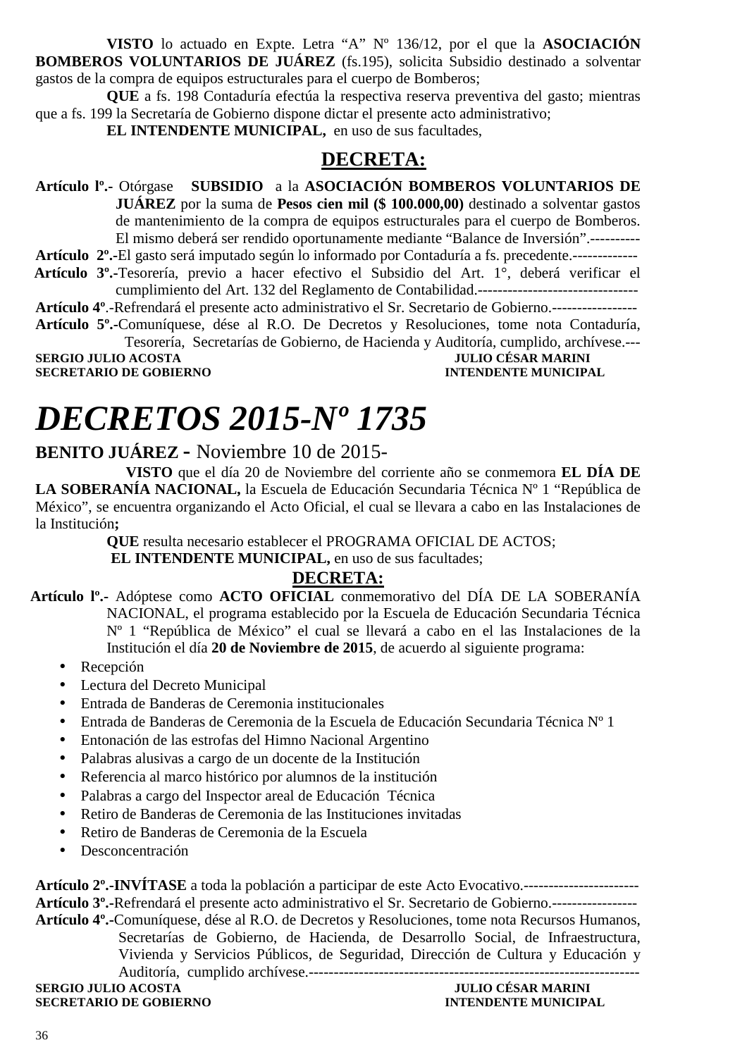**VISTO** lo actuado en Expte. Letra “A” Nº 136/12, por el que la **ASOCIACIÓN BOMBEROS VOLUNTARIOS DE JUÁREZ** (fs.195), solicita Subsidio destinado a solventar gastos de la compra de equipos estructurales para el cuerpo de Bomberos;

**QUE** a fs. 198 Contaduría efectúa la respectiva reserva preventiva del gasto; mientras que a fs. 199 la Secretaría de Gobierno dispone dictar el presente acto administrativo;

**EL INTENDENTE MUNICIPAL,** en uso de sus facultades,

## DECRETA:

**Artículo lº.-** Otórgase **SUBSIDIO** a la **ASOCIACIÓN BOMBEROS VOLUNTARIOS DE JUÁREZ** por la suma de **Pesos cien mil ($ 100.000,00)** destinado a solventar gastos de mantenimiento de la compra de equipos estructurales para el cuerpo de Bomberos. El mismo deberá ser rendido oportunamente mediante “Balance de Inversión”.----------

**Artículo 2º.-**El gasto será imputado según lo informado por Contaduría a fs. precedente.-------------

**Artículo 3º.-**Tesorería, previo a hacer efectivo el Subsidio del Art. 1°, deberá verificar el cumplimiento del Art. 132 del Reglamento de Contabilidad.--------------------------------

**Artículo 4º**.-Refrendará el presente acto administrativo el Sr. Secretario de Gobierno.-----------------

**Artículo 5º.-**Comuníquese, dése al R.O. De Decretos y Resoluciones, tome nota Contaduría, Tesorería, Secretarías de Gobierno, de Hacienda y Auditoría, cumplido, archívese.---

**SERGIO JULIO ACOSTA** — **JULIO CÉSAR MARINI**
**SECRETARIO DE GOBIERNO** — **INTENDENTE MUNICIPAL**

# *DECRETOS 2015-Nº 1735*

**BENITO JUÁREZ -** Noviembre 10 de 2015-

**VISTO** que el día 20 de Noviembre del corriente año se conmemora **EL DÍA DE LA SOBERANÍA NACIONAL,** la Escuela de Educación Secundaria Técnica Nº 1 “República de México”, se encuentra organizando el Acto Oficial, el cual se llevara a cabo en las Instalaciones de la Institución**;**

**QUE** resulta necesario establecer el PROGRAMA OFICIAL DE ACTOS;

**EL INTENDENTE MUNICIPAL,** en uso de sus facultades;

## DECRETA:

**Artículo lº.-** Adóptese como **ACTO OFICIAL** conmemorativo del DÍA DE LA SOBERANÍA NACIONAL, el programa establecido por la Escuela de Educación Secundaria Técnica Nº 1 “República de México” el cual se llevará a cabo en el las Instalaciones de la Institución el día **20 de Noviembre de 2015**, de acuerdo al siguiente programa:

- Recepción
- Lectura del Decreto Municipal
- Entrada de Banderas de Ceremonia institucionales
- Entrada de Banderas de Ceremonia de la Escuela de Educación Secundaria Técnica Nº 1
- Entonación de las estrofas del Himno Nacional Argentino
- Palabras alusivas a cargo de un docente de la Institución
- Referencia al marco histórico por alumnos de la institución
- Palabras a cargo del Inspector areal de Educación Técnica
- Retiro de Banderas de Ceremonia de las Instituciones invitadas
- Retiro de Banderas de Ceremonia de la Escuela
- Desconcentración

**Artículo 2º.-INVÍTASE** a toda la población a participar de este Acto Evocativo.-----------------------

**Artículo 3º.-**Refrendará el presente acto administrativo el Sr. Secretario de Gobierno.-----------------

**Artículo 4º.-**Comuníquese, dése al R.O. de Decretos y Resoluciones, tome nota Recursos Humanos, Secretarías de Gobierno, de Hacienda, de Desarrollo Social, de Infraestructura, Vivienda y Servicios Públicos, de Seguridad, Dirección de Cultura y Educación y Auditoría, cumplido archívese.------------------------------------------------------------------

**SERGIO JULIO ACOSTA** — **JULIO CÉSAR MARINI**
**SECRETARIO DE GOBIERNO** — **INTENDENTE MUNICIPAL**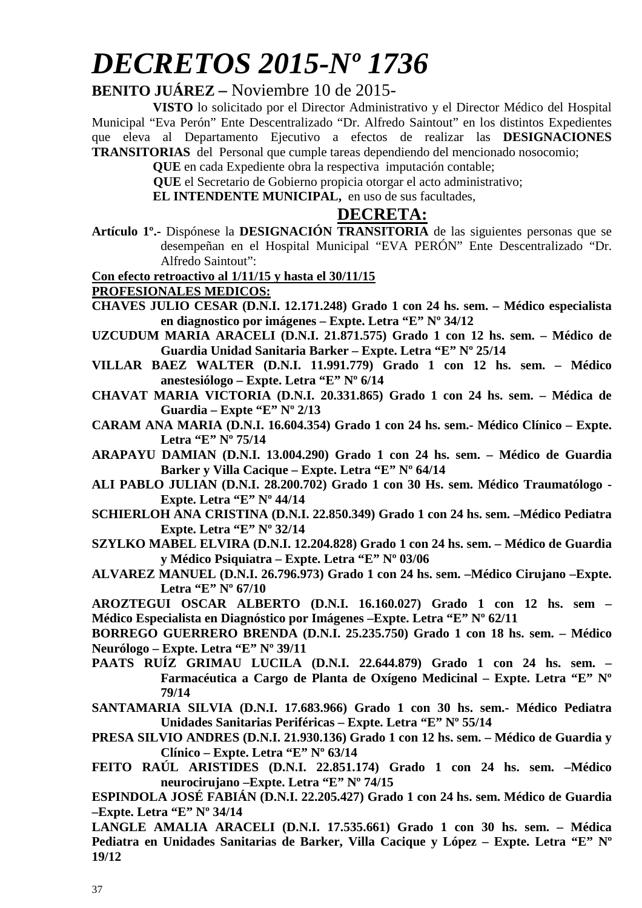# *DECRETOS 2015-Nº 1736*

**BENITO JUÁREZ –** Noviembre 10 de 2015-

**VISTO** lo solicitado por el Director Administrativo y el Director Médico del Hospital Municipal “Eva Perón” Ente Descentralizado “Dr. Alfredo Saintout” en los distintos Expedientes que eleva al Departamento Ejecutivo a efectos de realizar las **DESIGNACIONES TRANSITORIAS** del Personal que cumple tareas dependiendo del mencionado nosocomio;

**QUE** en cada Expediente obra la respectiva imputación contable;

**QUE** el Secretario de Gobierno propicia otorgar el acto administrativo;

**EL INTENDENTE MUNICIPAL,** en uso de sus facultades,

**DECRETA:**

**Artículo 1º.-** Dispónese la **DESIGNACIÓN TRANSITORIA** de las siguientes personas que se desempeñan en el Hospital Municipal “EVA PERÓN” Ente Descentralizado “Dr. Alfredo Saintout”:

**Con efecto retroactivo al 1/11/15 y hasta el 30/11/15**

**PROFESIONALES MEDICOS:**

**CHAVES JULIO CESAR (D.N.I. 12.171.248) Grado 1 con 24 hs. sem. – Médico especialista en diagnostico por imágenes – Expte. Letra “E” Nº 34/12**

**UZCUDUM MARIA ARACELI (D.N.I. 21.871.575) Grado 1 con 12 hs. sem. – Médico de Guardia Unidad Sanitaria Barker – Expte. Letra “E” Nº 25/14**

**VILLAR BAEZ WALTER (D.N.I. 11.991.779) Grado 1 con 12 hs. sem. – Médico anestesiólogo – Expte. Letra “E” Nº 6/14**

**CHAVAT MARIA VICTORIA (D.N.I. 20.331.865) Grado 1 con 24 hs. sem. – Médica de Guardia – Expte “E” Nº 2/13**

**CARAM ANA MARIA (D.N.I. 16.604.354) Grado 1 con 24 hs. sem.- Médico Clínico – Expte. Letra “E” Nº 75/14**

**ARAPAYU DAMIAN (D.N.I. 13.004.290) Grado 1 con 24 hs. sem. – Médico de Guardia Barker y Villa Cacique – Expte. Letra “E” Nº 64/14**

**ALI PABLO JULIAN (D.N.I. 28.200.702) Grado 1 con 30 Hs. sem. Médico Traumatólogo - Expte. Letra “E” Nº 44/14**

**SCHIERLOH ANA CRISTINA (D.N.I. 22.850.349) Grado 1 con 24 hs. sem. –Médico Pediatra Expte. Letra “E” Nº 32/14**

**SZYLKO MABEL ELVIRA (D.N.I. 12.204.828) Grado 1 con 24 hs. sem. – Médico de Guardia y Médico Psiquiatra – Expte. Letra “E” Nº 03/06**

**ALVAREZ MANUEL (D.N.I. 26.796.973) Grado 1 con 24 hs. sem. –Médico Cirujano –Expte. Letra “E” Nº 67/10**

**AROZTEGUI OSCAR ALBERTO (D.N.I. 16.160.027) Grado 1 con 12 hs. sem – Médico Especialista en Diagnóstico por Imágenes –Expte. Letra “E” Nº 62/11**

**BORREGO GUERRERO BRENDA (D.N.I. 25.235.750) Grado 1 con 18 hs. sem. – Médico Neurólogo – Expte. Letra “E” Nº 39/11**

**PAATS RUÍZ GRIMAU LUCILA (D.N.I. 22.644.879) Grado 1 con 24 hs. sem. – Farmacéutica a Cargo de Planta de Oxígeno Medicinal – Expte. Letra “E” Nº 79/14**

**SANTAMARIA SILVIA (D.N.I. 17.683.966) Grado 1 con 30 hs. sem.- Médico Pediatra Unidades Sanitarias Periféricas – Expte. Letra “E” Nº 55/14**

**PRESA SILVIO ANDRES (D.N.I. 21.930.136) Grado 1 con 12 hs. sem. – Médico de Guardia y Clínico – Expte. Letra “E” Nº 63/14**

**FEITO RAÚL ARISTIDES (D.N.I. 22.851.174) Grado 1 con 24 hs. sem. –Médico neurocirujano –Expte. Letra “E” Nº 74/15**

**ESPINDOLA JOSÉ FABIÁN (D.N.I. 22.205.427) Grado 1 con 24 hs. sem. Médico de Guardia –Expte. Letra “E” Nº 34/14**

**LANGLE AMALIA ARACELI (D.N.I. 17.535.661) Grado 1 con 30 hs. sem. – Médica Pediatra en Unidades Sanitarias de Barker, Villa Cacique y López – Expte. Letra “E” Nº 19/12**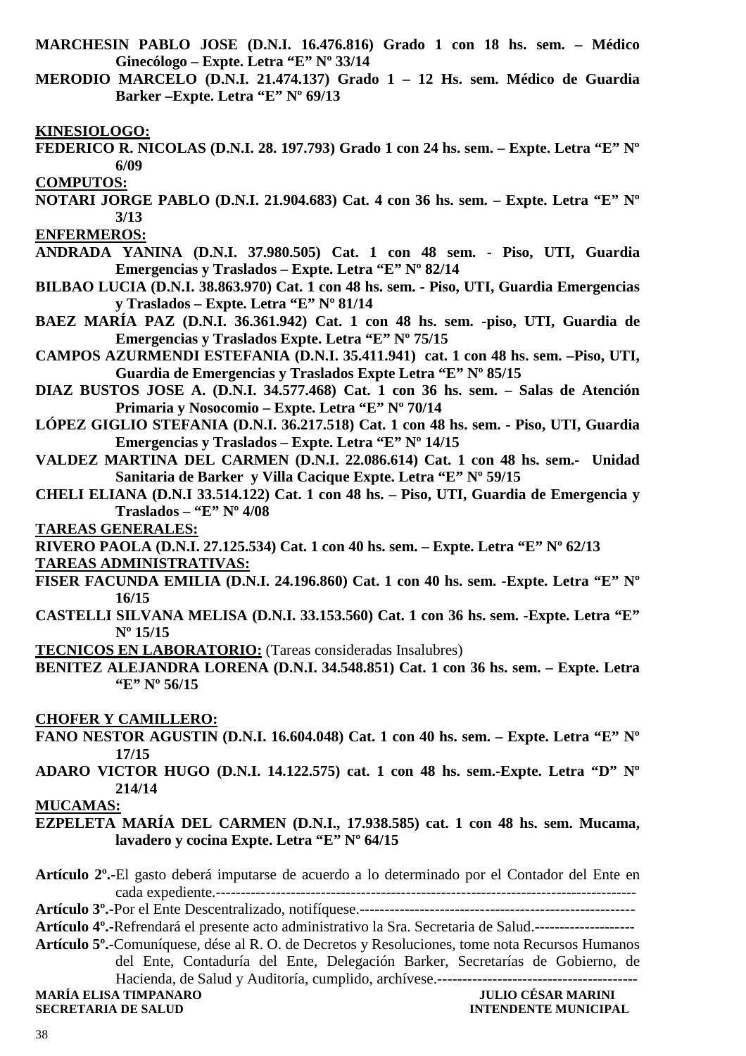**MARCHESIN PABLO JOSE (D.N.I. 16.476.816) Grado 1 con 18 hs. sem. – Médico Ginecólogo – Expte. Letra "E" Nº 33/14**

**MERODIO MARCELO (D.N.I. 21.474.137) Grado 1 – 12 Hs. sem. Médico de Guardia Barker –Expte. Letra "E" Nº 69/13**

**KINESIOLOGO:**

**FEDERICO R. NICOLAS (D.N.I. 28. 197.793) Grado 1 con 24 hs. sem. – Expte. Letra "E" Nº 6/09**

**COMPUTOS:**

**NOTARI JORGE PABLO (D.N.I. 21.904.683) Cat. 4 con 36 hs. sem. – Expte. Letra "E" Nº 3/13**

**ENFERMEROS:**

**ANDRADA YANINA (D.N.I. 37.980.505) Cat. 1 con 48 sem. - Piso, UTI, Guardia Emergencias y Traslados – Expte. Letra "E" Nº 82/14**

**BILBAO LUCIA (D.N.I. 38.863.970) Cat. 1 con 48 hs. sem. - Piso, UTI, Guardia Emergencias y Traslados – Expte. Letra "E" Nº 81/14**

**BAEZ MARÍA PAZ (D.N.I. 36.361.942) Cat. 1 con 48 hs. sem. -piso, UTI, Guardia de Emergencias y Traslados Expte. Letra "E" Nº 75/15**

**CAMPOS AZURMENDI ESTEFANIA (D.N.I. 35.411.941) cat. 1 con 48 hs. sem. –Piso, UTI, Guardia de Emergencias y Traslados Expte Letra "E" Nº 85/15**

**DIAZ BUSTOS JOSE A. (D.N.I. 34.577.468) Cat. 1 con 36 hs. sem. – Salas de Atención Primaria y Nosocomio – Expte. Letra "E" Nº 70/14**

**LÓPEZ GIGLIO STEFANIA (D.N.I. 36.217.518) Cat. 1 con 48 hs. sem. - Piso, UTI, Guardia Emergencias y Traslados – Expte. Letra "E" Nº 14/15**

**VALDEZ MARTINA DEL CARMEN (D.N.I. 22.086.614) Cat. 1 con 48 hs. sem.- Unidad Sanitaria de Barker y Villa Cacique Expte. Letra "E" Nº 59/15**

**CHELI ELIANA (D.N.I 33.514.122) Cat. 1 con 48 hs. – Piso, UTI, Guardia de Emergencia y Traslados – "E" Nº 4/08**

**TAREAS GENERALES:**

**RIVERO PAOLA (D.N.I. 27.125.534) Cat. 1 con 40 hs. sem. – Expte. Letra "E" Nº 62/13**

**TAREAS ADMINISTRATIVAS:**

**FISER FACUNDA EMILIA (D.N.I. 24.196.860) Cat. 1 con 40 hs. sem. -Expte. Letra "E" Nº 16/15**

**CASTELLI SILVANA MELISA (D.N.I. 33.153.560) Cat. 1 con 36 hs. sem. -Expte. Letra "E" Nº 15/15**

**TECNICOS EN LABORATORIO:** (Tareas consideradas Insalubres)

**BENITEZ ALEJANDRA LORENA (D.N.I. 34.548.851) Cat. 1 con 36 hs. sem. – Expte. Letra "E" Nº 56/15**

**CHOFER Y CAMILLERO:**

**FANO NESTOR AGUSTIN (D.N.I. 16.604.048) Cat. 1 con 40 hs. sem. – Expte. Letra "E" Nº 17/15**

**ADARO VICTOR HUGO (D.N.I. 14.122.575) cat. 1 con 48 hs. sem.-Expte. Letra "D" Nº 214/14**

**MUCAMAS:**

**EZPELETA MARÍA DEL CARMEN (D.N.I., 17.938.585) cat. 1 con 48 hs. sem. Mucama, lavadero y cocina Expte. Letra "E" Nº 64/15**

**Artículo 2º.-**El gasto deberá imputarse de acuerdo a lo determinado por el Contador del Ente en cada expediente.-----------------------------------------------------------------------------------

**Artículo 3º.-**Por el Ente Descentralizado, notifíquese.-------------------------------------------------------

**Artículo 4º.-**Refrendará el presente acto administrativo la Sra. Secretaria de Salud.--------------------

**Artículo 5º.-**Comuníquese, dése al R. O. de Decretos y Resoluciones, tome nota Recursos Humanos del Ente, Contaduría del Ente, Delegación Barker, Secretarías de Gobierno, de Hacienda, de Salud y Auditoría, cumplido, archívese.----------------------------------------

**MARÍA ELISA TIMPANARO**
**SECRETARIA DE SALUD**

**JULIO CÉSAR MARINI**
**INTENDENTE MUNICIPAL**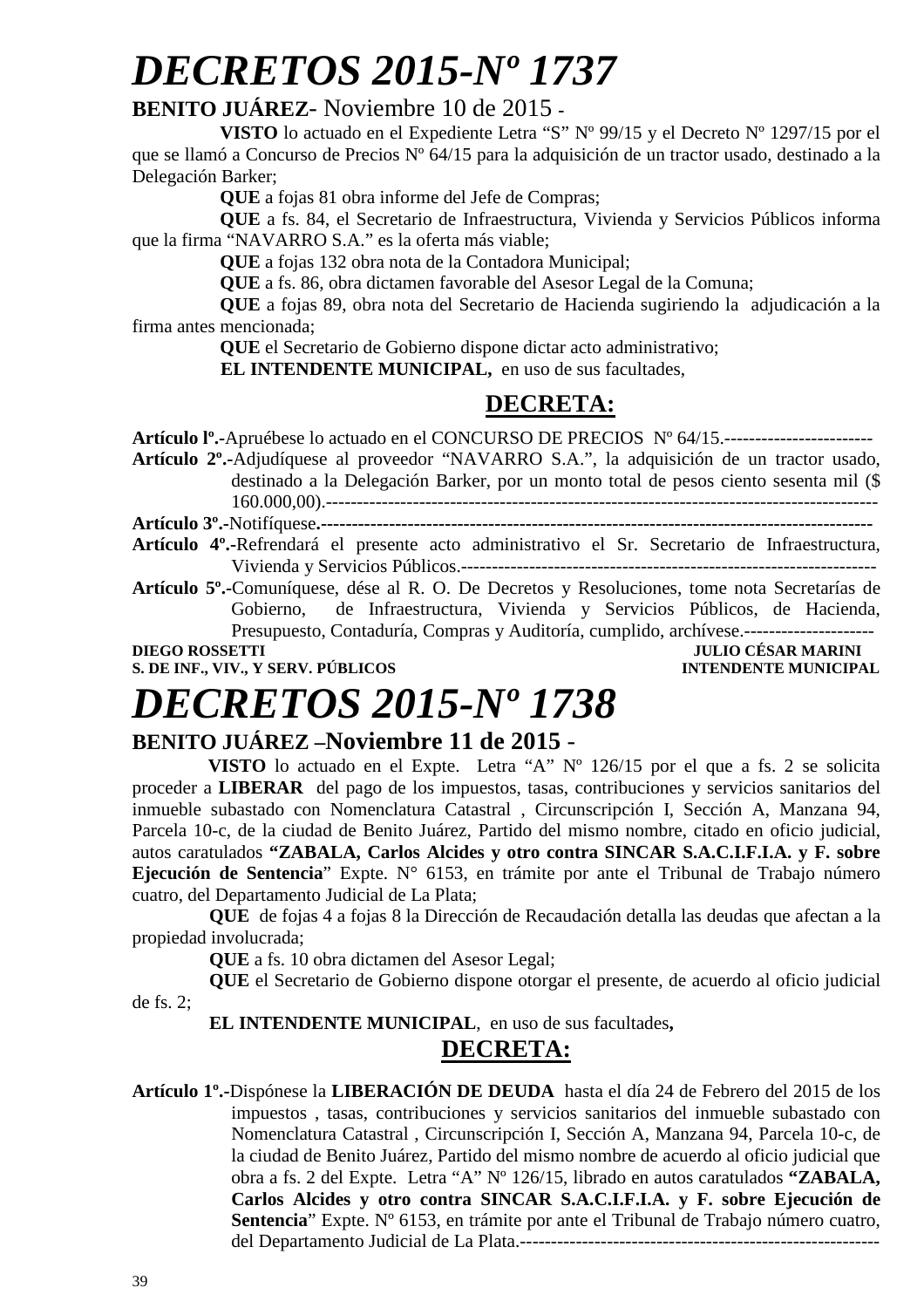# *DECRETOS 2015-Nº 1737*

**BENITO JUÁREZ**- Noviembre 10 de 2015 -

**VISTO** lo actuado en el Expediente Letra "S" Nº 99/15 y el Decreto Nº 1297/15 por el que se llamó a Concurso de Precios Nº 64/15 para la adquisición de un tractor usado, destinado a la Delegación Barker;

**QUE** a fojas 81 obra informe del Jefe de Compras;

**QUE** a fs. 84, el Secretario de Infraestructura, Vivienda y Servicios Públicos informa que la firma "NAVARRO S.A." es la oferta más viable;

**QUE** a fojas 132 obra nota de la Contadora Municipal;

**QUE** a fs. 86, obra dictamen favorable del Asesor Legal de la Comuna;

**QUE** a fojas 89, obra nota del Secretario de Hacienda sugiriendo la adjudicación a la firma antes mencionada;

**QUE** el Secretario de Gobierno dispone dictar acto administrativo;

**EL INTENDENTE MUNICIPAL,** en uso de sus facultades,

## DECRETA:

**Artículo lº.-**Apruébese lo actuado en el CONCURSO DE PRECIOS Nº 64/15.------------------------

**Artículo 2º.-**Adjudíquese al proveedor "NAVARRO S.A.", la adquisición de un tractor usado, destinado a la Delegación Barker, por un monto total de pesos ciento sesenta mil ($ 160.000,00).------------------------------------------------------------------------------------------

**Artículo 3º.-**Notifíquese.------------------------------------------------------------------------------------------

**Artículo 4º.-**Refrendará el presente acto administrativo el Sr. Secretario de Infraestructura, Vivienda y Servicios Públicos.--------------------------------------------------------------------

**Artículo 5º.-**Comuníquese, dése al R. O. De Decretos y Resoluciones, tome nota Secretarías de Gobierno, de Infraestructura, Vivienda y Servicios Públicos, de Hacienda, Presupuesto, Contaduría, Compras y Auditoría, cumplido, archívese.---------------------

**DIEGO ROSSETTI** — **S. DE INF., VIV., Y SERV. PÚBLICOS**

**JULIO CÉSAR MARINI** — **INTENDENTE MUNICIPAL**

# *DECRETOS 2015-Nº 1738*

**BENITO JUÁREZ –Noviembre 11 de 2015 -**

**VISTO** lo actuado en el Expte. Letra "A" Nº 126/15 por el que a fs. 2 se solicita proceder a **LIBERAR** del pago de los impuestos, tasas, contribuciones y servicios sanitarios del inmueble subastado con Nomenclatura Catastral , Circunscripción I, Sección A, Manzana 94, Parcela 10-c, de la ciudad de Benito Juárez, Partido del mismo nombre, citado en oficio judicial, autos caratulados **"ZABALA, Carlos Alcides y otro contra SINCAR S.A.C.I.F.I.A. y F. sobre Ejecución de Sentencia**" Expte. N° 6153, en trámite por ante el Tribunal de Trabajo número cuatro, del Departamento Judicial de La Plata;

**QUE** de fojas 4 a fojas 8 la Dirección de Recaudación detalla las deudas que afectan a la propiedad involucrada;

**QUE** a fs. 10 obra dictamen del Asesor Legal;

**QUE** el Secretario de Gobierno dispone otorgar el presente, de acuerdo al oficio judicial de fs. 2;

**EL INTENDENTE MUNICIPAL**, en uso de sus facultades**,**

## DECRETA:

**Artículo 1º.-**Dispónese la **LIBERACIÓN DE DEUDA** hasta el día 24 de Febrero del 2015 de los impuestos , tasas, contribuciones y servicios sanitarios del inmueble subastado con Nomenclatura Catastral , Circunscripción I, Sección A, Manzana 94, Parcela 10-c, de la ciudad de Benito Juárez, Partido del mismo nombre de acuerdo al oficio judicial que obra a fs. 2 del Expte. Letra "A" Nº 126/15, librado en autos caratulados **"ZABALA, Carlos Alcides y otro contra SINCAR S.A.C.I.F.I.A. y F. sobre Ejecución de Sentencia**" Expte. Nº 6153, en trámite por ante el Tribunal de Trabajo número cuatro, del Departamento Judicial de La Plata.----------------------------------------------------------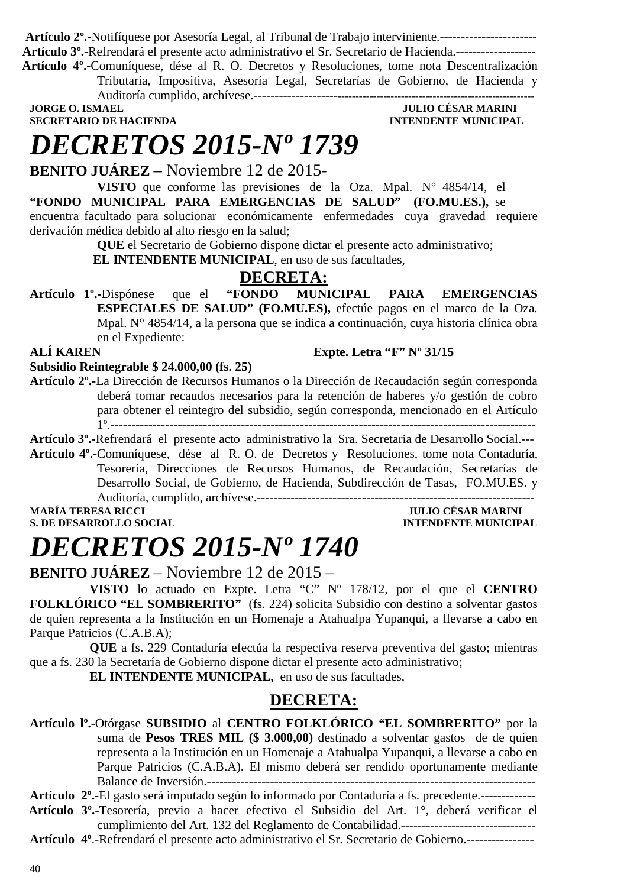**Artículo 2º.-**Notifíquese por Asesoría Legal, al Tribunal de Trabajo interviniente.-----------------------
**Artículo 3º.-**Refrendará el presente acto administrativo el Sr. Secretario de Hacienda.-------------------
**Artículo 4º.-**Comuníquese, dése al R. O. Decretos y Resoluciones, tome nota Descentralización Tributaria, Impositiva, Asesoría Legal, Secretarías de Gobierno, de Hacienda y Auditoría cumplido, archívese.--------------------------------------------------------------------------

**JORGE O. ISMAEL** — **JULIO CÉSAR MARINI**
**SECRETARIO DE HACIENDA** — **INTENDENTE MUNICIPAL**

# *DECRETOS 2015-Nº 1739*

**BENITO JUÁREZ –** Noviembre 12 de 2015-

**VISTO** que conforme las previsiones de la Oza. Mpal. N° 4854/14, el **"FONDO MUNICIPAL PARA EMERGENCIAS DE SALUD" (FO.MU.ES.),** se encuentra facultado para solucionar económicamente enfermedades cuya gravedad requiere derivación médica debido al alto riesgo en la salud;

**QUE** el Secretario de Gobierno dispone dictar el presente acto administrativo;

**EL INTENDENTE MUNICIPAL**, en uso de sus facultades,

## DECRETA:

**Artículo 1º.-**Dispónese que el **"FONDO MUNICIPAL PARA EMERGENCIAS ESPECIALES DE SALUD" (FO.MU.ES),** efectúe pagos en el marco de la Oza. Mpal. N° 4854/14, a la persona que se indica a continuación, cuya historia clínica obra en el Expediente:

**ALÍ KAREN** — **Expte. Letra "F" Nº 31/15**
**Subsidio Reintegrable $ 24.000,00 (fs. 25)**

**Artículo 2º.-**La Dirección de Recursos Humanos o la Dirección de Recaudación según corresponda deberá tomar recaudos necesarios para la retención de haberes y/o gestión de cobro para obtener el reintegro del subsidio, según corresponda, mencionado en el Artículo 1º.--------------------------------------------------------------------------------------------------

**Artículo 3º.-**Refrendará el presente acto administrativo la Sra. Secretaria de Desarrollo Social.---

**Artículo 4º.-**Comuníquese, dése al R. O. de Decretos y Resoluciones, tome nota Contaduría, Tesorería, Direcciones de Recursos Humanos, de Recaudación, Secretarías de Desarrollo Social, de Gobierno, de Hacienda, Subdirección de Tasas, FO.MU.ES. y Auditoría, cumplido, archívese.-------------------------------------------------------------------

**MARÍA TERESA RICCI** — **JULIO CÉSAR MARINI**
**S. DE DESARROLLO SOCIAL** — **INTENDENTE MUNICIPAL**

# *DECRETOS 2015-Nº 1740*

**BENITO JUÁREZ** – Noviembre 12 de 2015 –

**VISTO** lo actuado en Expte. Letra "C" Nº 178/12, por el que el **CENTRO FOLKLÓRICO "EL SOMBRERITO"** (fs. 224) solicita Subsidio con destino a solventar gastos de quien representa a la Institución en un Homenaje a Atahualpa Yupanqui, a llevarse a cabo en Parque Patricios (C.A.B.A);

**QUE** a fs. 229 Contaduría efectúa la respectiva reserva preventiva del gasto; mientras que a fs. 230 la Secretaría de Gobierno dispone dictar el presente acto administrativo;

**EL INTENDENTE MUNICIPAL,** en uso de sus facultades,

## DECRETA:

**Artículo lº.-**Otórgase **SUBSIDIO** al **CENTRO FOLKLÓRICO "EL SOMBRERITO"** por la suma de **Pesos TRES MIL ($ 3.000,00)** destinado a solventar gastos de de quien representa a la Institución en un Homenaje a Atahualpa Yupanqui, a llevarse a cabo en Parque Patricios (C.A.B.A). El mismo deberá ser rendido oportunamente mediante Balance de Inversión.--------------------------------------------------------------------------------

**Artículo 2º.-**El gasto será imputado según lo informado por Contaduría a fs. precedente.-------------

**Artículo 3º.-**Tesorería, previo a hacer efectivo el Subsidio del Art. 1°, deberá verificar el cumplimiento del Art. 132 del Reglamento de Contabilidad.--------------------------------

**Artículo 4º**.-Refrendará el presente acto administrativo el Sr. Secretario de Gobierno.----------------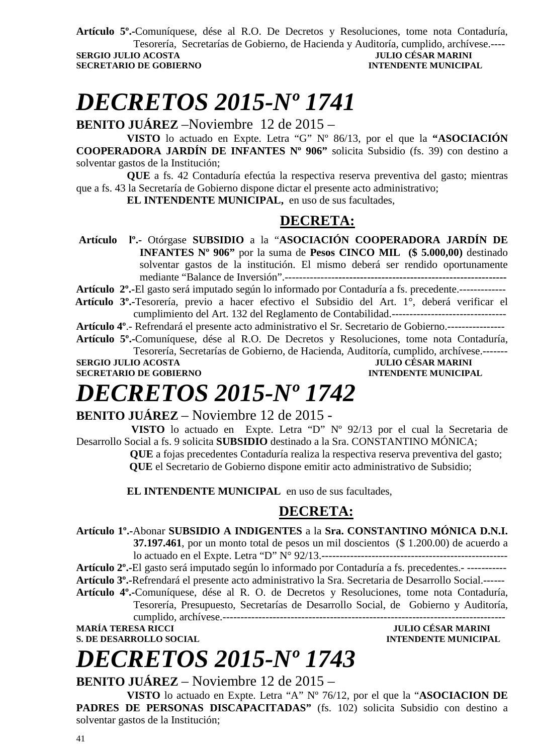**Artículo 5º.-**Comuníquese, dése al R.O. De Decretos y Resoluciones, tome nota Contaduría, Tesorería, Secretarías de Gobierno, de Hacienda y Auditoría, cumplido, archívese.----

**SERGIO JULIO ACOSTA** — **JULIO CÉSAR MARINI**
**SECRETARIO DE GOBIERNO** — **INTENDENTE MUNICIPAL**

# *DECRETOS 2015-Nº 1741*

**BENITO JUÁREZ** –Noviembre 12 de 2015 –

**VISTO** lo actuado en Expte. Letra "G" Nº 86/13, por el que la **"ASOCIACIÓN COOPERADORA JARDÍN DE INFANTES Nº 906"** solicita Subsidio (fs. 39) con destino a solventar gastos de la Institución;

**QUE** a fs. 42 Contaduría efectúa la respectiva reserva preventiva del gasto; mientras que a fs. 43 la Secretaría de Gobierno dispone dictar el presente acto administrativo;

**EL INTENDENTE MUNICIPAL,** en uso de sus facultades,

## DECRETA:

**Artículo lº.-** Otórgase **SUBSIDIO** a la "**ASOCIACIÓN COOPERADORA JARDÍN DE INFANTES Nº 906"** por la suma de **Pesos CINCO MIL ($ 5.000,00)** destinado solventar gastos de la institución. El mismo deberá ser rendido oportunamente mediante "Balance de Inversión".-------------------------------------------------------------

**Artículo 2º.-**El gasto será imputado según lo informado por Contaduría a fs. precedente.-------------

**Artículo 3º.-**Tesorería, previo a hacer efectivo el Subsidio del Art. 1°, deberá verificar el cumplimiento del Art. 132 del Reglamento de Contabilidad.--------------------------------

**Artículo 4º**.- Refrendará el presente acto administrativo el Sr. Secretario de Gobierno.----------------

**Artículo 5º.-**Comuníquese, dése al R.O. De Decretos y Resoluciones, tome nota Contaduría, Tesorería, Secretarías de Gobierno, de Hacienda, Auditoría, cumplido, archívese.-------

**SERGIO JULIO ACOSTA** — **JULIO CÉSAR MARINI**
**SECRETARIO DE GOBIERNO** — **INTENDENTE MUNICIPAL**

# *DECRETOS 2015-Nº 1742*

**BENITO JUÁREZ** – Noviembre 12 de 2015 -

**VISTO** lo actuado en Expte. Letra "D" Nº 92/13 por el cual la Secretaria de Desarrollo Social a fs. 9 solicita **SUBSIDIO** destinado a la Sra. CONSTANTINO MÓNICA;

**QUE** a fojas precedentes Contaduría realiza la respectiva reserva preventiva del gasto;

**QUE** el Secretario de Gobierno dispone emitir acto administrativo de Subsidio;

**EL INTENDENTE MUNICIPAL** en uso de sus facultades,

## DECRETA:

**Artículo 1º.-**Abonar **SUBSIDIO A INDIGENTES** a la **Sra. CONSTANTINO MÓNICA D.N.I. 37.197.461**, por un monto total de pesos un mil doscientos ($ 1.200.00) de acuerdo a lo actuado en el Expte. Letra "D" N° 92/13.----------------------------------------------------

**Artículo 2º.-**El gasto será imputado según lo informado por Contaduría a fs. precedentes.- -----------

**Artículo 3º.-**Refrendará el presente acto administrativo la Sra. Secretaria de Desarrollo Social.------

**Artículo 4º.-**Comuníquese, dése al R. O. de Decretos y Resoluciones, tome nota Contaduría, Tesorería, Presupuesto, Secretarías de Desarrollo Social, de Gobierno y Auditoría, cumplido, archívese.-------------------------------------------------------------------------------

**MARÍA TERESA RICCI** — **JULIO CÉSAR MARINI**
**S. DE DESARROLLO SOCIAL** — **INTENDENTE MUNICIPAL**

# *DECRETOS 2015-Nº 1743*

**BENITO JUÁREZ** – Noviembre 12 de 2015 –

**VISTO** lo actuado en Expte. Letra "A" Nº 76/12, por el que la "**ASOCIACION DE PADRES DE PERSONAS DISCAPACITADAS"** (fs. 102) solicita Subsidio con destino a solventar gastos de la Institución;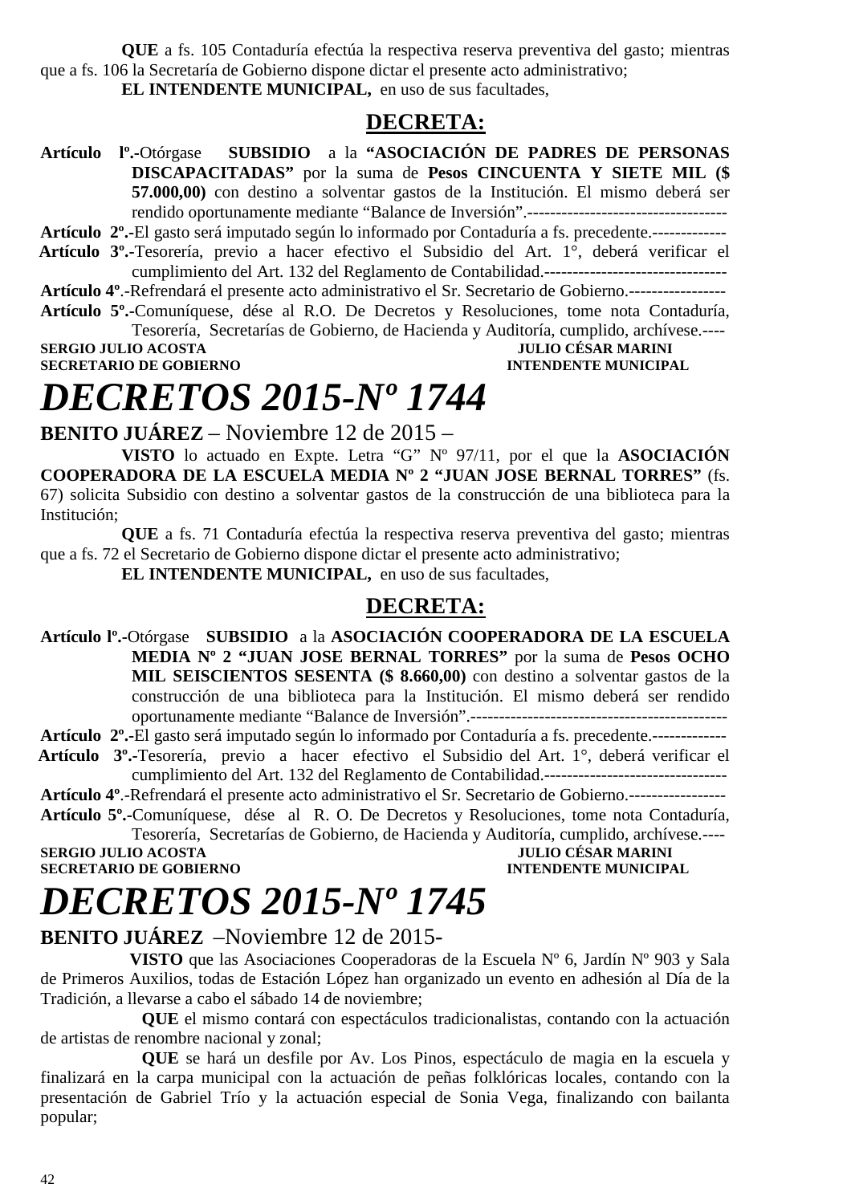**QUE** a fs. 105 Contaduría efectúa la respectiva reserva preventiva del gasto; mientras que a fs. 106 la Secretaría de Gobierno dispone dictar el presente acto administrativo;

**EL INTENDENTE MUNICIPAL,** en uso de sus facultades,

## DECRETA:

**Artículo lº.-**Otórgase **SUBSIDIO** a la **"ASOCIACIÓN DE PADRES DE PERSONAS DISCAPACITADAS"** por la suma de **Pesos CINCUENTA Y SIETE MIL ($ 57.000,00)** con destino a solventar gastos de la Institución. El mismo deberá ser rendido oportunamente mediante "Balance de Inversión".-----------------------------------

**Artículo 2º.-**El gasto será imputado según lo informado por Contaduría a fs. precedente.-------------

**Artículo 3º.-**Tesorería, previo a hacer efectivo el Subsidio del Art. 1°, deberá verificar el cumplimiento del Art. 132 del Reglamento de Contabilidad.--------------------------------

**Artículo 4º**.-Refrendará el presente acto administrativo el Sr. Secretario de Gobierno.-----------------

**Artículo 5º.-**Comuníquese, dése al R.O. De Decretos y Resoluciones, tome nota Contaduría, Tesorería, Secretarías de Gobierno, de Hacienda y Auditoría, cumplido, archívese.----

**SERGIO JULIO ACOSTA** — **JULIO CÉSAR MARINI**
**SECRETARIO DE GOBIERNO** — **INTENDENTE MUNICIPAL**

# *DECRETOS 2015-Nº 1744*

**BENITO JUÁREZ** – Noviembre 12 de 2015 –

**VISTO** lo actuado en Expte. Letra "G" Nº 97/11, por el que la **ASOCIACIÓN COOPERADORA DE LA ESCUELA MEDIA Nº 2 "JUAN JOSE BERNAL TORRES"** (fs. 67) solicita Subsidio con destino a solventar gastos de la construcción de una biblioteca para la Institución;

**QUE** a fs. 71 Contaduría efectúa la respectiva reserva preventiva del gasto; mientras que a fs. 72 el Secretario de Gobierno dispone dictar el presente acto administrativo;

**EL INTENDENTE MUNICIPAL,** en uso de sus facultades,

## DECRETA:

**Artículo lº.-**Otórgase **SUBSIDIO** a la **ASOCIACIÓN COOPERADORA DE LA ESCUELA MEDIA Nº 2 "JUAN JOSE BERNAL TORRES"** por la suma de **Pesos OCHO MIL SEISCIENTOS SESENTA ($ 8.660,00)** con destino a solventar gastos de la construcción de una biblioteca para la Institución. El mismo deberá ser rendido oportunamente mediante "Balance de Inversión".---------------------------------------------

**Artículo 2º.-**El gasto será imputado según lo informado por Contaduría a fs. precedente.-------------

**Artículo 3º.-**Tesorería, previo a hacer efectivo el Subsidio del Art. 1°, deberá verificar el cumplimiento del Art. 132 del Reglamento de Contabilidad.--------------------------------

**Artículo 4º**.-Refrendará el presente acto administrativo el Sr. Secretario de Gobierno.-----------------

**Artículo 5º.-**Comuníquese, dése al R. O. De Decretos y Resoluciones, tome nota Contaduría, Tesorería, Secretarías de Gobierno, de Hacienda y Auditoría, cumplido, archívese.----

**SERGIO JULIO ACOSTA** — **JULIO CÉSAR MARINI**
**SECRETARIO DE GOBIERNO** — **INTENDENTE MUNICIPAL**

# *DECRETOS 2015-Nº 1745*

**BENITO JUÁREZ** –Noviembre 12 de 2015-

**VISTO** que las Asociaciones Cooperadoras de la Escuela Nº 6, Jardín Nº 903 y Sala de Primeros Auxilios, todas de Estación López han organizado un evento en adhesión al Día de la Tradición, a llevarse a cabo el sábado 14 de noviembre;

**QUE** el mismo contará con espectáculos tradicionalistas, contando con la actuación de artistas de renombre nacional y zonal;

**QUE** se hará un desfile por Av. Los Pinos, espectáculo de magia en la escuela y finalizará en la carpa municipal con la actuación de peñas folklóricas locales, contando con la presentación de Gabriel Trío y la actuación especial de Sonia Vega, finalizando con bailanta popular;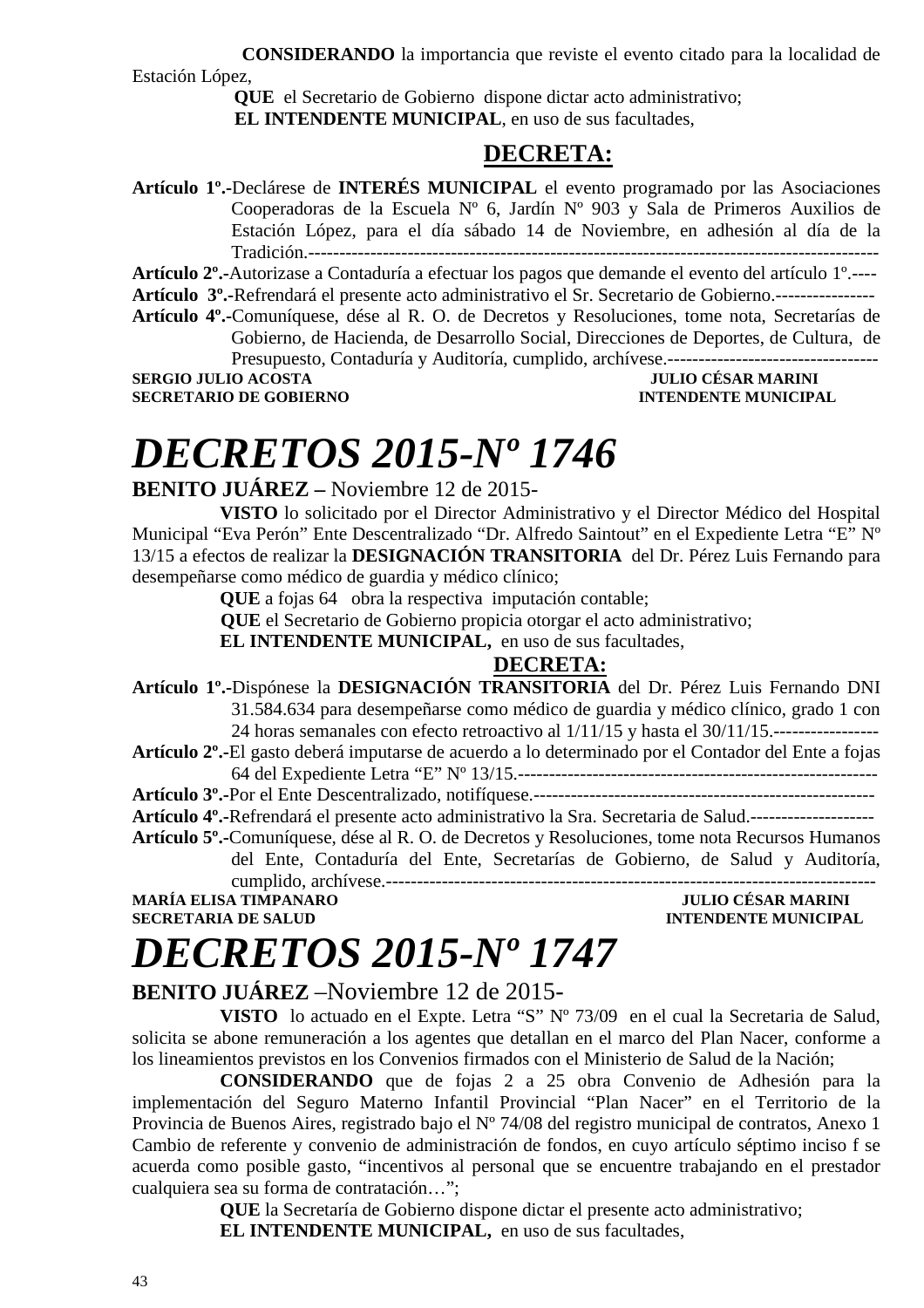**CONSIDERANDO** la importancia que reviste el evento citado para la localidad de Estación López,

**QUE** el Secretario de Gobierno dispone dictar acto administrativo;

**EL INTENDENTE MUNICIPAL**, en uso de sus facultades,

## DECRETA:

**Artículo 1º.-**Declárese de **INTERÉS MUNICIPAL** el evento programado por las Asociaciones Cooperadoras de la Escuela Nº 6, Jardín Nº 903 y Sala de Primeros Auxilios de Estación López, para el día sábado 14 de Noviembre, en adhesión al día de la Tradición.---------------------------------------------------------------------------------------------

**Artículo 2º.-**Autorizase a Contaduría a efectuar los pagos que demande el evento del artículo 1º.----

**Artículo 3º.-**Refrendará el presente acto administrativo el Sr. Secretario de Gobierno.----------------

**Artículo 4º.-**Comuníquese, dése al R. O. de Decretos y Resoluciones, tome nota, Secretarías de Gobierno, de Hacienda, de Desarrollo Social, Direcciones de Deportes, de Cultura, de Presupuesto, Contaduría y Auditoría, cumplido, archívese.----------------------------------

**SERGIO JULIO ACOSTA** — **SECRETARIO DE GOBIERNO**

**JULIO CÉSAR MARINI** — **INTENDENTE MUNICIPAL**

# *DECRETOS 2015-Nº 1746*

**BENITO JUÁREZ –** Noviembre 12 de 2015-

**VISTO** lo solicitado por el Director Administrativo y el Director Médico del Hospital Municipal "Eva Perón" Ente Descentralizado "Dr. Alfredo Saintout" en el Expediente Letra "E" Nº 13/15 a efectos de realizar la **DESIGNACIÓN TRANSITORIA** del Dr. Pérez Luis Fernando para desempeñarse como médico de guardia y médico clínico;

**QUE** a fojas 64 obra la respectiva imputación contable;

**QUE** el Secretario de Gobierno propicia otorgar el acto administrativo;

**EL INTENDENTE MUNICIPAL,** en uso de sus facultades,

## DECRETA:

**Artículo 1º.-**Dispónese la **DESIGNACIÓN TRANSITORIA** del Dr. Pérez Luis Fernando DNI 31.584.634 para desempeñarse como médico de guardia y médico clínico, grado 1 con 24 horas semanales con efecto retroactivo al 1/11/15 y hasta el 30/11/15.-----------------

**Artículo 2º.-**El gasto deberá imputarse de acuerdo a lo determinado por el Contador del Ente a fojas 64 del Expediente Letra "E" Nº 13/15.-----------------------------------------------------------

**Artículo 3º.-**Por el Ente Descentralizado, notifíquese.-------------------------------------------------------

**Artículo 4º.-**Refrendará el presente acto administrativo la Sra. Secretaria de Salud.--------------------

**Artículo 5º.-**Comuníquese, dése al R. O. de Decretos y Resoluciones, tome nota Recursos Humanos del Ente, Contaduría del Ente, Secretarías de Gobierno, de Salud y Auditoría, cumplido, archívese.-------------------------------------------------------------------------------

**MARÍA ELISA TIMPANARO** — **SECRETARIA DE SALUD**

**JULIO CÉSAR MARINI** — **INTENDENTE MUNICIPAL**

# *DECRETOS 2015-Nº 1747*

**BENITO JUÁREZ** –Noviembre 12 de 2015-

**VISTO** lo actuado en el Expte. Letra "S" Nº 73/09 en el cual la Secretaria de Salud, solicita se abone remuneración a los agentes que detallan en el marco del Plan Nacer, conforme a los lineamientos previstos en los Convenios firmados con el Ministerio de Salud de la Nación;

**CONSIDERANDO** que de fojas 2 a 25 obra Convenio de Adhesión para la implementación del Seguro Materno Infantil Provincial "Plan Nacer" en el Territorio de la Provincia de Buenos Aires, registrado bajo el Nº 74/08 del registro municipal de contratos, Anexo 1 Cambio de referente y convenio de administración de fondos, en cuyo artículo séptimo inciso f se acuerda como posible gasto, "incentivos al personal que se encuentre trabajando en el prestador cualquiera sea su forma de contratación…";

**QUE** la Secretaría de Gobierno dispone dictar el presente acto administrativo;

**EL INTENDENTE MUNICIPAL,** en uso de sus facultades,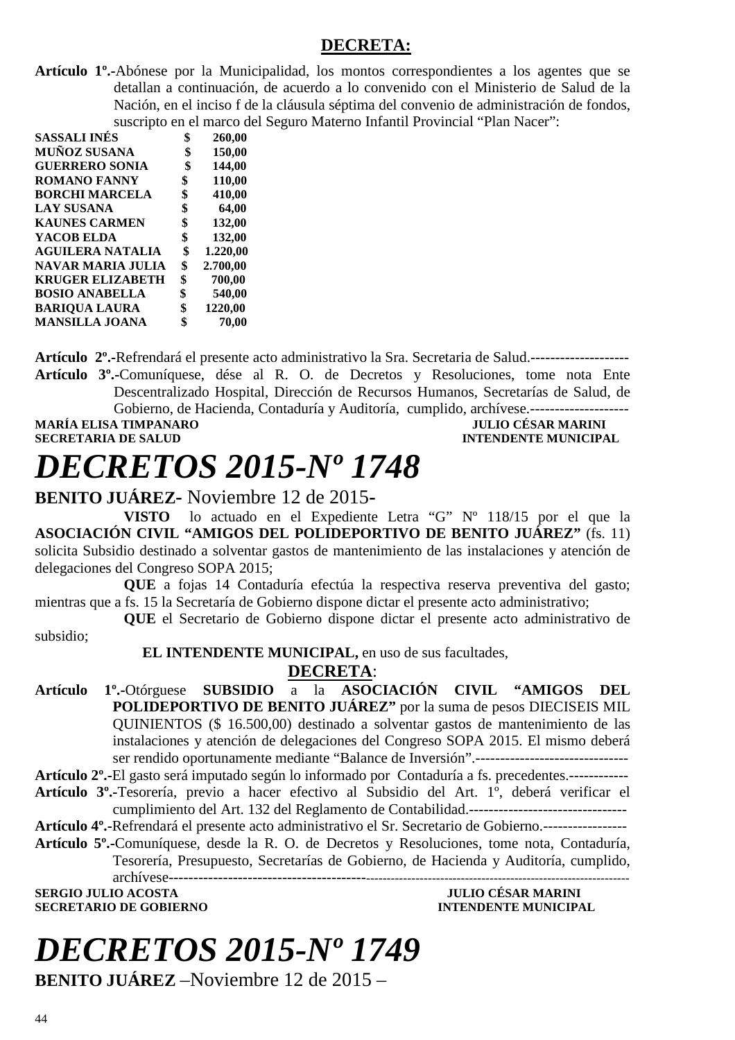**DECRETA:**

**Artículo 1º.-**Abónese por la Municipalidad, los montos correspondientes a los agentes que se detallan a continuación, de acuerdo a lo convenido con el Ministerio de Salud de la Nación, en el inciso f de la cláusula séptima del convenio de administración de fondos, suscripto en el marco del Seguro Materno Infantil Provincial "Plan Nacer":

| | |
|---|---|
| **SASSALI INÉS** | **$ 260,00** |
| **MUÑOZ SUSANA** | **$ 150,00** |
| **GUERRERO SONIA** | **$ 144,00** |
| **ROMANO FANNY** | **$ 110,00** |
| **BORCHI MARCELA** | **$ 410,00** |
| **LAY SUSANA** | **$ 64,00** |
| **KAUNES CARMEN** | **$ 132,00** |
| **YACOB ELDA** | **$ 132,00** |
| **AGUILERA NATALIA** | **$ 1.220,00** |
| **NAVAR MARIA JULIA** | **$ 2.700,00** |
| **KRUGER ELIZABETH** | **$ 700,00** |
| **BOSIO ANABELLA** | **$ 540,00** |
| **BARIQUA LAURA** | **$ 1220,00** |
| **MANSILLA JOANA** | **$ 70,00** |

**Artículo 2º.-**Refrendará el presente acto administrativo la Sra. Secretaria de Salud.--------------------

**Artículo 3º.-**Comuníquese, dése al R. O. de Decretos y Resoluciones, tome nota Ente Descentralizado Hospital, Dirección de Recursos Humanos, Secretarías de Salud, de Gobierno, de Hacienda, Contaduría y Auditoría, cumplido, archívese.--------------------

**MARÍA ELISA TIMPANARO** — **SECRETARIA DE SALUD**
**JULIO CÉSAR MARINI** — **INTENDENTE MUNICIPAL**

# *DECRETOS 2015-Nº 1748*

**BENITO JUÁREZ-** Noviembre 12 de 2015-

**VISTO** lo actuado en el Expediente Letra "G" Nº 118/15 por el que la **ASOCIACIÓN CIVIL "AMIGOS DEL POLIDEPORTIVO DE BENITO JUÁREZ"** (fs. 11) solicita Subsidio destinado a solventar gastos de mantenimiento de las instalaciones y atención de delegaciones del Congreso SOPA 2015;

**QUE** a fojas 14 Contaduría efectúa la respectiva reserva preventiva del gasto; mientras que a fs. 15 la Secretaría de Gobierno dispone dictar el presente acto administrativo;

**QUE** el Secretario de Gobierno dispone dictar el presente acto administrativo de subsidio;

**EL INTENDENTE MUNICIPAL,** en uso de sus facultades,

**DECRETA**:

**Artículo 1º.-**Otórguese **SUBSIDIO** a la **ASOCIACIÓN CIVIL "AMIGOS DEL POLIDEPORTIVO DE BENITO JUÁREZ"** por la suma de pesos DIECISEIS MIL QUINIENTOS ($ 16.500,00) destinado a solventar gastos de mantenimiento de las instalaciones y atención de delegaciones del Congreso SOPA 2015. El mismo deberá ser rendido oportunamente mediante "Balance de Inversión".-------------------------------

**Artículo 2º.-**El gasto será imputado según lo informado por Contaduría a fs. precedentes.------------

**Artículo 3º.-**Tesorería, previo a hacer efectivo al Subsidio del Art. 1º, deberá verificar el cumplimiento del Art. 132 del Reglamento de Contabilidad.--------------------------------

**Artículo 4º.-**Refrendará el presente acto administrativo el Sr. Secretario de Gobierno.-----------------

**Artículo 5º.-**Comuníquese, desde la R. O. de Decretos y Resoluciones, tome nota, Contaduría, Tesorería, Presupuesto, Secretarías de Gobierno, de Hacienda y Auditoría, cumplido, archívese-----------------------------------------------------------------------------------------------

**SERGIO JULIO ACOSTA** — **SECRETARIO DE GOBIERNO**
**JULIO CÉSAR MARINI** — **INTENDENTE MUNICIPAL**

# *DECRETOS 2015-Nº 1749*

**BENITO JUÁREZ** –Noviembre 12 de 2015 –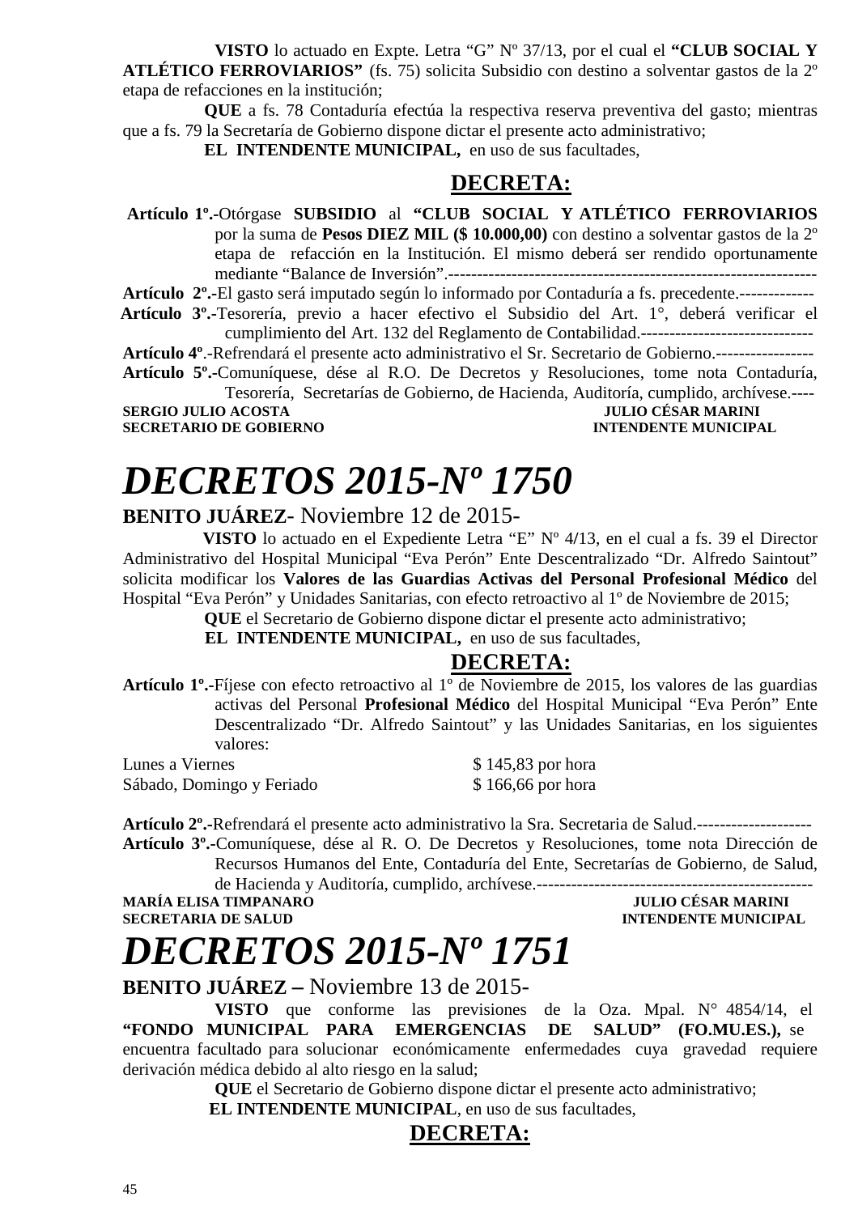**VISTO** lo actuado en Expte. Letra "G" Nº 37/13, por el cual el **"CLUB SOCIAL Y ATLÉTICO FERROVIARIOS"** (fs. 75) solicita Subsidio con destino a solventar gastos de la 2º etapa de refacciones en la institución;

**QUE** a fs. 78 Contaduría efectúa la respectiva reserva preventiva del gasto; mientras que a fs. 79 la Secretaría de Gobierno dispone dictar el presente acto administrativo;

**EL INTENDENTE MUNICIPAL,** en uso de sus facultades,

## DECRETA:

**Artículo 1º.-**Otórgase **SUBSIDIO** al **"CLUB SOCIAL Y ATLÉTICO FERROVIARIOS** por la suma de **Pesos DIEZ MIL ($ 10.000,00)** con destino a solventar gastos de la 2º etapa de refacción en la Institución. El mismo deberá ser rendido oportunamente mediante "Balance de Inversión".------------------------------------------------------------------

**Artículo 2º.-**El gasto será imputado según lo informado por Contaduría a fs. precedente.-------------

**Artículo 3º.-**Tesorería, previo a hacer efectivo el Subsidio del Art. 1°, deberá verificar el cumplimiento del Art. 132 del Reglamento de Contabilidad.------------------------------

**Artículo 4º**.-Refrendará el presente acto administrativo el Sr. Secretario de Gobierno.-----------------

**Artículo 5º.-**Comuníquese, dése al R.O. De Decretos y Resoluciones, tome nota Contaduría, Tesorería, Secretarías de Gobierno, de Hacienda, Auditoría, cumplido, archívese.----

**SERGIO JULIO ACOSTA** — **SECRETARIO DE GOBIERNO**

**JULIO CÉSAR MARINI** — **INTENDENTE MUNICIPAL**

# *DECRETOS 2015-Nº 1750*

**BENITO JUÁREZ**- Noviembre 12 de 2015-

**VISTO** lo actuado en el Expediente Letra "E" Nº 4/13, en el cual a fs. 39 el Director Administrativo del Hospital Municipal "Eva Perón" Ente Descentralizado "Dr. Alfredo Saintout" solicita modificar los **Valores de las Guardias Activas del Personal Profesional Médico** del Hospital "Eva Perón" y Unidades Sanitarias, con efecto retroactivo al 1º de Noviembre de 2015;

**QUE** el Secretario de Gobierno dispone dictar el presente acto administrativo;

**EL INTENDENTE MUNICIPAL,** en uso de sus facultades,

## DECRETA:

**Artículo 1º.-**Fíjese con efecto retroactivo al 1º de Noviembre de 2015, los valores de las guardias activas del Personal **Profesional Médico** del Hospital Municipal "Eva Perón" Ente Descentralizado "Dr. Alfredo Saintout" y las Unidades Sanitarias, en los siguientes valores:

| | |
|---|---|
| Lunes a Viernes | $ 145,83 por hora |
| Sábado, Domingo y Feriado | $ 166,66 por hora |

**Artículo 2º.-**Refrendará el presente acto administrativo la Sra. Secretaria de Salud.--------------------

**Artículo 3º.-**Comuníquese, dése al R. O. De Decretos y Resoluciones, tome nota Dirección de Recursos Humanos del Ente, Contaduría del Ente, Secretarías de Gobierno, de Salud, de Hacienda y Auditoría, cumplido, archívese.------------------------------------------------

**MARÍA ELISA TIMPANARO** — **SECRETARIA DE SALUD**

**JULIO CÉSAR MARINI** — **INTENDENTE MUNICIPAL**

# *DECRETOS 2015-Nº 1751*

**BENITO JUÁREZ –** Noviembre 13 de 2015-

**VISTO** que conforme las previsiones de la Oza. Mpal. N° 4854/14, el **"FONDO MUNICIPAL PARA EMERGENCIAS DE SALUD" (FO.MU.ES.),** se encuentra facultado para solucionar económicamente enfermedades cuya gravedad requiere derivación médica debido al alto riesgo en la salud;

**QUE** el Secretario de Gobierno dispone dictar el presente acto administrativo;

**EL INTENDENTE MUNICIPAL**, en uso de sus facultades,

## DECRETA: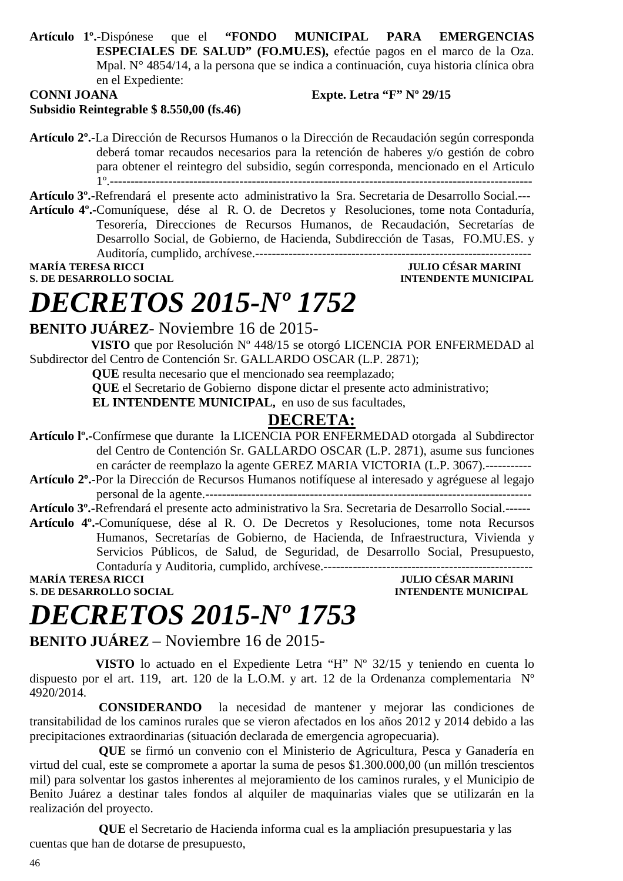**Artículo 1º.-**Dispónese que el **"FONDO MUNICIPAL PARA EMERGENCIAS ESPECIALES DE SALUD" (FO.MU.ES),** efectúe pagos en el marco de la Oza. Mpal. N° 4854/14, a la persona que se indica a continuación, cuya historia clínica obra en el Expediente:

**CONNI JOANA** **Expte. Letra "F" Nº 29/15**
**Subsidio Reintegrable $ 8.550,00 (fs.46)**

**Artículo 2º.-**La Dirección de Recursos Humanos o la Dirección de Recaudación según corresponda deberá tomar recaudos necesarios para la retención de haberes y/o gestión de cobro para obtener el reintegro del subsidio, según corresponda, mencionado en el Articulo 1º.-------------------------------------------------------------------------------------------------------

**Artículo 3º.-**Refrendará el presente acto administrativo la Sra. Secretaria de Desarrollo Social.---

**Artículo 4º.-**Comuníquese, dése al R. O. de Decretos y Resoluciones, tome nota Contaduría, Tesorería, Direcciones de Recursos Humanos, de Recaudación, Secretarías de Desarrollo Social, de Gobierno, de Hacienda, Subdirección de Tasas, FO.MU.ES. y Auditoría, cumplido, archívese.------------------------------------------------------------------

**MARÍA TERESA RICCI** **JULIO CÉSAR MARINI**
**S. DE DESARROLLO SOCIAL** **INTENDENTE MUNICIPAL**

# *DECRETOS 2015-Nº 1752*

**BENITO JUÁREZ**- Noviembre 16 de 2015-

**VISTO** que por Resolución Nº 448/15 se otorgó LICENCIA POR ENFERMEDAD al Subdirector del Centro de Contención Sr. GALLARDO OSCAR (L.P. 2871);

**QUE** resulta necesario que el mencionado sea reemplazado;

**QUE** el Secretario de Gobierno dispone dictar el presente acto administrativo;

**EL INTENDENTE MUNICIPAL,** en uso de sus facultades,

**DECRETA:**

**Artículo lº.-**Confírmese que durante la LICENCIA POR ENFERMEDAD otorgada al Subdirector del Centro de Contención Sr. GALLARDO OSCAR (L.P. 2871), asume sus funciones en carácter de reemplazo la agente GEREZ MARIA VICTORIA (L.P. 3067).-----------

**Artículo 2º.-**Por la Dirección de Recursos Humanos notifíquese al interesado y agréguese al legajo personal de la agente.------------------------------------------------------------------------------

**Artículo 3º.-**Refrendará el presente acto administrativo la Sra. Secretaria de Desarrollo Social.------

**Artículo 4º.-**Comuníquese, dése al R. O. De Decretos y Resoluciones, tome nota Recursos Humanos, Secretarías de Gobierno, de Hacienda, de Infraestructura, Vivienda y Servicios Públicos, de Salud, de Seguridad, de Desarrollo Social, Presupuesto, Contaduría y Auditoria, cumplido, archívese.--------------------------------------------------

**MARÍA TERESA RICCI** **JULIO CÉSAR MARINI**
**S. DE DESARROLLO SOCIAL** **INTENDENTE MUNICIPAL**

# *DECRETOS 2015-Nº 1753*

**BENITO JUÁREZ** – Noviembre 16 de 2015-

**VISTO** lo actuado en el Expediente Letra "H" Nº 32/15 y teniendo en cuenta lo dispuesto por el art. 119, art. 120 de la L.O.M. y art. 12 de la Ordenanza complementaria Nº 4920/2014.

**CONSIDERANDO** la necesidad de mantener y mejorar las condiciones de transitabilidad de los caminos rurales que se vieron afectados en los años 2012 y 2014 debido a las precipitaciones extraordinarias (situación declarada de emergencia agropecuaria).

**QUE** se firmó un convenio con el Ministerio de Agricultura, Pesca y Ganadería en virtud del cual, este se compromete a aportar la suma de pesos $1.300.000,00 (un millón trescientos mil) para solventar los gastos inherentes al mejoramiento de los caminos rurales, y el Municipio de Benito Juárez a destinar tales fondos al alquiler de maquinarias viales que se utilizarán en la realización del proyecto.

**QUE** el Secretario de Hacienda informa cual es la ampliación presupuestaria y las cuentas que han de dotarse de presupuesto,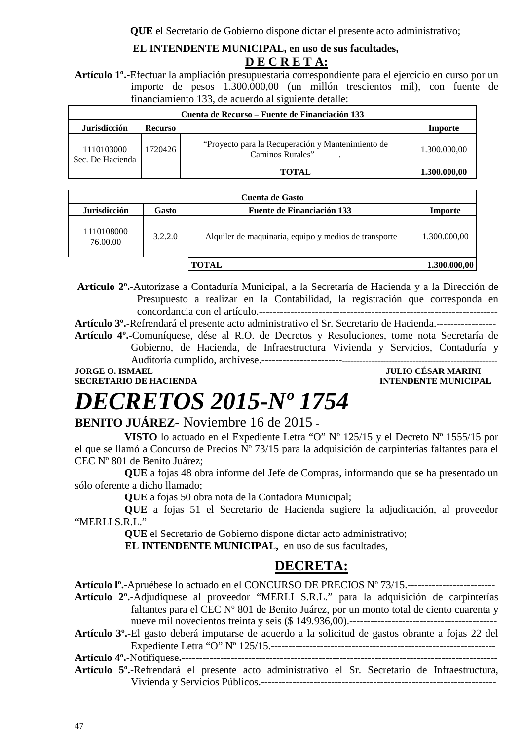**QUE** el Secretario de Gobierno dispone dictar el presente acto administrativo;

**EL INTENDENTE MUNICIPAL, en uso de sus facultades,**

**D E C R E T A:**

**Artículo 1º.-**Efectuar la ampliación presupuestaria correspondiente para el ejercicio en curso por un importe de pesos 1.300.000,00 (un millón trescientos mil), con fuente de financiamiento 133, de acuerdo al siguiente detalle:

| **Cuenta de Recurso – Fuente de Financiación 133** | | | |
|---|---|---|---|
| **Jurisdicción** | **Recurso** | | **Importe** |
| 1110103000 Sec. De Hacienda | 1720426 | "Proyecto para la Recuperación y Mantenimiento de Caminos Rurales" . | 1.300.000,00 |
| | | **TOTAL** | **1.300.000,00** |

| **Cuenta de Gasto** | | | |
|---|---|---|---|
| **Jurisdicción** | **Gasto** | **Fuente de Financiación 133** | **Importe** |
| 1110108000 76.00.00 | 3.2.2.0 | Alquiler de maquinaria, equipo y medios de transporte | 1.300.000,00 |
| | | **TOTAL** | **1.300.000,00** |

**Artículo 2º.-**Autorízase a Contaduría Municipal, a la Secretaría de Hacienda y a la Dirección de Presupuesto a realizar en la Contabilidad, la registración que corresponda en concordancia con el artículo.-------------------------------------------------------------------

**Artículo 3º.-**Refrendará el presente acto administrativo el Sr. Secretario de Hacienda.-----------------

**Artículo 4º.-**Comuníquese, dése al R.O. de Decretos y Resoluciones, tome nota Secretaría de Gobierno, de Hacienda, de Infraestructura Vivienda y Servicios, Contaduría y Auditoría cumplido, archívese.----------------------------------------------------------------------------

**JORGE O. ISMAEL** — **SECRETARIO DE HACIENDA**

**JULIO CÉSAR MARINI** — **INTENDENTE MUNICIPAL**

# *DECRETOS 2015-Nº 1754*

**BENITO JUÁREZ**- Noviembre 16 de 2015 -

**VISTO** lo actuado en el Expediente Letra "O" Nº 125/15 y el Decreto Nº 1555/15 por el que se llamó a Concurso de Precios Nº 73/15 para la adquisición de carpinterías faltantes para el CEC Nº 801 de Benito Juárez;

**QUE** a fojas 48 obra informe del Jefe de Compras, informando que se ha presentado un sólo oferente a dicho llamado;

**QUE** a fojas 50 obra nota de la Contadora Municipal;

**QUE** a fojas 51 el Secretario de Hacienda sugiere la adjudicación, al proveedor "MERLI S.R.L."

**QUE** el Secretario de Gobierno dispone dictar acto administrativo;

**EL INTENDENTE MUNICIPAL,** en uso de sus facultades,

**DECRETA:**

**Artículo lº.-**Apruébese lo actuado en el CONCURSO DE PRECIOS Nº 73/15.-------------------------

**Artículo 2º.-**Adjudíquese al proveedor "MERLI S.R.L." para la adquisición de carpinterías faltantes para el CEC Nº 801 de Benito Juárez, por un monto total de ciento cuarenta y nueve mil novecientos treinta y seis ($ 149.936,00).------------------------------------------

**Artículo 3º.-**El gasto deberá imputarse de acuerdo a la solicitud de gastos obrante a fojas 22 del Expediente Letra "O" Nº 125/15.----------------------------------------------------------------

**Artículo 4º.-**Notifíquese.------------------------------------------------------------------------------------

**Artículo 5º.-**Refrendará el presente acto administrativo el Sr. Secretario de Infraestructura, Vivienda y Servicios Públicos.-------------------------------------------------------------------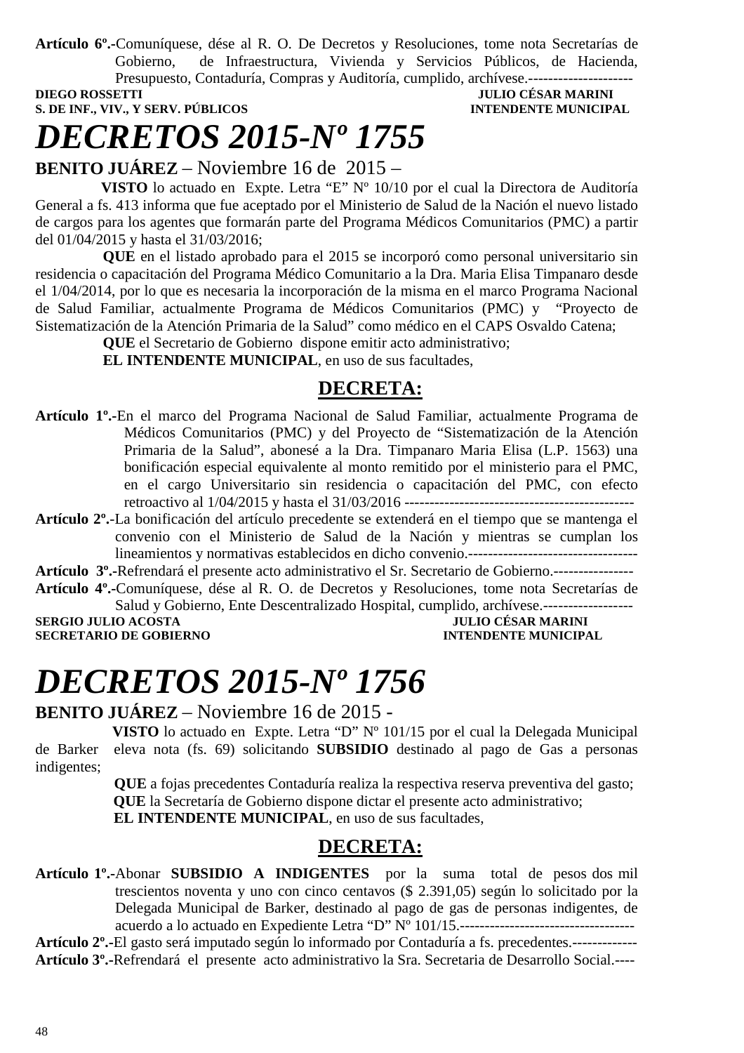**Artículo 6º.-**Comuníquese, dése al R. O. De Decretos y Resoluciones, tome nota Secretarías de Gobierno, de Infraestructura, Vivienda y Servicios Públicos, de Hacienda, Presupuesto, Contaduría, Compras y Auditoría, cumplido, archívese.---------------------

**DIEGO ROSSETTI** — **S. DE INF., VIV., Y SERV. PÚBLICOS**
**JULIO CÉSAR MARINI** — **INTENDENTE MUNICIPAL**

# *DECRETOS 2015-Nº 1755*

**BENITO JUÁREZ** – Noviembre 16 de 2015 –

**VISTO** lo actuado en Expte. Letra "E" Nº 10/10 por el cual la Directora de Auditoría General a fs. 413 informa que fue aceptado por el Ministerio de Salud de la Nación el nuevo listado de cargos para los agentes que formarán parte del Programa Médicos Comunitarios (PMC) a partir del 01/04/2015 y hasta el 31/03/2016;

**QUE** en el listado aprobado para el 2015 se incorporó como personal universitario sin residencia o capacitación del Programa Médico Comunitario a la Dra. Maria Elisa Timpanaro desde el 1/04/2014, por lo que es necesaria la incorporación de la misma en el marco Programa Nacional de Salud Familiar, actualmente Programa de Médicos Comunitarios (PMC) y "Proyecto de Sistematización de la Atención Primaria de la Salud" como médico en el CAPS Osvaldo Catena;

**QUE** el Secretario de Gobierno dispone emitir acto administrativo;

**EL INTENDENTE MUNICIPAL**, en uso de sus facultades,

## DECRETA:

**Artículo 1º.-**En el marco del Programa Nacional de Salud Familiar, actualmente Programa de Médicos Comunitarios (PMC) y del Proyecto de "Sistematización de la Atención Primaria de la Salud", abonesé a la Dra. Timpanaro Maria Elisa (L.P. 1563) una bonificación especial equivalente al monto remitido por el ministerio para el PMC, en el cargo Universitario sin residencia o capacitación del PMC, con efecto retroactivo al 1/04/2015 y hasta el 31/03/2016 ----------------------------------------------

**Artículo 2º.-**La bonificación del artículo precedente se extenderá en el tiempo que se mantenga el convenio con el Ministerio de Salud de la Nación y mientras se cumplan los lineamientos y normativas establecidos en dicho convenio.----------------------------------

**Artículo 3º.-**Refrendará el presente acto administrativo el Sr. Secretario de Gobierno.----------------

**Artículo 4º.-**Comuníquese, dése al R. O. de Decretos y Resoluciones, tome nota Secretarías de Salud y Gobierno, Ente Descentralizado Hospital, cumplido, archívese.------------------

**SERGIO JULIO ACOSTA** — **SECRETARIO DE GOBIERNO**
**JULIO CÉSAR MARINI** — **INTENDENTE MUNICIPAL**

# *DECRETOS 2015-Nº 1756*

**BENITO JUÁREZ** – Noviembre 16 de 2015 -

**VISTO** lo actuado en Expte. Letra "D" Nº 101/15 por el cual la Delegada Municipal de Barker eleva nota (fs. 69) solicitando **SUBSIDIO** destinado al pago de Gas a personas indigentes;

**QUE** a fojas precedentes Contaduría realiza la respectiva reserva preventiva del gasto;

**QUE** la Secretaría de Gobierno dispone dictar el presente acto administrativo;

**EL INTENDENTE MUNICIPAL**, en uso de sus facultades,

## DECRETA:

**Artículo 1º.-**Abonar **SUBSIDIO A INDIGENTES** por la suma total de pesos dos mil trescientos noventa y uno con cinco centavos ($ 2.391,05) según lo solicitado por la Delegada Municipal de Barker, destinado al pago de gas de personas indigentes, de acuerdo a lo actuado en Expediente Letra "D" Nº 101/15.-----------------------------------

**Artículo 2º.-**El gasto será imputado según lo informado por Contaduría a fs. precedentes.-------------

**Artículo 3º.-**Refrendará el presente acto administrativo la Sra. Secretaria de Desarrollo Social.----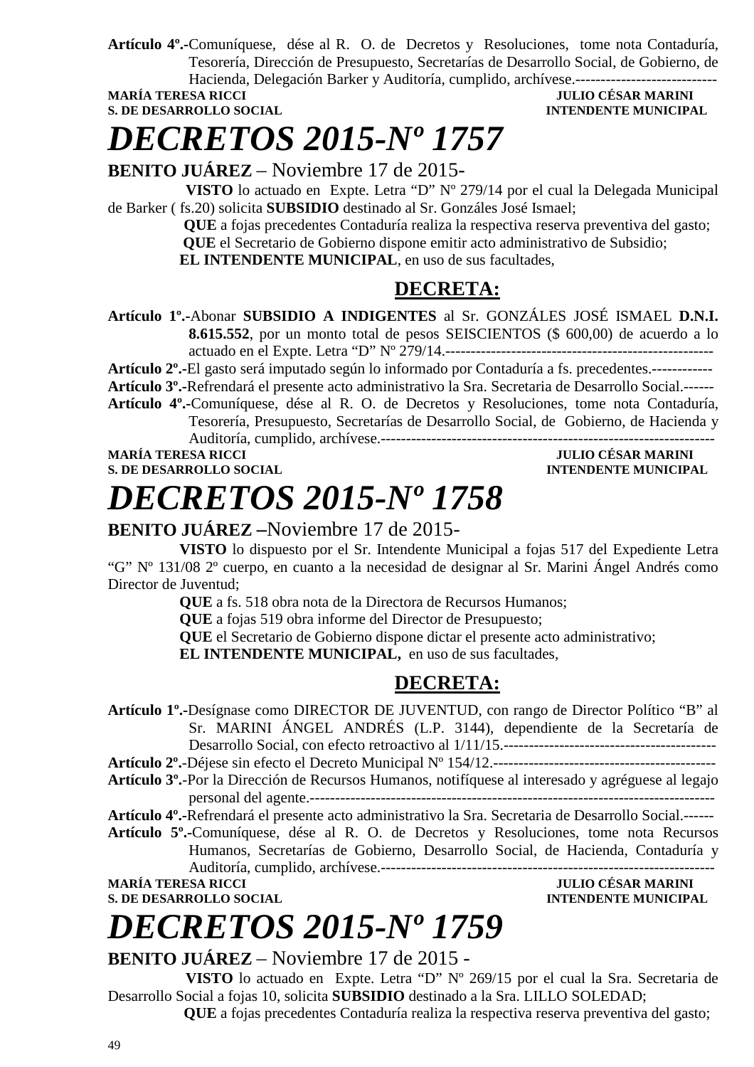**Artículo 4º.-**Comuníquese, dése al R. O. de Decretos y Resoluciones, tome nota Contaduría, Tesorería, Dirección de Presupuesto, Secretarías de Desarrollo Social, de Gobierno, de Hacienda, Delegación Barker y Auditoría, cumplido, archívese.----------------------------

**MARÍA TERESA RICCI** — **JULIO CÉSAR MARINI**
**S. DE DESARROLLO SOCIAL** — **INTENDENTE MUNICIPAL**

# *DECRETOS 2015-Nº 1757*

**BENITO JUÁREZ** – Noviembre 17 de 2015-

**VISTO** lo actuado en Expte. Letra "D" Nº 279/14 por el cual la Delegada Municipal de Barker ( fs.20) solicita **SUBSIDIO** destinado al Sr. Gonzáles José Ismael;

**QUE** a fojas precedentes Contaduría realiza la respectiva reserva preventiva del gasto;

**QUE** el Secretario de Gobierno dispone emitir acto administrativo de Subsidio;

**EL INTENDENTE MUNICIPAL**, en uso de sus facultades,

## DECRETA:

**Artículo 1º.-**Abonar **SUBSIDIO A INDIGENTES** al Sr. GONZÁLES JOSÉ ISMAEL **D.N.I. 8.615.552**, por un monto total de pesos SEISCIENTOS ($ 600,00) de acuerdo a lo actuado en el Expte. Letra "D" Nº 279/14.----------------------------------------------------

**Artículo 2º.-**El gasto será imputado según lo informado por Contaduría a fs. precedentes.------------

**Artículo 3º.-**Refrendará el presente acto administrativo la Sra. Secretaria de Desarrollo Social.------

**Artículo 4º.-**Comuníquese, dése al R. O. de Decretos y Resoluciones, tome nota Contaduría, Tesorería, Presupuesto, Secretarías de Desarrollo Social, de Gobierno, de Hacienda y Auditoría, cumplido, archívese.------------------------------------------------------------------

**MARÍA TERESA RICCI** — **JULIO CÉSAR MARINI**
**S. DE DESARROLLO SOCIAL** — **INTENDENTE MUNICIPAL**

# *DECRETOS 2015-Nº 1758*

**BENITO JUÁREZ –**Noviembre 17 de 2015-

**VISTO** lo dispuesto por el Sr. Intendente Municipal a fojas 517 del Expediente Letra "G" Nº 131/08 2º cuerpo, en cuanto a la necesidad de designar al Sr. Marini Ángel Andrés como Director de Juventud;

**QUE** a fs. 518 obra nota de la Directora de Recursos Humanos;

**QUE** a fojas 519 obra informe del Director de Presupuesto;

**QUE** el Secretario de Gobierno dispone dictar el presente acto administrativo;

**EL INTENDENTE MUNICIPAL,** en uso de sus facultades,

## DECRETA:

**Artículo 1º.-**Desígnase como DIRECTOR DE JUVENTUD, con rango de Director Político "B" al Sr. MARINI ÁNGEL ANDRÉS (L.P. 3144), dependiente de la Secretaría de Desarrollo Social, con efecto retroactivo al 1/11/15.------------------------------------------

**Artículo 2º.-**Déjese sin efecto el Decreto Municipal Nº 154/12.-------------------------------------------

**Artículo 3º.-**Por la Dirección de Recursos Humanos, notifíquese al interesado y agréguese al legajo personal del agente.-------------------------------------------------------------------------------

**Artículo 4º.-**Refrendará el presente acto administrativo la Sra. Secretaria de Desarrollo Social.------

**Artículo 5º.-**Comuníquese, dése al R. O. de Decretos y Resoluciones, tome nota Recursos Humanos, Secretarías de Gobierno, Desarrollo Social, de Hacienda, Contaduría y Auditoría, cumplido, archívese.------------------------------------------------------------------

**MARÍA TERESA RICCI** — **JULIO CÉSAR MARINI**
**S. DE DESARROLLO SOCIAL** — **INTENDENTE MUNICIPAL**

# *DECRETOS 2015-Nº 1759*

**BENITO JUÁREZ** – Noviembre 17 de 2015 -

**VISTO** lo actuado en Expte. Letra "D" Nº 269/15 por el cual la Sra. Secretaria de Desarrollo Social a fojas 10, solicita **SUBSIDIO** destinado a la Sra. LILLO SOLEDAD;

**QUE** a fojas precedentes Contaduría realiza la respectiva reserva preventiva del gasto;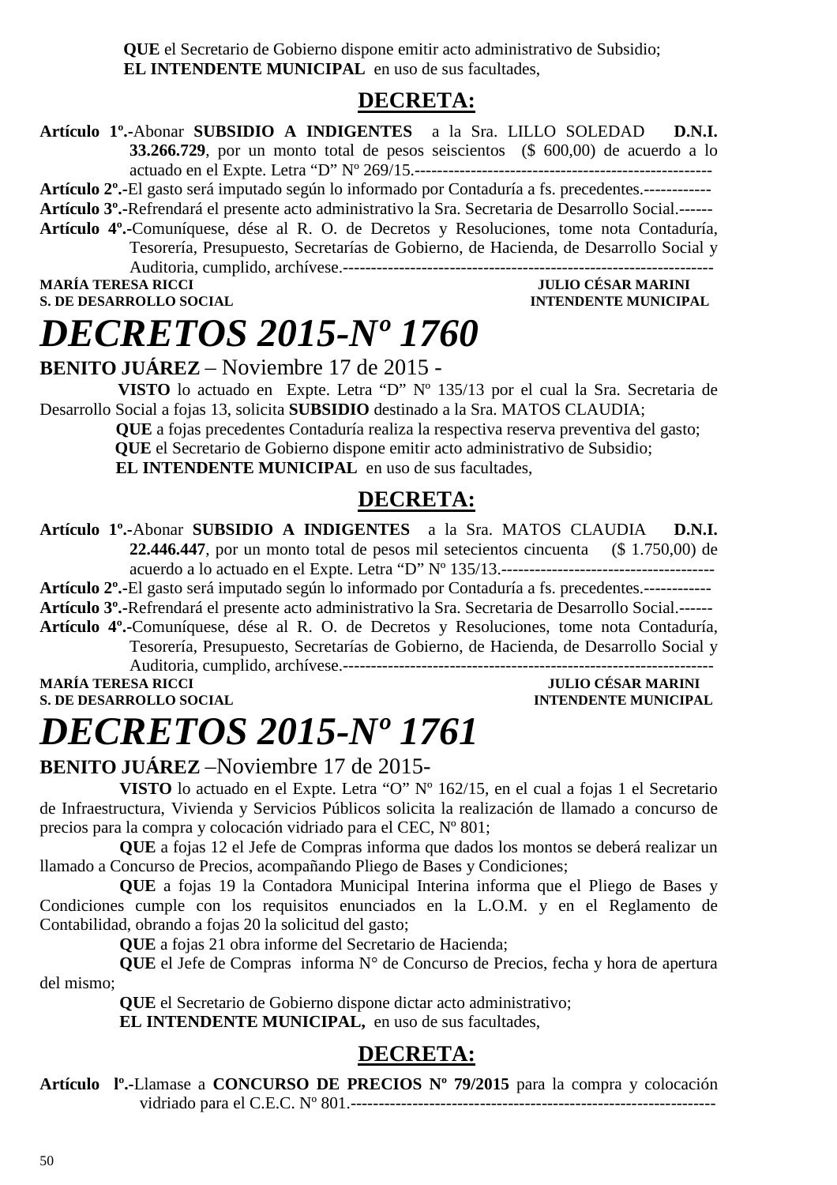**QUE** el Secretario de Gobierno dispone emitir acto administrativo de Subsidio;
**EL INTENDENTE MUNICIPAL** en uso de sus facultades,

## DECRETA:

**Artículo 1º.-**Abonar **SUBSIDIO A INDIGENTES** a la Sra. LILLO SOLEDAD **D.N.I. 33.266.729**, por un monto total de pesos seiscientos ($ 600,00) de acuerdo a lo actuado en el Expte. Letra "D" Nº 269/15.----------------------------------------------------

**Artículo 2º.-**El gasto será imputado según lo informado por Contaduría a fs. precedentes.------------

**Artículo 3º.-**Refrendará el presente acto administrativo la Sra. Secretaria de Desarrollo Social.------

**Artículo 4º.-**Comuníquese, dése al R. O. de Decretos y Resoluciones, tome nota Contaduría, Tesorería, Presupuesto, Secretarías de Gobierno, de Hacienda, de Desarrollo Social y Auditoria, cumplido, archívese.-------------------------------------------------------------------

**MARÍA TERESA RICCI** — **S. DE DESARROLLO SOCIAL**
**JULIO CÉSAR MARINI** — **INTENDENTE MUNICIPAL**

# *DECRETOS 2015-Nº 1760*

**BENITO JUÁREZ** – Noviembre 17 de 2015 -

**VISTO** lo actuado en Expte. Letra "D" Nº 135/13 por el cual la Sra. Secretaria de Desarrollo Social a fojas 13, solicita **SUBSIDIO** destinado a la Sra. MATOS CLAUDIA;
**QUE** a fojas precedentes Contaduría realiza la respectiva reserva preventiva del gasto;
**QUE** el Secretario de Gobierno dispone emitir acto administrativo de Subsidio;
**EL INTENDENTE MUNICIPAL** en uso de sus facultades,

## DECRETA:

**Artículo 1º.-**Abonar **SUBSIDIO A INDIGENTES** a la Sra. MATOS CLAUDIA **D.N.I. 22.446.447**, por un monto total de pesos mil setecientos cincuenta ($ 1.750,00) de acuerdo a lo actuado en el Expte. Letra "D" Nº 135/13.-------------------------------------

**Artículo 2º.-**El gasto será imputado según lo informado por Contaduría a fs. precedentes.------------

**Artículo 3º.-**Refrendará el presente acto administrativo la Sra. Secretaria de Desarrollo Social.------

**Artículo 4º.-**Comuníquese, dése al R. O. de Decretos y Resoluciones, tome nota Contaduría, Tesorería, Presupuesto, Secretarías de Gobierno, de Hacienda, de Desarrollo Social y Auditoria, cumplido, archívese.-------------------------------------------------------------------

**MARÍA TERESA RICCI** — **S. DE DESARROLLO SOCIAL**
**JULIO CÉSAR MARINI** — **INTENDENTE MUNICIPAL**

# *DECRETOS 2015-Nº 1761*

**BENITO JUÁREZ** –Noviembre 17 de 2015-

**VISTO** lo actuado en el Expte. Letra "O" Nº 162/15, en el cual a fojas 1 el Secretario de Infraestructura, Vivienda y Servicios Públicos solicita la realización de llamado a concurso de precios para la compra y colocación vidriado para el CEC, Nº 801;

**QUE** a fojas 12 el Jefe de Compras informa que dados los montos se deberá realizar un llamado a Concurso de Precios, acompañando Pliego de Bases y Condiciones;

**QUE** a fojas 19 la Contadora Municipal Interina informa que el Pliego de Bases y Condiciones cumple con los requisitos enunciados en la L.O.M. y en el Reglamento de Contabilidad, obrando a fojas 20 la solicitud del gasto;

**QUE** a fojas 21 obra informe del Secretario de Hacienda;

**QUE** el Jefe de Compras informa N° de Concurso de Precios, fecha y hora de apertura del mismo;

**QUE** el Secretario de Gobierno dispone dictar acto administrativo;

**EL INTENDENTE MUNICIPAL,** en uso de sus facultades,

## DECRETA:

**Artículo lº.-**Llamase a **CONCURSO DE PRECIOS Nº 79/2015** para la compra y colocación vidriado para el C.E.C. Nº 801.-----------------------------------------------------------------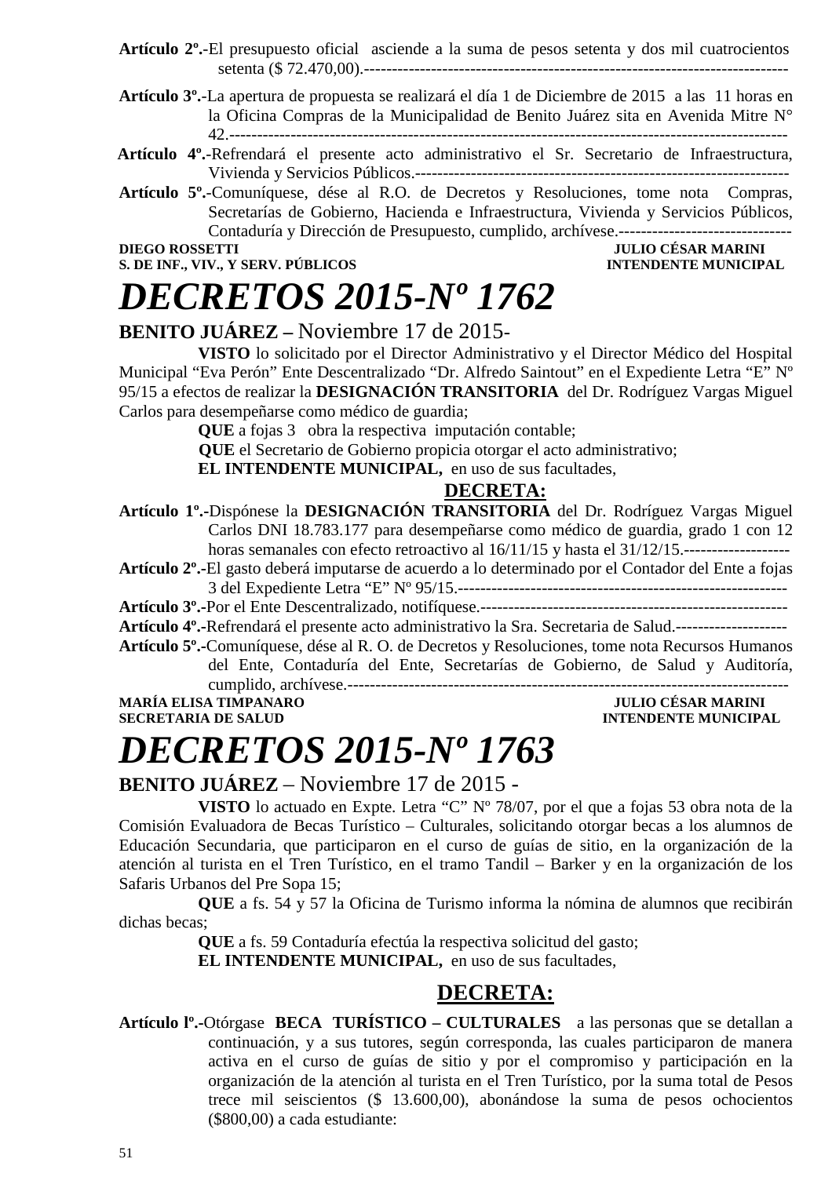**Artículo 2º.-**El presupuesto oficial asciende a la suma de pesos setenta y dos mil cuatrocientos setenta ($ 72.470,00).------------------------------------------------------------------------------

**Artículo 3º.-**La apertura de propuesta se realizará el día 1 de Diciembre de 2015 a las 11 horas en la Oficina Compras de la Municipalidad de Benito Juárez sita en Avenida Mitre N° 42.-----------------------------------------------------------------------------------------------------

**Artículo 4º.-**Refrendará el presente acto administrativo el Sr. Secretario de Infraestructura, Vivienda y Servicios Públicos.-----------------------------------------------------------------

**Artículo 5º.-**Comuníquese, dése al R.O. de Decretos y Resoluciones, tome nota Compras, Secretarías de Gobierno, Hacienda e Infraestructura, Vivienda y Servicios Públicos, Contaduría y Dirección de Presupuesto, cumplido, archívese.-------------------------------

**DIEGO ROSSETTI** — **JULIO CÉSAR MARINI**
**S. DE INF., VIV., Y SERV. PÚBLICOS** — **INTENDENTE MUNICIPAL**

# *DECRETOS 2015-Nº 1762*

**BENITO JUÁREZ –** Noviembre 17 de 2015-

**VISTO** lo solicitado por el Director Administrativo y el Director Médico del Hospital Municipal “Eva Perón” Ente Descentralizado “Dr. Alfredo Saintout” en el Expediente Letra “E” Nº 95/15 a efectos de realizar la **DESIGNACIÓN TRANSITORIA** del Dr. Rodríguez Vargas Miguel Carlos para desempeñarse como médico de guardia;

**QUE** a fojas 3 obra la respectiva imputación contable;

**QUE** el Secretario de Gobierno propicia otorgar el acto administrativo;

**EL INTENDENTE MUNICIPAL,** en uso de sus facultades,

**DECRETA:**

**Artículo 1º.-**Dispónese la **DESIGNACIÓN TRANSITORIA** del Dr. Rodríguez Vargas Miguel Carlos DNI 18.783.177 para desempeñarse como médico de guardia, grado 1 con 12 horas semanales con efecto retroactivo al 16/11/15 y hasta el 31/12/15.-------------------

**Artículo 2º.-**El gasto deberá imputarse de acuerdo a lo determinado por el Contador del Ente a fojas 3 del Expediente Letra “E” Nº 95/15.-----------------------------------------------------------

**Artículo 3º.-**Por el Ente Descentralizado, notifíquese.-------------------------------------------------------

**Artículo 4º.-**Refrendará el presente acto administrativo la Sra. Secretaria de Salud.--------------------

**Artículo 5º.-**Comuníquese, dése al R. O. de Decretos y Resoluciones, tome nota Recursos Humanos del Ente, Contaduría del Ente, Secretarías de Gobierno, de Salud y Auditoría, cumplido, archívese.---------------------------------------------------------------------------------

**MARÍA ELISA TIMPANARO** — **JULIO CÉSAR MARINI**
**SECRETARIA DE SALUD** — **INTENDENTE MUNICIPAL**

# *DECRETOS 2015-Nº 1763*

**BENITO JUÁREZ** – Noviembre 17 de 2015 -

**VISTO** lo actuado en Expte. Letra “C” Nº 78/07, por el que a fojas 53 obra nota de la Comisión Evaluadora de Becas Turístico – Culturales, solicitando otorgar becas a los alumnos de Educación Secundaria, que participaron en el curso de guías de sitio, en la organización de la atención al turista en el Tren Turístico, en el tramo Tandil – Barker y en la organización de los Safaris Urbanos del Pre Sopa 15;

**QUE** a fs. 54 y 57 la Oficina de Turismo informa la nómina de alumnos que recibirán dichas becas;

**QUE** a fs. 59 Contaduría efectúa la respectiva solicitud del gasto;

**EL INTENDENTE MUNICIPAL,** en uso de sus facultades,

**DECRETA:**

**Artículo lº.-**Otórgase **BECA TURÍSTICO – CULTURALES** a las personas que se detallan a continuación, y a sus tutores, según corresponda, las cuales participaron de manera activa en el curso de guías de sitio y por el compromiso y participación en la organización de la atención al turista en el Tren Turístico, por la suma total de Pesos trece mil seiscientos ($ 13.600,00), abonándose la suma de pesos ochocientos ($800,00) a cada estudiante: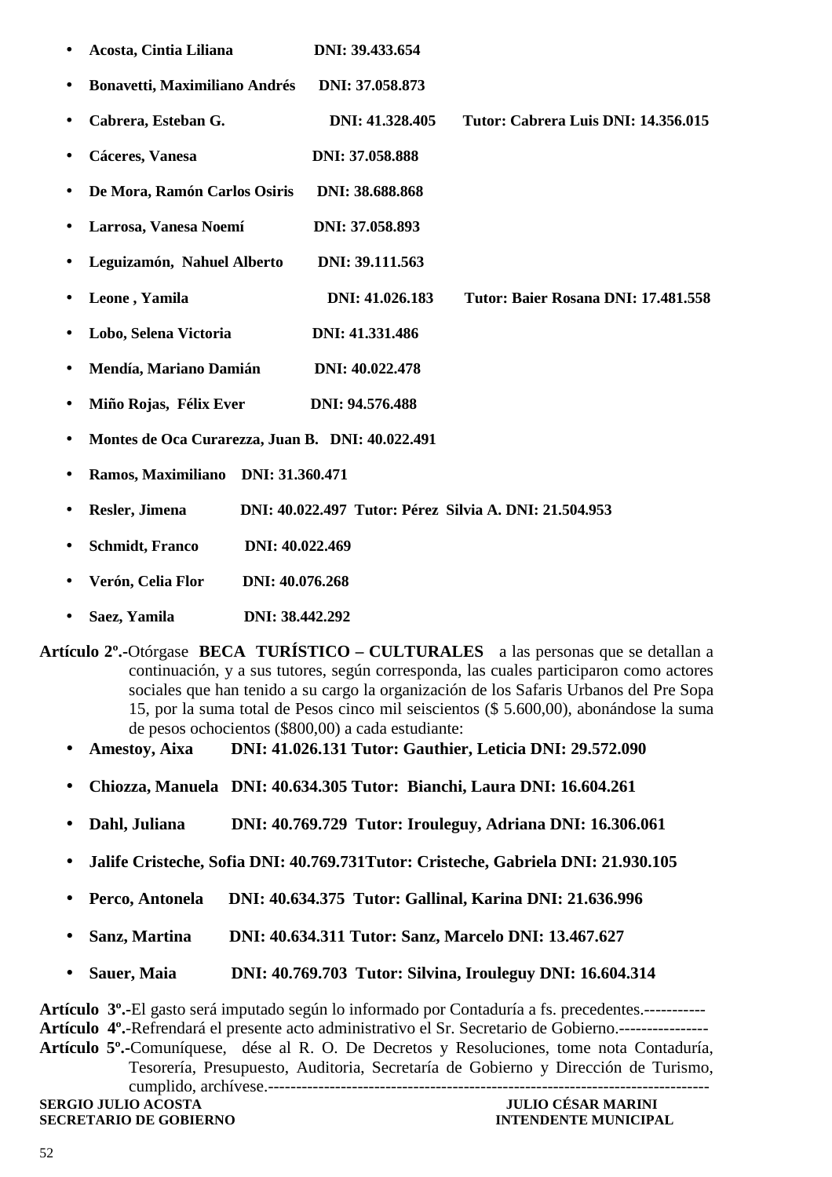- **Acosta, Cintia Liliana DNI: 39.433.654**
- **Bonavetti, Maximiliano Andrés DNI: 37.058.873**
- **Cabrera, Esteban G. DNI: 41.328.405 Tutor: Cabrera Luis DNI: 14.356.015**
- **Cáceres, Vanesa DNI: 37.058.888**
- **De Mora, Ramón Carlos Osiris DNI: 38.688.868**
- **Larrosa, Vanesa Noemí DNI: 37.058.893**
- **Leguizamón, Nahuel Alberto DNI: 39.111.563**
- **Leone , Yamila DNI: 41.026.183 Tutor: Baier Rosana DNI: 17.481.558**
- **Lobo, Selena Victoria DNI: 41.331.486**
- **Mendía, Mariano Damián DNI: 40.022.478**
- **Miño Rojas, Félix Ever DNI: 94.576.488**
- **Montes de Oca Curarezza, Juan B. DNI: 40.022.491**
- **Ramos, Maximiliano DNI: 31.360.471**
- **Resler, Jimena DNI: 40.022.497 Tutor: Pérez Silvia A. DNI: 21.504.953**
- **Schmidt, Franco DNI: 40.022.469**
- **Verón, Celia Flor DNI: 40.076.268**
- **Saez, Yamila DNI: 38.442.292**

**Artículo 2º.-**Otórgase **BECA TURÍSTICO – CULTURALES** a las personas que se detallan a continuación, y a sus tutores, según corresponda, las cuales participaron como actores sociales que han tenido a su cargo la organización de los Safaris Urbanos del Pre Sopa 15, por la suma total de Pesos cinco mil seiscientos ($ 5.600,00), abonándose la suma de pesos ochocientos ($800,00) a cada estudiante:

- **Amestoy, Aixa DNI: 41.026.131 Tutor: Gauthier, Leticia DNI: 29.572.090**
- **Chiozza, Manuela DNI: 40.634.305 Tutor: Bianchi, Laura DNI: 16.604.261**
- **Dahl, Juliana DNI: 40.769.729 Tutor: Irouleguy, Adriana DNI: 16.306.061**
- **Jalife Cristeche, Sofia DNI: 40.769.731Tutor: Cristeche, Gabriela DNI: 21.930.105**
- **Perco, Antonela DNI: 40.634.375 Tutor: Gallinal, Karina DNI: 21.636.996**
- **Sanz, Martina DNI: 40.634.311 Tutor: Sanz, Marcelo DNI: 13.467.627**
- **Sauer, Maia DNI: 40.769.703 Tutor: Silvina, Irouleguy DNI: 16.604.314**

**Artículo 3º.-**El gasto será imputado según lo informado por Contaduría a fs. precedentes.-----------
**Artículo 4º.-**Refrendará el presente acto administrativo el Sr. Secretario de Gobierno.----------------
**Artículo 5º.-**Comuníquese, dése al R. O. De Decretos y Resoluciones, tome nota Contaduría, Tesorería, Presupuesto, Auditoria, Secretaría de Gobierno y Dirección de Turismo, cumplido, archívese.-------------------------------------------------------------------------------

**SERGIO JULIO ACOSTA**
**SECRETARIO DE GOBIERNO**

**JULIO CÉSAR MARINI**
**INTENDENTE MUNICIPAL**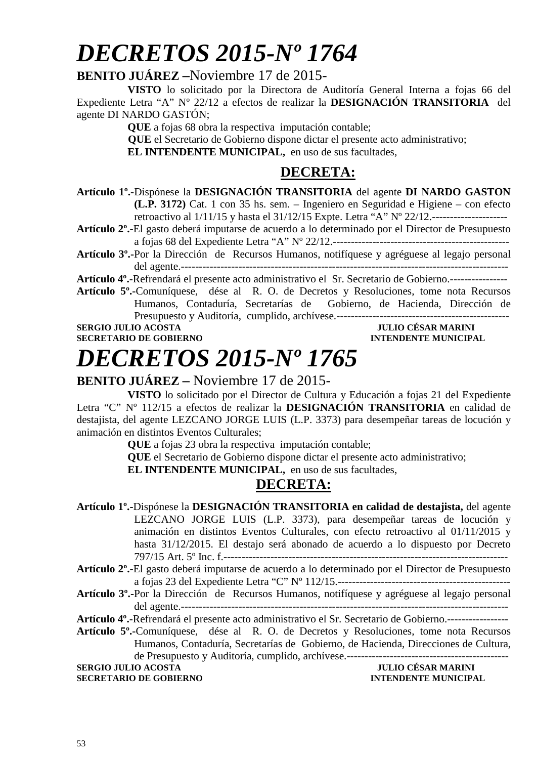# *DECRETOS 2015-Nº 1764*

**BENITO JUÁREZ –**Noviembre 17 de 2015-

**VISTO** lo solicitado por la Directora de Auditoría General Interna a fojas 66 del Expediente Letra "A" Nº 22/12 a efectos de realizar la **DESIGNACIÓN TRANSITORIA** del agente DI NARDO GASTÓN;

**QUE** a fojas 68 obra la respectiva imputación contable;

**QUE** el Secretario de Gobierno dispone dictar el presente acto administrativo;

**EL INTENDENTE MUNICIPAL,** en uso de sus facultades,

## DECRETA:

**Artículo 1º.-**Dispónese la **DESIGNACIÓN TRANSITORIA** del agente **DI NARDO GASTON (L.P. 3172)** Cat. 1 con 35 hs. sem. – Ingeniero en Seguridad e Higiene – con efecto retroactivo al 1/11/15 y hasta el 31/12/15 Expte. Letra "A" Nº 22/12.---------------------

**Artículo 2º.-**El gasto deberá imputarse de acuerdo a lo determinado por el Director de Presupuesto a fojas 68 del Expediente Letra "A" Nº 22/12.-------------------------------------------------

**Artículo 3º.-**Por la Dirección de Recursos Humanos, notifíquese y agréguese al legajo personal del agente.------------------------------------------------------------------------------------------

**Artículo 4º.-**Refrendará el presente acto administrativo el Sr. Secretario de Gobierno.----------------

**Artículo 5º.-**Comuníquese, dése al R. O. de Decretos y Resoluciones, tome nota Recursos Humanos, Contaduría, Secretarías de Gobierno, de Hacienda, Dirección de Presupuesto y Auditoría, cumplido, archívese.------------------------------------------------

**SERGIO JULIO ACOSTA** — **SECRETARIO DE GOBIERNO**

**JULIO CÉSAR MARINI** — **INTENDENTE MUNICIPAL**

# *DECRETOS 2015-Nº 1765*

**BENITO JUÁREZ –** Noviembre 17 de 2015-

**VISTO** lo solicitado por el Director de Cultura y Educación a fojas 21 del Expediente Letra "C" Nº 112/15 a efectos de realizar la **DESIGNACIÓN TRANSITORIA** en calidad de destajista, del agente LEZCANO JORGE LUIS (L.P. 3373) para desempeñar tareas de locución y animación en distintos Eventos Culturales;

**QUE** a fojas 23 obra la respectiva imputación contable;

**QUE** el Secretario de Gobierno dispone dictar el presente acto administrativo;

**EL INTENDENTE MUNICIPAL,** en uso de sus facultades,

## DECRETA:

**Artículo 1º.-**Dispónese la **DESIGNACIÓN TRANSITORIA en calidad de destajista,** del agente LEZCANO JORGE LUIS (L.P. 3373), para desempeñar tareas de locución y animación en distintos Eventos Culturales, con efecto retroactivo al 01/11/2015 y hasta 31/12/2015. El destajo será abonado de acuerdo a lo dispuesto por Decreto 797/15 Art. 5º Inc. f.------------------------------------------------------------------------------

**Artículo 2º.-**El gasto deberá imputarse de acuerdo a lo determinado por el Director de Presupuesto a fojas 23 del Expediente Letra "C" Nº 112/15.------------------------------------------------

**Artículo 3º.-**Por la Dirección de Recursos Humanos, notifíquese y agréguese al legajo personal del agente.------------------------------------------------------------------------------------------

**Artículo 4º.-**Refrendará el presente acto administrativo el Sr. Secretario de Gobierno.-----------------

**Artículo 5º.-**Comuníquese, dése al R. O. de Decretos y Resoluciones, tome nota Recursos Humanos, Contaduría, Secretarías de Gobierno, de Hacienda, Direcciones de Cultura, de Presupuesto y Auditoría, cumplido, archívese.---------------------------------------------

**SERGIO JULIO ACOSTA** — **SECRETARIO DE GOBIERNO**

**JULIO CÉSAR MARINI** — **INTENDENTE MUNICIPAL**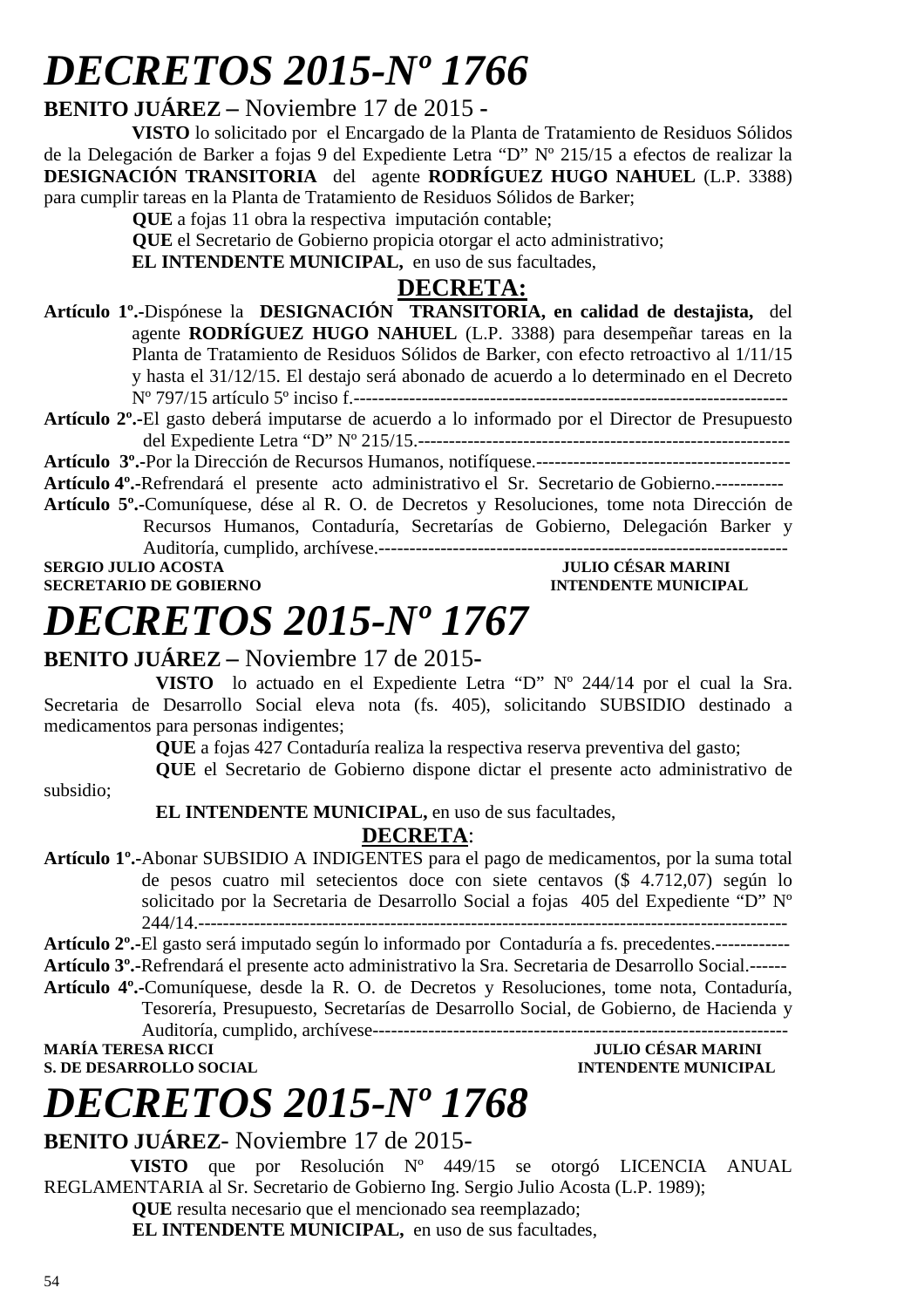# *DECRETOS 2015-Nº 1766*

**BENITO JUÁREZ –** Noviembre 17 de 2015 -

**VISTO** lo solicitado por el Encargado de la Planta de Tratamiento de Residuos Sólidos de la Delegación de Barker a fojas 9 del Expediente Letra "D" Nº 215/15 a efectos de realizar la **DESIGNACIÓN TRANSITORIA** del agente **RODRÍGUEZ HUGO NAHUEL** (L.P. 3388) para cumplir tareas en la Planta de Tratamiento de Residuos Sólidos de Barker;

**QUE** a fojas 11 obra la respectiva imputación contable;

**QUE** el Secretario de Gobierno propicia otorgar el acto administrativo;

**EL INTENDENTE MUNICIPAL,** en uso de sus facultades,

**DECRETA:**

**Artículo 1º.-**Dispónese la **DESIGNACIÓN TRANSITORIA, en calidad de destajista,** del agente **RODRÍGUEZ HUGO NAHUEL** (L.P. 3388) para desempeñar tareas en la Planta de Tratamiento de Residuos Sólidos de Barker, con efecto retroactivo al 1/11/15 y hasta el 31/12/15. El destajo será abonado de acuerdo a lo determinado en el Decreto Nº 797/15 artículo 5º inciso f.-----------------------------------------------------------------

**Artículo 2º.-**El gasto deberá imputarse de acuerdo a lo informado por el Director de Presupuesto del Expediente Letra "D" Nº 215/15.-----------------------------------------------------------

**Artículo 3º.-**Por la Dirección de Recursos Humanos, notifíquese.-----------------------------------------

**Artículo 4º.-**Refrendará el presente acto administrativo el Sr. Secretario de Gobierno.-----------

**Artículo 5º.-**Comuníquese, dése al R. O. de Decretos y Resoluciones, tome nota Dirección de Recursos Humanos, Contaduría, Secretarías de Gobierno, Delegación Barker y Auditoría, cumplido, archívese.------------------------------------------------------------------

**SERGIO JULIO ACOSTA** — **JULIO CÉSAR MARINI**
**SECRETARIO DE GOBIERNO** — **INTENDENTE MUNICIPAL**

# *DECRETOS 2015-Nº 1767*

**BENITO JUÁREZ –** Noviembre 17 de 2015-

**VISTO** lo actuado en el Expediente Letra "D" Nº 244/14 por el cual la Sra. Secretaria de Desarrollo Social eleva nota (fs. 405), solicitando SUBSIDIO destinado a medicamentos para personas indigentes;

**QUE** a fojas 427 Contaduría realiza la respectiva reserva preventiva del gasto;

**QUE** el Secretario de Gobierno dispone dictar el presente acto administrativo de subsidio;

**EL INTENDENTE MUNICIPAL,** en uso de sus facultades,

**DECRETA**:

**Artículo 1º.-**Abonar SUBSIDIO A INDIGENTES para el pago de medicamentos, por la suma total de pesos cuatro mil setecientos doce con siete centavos ($ 4.712,07) según lo solicitado por la Secretaria de Desarrollo Social a fojas 405 del Expediente "D" Nº 244/14.------------------------------------------------------------------------------------------

**Artículo 2º.-**El gasto será imputado según lo informado por Contaduría a fs. precedentes.------------

**Artículo 3º.-**Refrendará el presente acto administrativo la Sra. Secretaria de Desarrollo Social.------

**Artículo 4º.-**Comuníquese, desde la R. O. de Decretos y Resoluciones, tome nota, Contaduría, Tesorería, Presupuesto, Secretarías de Desarrollo Social, de Gobierno, de Hacienda y Auditoría, cumplido, archívese-------------------------------------------------------------------

**MARÍA TERESA RICCI** — **JULIO CÉSAR MARINI**
**S. DE DESARROLLO SOCIAL** — **INTENDENTE MUNICIPAL**

# *DECRETOS 2015-Nº 1768*

**BENITO JUÁREZ**- Noviembre 17 de 2015-

**VISTO** que por Resolución Nº 449/15 se otorgó LICENCIA ANUAL REGLAMENTARIA al Sr. Secretario de Gobierno Ing. Sergio Julio Acosta (L.P. 1989);

**QUE** resulta necesario que el mencionado sea reemplazado;

**EL INTENDENTE MUNICIPAL,** en uso de sus facultades,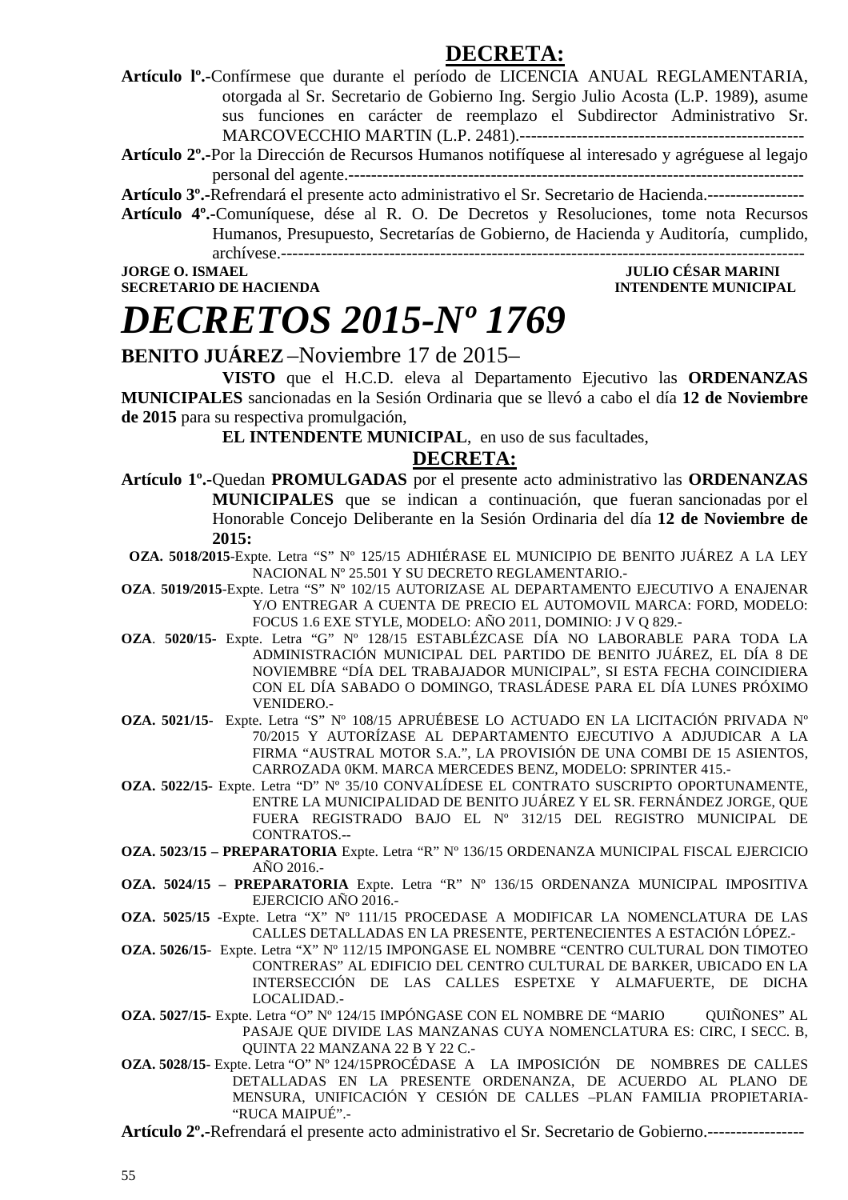## DECRETA:

**Artículo lº.-**Confírmese que durante el período de LICENCIA ANUAL REGLAMENTARIA, otorgada al Sr. Secretario de Gobierno Ing. Sergio Julio Acosta (L.P. 1989), asume sus funciones en carácter de reemplazo el Subdirector Administrativo Sr. MARCOVECCHIO MARTIN (L.P. 2481).--------------------------------------------------

**Artículo 2º.-**Por la Dirección de Recursos Humanos notifíquese al interesado y agréguese al legajo personal del agente.------------------------------------------------------------------------------

**Artículo 3º.-**Refrendará el presente acto administrativo el Sr. Secretario de Hacienda.-----------------

**Artículo 4º.-**Comuníquese, dése al R. O. De Decretos y Resoluciones, tome nota Recursos Humanos, Presupuesto, Secretarías de Gobierno, de Hacienda y Auditoría, cumplido, archívese.---------------------------------------------------------------------------------------------

**JORGE O. ISMAEL** — **SECRETARIO DE HACIENDA**

**JULIO CÉSAR MARINI** — **INTENDENTE MUNICIPAL**

# *DECRETOS 2015-Nº 1769*

**BENITO JUÁREZ** –Noviembre 17 de 2015–

**VISTO** que el H.C.D. eleva al Departamento Ejecutivo las **ORDENANZAS MUNICIPALES** sancionadas en la Sesión Ordinaria que se llevó a cabo el día **12 de Noviembre de 2015** para su respectiva promulgación,

**EL INTENDENTE MUNICIPAL**, en uso de sus facultades,

## DECRETA:

**Artículo 1º.-**Quedan **PROMULGADAS** por el presente acto administrativo las **ORDENANZAS MUNICIPALES** que se indican a continuación, que fueran sancionadas por el Honorable Concejo Deliberante en la Sesión Ordinaria del día **12 de Noviembre de 2015:**

**OZA. 5018/2015**-Expte. Letra "S" Nº 125/15 ADHIÉRASE EL MUNICIPIO DE BENITO JUÁREZ A LA LEY NACIONAL Nº 25.501 Y SU DECRETO REGLAMENTARIO.-

**OZA**. **5019/2015**-Expte. Letra "S" Nº 102/15 AUTORIZASE AL DEPARTAMENTO EJECUTIVO A ENAJENAR Y/O ENTREGAR A CUENTA DE PRECIO EL AUTOMOVIL MARCA: FORD, MODELO: FOCUS 1.6 EXE STYLE, MODELO: AÑO 2011, DOMINIO: J V Q 829.-

**OZA**. **5020/15-** Expte. Letra "G" Nº 128/15 ESTABLÉZCASE DÍA NO LABORABLE PARA TODA LA ADMINISTRACIÓN MUNICIPAL DEL PARTIDO DE BENITO JUÁREZ, EL DÍA 8 DE NOVIEMBRE "DÍA DEL TRABAJADOR MUNICIPAL", SI ESTA FECHA COINCIDIERA CON EL DÍA SABADO O DOMINGO, TRASLÁDESE PARA EL DÍA LUNES PRÓXIMO VENIDERO.-

**OZA. 5021/15-** Expte. Letra "S" Nº 108/15 APRUÉBESE LO ACTUADO EN LA LICITACIÓN PRIVADA Nº 70/2015 Y AUTORÍZASE AL DEPARTAMENTO EJECUTIVO A ADJUDICAR A LA FIRMA "AUSTRAL MOTOR S.A.", LA PROVISIÓN DE UNA COMBI DE 15 ASIENTOS, CARROZADA 0KM. MARCA MERCEDES BENZ, MODELO: SPRINTER 415.-

**OZA. 5022/15-** Expte. Letra "D" Nº 35/10 CONVALÍDESE EL CONTRATO SUSCRIPTO OPORTUNAMENTE, ENTRE LA MUNICIPALIDAD DE BENITO JUÁREZ Y EL SR. FERNÁNDEZ JORGE, QUE FUERA REGISTRADO BAJO EL Nº 312/15 DEL REGISTRO MUNICIPAL DE CONTRATOS.--

**OZA. 5023/15 – PREPARATORIA** Expte. Letra "R" Nº 136/15 ORDENANZA MUNICIPAL FISCAL EJERCICIO AÑO 2016.-

**OZA. 5024/15 – PREPARATORIA** Expte. Letra "R" Nº 136/15 ORDENANZA MUNICIPAL IMPOSITIVA EJERCICIO AÑO 2016.-

**OZA. 5025/15 -**Expte. Letra "X" Nº 111/15 PROCEDASE A MODIFICAR LA NOMENCLATURA DE LAS CALLES DETALLADAS EN LA PRESENTE, PERTENECIENTES A ESTACIÓN LÓPEZ.-

**OZA. 5026/15-** Expte. Letra "X" Nº 112/15 IMPONGASE EL NOMBRE "CENTRO CULTURAL DON TIMOTEO CONTRERAS" AL EDIFICIO DEL CENTRO CULTURAL DE BARKER, UBICADO EN LA INTERSECCIÓN DE LAS CALLES ESPETXE Y ALMAFUERTE, DE DICHA LOCALIDAD.-

**OZA. 5027/15-** Expte. Letra "O" Nº 124/15 IMPÓNGASE CON EL NOMBRE DE "MARIO QUIÑONES" AL PASAJE QUE DIVIDE LAS MANZANAS CUYA NOMENCLATURA ES: CIRC, I SECC. B, QUINTA 22 MANZANA 22 B Y 22 C.-

**OZA. 5028/15-** Expte. Letra "O" Nº 124/15PROCÉDASE A LA IMPOSICIÓN DE NOMBRES DE CALLES DETALLADAS EN LA PRESENTE ORDENANZA, DE ACUERDO AL PLANO DE MENSURA, UNIFICACIÓN Y CESIÓN DE CALLES –PLAN FAMILIA PROPIETARIA- "RUCA MAIPUÉ".-

**Artículo 2º.-**Refrendará el presente acto administrativo el Sr. Secretario de Gobierno.-----------------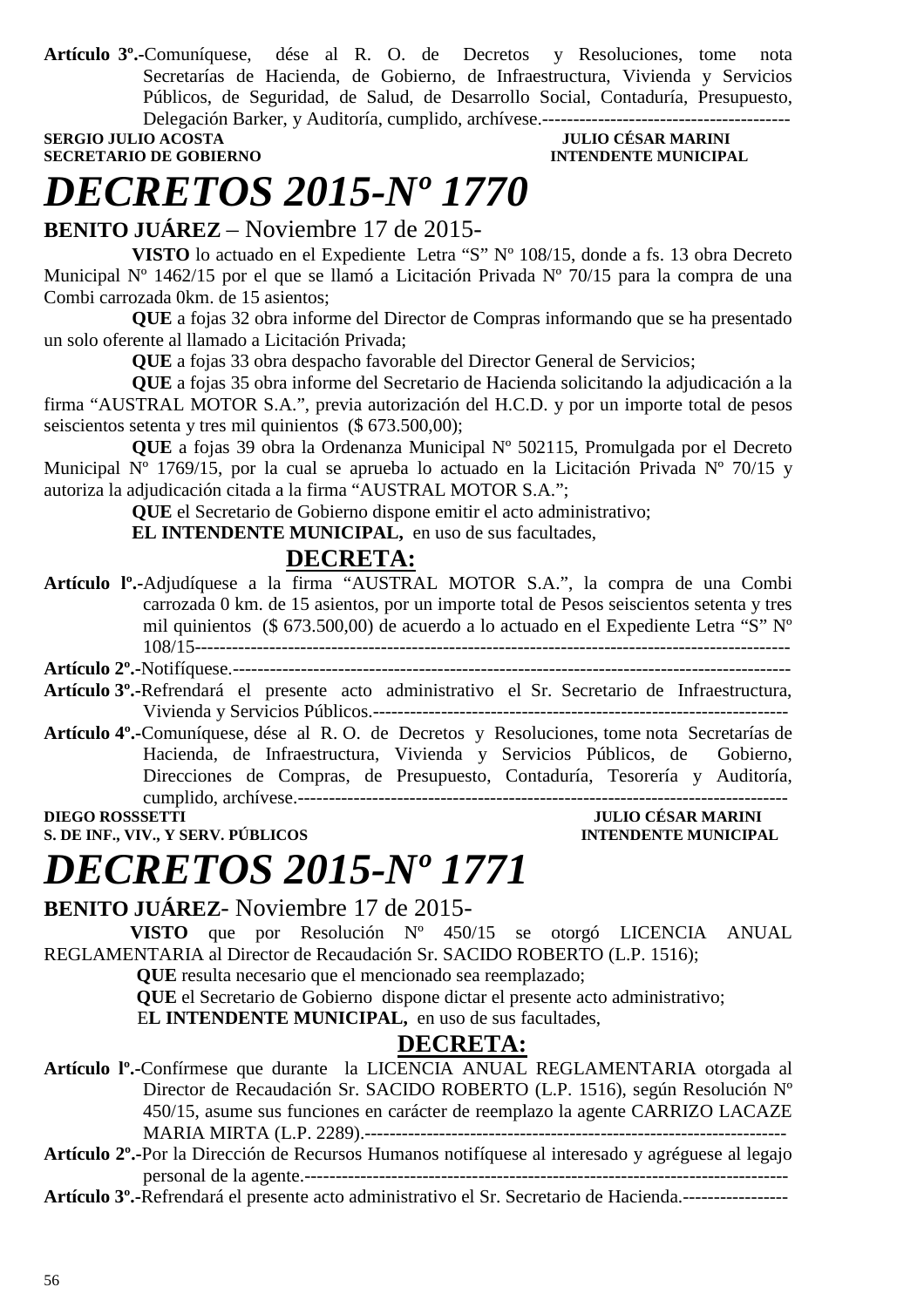**Artículo 3º.-**Comuníquese, dése al R. O. de Decretos y Resoluciones, tome nota Secretarías de Hacienda, de Gobierno, de Infraestructura, Vivienda y Servicios Públicos, de Seguridad, de Salud, de Desarrollo Social, Contaduría, Presupuesto, Delegación Barker, y Auditoría, cumplido, archívese.----------------------------------------

**SERGIO JULIO ACOSTA** — **JULIO CÉSAR MARINI**
**SECRETARIO DE GOBIERNO** — **INTENDENTE MUNICIPAL**

# *DECRETOS 2015-Nº 1770*

**BENITO JUÁREZ** – Noviembre 17 de 2015-

**VISTO** lo actuado en el Expediente Letra "S" Nº 108/15, donde a fs. 13 obra Decreto Municipal Nº 1462/15 por el que se llamó a Licitación Privada Nº 70/15 para la compra de una Combi carrozada 0km. de 15 asientos;

**QUE** a fojas 32 obra informe del Director de Compras informando que se ha presentado un solo oferente al llamado a Licitación Privada;

**QUE** a fojas 33 obra despacho favorable del Director General de Servicios;

**QUE** a fojas 35 obra informe del Secretario de Hacienda solicitando la adjudicación a la firma "AUSTRAL MOTOR S.A.", previa autorización del H.C.D. y por un importe total de pesos seiscientos setenta y tres mil quinientos ($ 673.500,00);

**QUE** a fojas 39 obra la Ordenanza Municipal Nº 502115, Promulgada por el Decreto Municipal Nº 1769/15, por la cual se aprueba lo actuado en la Licitación Privada Nº 70/15 y autoriza la adjudicación citada a la firma "AUSTRAL MOTOR S.A.";

**QUE** el Secretario de Gobierno dispone emitir el acto administrativo;

**EL INTENDENTE MUNICIPAL,** en uso de sus facultades,

**DECRETA:**

**Artículo lº.-**Adjudíquese a la firma "AUSTRAL MOTOR S.A.", la compra de una Combi carrozada 0 km. de 15 asientos, por un importe total de Pesos seiscientos setenta y tres mil quinientos ($ 673.500,00) de acuerdo a lo actuado en el Expediente Letra "S" Nº 108/15-----------------------------------------------------------------------------------------------

**Artículo 2º.-**Notifíquese.------------------------------------------------------------------------------------------

**Artículo 3º.-**Refrendará el presente acto administrativo el Sr. Secretario de Infraestructura, Vivienda y Servicios Públicos.-------------------------------------------------------------------

**Artículo 4º.-**Comuníquese, dése al R. O. de Decretos y Resoluciones, tome nota Secretarías de Hacienda, de Infraestructura, Vivienda y Servicios Públicos, de Gobierno, Direcciones de Compras, de Presupuesto, Contaduría, Tesorería y Auditoría, cumplido, archívese.-------------------------------------------------------------------------------

**DIEGO ROSSSETTI** — **JULIO CÉSAR MARINI**
**S. DE INF., VIV., Y SERV. PÚBLICOS** — **INTENDENTE MUNICIPAL**

# *DECRETOS 2015-Nº 1771*

**BENITO JUÁREZ**- Noviembre 17 de 2015-

**VISTO** que por Resolución Nº 450/15 se otorgó LICENCIA ANUAL REGLAMENTARIA al Director de Recaudación Sr. SACIDO ROBERTO (L.P. 1516);

**QUE** resulta necesario que el mencionado sea reemplazado;

**QUE** el Secretario de Gobierno dispone dictar el presente acto administrativo;

E**L INTENDENTE MUNICIPAL,** en uso de sus facultades,

**DECRETA:**

**Artículo lº.-**Confírmese que durante la LICENCIA ANUAL REGLAMENTARIA otorgada al Director de Recaudación Sr. SACIDO ROBERTO (L.P. 1516), según Resolución Nº 450/15, asume sus funciones en carácter de reemplazo la agente CARRIZO LACAZE MARIA MIRTA (L.P. 2289).------------------------------------------------------------------

**Artículo 2º.-**Por la Dirección de Recursos Humanos notifíquese al interesado y agréguese al legajo personal de la agente.------------------------------------------------------------------------------

**Artículo 3º.-**Refrendará el presente acto administrativo el Sr. Secretario de Hacienda.-----------------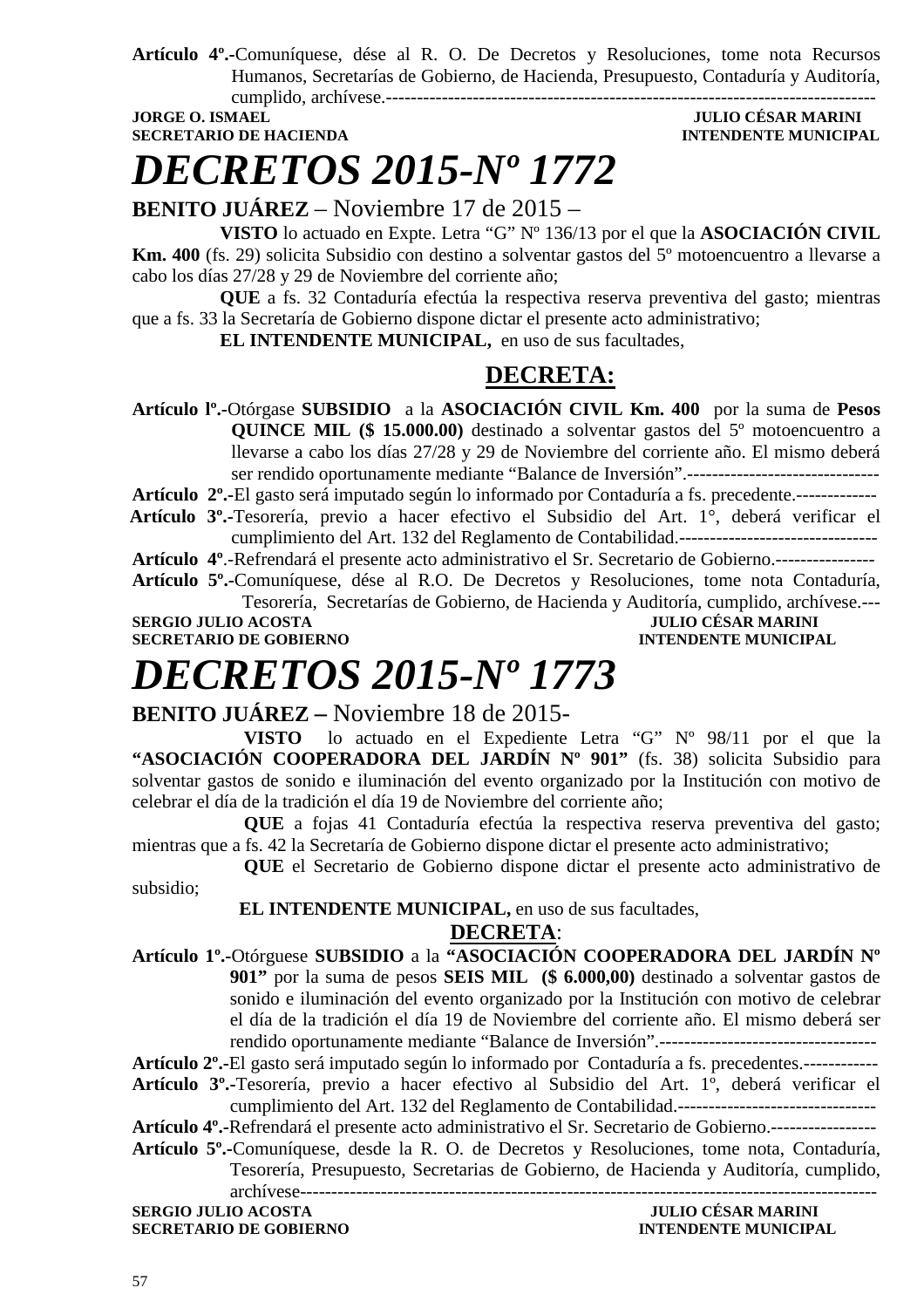**Artículo 4º.-**Comuníquese, dése al R. O. De Decretos y Resoluciones, tome nota Recursos Humanos, Secretarías de Gobierno, de Hacienda, Presupuesto, Contaduría y Auditoría, cumplido, archívese.---------------------------------------------------------------------------------

**JORGE O. ISMAEL** — **SECRETARIO DE HACIENDA**
**JULIO CÉSAR MARINI** — **INTENDENTE MUNICIPAL**

# *DECRETOS 2015-Nº 1772*

**BENITO JUÁREZ** – Noviembre 17 de 2015 –

**VISTO** lo actuado en Expte. Letra "G" Nº 136/13 por el que la **ASOCIACIÓN CIVIL Km. 400** (fs. 29) solicita Subsidio con destino a solventar gastos del 5º motoencuentro a llevarse a cabo los días 27/28 y 29 de Noviembre del corriente año;

**QUE** a fs. 32 Contaduría efectúa la respectiva reserva preventiva del gasto; mientras que a fs. 33 la Secretaría de Gobierno dispone dictar el presente acto administrativo;

**EL INTENDENTE MUNICIPAL,** en uso de sus facultades,

## DECRETA:

**Artículo lº.-**Otórgase **SUBSIDIO** a la **ASOCIACIÓN CIVIL Km. 400** por la suma de **Pesos QUINCE MIL ($ 15.000.00)** destinado a solventar gastos del 5º motoencuentro a llevarse a cabo los días 27/28 y 29 de Noviembre del corriente año. El mismo deberá ser rendido oportunamente mediante "Balance de Inversión".-------------------------------

**Artículo 2º.-**El gasto será imputado según lo informado por Contaduría a fs. precedente.-------------

**Artículo 3º.-**Tesorería, previo a hacer efectivo el Subsidio del Art. 1°, deberá verificar el cumplimiento del Art. 132 del Reglamento de Contabilidad.--------------------------------

**Artículo 4º**.-Refrendará el presente acto administrativo el Sr. Secretario de Gobierno.----------------

**Artículo 5º.-**Comuníquese, dése al R.O. De Decretos y Resoluciones, tome nota Contaduría, Tesorería, Secretarías de Gobierno, de Hacienda y Auditoría, cumplido, archívese.---

**SERGIO JULIO ACOSTA** — **SECRETARIO DE GOBIERNO**
**JULIO CÉSAR MARINI** — **INTENDENTE MUNICIPAL**

# *DECRETOS 2015-Nº 1773*

**BENITO JUÁREZ –** Noviembre 18 de 2015-

**VISTO** lo actuado en el Expediente Letra "G" Nº 98/11 por el que la **"ASOCIACIÓN COOPERADORA DEL JARDÍN Nº 901"** (fs. 38) solicita Subsidio para solventar gastos de sonido e iluminación del evento organizado por la Institución con motivo de celebrar el día de la tradición el día 19 de Noviembre del corriente año;

**QUE** a fojas 41 Contaduría efectúa la respectiva reserva preventiva del gasto; mientras que a fs. 42 la Secretaría de Gobierno dispone dictar el presente acto administrativo;

**QUE** el Secretario de Gobierno dispone dictar el presente acto administrativo de subsidio;

**EL INTENDENTE MUNICIPAL,** en uso de sus facultades,

## DECRETA:

**Artículo 1º.-**Otórguese **SUBSIDIO** a la **"ASOCIACIÓN COOPERADORA DEL JARDÍN Nº 901"** por la suma de pesos **SEIS MIL ($ 6.000,00)** destinado a solventar gastos de sonido e iluminación del evento organizado por la Institución con motivo de celebrar el día de la tradición el día 19 de Noviembre del corriente año. El mismo deberá ser rendido oportunamente mediante "Balance de Inversión".-----------------------------------

**Artículo 2º.-**El gasto será imputado según lo informado por Contaduría a fs. precedentes.------------

**Artículo 3º.-**Tesorería, previo a hacer efectivo al Subsidio del Art. 1º, deberá verificar el cumplimiento del Art. 132 del Reglamento de Contabilidad.--------------------------------

**Artículo 4º.-**Refrendará el presente acto administrativo el Sr. Secretario de Gobierno.-----------------

**Artículo 5º.-**Comuníquese, desde la R. O. de Decretos y Resoluciones, tome nota, Contaduría, Tesorería, Presupuesto, Secretarias de Gobierno, de Hacienda y Auditoría, cumplido, archívese-------------------------------------------------------------------------------------------

**SERGIO JULIO ACOSTA** — **SECRETARIO DE GOBIERNO**
**JULIO CÉSAR MARINI** — **INTENDENTE MUNICIPAL**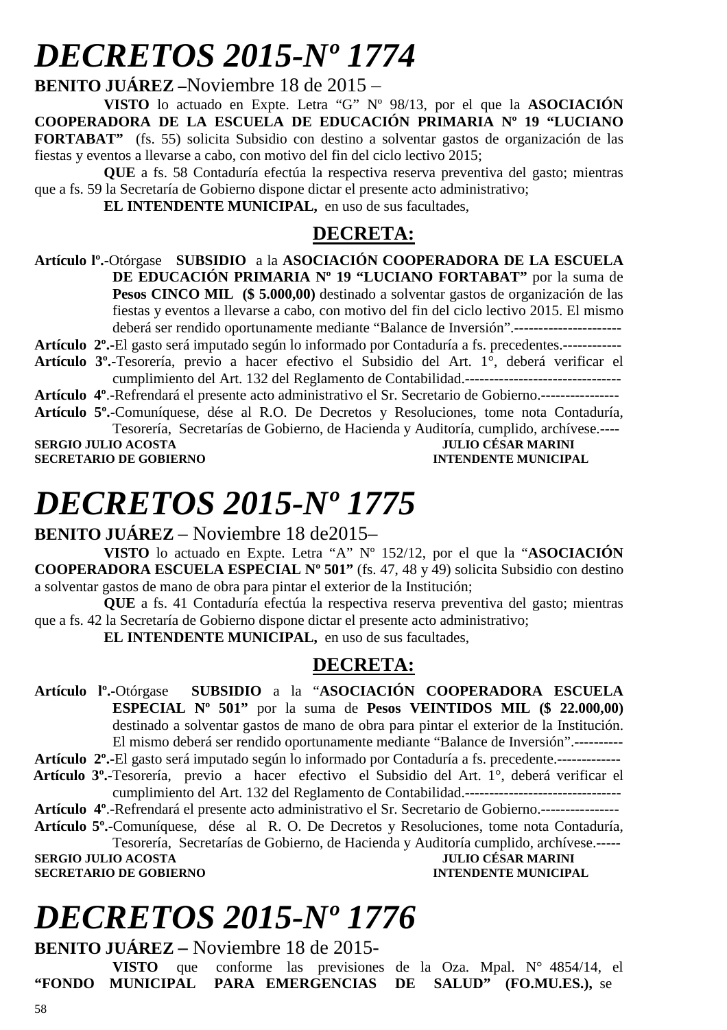# *DECRETOS 2015-Nº 1774*

**BENITO JUÁREZ –**Noviembre 18 de 2015 –

**VISTO** lo actuado en Expte. Letra "G" Nº 98/13, por el que la **ASOCIACIÓN COOPERADORA DE LA ESCUELA DE EDUCACIÓN PRIMARIA Nº 19 "LUCIANO FORTABAT"** (fs. 55) solicita Subsidio con destino a solventar gastos de organización de las fiestas y eventos a llevarse a cabo, con motivo del fin del ciclo lectivo 2015;

**QUE** a fs. 58 Contaduría efectúa la respectiva reserva preventiva del gasto; mientras que a fs. 59 la Secretaría de Gobierno dispone dictar el presente acto administrativo;

**EL INTENDENTE MUNICIPAL,** en uso de sus facultades,

## DECRETA:

**Artículo lº.-**Otórgase **SUBSIDIO** a la **ASOCIACIÓN COOPERADORA DE LA ESCUELA DE EDUCACIÓN PRIMARIA Nº 19 "LUCIANO FORTABAT"** por la suma de **Pesos CINCO MIL ($ 5.000,00)** destinado a solventar gastos de organización de las fiestas y eventos a llevarse a cabo, con motivo del fin del ciclo lectivo 2015. El mismo deberá ser rendido oportunamente mediante "Balance de Inversión".----------------------

**Artículo 2º.-**El gasto será imputado según lo informado por Contaduría a fs. precedentes.------------

**Artículo 3º.-**Tesorería, previo a hacer efectivo el Subsidio del Art. 1°, deberá verificar el cumplimiento del Art. 132 del Reglamento de Contabilidad.--------------------------------

**Artículo 4º**.-Refrendará el presente acto administrativo el Sr. Secretario de Gobierno.----------------

**Artículo 5º.-**Comuníquese, dése al R.O. De Decretos y Resoluciones, tome nota Contaduría, Tesorería, Secretarías de Gobierno, de Hacienda y Auditoría, cumplido, archívese.----

**SERGIO JULIO ACOSTA** — **SECRETARIO DE GOBIERNO**
**JULIO CÉSAR MARINI** — **INTENDENTE MUNICIPAL**

# *DECRETOS 2015-Nº 1775*

**BENITO JUÁREZ** – Noviembre 18 de2015–

**VISTO** lo actuado en Expte. Letra "A" Nº 152/12, por el que la "**ASOCIACIÓN COOPERADORA ESCUELA ESPECIAL Nº 501"** (fs. 47, 48 y 49) solicita Subsidio con destino a solventar gastos de mano de obra para pintar el exterior de la Institución;

**QUE** a fs. 41 Contaduría efectúa la respectiva reserva preventiva del gasto; mientras que a fs. 42 la Secretaría de Gobierno dispone dictar el presente acto administrativo;

**EL INTENDENTE MUNICIPAL,** en uso de sus facultades,

## DECRETA:

**Artículo lº.-**Otórgase **SUBSIDIO** a la "**ASOCIACIÓN COOPERADORA ESCUELA ESPECIAL Nº 501"** por la suma de **Pesos VEINTIDOS MIL ($ 22.000,00)** destinado a solventar gastos de mano de obra para pintar el exterior de la Institución. El mismo deberá ser rendido oportunamente mediante "Balance de Inversión".----------

**Artículo 2º.-**El gasto será imputado según lo informado por Contaduría a fs. precedente.-------------

**Artículo 3º.-**Tesorería, previo a hacer efectivo el Subsidio del Art. 1°, deberá verificar el cumplimiento del Art. 132 del Reglamento de Contabilidad.--------------------------------

**Artículo 4º**.-Refrendará el presente acto administrativo el Sr. Secretario de Gobierno.----------------

**Artículo 5º.-**Comuníquese, dése al R. O. De Decretos y Resoluciones, tome nota Contaduría, Tesorería, Secretarías de Gobierno, de Hacienda y Auditoría cumplido, archívese.-----

**SERGIO JULIO ACOSTA** — **SECRETARIO DE GOBIERNO**
**JULIO CÉSAR MARINI** — **INTENDENTE MUNICIPAL**

# *DECRETOS 2015-Nº 1776*

**BENITO JUÁREZ –** Noviembre 18 de 2015-

**VISTO** que conforme las previsiones de la Oza. Mpal. N° 4854/14, el **"FONDO MUNICIPAL PARA EMERGENCIAS DE SALUD" (FO.MU.ES.),** se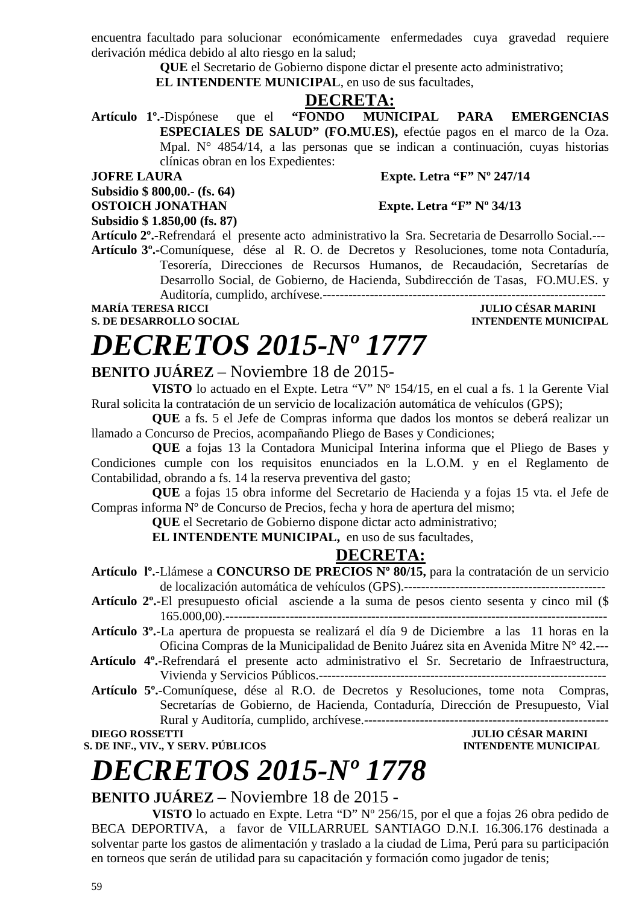encuentra facultado para solucionar económicamente enfermedades cuya gravedad requiere derivación médica debido al alto riesgo en la salud;

**QUE** el Secretario de Gobierno dispone dictar el presente acto administrativo;

**EL INTENDENTE MUNICIPAL**, en uso de sus facultades,

**DECRETA:**

**Artículo 1º.-**Dispónese que el **"FONDO MUNICIPAL PARA EMERGENCIAS ESPECIALES DE SALUD" (FO.MU.ES),** efectúe pagos en el marco de la Oza. Mpal. N° 4854/14, a las personas que se indican a continuación, cuyas historias clínicas obran en los Expedientes:

**JOFRE LAURA** **Expte. Letra "F" Nº 247/14**
**Subsidio $ 800,00.- (fs. 64)**
**OSTOICH JONATHAN** **Expte. Letra "F" Nº 34/13**
**Subsidio $ 1.850,00 (fs. 87)**

**Artículo 2º.-**Refrendará el presente acto administrativo la Sra. Secretaria de Desarrollo Social.---

**Artículo 3º.-**Comuníquese, dése al R. O. de Decretos y Resoluciones, tome nota Contaduría, Tesorería, Direcciones de Recursos Humanos, de Recaudación, Secretarías de Desarrollo Social, de Gobierno, de Hacienda, Subdirección de Tasas, FO.MU.ES. y Auditoría, cumplido, archívese.-------------------------------------------------------------------

**MARÍA TERESA RICCI** **JULIO CÉSAR MARINI**
**S. DE DESARROLLO SOCIAL** **INTENDENTE MUNICIPAL**

# *DECRETOS 2015-Nº 1777*

**BENITO JUÁREZ** – Noviembre 18 de 2015-

**VISTO** lo actuado en el Expte. Letra "V" Nº 154/15, en el cual a fs. 1 la Gerente Vial Rural solicita la contratación de un servicio de localización automática de vehículos (GPS);

**QUE** a fs. 5 el Jefe de Compras informa que dados los montos se deberá realizar un llamado a Concurso de Precios, acompañando Pliego de Bases y Condiciones;

**QUE** a fojas 13 la Contadora Municipal Interina informa que el Pliego de Bases y Condiciones cumple con los requisitos enunciados en la L.O.M. y en el Reglamento de Contabilidad, obrando a fs. 14 la reserva preventiva del gasto;

**QUE** a fojas 15 obra informe del Secretario de Hacienda y a fojas 15 vta. el Jefe de Compras informa Nº de Concurso de Precios, fecha y hora de apertura del mismo;

**QUE** el Secretario de Gobierno dispone dictar acto administrativo;

**EL INTENDENTE MUNICIPAL,** en uso de sus facultades,

**DECRETA:**

**Artículo lº.-**Llámese a **CONCURSO DE PRECIOS Nº 80/15,** para la contratación de un servicio de localización automática de vehículos (GPS).-----------------------------------------------

**Artículo 2º.-**El presupuesto oficial asciende a la suma de pesos ciento sesenta y cinco mil ($ 165.000,00).------------------------------------------------------------------------------------------

**Artículo 3º.-**La apertura de propuesta se realizará el día 9 de Diciembre a las 11 horas en la Oficina Compras de la Municipalidad de Benito Juárez sita en Avenida Mitre N° 42.---

**Artículo 4º.-**Refrendará el presente acto administrativo el Sr. Secretario de Infraestructura, Vivienda y Servicios Públicos.--------------------------------------------------------------------

**Artículo 5º.-**Comuníquese, dése al R.O. de Decretos y Resoluciones, tome nota Compras, Secretarías de Gobierno, de Hacienda, Contaduría, Dirección de Presupuesto, Vial Rural y Auditoría, cumplido, archívese.----------------------------------------------------------

**DIEGO ROSSETTI** **JULIO CÉSAR MARINI**
**S. DE INF., VIV., Y SERV. PÚBLICOS** **INTENDENTE MUNICIPAL**

# *DECRETOS 2015-Nº 1778*

**BENITO JUÁREZ** – Noviembre 18 de 2015 -

**VISTO** lo actuado en Expte. Letra "D" Nº 256/15, por el que a fojas 26 obra pedido de BECA DEPORTIVA, a favor de VILLARRUEL SANTIAGO D.N.I. 16.306.176 destinada a solventar parte los gastos de alimentación y traslado a la ciudad de Lima, Perú para su participación en torneos que serán de utilidad para su capacitación y formación como jugador de tenis;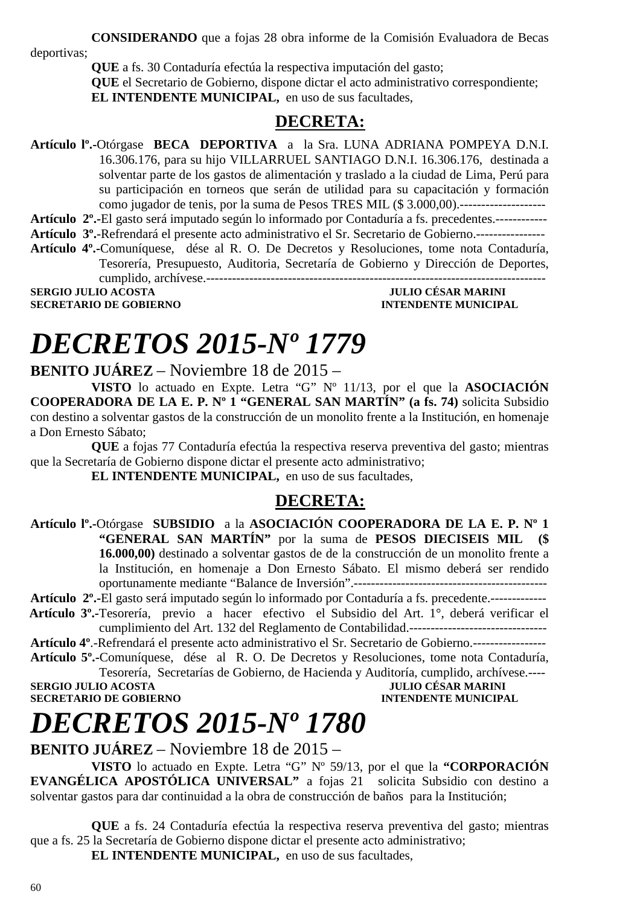**CONSIDERANDO** que a fojas 28 obra informe de la Comisión Evaluadora de Becas deportivas;

**QUE** a fs. 30 Contaduría efectúa la respectiva imputación del gasto;

**QUE** el Secretario de Gobierno, dispone dictar el acto administrativo correspondiente;

**EL INTENDENTE MUNICIPAL,** en uso de sus facultades,

## DECRETA:

**Artículo lº.-**Otórgase **BECA DEPORTIVA** a la Sra. LUNA ADRIANA POMPEYA D.N.I. 16.306.176, para su hijo VILLARRUEL SANTIAGO D.N.I. 16.306.176, destinada a solventar parte de los gastos de alimentación y traslado a la ciudad de Lima, Perú para su participación en torneos que serán de utilidad para su capacitación y formación como jugador de tenis, por la suma de Pesos TRES MIL ($ 3.000,00).--------------------

**Artículo 2º.-**El gasto será imputado según lo informado por Contaduría a fs. precedentes.------------

**Artículo 3º.-**Refrendará el presente acto administrativo el Sr. Secretario de Gobierno.----------------

**Artículo 4º.-**Comuníquese, dése al R. O. De Decretos y Resoluciones, tome nota Contaduría, Tesorería, Presupuesto, Auditoria, Secretaría de Gobierno y Dirección de Deportes, cumplido, archívese.------------------------------------------------------------------------------

**SERGIO JULIO ACOSTA** — **JULIO CÉSAR MARINI**
**SECRETARIO DE GOBIERNO** — **INTENDENTE MUNICIPAL**

# *DECRETOS 2015-Nº 1779*

**BENITO JUÁREZ** – Noviembre 18 de 2015 –

**VISTO** lo actuado en Expte. Letra "G" Nº 11/13, por el que la **ASOCIACIÓN COOPERADORA DE LA E. P. Nº 1 "GENERAL SAN MARTÍN" (a fs. 74)** solicita Subsidio con destino a solventar gastos de la construcción de un monolito frente a la Institución, en homenaje a Don Ernesto Sábato;

**QUE** a fojas 77 Contaduría efectúa la respectiva reserva preventiva del gasto; mientras que la Secretaría de Gobierno dispone dictar el presente acto administrativo;

**EL INTENDENTE MUNICIPAL,** en uso de sus facultades,

## DECRETA:

**Artículo lº.-**Otórgase **SUBSIDIO** a la **ASOCIACIÓN COOPERADORA DE LA E. P. Nº 1 "GENERAL SAN MARTÍN"** por la suma de **PESOS DIECISEIS MIL ($ 16.000,00)** destinado a solventar gastos de de la construcción de un monolito frente a la Institución, en homenaje a Don Ernesto Sábato. El mismo deberá ser rendido oportunamente mediante "Balance de Inversión".---------------------------------------------

**Artículo 2º.-**El gasto será imputado según lo informado por Contaduría a fs. precedente.-------------

**Artículo 3º.-**Tesorería, previo a hacer efectivo el Subsidio del Art. 1°, deberá verificar el cumplimiento del Art. 132 del Reglamento de Contabilidad.--------------------------------

**Artículo 4º**.-Refrendará el presente acto administrativo el Sr. Secretario de Gobierno.-----------------

**Artículo 5º.-**Comuníquese, dése al R. O. De Decretos y Resoluciones, tome nota Contaduría, Tesorería, Secretarías de Gobierno, de Hacienda y Auditoría, cumplido, archívese.----

**SERGIO JULIO ACOSTA** — **JULIO CÉSAR MARINI**
**SECRETARIO DE GOBIERNO** — **INTENDENTE MUNICIPAL**

# *DECRETOS 2015-Nº 1780*

**BENITO JUÁREZ** – Noviembre 18 de 2015 –

**VISTO** lo actuado en Expte. Letra "G" Nº 59/13, por el que la **"CORPORACIÓN EVANGÉLICA APOSTÓLICA UNIVERSAL"** a fojas 21 solicita Subsidio con destino a solventar gastos para dar continuidad a la obra de construcción de baños para la Institución;

**QUE** a fs. 24 Contaduría efectúa la respectiva reserva preventiva del gasto; mientras que a fs. 25 la Secretaría de Gobierno dispone dictar el presente acto administrativo;

**EL INTENDENTE MUNICIPAL,** en uso de sus facultades,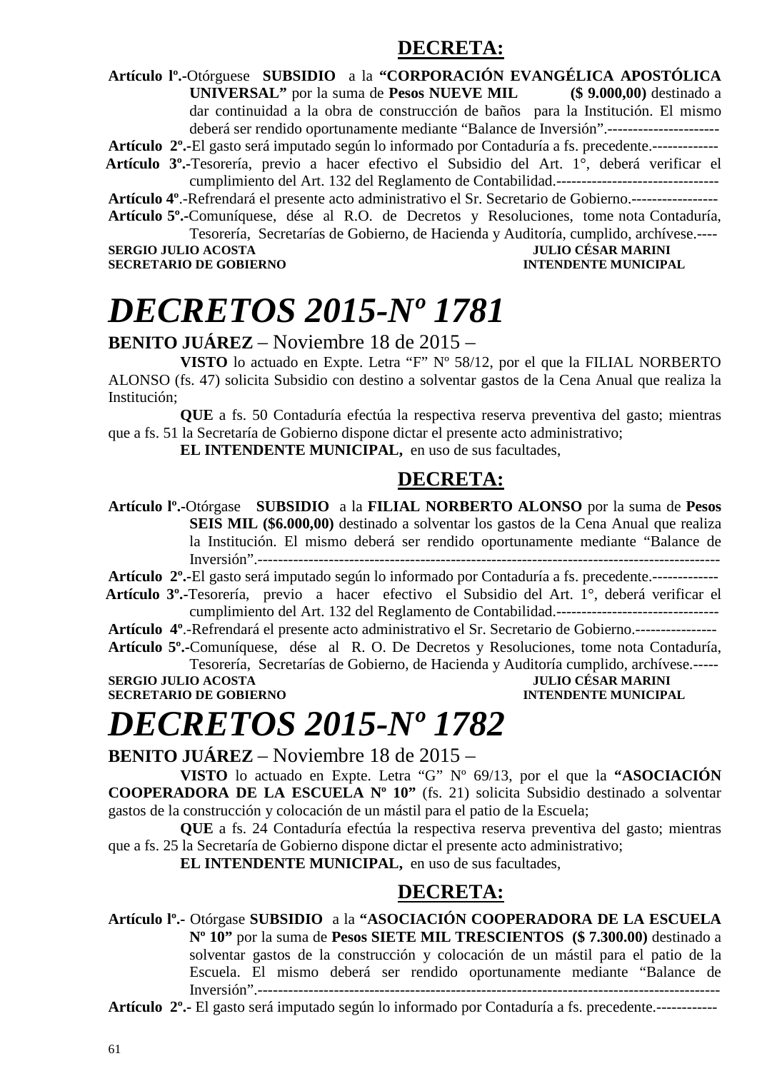## DECRETA:

**Artículo lº.-**Otórguese **SUBSIDIO** a la **"CORPORACIÓN EVANGÉLICA APOSTÓLICA UNIVERSAL"** por la suma de **Pesos NUEVE MIL ($ 9.000,00)** destinado a dar continuidad a la obra de construcción de baños para la Institución. El mismo deberá ser rendido oportunamente mediante "Balance de Inversión".----------------------

**Artículo 2º.-**El gasto será imputado según lo informado por Contaduría a fs. precedente.-------------

**Artículo 3º.-**Tesorería, previo a hacer efectivo el Subsidio del Art. 1°, deberá verificar el cumplimiento del Art. 132 del Reglamento de Contabilidad.--------------------------------

**Artículo 4º**.-Refrendará el presente acto administrativo el Sr. Secretario de Gobierno.-----------------

**Artículo 5º.-**Comuníquese, dése al R.O. de Decretos y Resoluciones, tome nota Contaduría, Tesorería, Secretarías de Gobierno, de Hacienda y Auditoría, cumplido, archívese.----

**SERGIO JULIO ACOSTA** — **SECRETARIO DE GOBIERNO**
**JULIO CÉSAR MARINI** — **INTENDENTE MUNICIPAL**

# *DECRETOS 2015-Nº 1781*

**BENITO JUÁREZ** – Noviembre 18 de 2015 –

**VISTO** lo actuado en Expte. Letra "F" Nº 58/12, por el que la FILIAL NORBERTO ALONSO (fs. 47) solicita Subsidio con destino a solventar gastos de la Cena Anual que realiza la Institución;

**QUE** a fs. 50 Contaduría efectúa la respectiva reserva preventiva del gasto; mientras que a fs. 51 la Secretaría de Gobierno dispone dictar el presente acto administrativo;

**EL INTENDENTE MUNICIPAL,** en uso de sus facultades,

## DECRETA:

**Artículo lº.-**Otórgase **SUBSIDIO** a la **FILIAL NORBERTO ALONSO** por la suma de **Pesos SEIS MIL ($6.000,00)** destinado a solventar los gastos de la Cena Anual que realiza la Institución. El mismo deberá ser rendido oportunamente mediante "Balance de Inversión".------------------------------------------------------------------------------------------

**Artículo 2º.-**El gasto será imputado según lo informado por Contaduría a fs. precedente.-------------

**Artículo 3º.-**Tesorería, previo a hacer efectivo el Subsidio del Art. 1°, deberá verificar el cumplimiento del Art. 132 del Reglamento de Contabilidad.--------------------------------

**Artículo 4º**.-Refrendará el presente acto administrativo el Sr. Secretario de Gobierno.----------------

**Artículo 5º.-**Comuníquese, dése al R. O. De Decretos y Resoluciones, tome nota Contaduría, Tesorería, Secretarías de Gobierno, de Hacienda y Auditoría, cumplido, archívese.-----

**SERGIO JULIO ACOSTA** — **SECRETARIO DE GOBIERNO**
**JULIO CÉSAR MARINI** — **INTENDENTE MUNICIPAL**

# *DECRETOS 2015-Nº 1782*

**BENITO JUÁREZ** – Noviembre 18 de 2015 –

**VISTO** lo actuado en Expte. Letra "G" Nº 69/13, por el que la **"ASOCIACIÓN COOPERADORA DE LA ESCUELA Nº 10"** (fs. 21) solicita Subsidio destinado a solventar gastos de la construcción y colocación de un mástil para el patio de la Escuela;

**QUE** a fs. 24 Contaduría efectúa la respectiva reserva preventiva del gasto; mientras que a fs. 25 la Secretaría de Gobierno dispone dictar el presente acto administrativo;

**EL INTENDENTE MUNICIPAL,** en uso de sus facultades,

## DECRETA:

**Artículo lº.-** Otórgase **SUBSIDIO** a la **"ASOCIACIÓN COOPERADORA DE LA ESCUELA Nº 10"** por la suma de **Pesos SIETE MIL TRESCIENTOS ($ 7.300.00)** destinado a solventar gastos de la construcción y colocación de un mástil para el patio de la Escuela. El mismo deberá ser rendido oportunamente mediante "Balance de Inversión".------------------------------------------------------------------------------------------

**Artículo 2º.-** El gasto será imputado según lo informado por Contaduría a fs. precedente.------------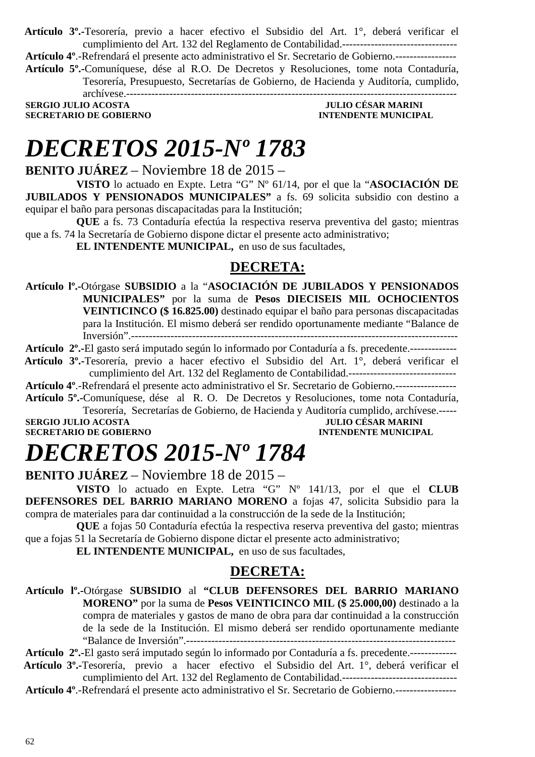**Artículo 3º.-**Tesorería, previo a hacer efectivo el Subsidio del Art. 1°, deberá verificar el cumplimiento del Art. 132 del Reglamento de Contabilidad.--------------------------------

**Artículo 4º**.-Refrendará el presente acto administrativo el Sr. Secretario de Gobierno.-----------------

**Artículo 5º.-**Comuníquese, dése al R.O. De Decretos y Resoluciones, tome nota Contaduría, Tesorería, Presupuesto, Secretarías de Gobierno, de Hacienda y Auditoría, cumplido, archívese.------------------------------------------------------------------------------------------

**SERGIO JULIO ACOSTA** — **JULIO CÉSAR MARINI**
**SECRETARIO DE GOBIERNO** — **INTENDENTE MUNICIPAL**

# *DECRETOS 2015-Nº 1783*

**BENITO JUÁREZ** – Noviembre 18 de 2015 –

**VISTO** lo actuado en Expte. Letra "G" Nº 61/14, por el que la "**ASOCIACIÓN DE JUBILADOS Y PENSIONADOS MUNICIPALES"** a fs. 69 solicita subsidio con destino a equipar el baño para personas discapacitadas para la Institución;

**QUE** a fs. 73 Contaduría efectúa la respectiva reserva preventiva del gasto; mientras que a fs. 74 la Secretaría de Gobierno dispone dictar el presente acto administrativo;

**EL INTENDENTE MUNICIPAL,** en uso de sus facultades,

## DECRETA:

**Artículo lº.-**Otórgase **SUBSIDIO** a la "**ASOCIACIÓN DE JUBILADOS Y PENSIONADOS MUNICIPALES"** por la suma de **Pesos DIECISEIS MIL OCHOCIENTOS VEINTICINCO ($ 16.825.00)** destinado equipar el baño para personas discapacitadas para la Institución. El mismo deberá ser rendido oportunamente mediante "Balance de Inversión".------------------------------------------------------------------------------------------

**Artículo 2º.-**El gasto será imputado según lo informado por Contaduría a fs. precedente.-------------

**Artículo 3º.-**Tesorería, previo a hacer efectivo el Subsidio del Art. 1°, deberá verificar el cumplimiento del Art. 132 del Reglamento de Contabilidad.------------------------------

**Artículo 4º**.-Refrendará el presente acto administrativo el Sr. Secretario de Gobierno.-----------------

**Artículo 5º.-**Comuníquese, dése al R. O. De Decretos y Resoluciones, tome nota Contaduría, Tesorería, Secretarías de Gobierno, de Hacienda y Auditoría cumplido, archívese.-----

**SERGIO JULIO ACOSTA** — **JULIO CÉSAR MARINI**
**SECRETARIO DE GOBIERNO** — **INTENDENTE MUNICIPAL**

# *DECRETOS 2015-Nº 1784*

**BENITO JUÁREZ** – Noviembre 18 de 2015 –

**VISTO** lo actuado en Expte. Letra "G" Nº 141/13, por el que el **CLUB DEFENSORES DEL BARRIO MARIANO MORENO** a fojas 47, solicita Subsidio para la compra de materiales para dar continuidad a la construcción de la sede de la Institución;

**QUE** a fojas 50 Contaduría efectúa la respectiva reserva preventiva del gasto; mientras que a fojas 51 la Secretaría de Gobierno dispone dictar el presente acto administrativo;

**EL INTENDENTE MUNICIPAL,** en uso de sus facultades,

## DECRETA:

**Artículo lº.-**Otórgase **SUBSIDIO** al **"CLUB DEFENSORES DEL BARRIO MARIANO MORENO"** por la suma de **Pesos VEINTICINCO MIL ($ 25.000,00)** destinado a la compra de materiales y gastos de mano de obra para dar continuidad a la construcción de la sede de la Institución. El mismo deberá ser rendido oportunamente mediante "Balance de Inversión".---------------------------------------------------------------------------

**Artículo 2º.-**El gasto será imputado según lo informado por Contaduría a fs. precedente.-------------

**Artículo 3º.-**Tesorería, previo a hacer efectivo el Subsidio del Art. 1°, deberá verificar el cumplimiento del Art. 132 del Reglamento de Contabilidad.--------------------------------

**Artículo 4º**.-Refrendará el presente acto administrativo el Sr. Secretario de Gobierno.-----------------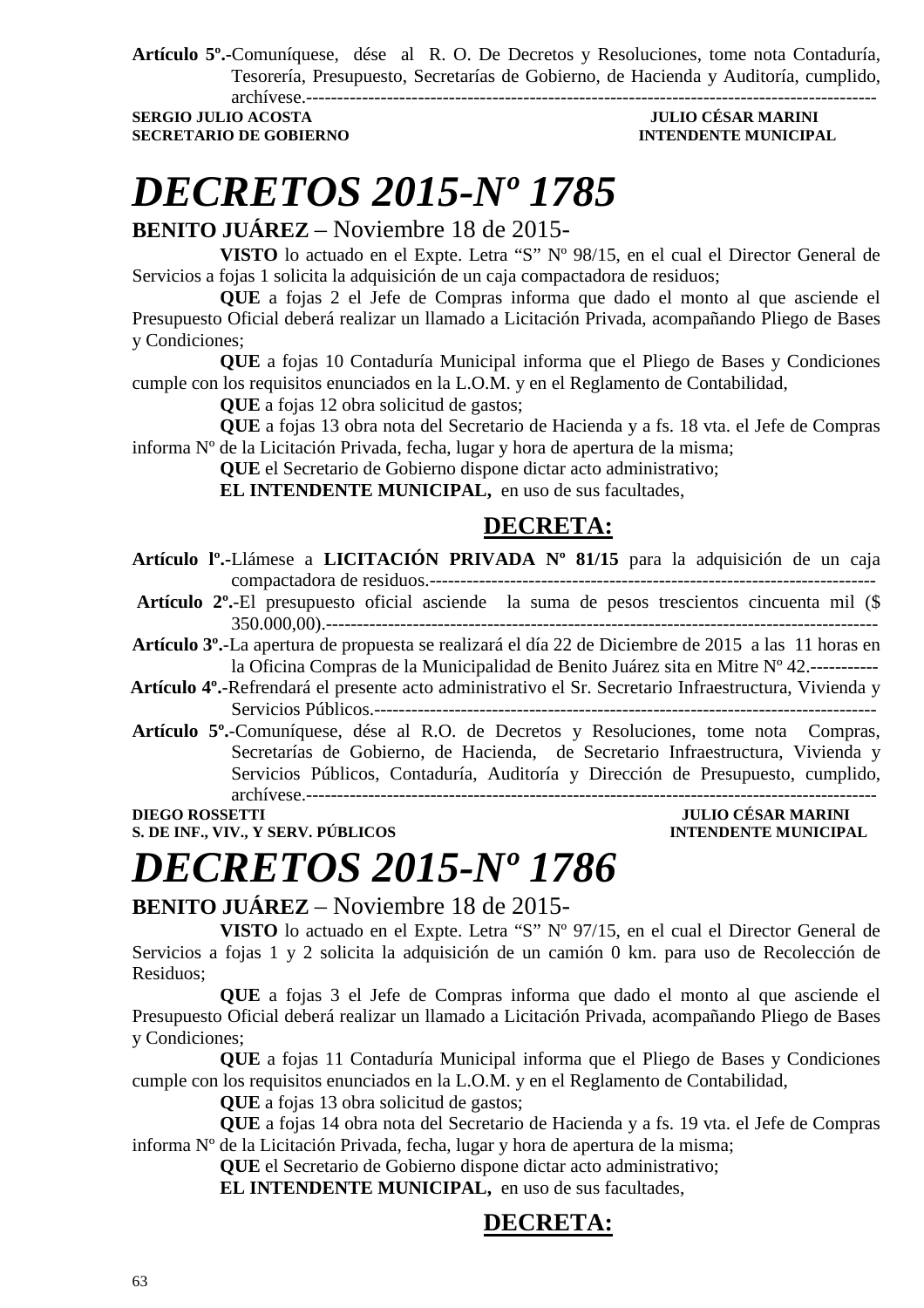**Artículo 5º.-**Comuníquese, dése al R. O. De Decretos y Resoluciones, tome nota Contaduría, Tesorería, Presupuesto, Secretarías de Gobierno, de Hacienda y Auditoría, cumplido, archívese.-------------------------------------------------------------------------------------------

**SERGIO JULIO ACOSTA** — **SECRETARIO DE GOBIERNO**
**JULIO CÉSAR MARINI** — **INTENDENTE MUNICIPAL**

# *DECRETOS 2015-Nº 1785*

**BENITO JUÁREZ** – Noviembre 18 de 2015-

**VISTO** lo actuado en el Expte. Letra "S" Nº 98/15, en el cual el Director General de Servicios a fojas 1 solicita la adquisición de un caja compactadora de residuos;

**QUE** a fojas 2 el Jefe de Compras informa que dado el monto al que asciende el Presupuesto Oficial deberá realizar un llamado a Licitación Privada, acompañando Pliego de Bases y Condiciones;

**QUE** a fojas 10 Contaduría Municipal informa que el Pliego de Bases y Condiciones cumple con los requisitos enunciados en la L.O.M. y en el Reglamento de Contabilidad,

**QUE** a fojas 12 obra solicitud de gastos;

**QUE** a fojas 13 obra nota del Secretario de Hacienda y a fs. 18 vta. el Jefe de Compras informa Nº de la Licitación Privada, fecha, lugar y hora de apertura de la misma;

**QUE** el Secretario de Gobierno dispone dictar acto administrativo;

**EL INTENDENTE MUNICIPAL,** en uso de sus facultades,

## DECRETA:

**Artículo lº.-**Llámese a **LICITACIÓN PRIVADA Nº 81/15** para la adquisición de un caja compactadora de residuos.-----------------------------------------------------------------------

**Artículo 2º.-**El presupuesto oficial asciende la suma de pesos trescientos cincuenta mil ($ 350.000,00).-------------------------------------------------------------------------------------------

**Artículo 3º.-**La apertura de propuesta se realizará el día 22 de Diciembre de 2015 a las 11 horas en la Oficina Compras de la Municipalidad de Benito Juárez sita en Mitre Nº 42.-----------

**Artículo 4º.-**Refrendará el presente acto administrativo el Sr. Secretario Infraestructura, Vivienda y Servicios Públicos.----------------------------------------------------------------------------------

**Artículo 5º.-**Comuníquese, dése al R.O. de Decretos y Resoluciones, tome nota Compras, Secretarías de Gobierno, de Hacienda, de Secretario Infraestructura, Vivienda y Servicios Públicos, Contaduría, Auditoría y Dirección de Presupuesto, cumplido, archívese.-------------------------------------------------------------------------------------------

**DIEGO ROSSETTI** — **S. DE INF., VIV., Y SERV. PÚBLICOS**
**JULIO CÉSAR MARINI** — **INTENDENTE MUNICIPAL**

# *DECRETOS 2015-Nº 1786*

**BENITO JUÁREZ** – Noviembre 18 de 2015-

**VISTO** lo actuado en el Expte. Letra "S" Nº 97/15, en el cual el Director General de Servicios a fojas 1 y 2 solicita la adquisición de un camión 0 km. para uso de Recolección de Residuos;

**QUE** a fojas 3 el Jefe de Compras informa que dado el monto al que asciende el Presupuesto Oficial deberá realizar un llamado a Licitación Privada, acompañando Pliego de Bases y Condiciones;

**QUE** a fojas 11 Contaduría Municipal informa que el Pliego de Bases y Condiciones cumple con los requisitos enunciados en la L.O.M. y en el Reglamento de Contabilidad,

**QUE** a fojas 13 obra solicitud de gastos;

**QUE** a fojas 14 obra nota del Secretario de Hacienda y a fs. 19 vta. el Jefe de Compras informa Nº de la Licitación Privada, fecha, lugar y hora de apertura de la misma;

**QUE** el Secretario de Gobierno dispone dictar acto administrativo;

**EL INTENDENTE MUNICIPAL,** en uso de sus facultades,

## DECRETA: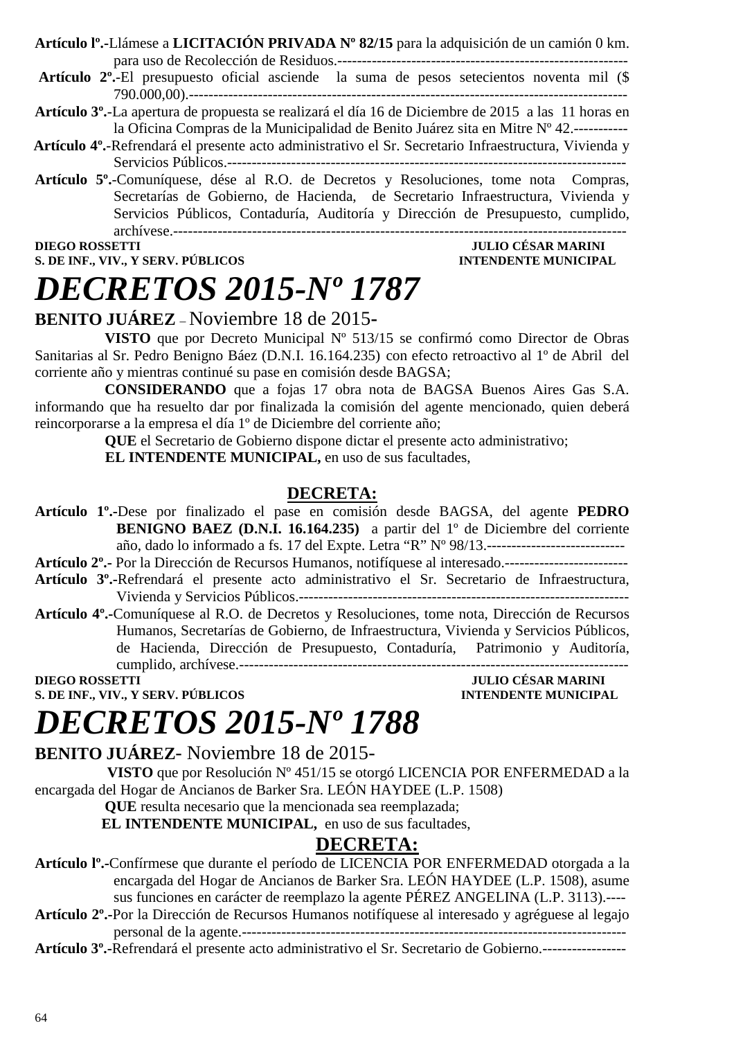**Artículo lº.-**Llámese a **LICITACIÓN PRIVADA Nº 82/15** para la adquisición de un camión 0 km. para uso de Recolección de Residuos.-------------------------------------------------------------

**Artículo 2º.-**El presupuesto oficial asciende la suma de pesos setecientos noventa mil ($ 790.000,00).-------------------------------------------------------------------------------------------

**Artículo 3º.-**La apertura de propuesta se realizará el día 16 de Diciembre de 2015 a las 11 horas en la Oficina Compras de la Municipalidad de Benito Juárez sita en Mitre Nº 42.-----------

**Artículo 4º.-**Refrendará el presente acto administrativo el Sr. Secretario Infraestructura, Vivienda y Servicios Públicos.--------------------------------------------------------------------------------

**Artículo 5º.-**Comuníquese, dése al R.O. de Decretos y Resoluciones, tome nota Compras, Secretarías de Gobierno, de Hacienda, de Secretario Infraestructura, Vivienda y Servicios Públicos, Contaduría, Auditoría y Dirección de Presupuesto, cumplido, archívese.-------------------------------------------------------------------------------------------

**DIEGO ROSSETTI** — **JULIO CÉSAR MARINI**
**S. DE INF., VIV., Y SERV. PÚBLICOS** — **INTENDENTE MUNICIPAL**

# *DECRETOS 2015-Nº 1787*

**BENITO JUÁREZ** – Noviembre 18 de 2015-

**VISTO** que por Decreto Municipal Nº 513/15 se confirmó como Director de Obras Sanitarias al Sr. Pedro Benigno Báez (D.N.I. 16.164.235) con efecto retroactivo al 1º de Abril del corriente año y mientras continué su pase en comisión desde BAGSA;

**CONSIDERANDO** que a fojas 17 obra nota de BAGSA Buenos Aires Gas S.A. informando que ha resuelto dar por finalizada la comisión del agente mencionado, quien deberá reincorporarse a la empresa el día 1º de Diciembre del corriente año;

**QUE** el Secretario de Gobierno dispone dictar el presente acto administrativo;

**EL INTENDENTE MUNICIPAL,** en uso de sus facultades,

**DECRETA:**

**Artículo 1º.-**Dese por finalizado el pase en comisión desde BAGSA, del agente **PEDRO BENIGNO BAEZ (D.N.I. 16.164.235)** a partir del 1º de Diciembre del corriente año, dado lo informado a fs. 17 del Expte. Letra "R" Nº 98/13.----------------------------

**Artículo 2º.-** Por la Dirección de Recursos Humanos, notifíquese al interesado.-------------------------

**Artículo 3º.-**Refrendará el presente acto administrativo el Sr. Secretario de Infraestructura, Vivienda y Servicios Públicos.-------------------------------------------------------------------

**Artículo 4º.-**Comuníquese al R.O. de Decretos y Resoluciones, tome nota, Dirección de Recursos Humanos, Secretarías de Gobierno, de Infraestructura, Vivienda y Servicios Públicos, de Hacienda, Dirección de Presupuesto, Contaduría, Patrimonio y Auditoría, cumplido, archívese.---------------------------------------------------------------------------------

**DIEGO ROSSETTI** — **JULIO CÉSAR MARINI**
**S. DE INF., VIV., Y SERV. PÚBLICOS** — **INTENDENTE MUNICIPAL**

# *DECRETOS 2015-Nº 1788*

**BENITO JUÁREZ**- Noviembre 18 de 2015-

**VISTO** que por Resolución Nº 451/15 se otorgó LICENCIA POR ENFERMEDAD a la encargada del Hogar de Ancianos de Barker Sra. LEÓN HAYDEE (L.P. 1508)

**QUE** resulta necesario que la mencionada sea reemplazada;

**EL INTENDENTE MUNICIPAL,** en uso de sus facultades,

**DECRETA:**

**Artículo lº.-**Confírmese que durante el período de LICENCIA POR ENFERMEDAD otorgada a la encargada del Hogar de Ancianos de Barker Sra. LEÓN HAYDEE (L.P. 1508), asume sus funciones en carácter de reemplazo la agente PÉREZ ANGELINA (L.P. 3113).----

**Artículo 2º.-**Por la Dirección de Recursos Humanos notifíquese al interesado y agréguese al legajo personal de la agente.------------------------------------------------------------------------------

**Artículo 3º.-**Refrendará el presente acto administrativo el Sr. Secretario de Gobierno.-----------------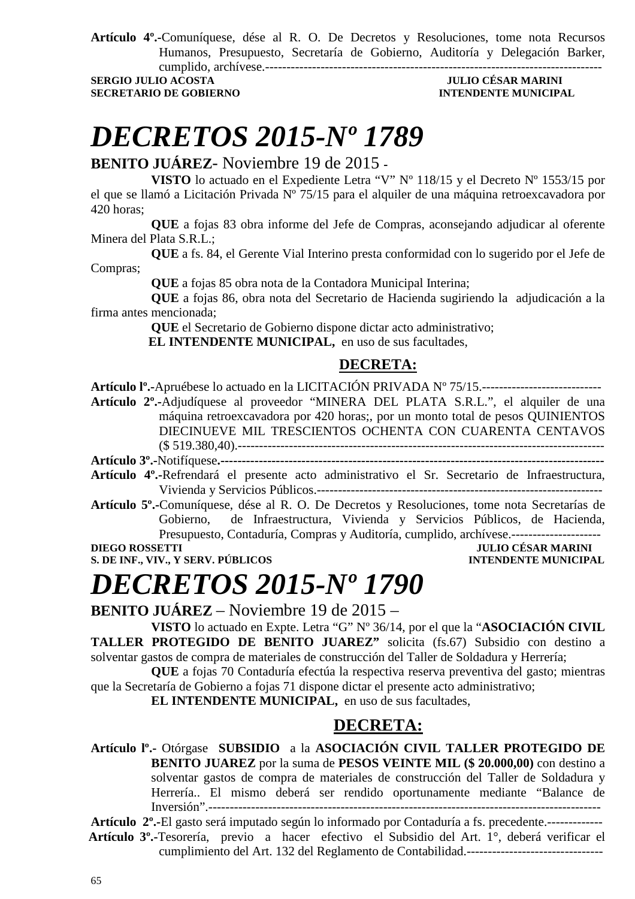**Artículo 4º.-**Comuníquese, dése al R. O. De Decretos y Resoluciones, tome nota Recursos Humanos, Presupuesto, Secretaría de Gobierno, Auditoría y Delegación Barker, cumplido, archívese.-----------------------------------------------------------------------------

**SERGIO JULIO ACOSTA** — **SECRETARIO DE GOBIERNO**
**JULIO CÉSAR MARINI** — **INTENDENTE MUNICIPAL**

# *DECRETOS 2015-Nº 1789*

**BENITO JUÁREZ**- Noviembre 19 de 2015 -

**VISTO** lo actuado en el Expediente Letra "V" Nº 118/15 y el Decreto Nº 1553/15 por el que se llamó a Licitación Privada Nº 75/15 para el alquiler de una máquina retroexcavadora por 420 horas;

**QUE** a fojas 83 obra informe del Jefe de Compras, aconsejando adjudicar al oferente Minera del Plata S.R.L.;

**QUE** a fs. 84, el Gerente Vial Interino presta conformidad con lo sugerido por el Jefe de Compras;

**QUE** a fojas 85 obra nota de la Contadora Municipal Interina;

**QUE** a fojas 86, obra nota del Secretario de Hacienda sugiriendo la adjudicación a la firma antes mencionada;

**QUE** el Secretario de Gobierno dispone dictar acto administrativo;

**EL INTENDENTE MUNICIPAL,** en uso de sus facultades,

**DECRETA:**

**Artículo lº.-**Apruébese lo actuado en la LICITACIÓN PRIVADA Nº 75/15.----------------------------

**Artículo 2º.-**Adjudíquese al proveedor "MINERA DEL PLATA S.R.L.", el alquiler de una máquina retroexcavadora por 420 horas;, por un monto total de pesos QUINIENTOS DIECINUEVE MIL TRESCIENTOS OCHENTA CON CUARENTA CENTAVOS ($ 519.380,40).-------------------------------------------------------------------------------------

**Artículo 3º.-**Notifíquese.------------------------------------------------------------------------------------------

**Artículo 4º.-**Refrendará el presente acto administrativo el Sr. Secretario de Infraestructura, Vivienda y Servicios Públicos.-------------------------------------------------------------------

**Artículo 5º.-**Comuníquese, dése al R. O. De Decretos y Resoluciones, tome nota Secretarías de Gobierno, de Infraestructura, Vivienda y Servicios Públicos, de Hacienda, Presupuesto, Contaduría, Compras y Auditoría, cumplido, archívese.---------------------

**DIEGO ROSSETTI** — **S. DE INF., VIV., Y SERV. PÚBLICOS**
**JULIO CÉSAR MARINI** — **INTENDENTE MUNICIPAL**

# *DECRETOS 2015-Nº 1790*

**BENITO JUÁREZ** – Noviembre 19 de 2015 –

**VISTO** lo actuado en Expte. Letra "G" Nº 36/14, por el que la "**ASOCIACIÓN CIVIL TALLER PROTEGIDO DE BENITO JUAREZ"** solicita (fs.67) Subsidio con destino a solventar gastos de compra de materiales de construcción del Taller de Soldadura y Herrería;

**QUE** a fojas 70 Contaduría efectúa la respectiva reserva preventiva del gasto; mientras que la Secretaría de Gobierno a fojas 71 dispone dictar el presente acto administrativo;

**EL INTENDENTE MUNICIPAL,** en uso de sus facultades,

**DECRETA:**

**Artículo lº.-** Otórgase **SUBSIDIO** a la **ASOCIACIÓN CIVIL TALLER PROTEGIDO DE BENITO JUAREZ** por la suma de **PESOS VEINTE MIL ($ 20.000,00)** con destino a solventar gastos de compra de materiales de construcción del Taller de Soldadura y Herrería.. El mismo deberá ser rendido oportunamente mediante "Balance de Inversión".-------------------------------------------------------------------------------------

**Artículo 2º.-**El gasto será imputado según lo informado por Contaduría a fs. precedente.-------------

**Artículo 3º.-**Tesorería, previo a hacer efectivo el Subsidio del Art. 1°, deberá verificar el cumplimiento del Art. 132 del Reglamento de Contabilidad.--------------------------------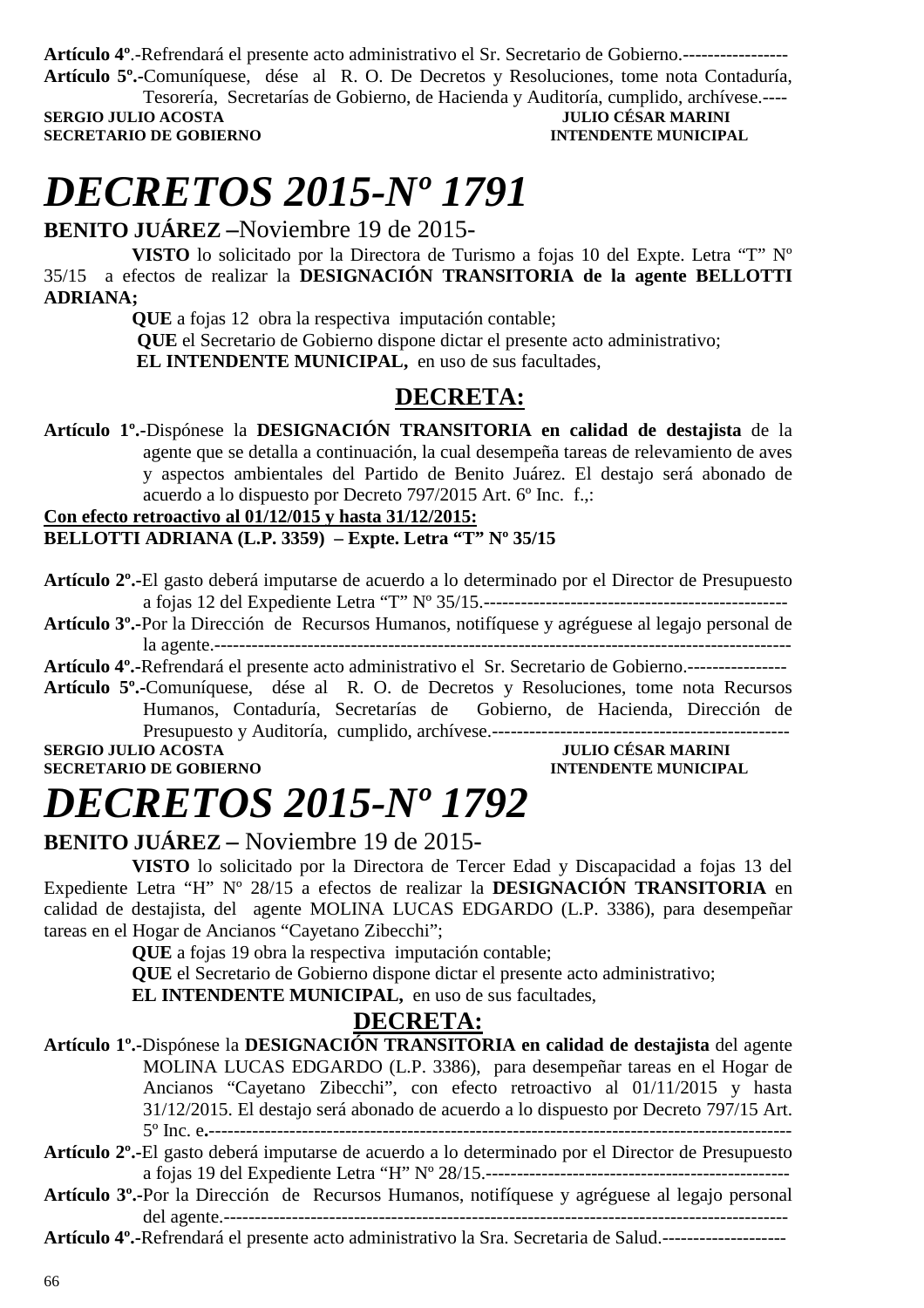**Artículo 4º.-**Refrendará el presente acto administrativo el Sr. Secretario de Gobierno.-----------------

**Artículo 5º.-**Comuníquese, dése al R. O. De Decretos y Resoluciones, tome nota Contaduría, Tesorería, Secretarías de Gobierno, de Hacienda y Auditoría, cumplido, archívese.----

**SERGIO JULIO ACOSTA** — **JULIO CÉSAR MARINI**
**SECRETARIO DE GOBIERNO** — **INTENDENTE MUNICIPAL**

# *DECRETOS 2015-Nº 1791*

**BENITO JUÁREZ –**Noviembre 19 de 2015-

**VISTO** lo solicitado por la Directora de Turismo a fojas 10 del Expte. Letra "T" Nº 35/15 a efectos de realizar la **DESIGNACIÓN TRANSITORIA de la agente BELLOTTI ADRIANA;**

**QUE** a fojas 12 obra la respectiva imputación contable;

**QUE** el Secretario de Gobierno dispone dictar el presente acto administrativo;

**EL INTENDENTE MUNICIPAL,** en uso de sus facultades,

## DECRETA:

**Artículo 1º.-**Dispónese la **DESIGNACIÓN TRANSITORIA en calidad de destajista** de la agente que se detalla a continuación, la cual desempeña tareas de relevamiento de aves y aspectos ambientales del Partido de Benito Juárez. El destajo será abonado de acuerdo a lo dispuesto por Decreto 797/2015 Art. 6º Inc. f.,:

**Con efecto retroactivo al 01/12/015 y hasta 31/12/2015:**

**BELLOTTI ADRIANA (L.P. 3359) – Expte. Letra "T" Nº 35/15**

**Artículo 2º.-**El gasto deberá imputarse de acuerdo a lo determinado por el Director de Presupuesto a fojas 12 del Expediente Letra "T" Nº 35/15.-------------------------------------------------

**Artículo 3º.-**Por la Dirección de Recursos Humanos, notifíquese y agréguese al legajo personal de la agente.---------------------------------------------------------------------------------------------

**Artículo 4º.-**Refrendará el presente acto administrativo el Sr. Secretario de Gobierno.----------------

**Artículo 5º.-**Comuníquese, dése al R. O. de Decretos y Resoluciones, tome nota Recursos Humanos, Contaduría, Secretarías de Gobierno, de Hacienda, Dirección de Presupuesto y Auditoría, cumplido, archívese.-------------------------------------------------

**SERGIO JULIO ACOSTA** — **JULIO CÉSAR MARINI**
**SECRETARIO DE GOBIERNO** — **INTENDENTE MUNICIPAL**

# *DECRETOS 2015-Nº 1792*

**BENITO JUÁREZ –** Noviembre 19 de 2015-

**VISTO** lo solicitado por la Directora de Tercer Edad y Discapacidad a fojas 13 del Expediente Letra "H" Nº 28/15 a efectos de realizar la **DESIGNACIÓN TRANSITORIA** en calidad de destajista, del agente MOLINA LUCAS EDGARDO (L.P. 3386), para desempeñar tareas en el Hogar de Ancianos "Cayetano Zibecchi";

**QUE** a fojas 19 obra la respectiva imputación contable;

**QUE** el Secretario de Gobierno dispone dictar el presente acto administrativo;

**EL INTENDENTE MUNICIPAL,** en uso de sus facultades,

## DECRETA:

**Artículo 1º.-**Dispónese la **DESIGNACIÓN TRANSITORIA en calidad de destajista** del agente MOLINA LUCAS EDGARDO (L.P. 3386), para desempeñar tareas en el Hogar de Ancianos "Cayetano Zibecchi", con efecto retroactivo al 01/11/2015 y hasta 31/12/2015. El destajo será abonado de acuerdo a lo dispuesto por Decreto 797/15 Art. 5º Inc. e.-----------------------------------------------------------------------------------------------

**Artículo 2º.-**El gasto deberá imputarse de acuerdo a lo determinado por el Director de Presupuesto a fojas 19 del Expediente Letra "H" Nº 28/15.-------------------------------------------------

**Artículo 3º.-**Por la Dirección de Recursos Humanos, notifíquese y agréguese al legajo personal del agente.------------------------------------------------------------------------------------------

**Artículo 4º.-**Refrendará el presente acto administrativo la Sra. Secretaria de Salud.--------------------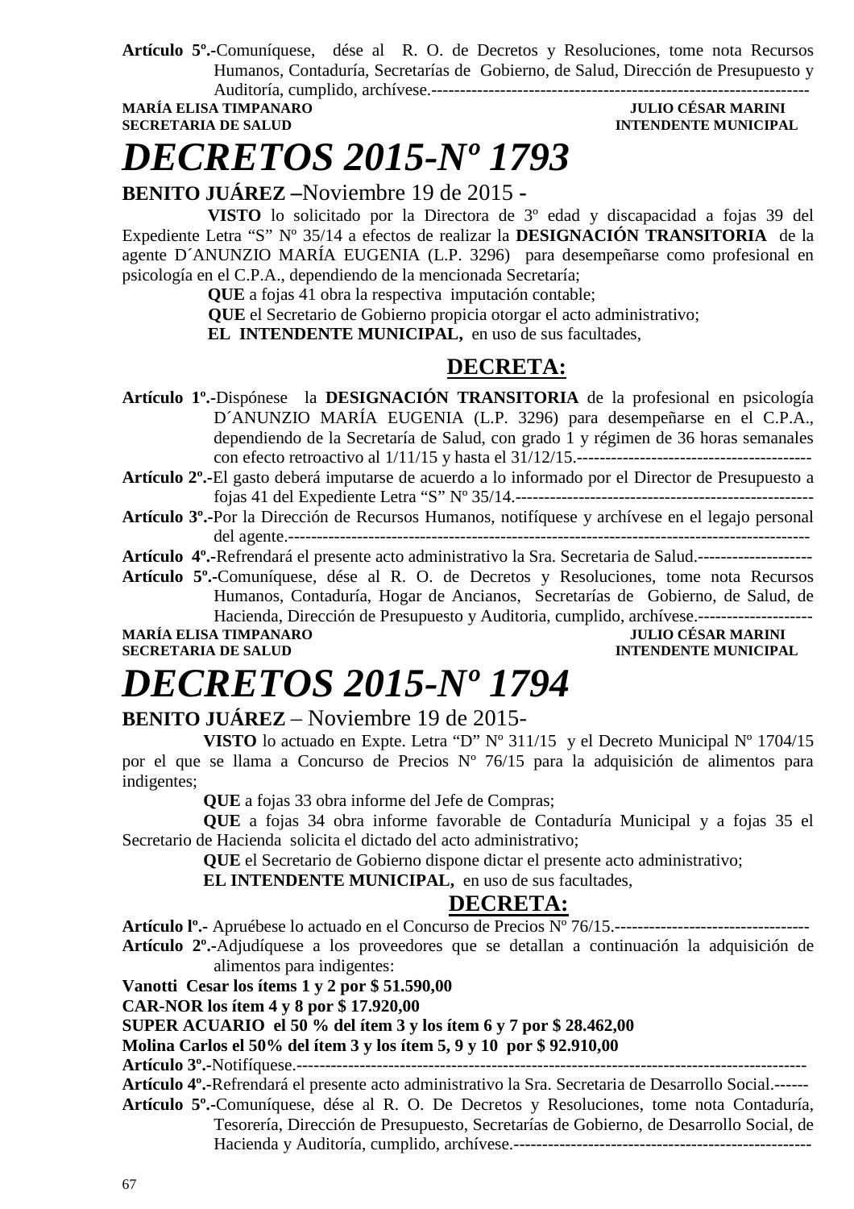**Artículo 5º.-**Comuníquese, dése al R. O. de Decretos y Resoluciones, tome nota Recursos Humanos, Contaduría, Secretarías de Gobierno, de Salud, Dirección de Presupuesto y Auditoría, cumplido, archívese.--------------------------------------------------------------------

**MARÍA ELISA TIMPANARO** — **JULIO CÉSAR MARINI**
**SECRETARIA DE SALUD** — **INTENDENTE MUNICIPAL**

# *DECRETOS 2015-Nº 1793*

**BENITO JUÁREZ –**Noviembre 19 de 2015 -

**VISTO** lo solicitado por la Directora de 3º edad y discapacidad a fojas 39 del Expediente Letra "S" Nº 35/14 a efectos de realizar la **DESIGNACIÓN TRANSITORIA** de la agente D´ANUNZIO MARÍA EUGENIA (L.P. 3296) para desempeñarse como profesional en psicología en el C.P.A., dependiendo de la mencionada Secretaría;

**QUE** a fojas 41 obra la respectiva imputación contable;

**QUE** el Secretario de Gobierno propicia otorgar el acto administrativo;

**EL INTENDENTE MUNICIPAL,** en uso de sus facultades,

## DECRETA:

**Artículo 1º.-**Dispónese la **DESIGNACIÓN TRANSITORIA** de la profesional en psicología D´ANUNZIO MARÍA EUGENIA (L.P. 3296) para desempeñarse en el C.P.A., dependiendo de la Secretaría de Salud, con grado 1 y régimen de 36 horas semanales con efecto retroactivo al 1/11/15 y hasta el 31/12/15.-----------------------------------------

**Artículo 2º.-**El gasto deberá imputarse de acuerdo a lo informado por el Director de Presupuesto a fojas 41 del Expediente Letra "S" Nº 35/14.----------------------------------------------------

**Artículo 3º.-**Por la Dirección de Recursos Humanos, notifíquese y archívese en el legajo personal del agente.------------------------------------------------------------------------------------------

**Artículo 4º.-**Refrendará el presente acto administrativo la Sra. Secretaria de Salud.--------------------

**Artículo 5º.-**Comuníquese, dése al R. O. de Decretos y Resoluciones, tome nota Recursos Humanos, Contaduría, Hogar de Ancianos, Secretarías de Gobierno, de Salud, de Hacienda, Dirección de Presupuesto y Auditoria, cumplido, archívese.--------------------

**MARÍA ELISA TIMPANARO** — **JULIO CÉSAR MARINI**
**SECRETARIA DE SALUD** — **INTENDENTE MUNICIPAL**

# *DECRETOS 2015-Nº 1794*

**BENITO JUÁREZ** – Noviembre 19 de 2015-

**VISTO** lo actuado en Expte. Letra "D" Nº 311/15 y el Decreto Municipal Nº 1704/15 por el que se llama a Concurso de Precios Nº 76/15 para la adquisición de alimentos para indigentes;

**QUE** a fojas 33 obra informe del Jefe de Compras;

**QUE** a fojas 34 obra informe favorable de Contaduría Municipal y a fojas 35 el Secretario de Hacienda solicita el dictado del acto administrativo;

**QUE** el Secretario de Gobierno dispone dictar el presente acto administrativo;

**EL INTENDENTE MUNICIPAL,** en uso de sus facultades,

## DECRETA:

**Artículo lº.-** Apruébese lo actuado en el Concurso de Precios Nº 76/15.----------------------------------

**Artículo 2º.-**Adjudíquese a los proveedores que se detallan a continuación la adquisición de alimentos para indigentes:

**Vanotti Cesar los ítems 1 y 2 por $ 51.590,00**

**CAR-NOR los ítem 4 y 8 por $ 17.920,00**

**SUPER ACUARIO el 50 % del ítem 3 y los ítem 6 y 7 por $ 28.462,00**

**Molina Carlos el 50% del ítem 3 y los ítem 5, 9 y 10 por $ 92.910,00**

**Artículo 3º.-**Notifíquese.-----------------------------------------------------------------------------------------

**Artículo 4º.-**Refrendará el presente acto administrativo la Sra. Secretaria de Desarrollo Social.------

**Artículo 5º.-**Comuníquese, dése al R. O. De Decretos y Resoluciones, tome nota Contaduría, Tesorería, Dirección de Presupuesto, Secretarías de Gobierno, de Desarrollo Social, de Hacienda y Auditoría, cumplido, archívese.----------------------------------------------------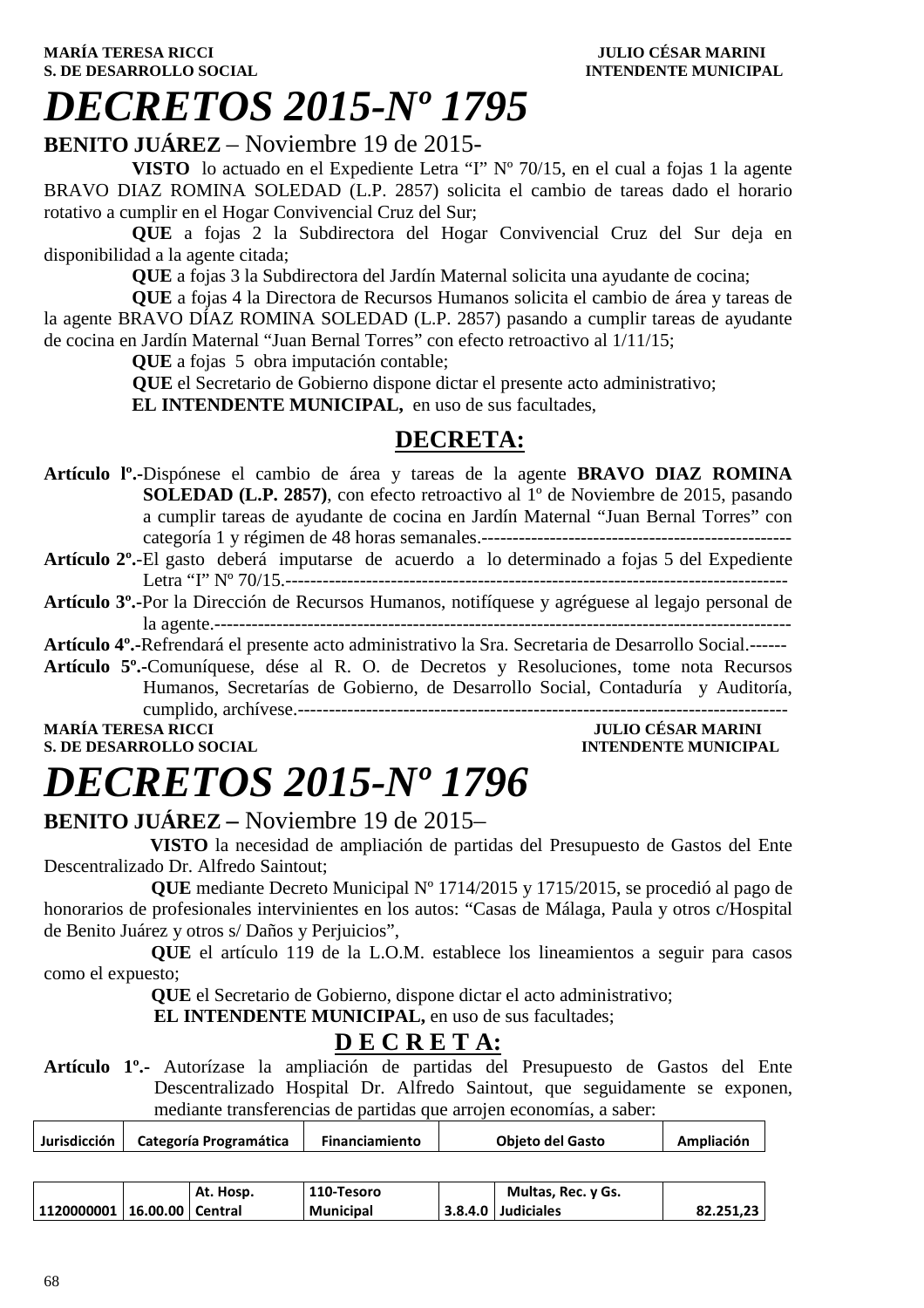**MARÍA TERESA RICCI** **JULIO CÉSAR MARINI**
**S. DE DESARROLLO SOCIAL** **INTENDENTE MUNICIPAL**

# *DECRETOS 2015-Nº 1795*

**BENITO JUÁREZ** – Noviembre 19 de 2015-

**VISTO** lo actuado en el Expediente Letra "I" Nº 70/15, en el cual a fojas 1 la agente BRAVO DIAZ ROMINA SOLEDAD (L.P. 2857) solicita el cambio de tareas dado el horario rotativo a cumplir en el Hogar Convivencial Cruz del Sur;

**QUE** a fojas 2 la Subdirectora del Hogar Convivencial Cruz del Sur deja en disponibilidad a la agente citada;

**QUE** a fojas 3 la Subdirectora del Jardín Maternal solicita una ayudante de cocina;

**QUE** a fojas 4 la Directora de Recursos Humanos solicita el cambio de área y tareas de la agente BRAVO DÍAZ ROMINA SOLEDAD (L.P. 2857) pasando a cumplir tareas de ayudante de cocina en Jardín Maternal "Juan Bernal Torres" con efecto retroactivo al 1/11/15;

**QUE** a fojas 5 obra imputación contable;

**QUE** el Secretario de Gobierno dispone dictar el presente acto administrativo;

**EL INTENDENTE MUNICIPAL,** en uso de sus facultades,

## DECRETA:

**Artículo lº.-**Dispónese el cambio de área y tareas de la agente **BRAVO DIAZ ROMINA SOLEDAD (L.P. 2857)**, con efecto retroactivo al 1º de Noviembre de 2015, pasando a cumplir tareas de ayudante de cocina en Jardín Maternal "Juan Bernal Torres" con categoría 1 y régimen de 48 horas semanales.--------------------------------------------------

**Artículo 2º.-**El gasto deberá imputarse de acuerdo a lo determinado a fojas 5 del Expediente Letra "I" Nº 70/15.-------------------------------------------------------------------------------

**Artículo 3º.-**Por la Dirección de Recursos Humanos, notifíquese y agréguese al legajo personal de la agente.---------------------------------------------------------------------------------------------

**Artículo 4º.-**Refrendará el presente acto administrativo la Sra. Secretaria de Desarrollo Social.------

**Artículo 5º.-**Comuníquese, dése al R. O. de Decretos y Resoluciones, tome nota Recursos Humanos, Secretarías de Gobierno, de Desarrollo Social, Contaduría y Auditoría, cumplido, archívese.--------------------------------------------------------------------------------

**MARÍA TERESA RICCI** **JULIO CÉSAR MARINI**
**S. DE DESARROLLO SOCIAL** **INTENDENTE MUNICIPAL**

# *DECRETOS 2015-Nº 1796*

**BENITO JUÁREZ –** Noviembre 19 de 2015–

**VISTO** la necesidad de ampliación de partidas del Presupuesto de Gastos del Ente Descentralizado Dr. Alfredo Saintout;

**QUE** mediante Decreto Municipal Nº 1714/2015 y 1715/2015, se procedió al pago de honorarios de profesionales intervinientes en los autos: "Casas de Málaga, Paula y otros c/Hospital de Benito Juárez y otros s/ Daños y Perjuicios",

**QUE** el artículo 119 de la L.O.M. establece los lineamientos a seguir para casos como el expuesto;

**QUE** el Secretario de Gobierno, dispone dictar el acto administrativo;

**EL INTENDENTE MUNICIPAL,** en uso de sus facultades;

## D E C R E T A:

**Artículo 1º.-** Autorízase la ampliación de partidas del Presupuesto de Gastos del Ente Descentralizado Hospital Dr. Alfredo Saintout, que seguidamente se exponen, mediante transferencias de partidas que arrojen economías, a saber:

| Jurisdicción | Categoría Programática | | Financiamiento | Objeto del Gasto | | Ampliación |
|---|---|---|---|---|---|---|
| 1120000001 | 16.00.00 | At. Hosp. Central | 110-Tesoro Municipal | 3.8.4.0 | Multas, Rec. y Gs. Judiciales | 82.251,23 |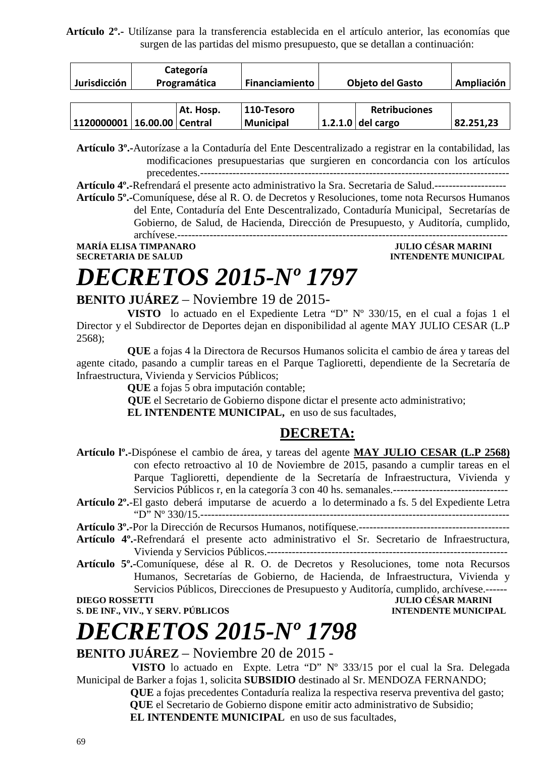**Artículo 2º.-** Utilízanse para la transferencia establecida en el artículo anterior, las economías que surgen de las partidas del mismo presupuesto, que se detallan a continuación:

| Jurisdicción | Categoría Programática | | Financiamiento | Objeto del Gasto | | Ampliación |
|---|---|---|---|---|---|---|
| 1120000001 | 16.00.00 | At. Hosp. Central | 110-Tesoro Municipal | 1.2.1.0 | Retribuciones del cargo | 82.251,23 |

**Artículo 3º.-**Autorízase a la Contaduría del Ente Descentralizado a registrar en la contabilidad, las modificaciones presupuestarias que surgieren en concordancia con los artículos precedentes.-----------------------------------------------------------------------------------------

**Artículo 4º.-**Refrendará el presente acto administrativo la Sra. Secretaria de Salud.--------------------

**Artículo 5º.-**Comuníquese, dése al R. O. de Decretos y Resoluciones, tome nota Recursos Humanos del Ente, Contaduría del Ente Descentralizado, Contaduría Municipal, Secretarías de Gobierno, de Salud, de Hacienda, Dirección de Presupuesto, y Auditoría, cumplido, archívese.-----------------------------------------------------------------------------------------

**MARÍA ELISA TIMPANARO** — **JULIO CÉSAR MARINI**
**SECRETARIA DE SALUD** — **INTENDENTE MUNICIPAL**

# *DECRETOS 2015-Nº 1797*

**BENITO JUÁREZ** – Noviembre 19 de 2015-

**VISTO** lo actuado en el Expediente Letra "D" Nº 330/15, en el cual a fojas 1 el Director y el Subdirector de Deportes dejan en disponibilidad al agente MAY JULIO CESAR (L.P 2568);

**QUE** a fojas 4 la Directora de Recursos Humanos solicita el cambio de área y tareas del agente citado, pasando a cumplir tareas en el Parque Taglioretti, dependiente de la Secretaría de Infraestructura, Vivienda y Servicios Públicos;

**QUE** a fojas 5 obra imputación contable;

**QUE** el Secretario de Gobierno dispone dictar el presente acto administrativo;

**EL INTENDENTE MUNICIPAL,** en uso de sus facultades,

## DECRETA:

**Artículo lº.-**Dispónese el cambio de área, y tareas del agente **MAY JULIO CESAR (L.P 2568)** con efecto retroactivo al 10 de Noviembre de 2015, pasando a cumplir tareas en el Parque Taglioretti, dependiente de la Secretaría de Infraestructura, Vivienda y Servicios Públicos r, en la categoría 3 con 40 hs. semanales.--------------------------------

**Artículo 2º.-**El gasto deberá imputarse de acuerdo a lo determinado a fs. 5 del Expediente Letra "D" Nº 330/15.-------------------------------------------------------------------------------------

**Artículo 3º.-**Por la Dirección de Recursos Humanos, notifíquese.------------------------------------------

**Artículo 4º.-**Refrendará el presente acto administrativo el Sr. Secretario de Infraestructura, Vivienda y Servicios Públicos.-------------------------------------------------------------------

**Artículo 5º.-**Comuníquese, dése al R. O. de Decretos y Resoluciones, tome nota Recursos Humanos, Secretarías de Gobierno, de Hacienda, de Infraestructura, Vivienda y Servicios Públicos, Direcciones de Presupuesto y Auditoría, cumplido, archívese.------

**DIEGO ROSSETTI** — **JULIO CÉSAR MARINI**
**S. DE INF., VIV., Y SERV. PÚBLICOS** — **INTENDENTE MUNICIPAL**

# *DECRETOS 2015-Nº 1798*

**BENITO JUÁREZ** – Noviembre 20 de 2015 -

**VISTO** lo actuado en Expte. Letra "D" Nº 333/15 por el cual la Sra. Delegada Municipal de Barker a fojas 1, solicita **SUBSIDIO** destinado al Sr. MENDOZA FERNANDO;

**QUE** a fojas precedentes Contaduría realiza la respectiva reserva preventiva del gasto;

**QUE** el Secretario de Gobierno dispone emitir acto administrativo de Subsidio;

**EL INTENDENTE MUNICIPAL** en uso de sus facultades,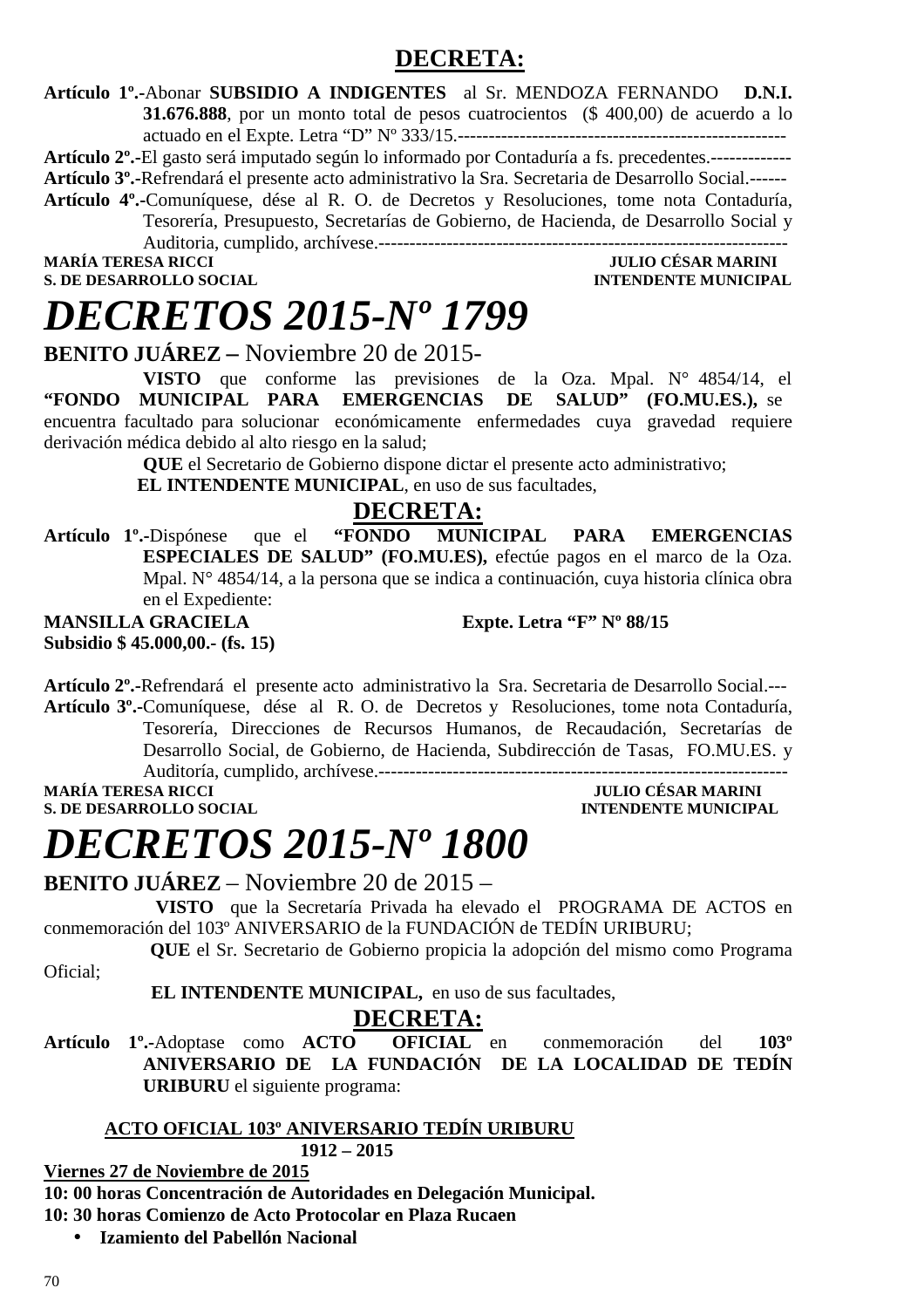## DECRETA:

**Artículo 1º.-**Abonar **SUBSIDIO A INDIGENTES** al Sr. MENDOZA FERNANDO **D.N.I. 31.676.888**, por un monto total de pesos cuatrocientos ($ 400,00) de acuerdo a lo actuado en el Expte. Letra “D” Nº 333/15.----------------------------------------------------

**Artículo 2º.-**El gasto será imputado según lo informado por Contaduría a fs. precedentes.-------------

**Artículo 3º.-**Refrendará el presente acto administrativo la Sra. Secretaria de Desarrollo Social.------

**Artículo 4º.-**Comuníquese, dése al R. O. de Decretos y Resoluciones, tome nota Contaduría, Tesorería, Presupuesto, Secretarías de Gobierno, de Hacienda, de Desarrollo Social y Auditoria, cumplido, archívese.------------------------------------------------------------------

**MARÍA TERESA RICCI** — **JULIO CÉSAR MARINI**
**S. DE DESARROLLO SOCIAL** — **INTENDENTE MUNICIPAL**

# *DECRETOS 2015-Nº 1799*

**BENITO JUÁREZ –** Noviembre 20 de 2015-

**VISTO** que conforme las previsiones de la Oza. Mpal. N° 4854/14, el **“FONDO MUNICIPAL PARA EMERGENCIAS DE SALUD” (FO.MU.ES.),** se encuentra facultado para solucionar económicamente enfermedades cuya gravedad requiere derivación médica debido al alto riesgo en la salud;

**QUE** el Secretario de Gobierno dispone dictar el presente acto administrativo;

**EL INTENDENTE MUNICIPAL**, en uso de sus facultades,

## DECRETA:

**Artículo 1º.-**Dispónese que el **“FONDO MUNICIPAL PARA EMERGENCIAS ESPECIALES DE SALUD” (FO.MU.ES),** efectúe pagos en el marco de la Oza. Mpal. N° 4854/14, a la persona que se indica a continuación, cuya historia clínica obra en el Expediente:

**MANSILLA GRACIELA** — **Expte. Letra “F” Nº 88/15**
**Subsidio $ 45.000,00.- (fs. 15)**

**Artículo 2º.-**Refrendará el presente acto administrativo la Sra. Secretaria de Desarrollo Social.---

**Artículo 3º.-**Comuníquese, dése al R. O. de Decretos y Resoluciones, tome nota Contaduría, Tesorería, Direcciones de Recursos Humanos, de Recaudación, Secretarías de Desarrollo Social, de Gobierno, de Hacienda, Subdirección de Tasas, FO.MU.ES. y Auditoría, cumplido, archívese.-------------------------------------------------------------------

**MARÍA TERESA RICCI** — **JULIO CÉSAR MARINI**
**S. DE DESARROLLO SOCIAL** — **INTENDENTE MUNICIPAL**

# *DECRETOS 2015-Nº 1800*

**BENITO JUÁREZ** – Noviembre 20 de 2015 –

**VISTO** que la Secretaría Privada ha elevado el PROGRAMA DE ACTOS en conmemoración del 103º ANIVERSARIO de la FUNDACIÓN de TEDÍN URIBURU;

**QUE** el Sr. Secretario de Gobierno propicia la adopción del mismo como Programa Oficial;

**EL INTENDENTE MUNICIPAL,** en uso de sus facultades,

## DECRETA:

**Artículo 1º.-**Adoptase como **ACTO OFICIAL** en conmemoración del **103º ANIVERSARIO DE LA FUNDACIÓN DE LA LOCALIDAD DE TEDÍN URIBURU** el siguiente programa:

**<u>ACTO OFICIAL 103º ANIVERSARIO TEDÍN URIBURU</u>**
**1912 – 2015**

**<u>Viernes 27 de Noviembre de 2015</u>**
**10: 00 horas Concentración de Autoridades en Delegación Municipal.**
**10: 30 horas Comienzo de Acto Protocolar en Plaza Rucaen**

- **Izamiento del Pabellón Nacional**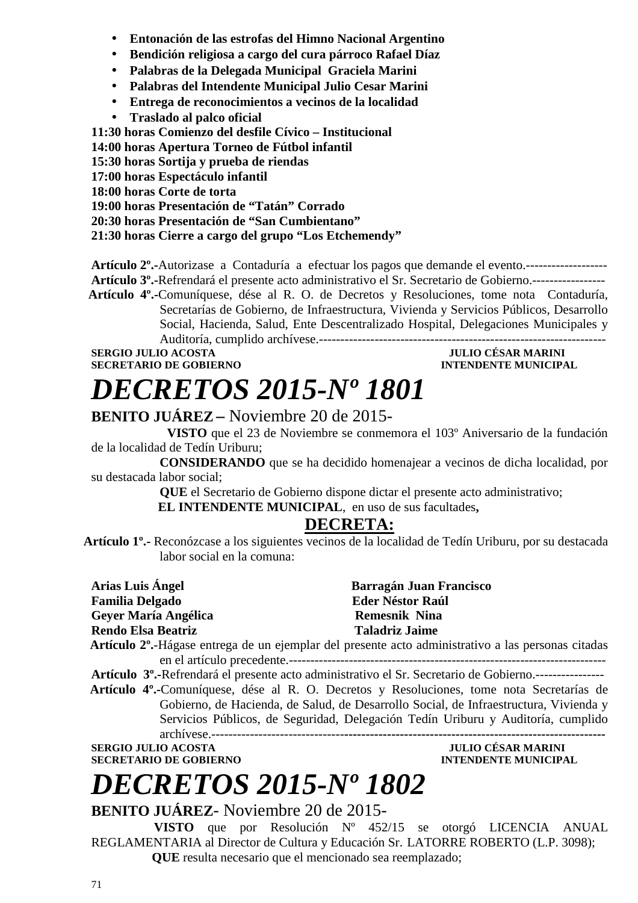- **Entonación de las estrofas del Himno Nacional Argentino**
- **Bendición religiosa a cargo del cura párroco Rafael Díaz**
- **Palabras de la Delegada Municipal Graciela Marini**
- **Palabras del Intendente Municipal Julio Cesar Marini**
- **Entrega de reconocimientos a vecinos de la localidad**
- **Traslado al palco oficial**

**11:30 horas Comienzo del desfile Cívico – Institucional**
**14:00 horas Apertura Torneo de Fútbol infantil**
**15:30 horas Sortija y prueba de riendas**
**17:00 horas Espectáculo infantil**
**18:00 horas Corte de torta**
**19:00 horas Presentación de "Tatán" Corrado**
**20:30 horas Presentación de "San Cumbientano"**
**21:30 horas Cierre a cargo del grupo "Los Etchemendy"**

**Artículo 2º.-**Autorizase a Contaduría a efectuar los pagos que demande el evento.-------------------
**Artículo 3º.-**Refrendará el presente acto administrativo el Sr. Secretario de Gobierno.-----------------
**Artículo 4º.-**Comuníquese, dése al R. O. de Decretos y Resoluciones, tome nota Contaduría, Secretarías de Gobierno, de Infraestructura, Vivienda y Servicios Públicos, Desarrollo Social, Hacienda, Salud, Ente Descentralizado Hospital, Delegaciones Municipales y Auditoría, cumplido archívese.--------------------------------------------------------------------

**SERGIO JULIO ACOSTA** — **JULIO CÉSAR MARINI**
**SECRETARIO DE GOBIERNO** — **INTENDENTE MUNICIPAL**

# *DECRETOS 2015-Nº 1801*

**BENITO JUÁREZ –** Noviembre 20 de 2015-

**VISTO** que el 23 de Noviembre se conmemora el 103º Aniversario de la fundación de la localidad de Tedín Uriburu;

**CONSIDERANDO** que se ha decidido homenajear a vecinos de dicha localidad, por su destacada labor social;

**QUE** el Secretario de Gobierno dispone dictar el presente acto administrativo;

**EL INTENDENTE MUNICIPAL**, en uso de sus facultades**,**

**DECRETA:**

**Artículo 1º.-** Reconózcase a los siguientes vecinos de la localidad de Tedín Uriburu, por su destacada labor social en la comuna:

**Arias Luis Ángel** — **Barragán Juan Francisco**
**Familia Delgado** — **Eder Néstor Raúl**
**Geyer María Angélica** — **Remesnik Nina**
**Rendo Elsa Beatriz** — **Taladriz Jaime**

**Artículo 2º.-**Hágase entrega de un ejemplar del presente acto administrativo a las personas citadas en el artículo precedente.--------------------------------------------------------------------------
**Artículo 3º.-**Refrendará el presente acto administrativo el Sr. Secretario de Gobierno.----------------
**Artículo 4º.-**Comuníquese, dése al R. O. Decretos y Resoluciones, tome nota Secretarías de Gobierno, de Hacienda, de Salud, de Desarrollo Social, de Infraestructura, Vivienda y Servicios Públicos, de Seguridad, Delegación Tedín Uriburu y Auditoría, cumplido archívese.---------------------------------------------------------------------------------------------

**SERGIO JULIO ACOSTA** — **JULIO CÉSAR MARINI**
**SECRETARIO DE GOBIERNO** — **INTENDENTE MUNICIPAL**

# *DECRETOS 2015-Nº 1802*

**BENITO JUÁREZ**- Noviembre 20 de 2015-

**VISTO** que por Resolución Nº 452/15 se otorgó LICENCIA ANUAL REGLAMENTARIA al Director de Cultura y Educación Sr. LATORRE ROBERTO (L.P. 3098);

**QUE** resulta necesario que el mencionado sea reemplazado;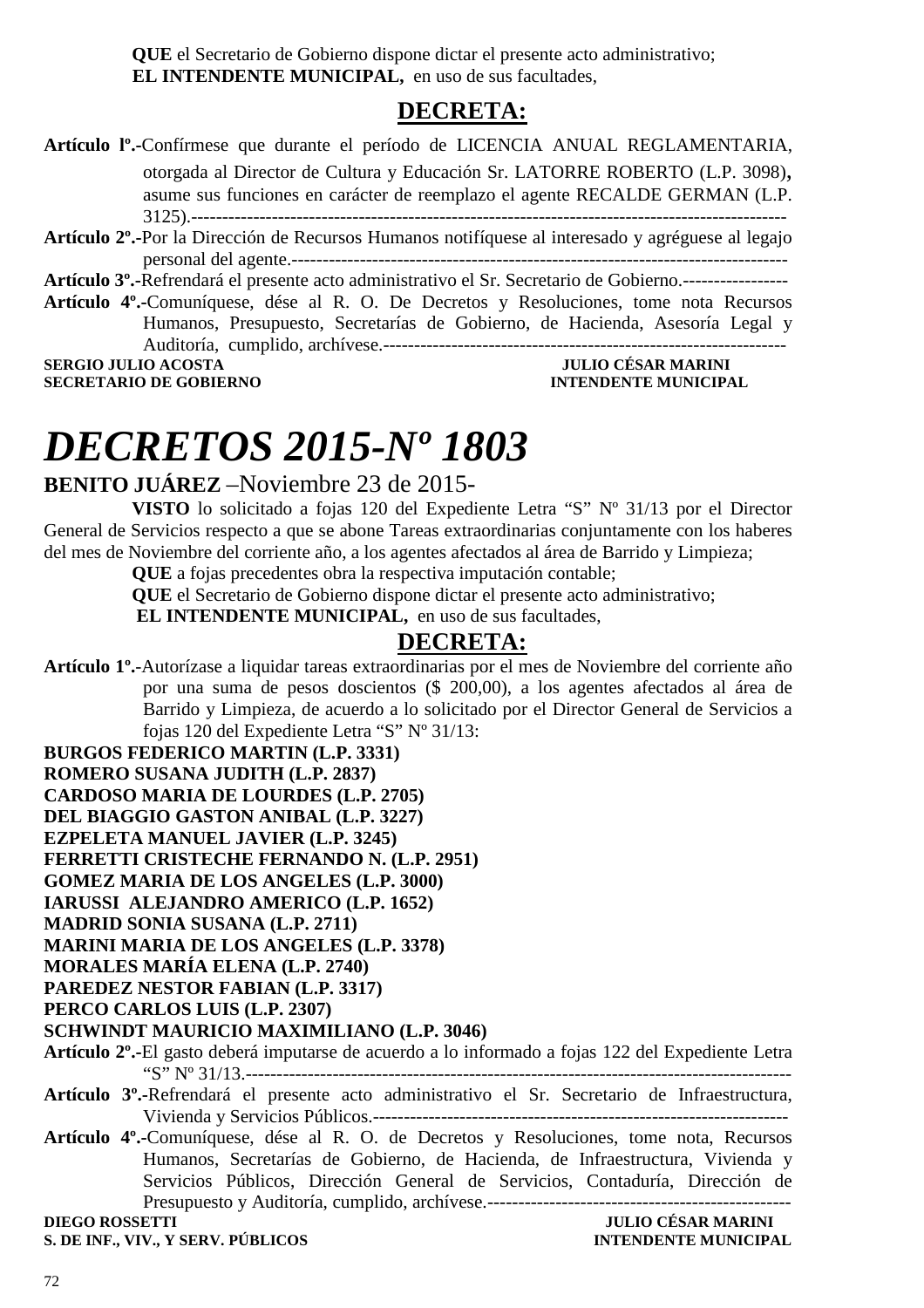**QUE** el Secretario de Gobierno dispone dictar el presente acto administrativo;
**EL INTENDENTE MUNICIPAL,** en uso de sus facultades,

## DECRETA:

**Artículo lº.-**Confírmese que durante el período de LICENCIA ANUAL REGLAMENTARIA, otorgada al Director de Cultura y Educación Sr. LATORRE ROBERTO (L.P. 3098)**,** asume sus funciones en carácter de reemplazo el agente RECALDE GERMAN (L.P. 3125).----------------------------------------------------------------------------------------------

**Artículo 2º.-**Por la Dirección de Recursos Humanos notifíquese al interesado y agréguese al legajo personal del agente.-----------------------------------------------------------------------------

**Artículo 3º.-**Refrendará el presente acto administrativo el Sr. Secretario de Gobierno.-----------------

**Artículo 4º.-**Comuníquese, dése al R. O. De Decretos y Resoluciones, tome nota Recursos Humanos, Presupuesto, Secretarías de Gobierno, de Hacienda, Asesoría Legal y Auditoría, cumplido, archívese.------------------------------------------------------------------

**SERGIO JULIO ACOSTA** — **SECRETARIO DE GOBIERNO**
**JULIO CÉSAR MARINI** — **INTENDENTE MUNICIPAL**

# *DECRETOS 2015-Nº 1803*

**BENITO JUÁREZ** –Noviembre 23 de 2015-

**VISTO** lo solicitado a fojas 120 del Expediente Letra "S" Nº 31/13 por el Director General de Servicios respecto a que se abone Tareas extraordinarias conjuntamente con los haberes del mes de Noviembre del corriente año, a los agentes afectados al área de Barrido y Limpieza;

**QUE** a fojas precedentes obra la respectiva imputación contable;

**QUE** el Secretario de Gobierno dispone dictar el presente acto administrativo;

**EL INTENDENTE MUNICIPAL,** en uso de sus facultades,

## DECRETA:

**Artículo 1º.-**Autorízase a liquidar tareas extraordinarias por el mes de Noviembre del corriente año por una suma de pesos doscientos ($ 200,00), a los agentes afectados al área de Barrido y Limpieza, de acuerdo a lo solicitado por el Director General de Servicios a fojas 120 del Expediente Letra "S" Nº 31/13:

**BURGOS FEDERICO MARTIN (L.P. 3331)**
**ROMERO SUSANA JUDITH (L.P. 2837)**
**CARDOSO MARIA DE LOURDES (L.P. 2705)**
**DEL BIAGGIO GASTON ANIBAL (L.P. 3227)**
**EZPELETA MANUEL JAVIER (L.P. 3245)**
**FERRETTI CRISTECHE FERNANDO N. (L.P. 2951)**
**GOMEZ MARIA DE LOS ANGELES (L.P. 3000)**
**IARUSSI ALEJANDRO AMERICO (L.P. 1652)**
**MADRID SONIA SUSANA (L.P. 2711)**
**MARINI MARIA DE LOS ANGELES (L.P. 3378)**
**MORALES MARÍA ELENA (L.P. 2740)**
**PAREDEZ NESTOR FABIAN (L.P. 3317)**
**PERCO CARLOS LUIS (L.P. 2307)**
**SCHWINDT MAURICIO MAXIMILIANO (L.P. 3046)**

**Artículo 2º.-**El gasto deberá imputarse de acuerdo a lo informado a fojas 122 del Expediente Letra "S" Nº 31/13.------------------------------------------------------------------------------------------

**Artículo 3º.-**Refrendará el presente acto administrativo el Sr. Secretario de Infraestructura, Vivienda y Servicios Públicos.------------------------------------------------------------------

**Artículo 4º.-**Comuníquese, dése al R. O. de Decretos y Resoluciones, tome nota, Recursos Humanos, Secretarías de Gobierno, de Hacienda, de Infraestructura, Vivienda y Servicios Públicos, Dirección General de Servicios, Contaduría, Dirección de Presupuesto y Auditoría, cumplido, archívese.-------------------------------------------------

**DIEGO ROSSETTI** — **S. DE INF., VIV., Y SERV. PÚBLICOS**
**JULIO CÉSAR MARINI** — **INTENDENTE MUNICIPAL**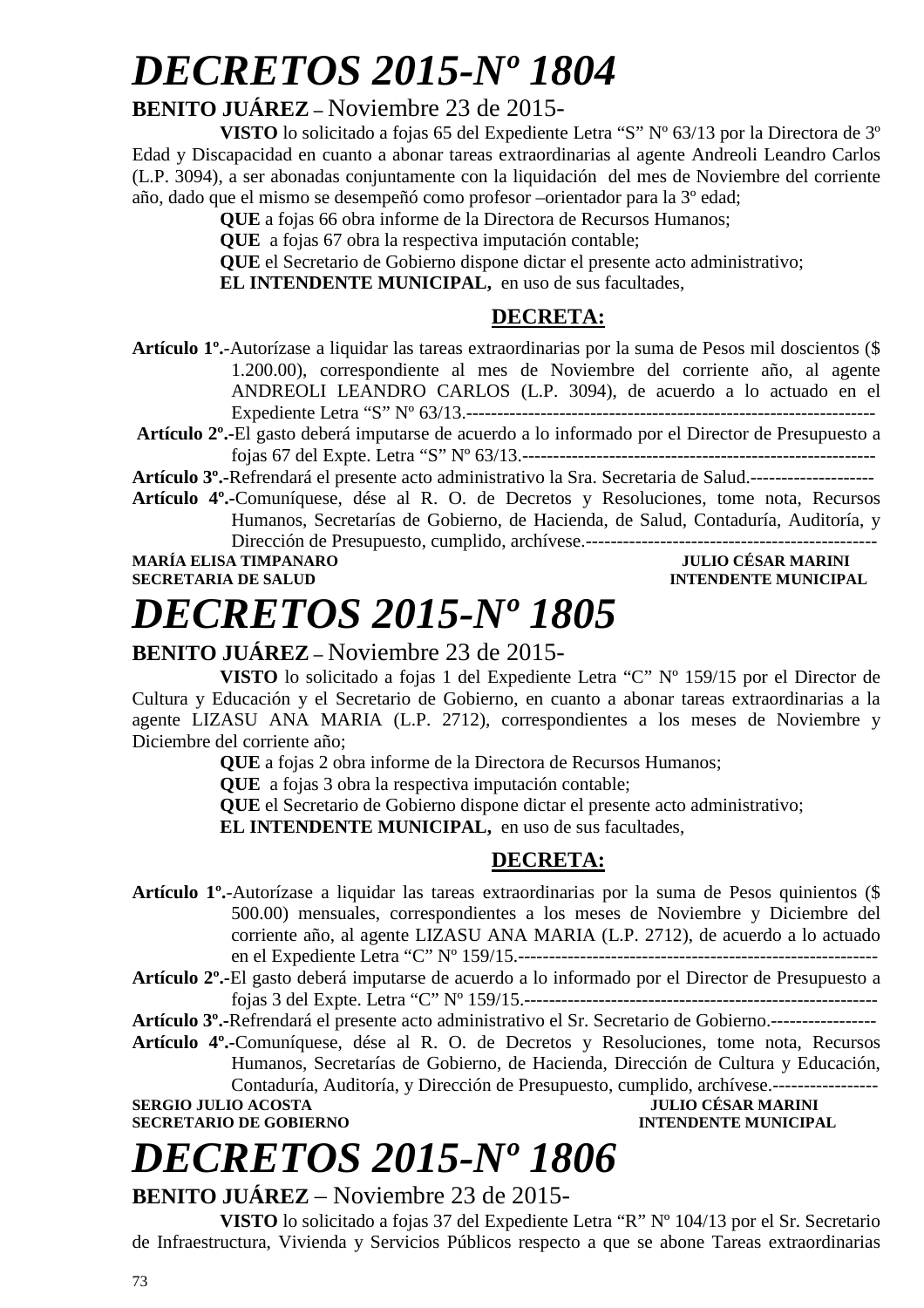# *DECRETOS 2015-Nº 1804*

**BENITO JUÁREZ –** Noviembre 23 de 2015-

**VISTO** lo solicitado a fojas 65 del Expediente Letra "S" Nº 63/13 por la Directora de 3º Edad y Discapacidad en cuanto a abonar tareas extraordinarias al agente Andreoli Leandro Carlos (L.P. 3094), a ser abonadas conjuntamente con la liquidación del mes de Noviembre del corriente año, dado que el mismo se desempeñó como profesor –orientador para la 3º edad;

**QUE** a fojas 66 obra informe de la Directora de Recursos Humanos;

**QUE** a fojas 67 obra la respectiva imputación contable;

**QUE** el Secretario de Gobierno dispone dictar el presente acto administrativo;

**EL INTENDENTE MUNICIPAL,** en uso de sus facultades,

**DECRETA:**

**Artículo 1º.-**Autorízase a liquidar las tareas extraordinarias por la suma de Pesos mil doscientos ($ 1.200.00), correspondiente al mes de Noviembre del corriente año, al agente ANDREOLI LEANDRO CARLOS (L.P. 3094), de acuerdo a lo actuado en el Expediente Letra "S" Nº 63/13.------------------------------------------------------------------

**Artículo 2º.-**El gasto deberá imputarse de acuerdo a lo informado por el Director de Presupuesto a fojas 67 del Expte. Letra "S" Nº 63/13.---------------------------------------------------------

**Artículo 3º.-**Refrendará el presente acto administrativo la Sra. Secretaria de Salud.--------------------

**Artículo 4º.-**Comuníquese, dése al R. O. de Decretos y Resoluciones, tome nota, Recursos Humanos, Secretarías de Gobierno, de Hacienda, de Salud, Contaduría, Auditoría, y Dirección de Presupuesto, cumplido, archívese.-----------------------------------------------

**MARÍA ELISA TIMPANARO** — **JULIO CÉSAR MARINI**
**SECRETARIA DE SALUD** — **INTENDENTE MUNICIPAL**

# *DECRETOS 2015-Nº 1805*

**BENITO JUÁREZ –** Noviembre 23 de 2015-

**VISTO** lo solicitado a fojas 1 del Expediente Letra "C" Nº 159/15 por el Director de Cultura y Educación y el Secretario de Gobierno, en cuanto a abonar tareas extraordinarias a la agente LIZASU ANA MARIA (L.P. 2712), correspondientes a los meses de Noviembre y Diciembre del corriente año;

**QUE** a fojas 2 obra informe de la Directora de Recursos Humanos;

**QUE** a fojas 3 obra la respectiva imputación contable;

**QUE** el Secretario de Gobierno dispone dictar el presente acto administrativo;

**EL INTENDENTE MUNICIPAL,** en uso de sus facultades,

**DECRETA:**

**Artículo 1º.-**Autorízase a liquidar las tareas extraordinarias por la suma de Pesos quinientos ($ 500.00) mensuales, correspondientes a los meses de Noviembre y Diciembre del corriente año, al agente LIZASU ANA MARIA (L.P. 2712), de acuerdo a lo actuado en el Expediente Letra "C" Nº 159/15.-----------------------------------------------------------

**Artículo 2º.-**El gasto deberá imputarse de acuerdo a lo informado por el Director de Presupuesto a fojas 3 del Expte. Letra "C" Nº 159/15.----------------------------------------------------------

**Artículo 3º.-**Refrendará el presente acto administrativo el Sr. Secretario de Gobierno.-----------------

**Artículo 4º.-**Comuníquese, dése al R. O. de Decretos y Resoluciones, tome nota, Recursos Humanos, Secretarías de Gobierno, de Hacienda, Dirección de Cultura y Educación, Contaduría, Auditoría, y Dirección de Presupuesto, cumplido, archívese.-----------------

**SERGIO JULIO ACOSTA** — **JULIO CÉSAR MARINI**
**SECRETARIO DE GOBIERNO** — **INTENDENTE MUNICIPAL**

# *DECRETOS 2015-Nº 1806*

**BENITO JUÁREZ** – Noviembre 23 de 2015-

**VISTO** lo solicitado a fojas 37 del Expediente Letra "R" Nº 104/13 por el Sr. Secretario de Infraestructura, Vivienda y Servicios Públicos respecto a que se abone Tareas extraordinarias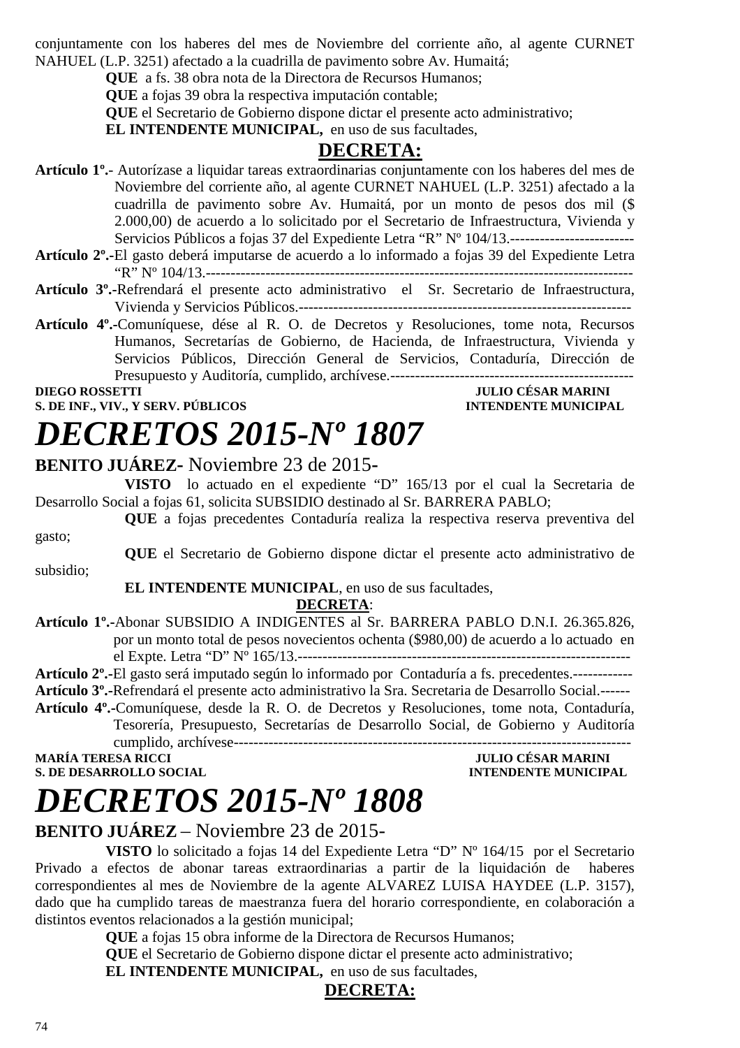conjuntamente con los haberes del mes de Noviembre del corriente año, al agente CURNET NAHUEL (L.P. 3251) afectado a la cuadrilla de pavimento sobre Av. Humaitá;

**QUE** a fs. 38 obra nota de la Directora de Recursos Humanos;

**QUE** a fojas 39 obra la respectiva imputación contable;

**QUE** el Secretario de Gobierno dispone dictar el presente acto administrativo;

**EL INTENDENTE MUNICIPAL,** en uso de sus facultades,

**DECRETA:**

**Artículo 1º.-** Autorízase a liquidar tareas extraordinarias conjuntamente con los haberes del mes de Noviembre del corriente año, al agente CURNET NAHUEL (L.P. 3251) afectado a la cuadrilla de pavimento sobre Av. Humaitá, por un monto de pesos dos mil ($ 2.000,00) de acuerdo a lo solicitado por el Secretario de Infraestructura, Vivienda y Servicios Públicos a fojas 37 del Expediente Letra "R" Nº 104/13.-------------------------

**Artículo 2º.-**El gasto deberá imputarse de acuerdo a lo informado a fojas 39 del Expediente Letra "R" Nº 104/13.-----------------------------------------------------------------------------------

**Artículo 3º.-**Refrendará el presente acto administrativo el Sr. Secretario de Infraestructura, Vivienda y Servicios Públicos.-------------------------------------------------------------------

**Artículo 4º.-**Comuníquese, dése al R. O. de Decretos y Resoluciones, tome nota, Recursos Humanos, Secretarías de Gobierno, de Hacienda, de Infraestructura, Vivienda y Servicios Públicos, Dirección General de Servicios, Contaduría, Dirección de Presupuesto y Auditoría, cumplido, archívese.-------------------------------------------------

**DIEGO ROSSETTI** — **S. DE INF., VIV., Y SERV. PÚBLICOS**

**JULIO CÉSAR MARINI** — **INTENDENTE MUNICIPAL**

# *DECRETOS 2015-Nº 1807*

**BENITO JUÁREZ-** Noviembre 23 de 2015-

**VISTO** lo actuado en el expediente "D" 165/13 por el cual la Secretaria de Desarrollo Social a fojas 61, solicita SUBSIDIO destinado al Sr. BARRERA PABLO;

**QUE** a fojas precedentes Contaduría realiza la respectiva reserva preventiva del gasto;

**QUE** el Secretario de Gobierno dispone dictar el presente acto administrativo de subsidio;

**EL INTENDENTE MUNICIPAL**, en uso de sus facultades,

**DECRETA**:

**Artículo 1º.-**Abonar SUBSIDIO A INDIGENTES al Sr. BARRERA PABLO D.N.I. 26.365.826, por un monto total de pesos novecientos ochenta ($980,00) de acuerdo a lo actuado en el Expte. Letra "D" Nº 165/13.-------------------------------------------------------------------

**Artículo 2º.-**El gasto será imputado según lo informado por Contaduría a fs. precedentes.------------

**Artículo 3º.-**Refrendará el presente acto administrativo la Sra. Secretaria de Desarrollo Social.------

**Artículo 4º.-**Comuníquese, desde la R. O. de Decretos y Resoluciones, tome nota, Contaduría, Tesorería, Presupuesto, Secretarías de Desarrollo Social, de Gobierno y Auditoría cumplido, archívese--------------------------------------------------------------------------------

**MARÍA TERESA RICCI** — **S. DE DESARROLLO SOCIAL**

**JULIO CÉSAR MARINI** — **INTENDENTE MUNICIPAL**

# *DECRETOS 2015-Nº 1808*

**BENITO JUÁREZ** – Noviembre 23 de 2015-

**VISTO** lo solicitado a fojas 14 del Expediente Letra "D" Nº 164/15 por el Secretario Privado a efectos de abonar tareas extraordinarias a partir de la liquidación de haberes correspondientes al mes de Noviembre de la agente ALVAREZ LUISA HAYDEE (L.P. 3157), dado que ha cumplido tareas de maestranza fuera del horario correspondiente, en colaboración a distintos eventos relacionados a la gestión municipal;

**QUE** a fojas 15 obra informe de la Directora de Recursos Humanos;

**QUE** el Secretario de Gobierno dispone dictar el presente acto administrativo;

**EL INTENDENTE MUNICIPAL,** en uso de sus facultades,

**DECRETA:**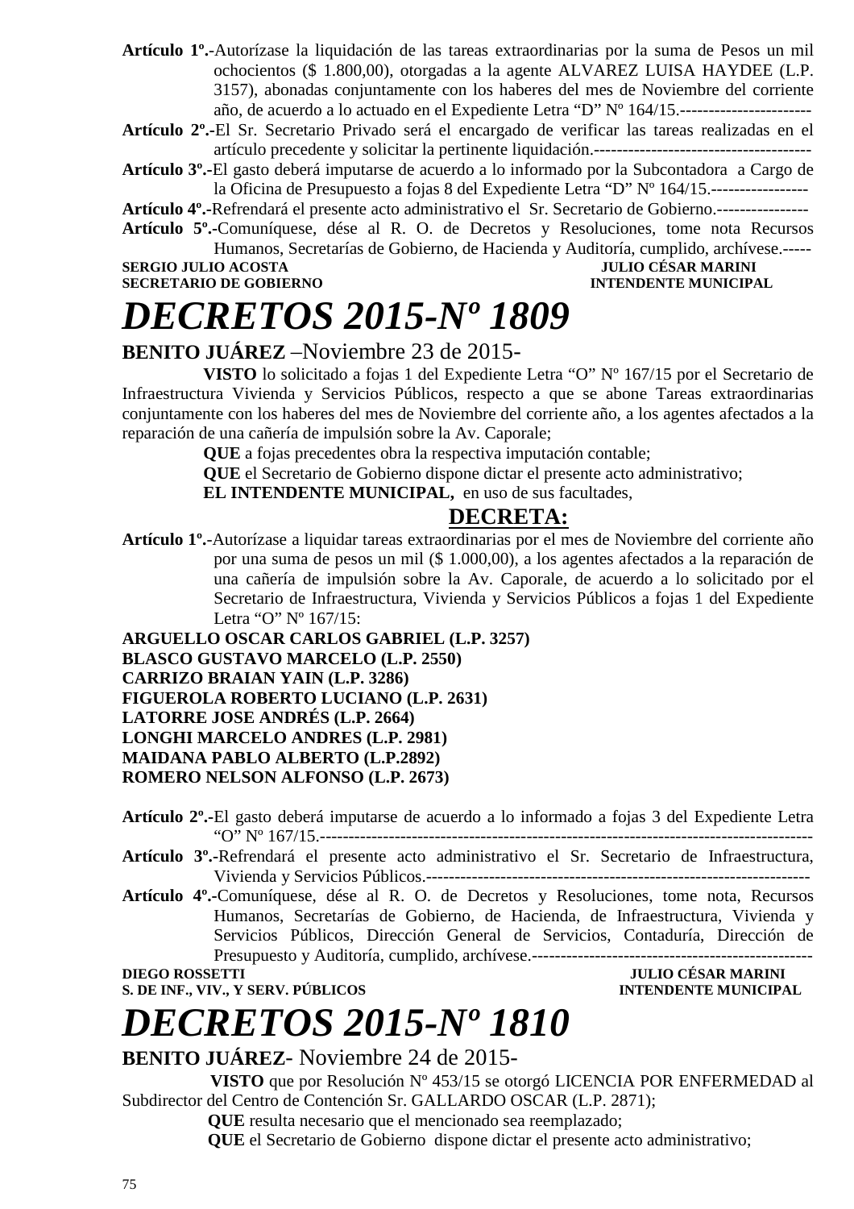**Artículo 1º.-**Autorízase la liquidación de las tareas extraordinarias por la suma de Pesos un mil ochocientos ($ 1.800,00), otorgadas a la agente ALVAREZ LUISA HAYDEE (L.P. 3157), abonadas conjuntamente con los haberes del mes de Noviembre del corriente año, de acuerdo a lo actuado en el Expediente Letra “D” Nº 164/15.-----------------------

**Artículo 2º.-**El Sr. Secretario Privado será el encargado de verificar las tareas realizadas en el artículo precedente y solicitar la pertinente liquidación.--------------------------------------

**Artículo 3º.-**El gasto deberá imputarse de acuerdo a lo informado por la Subcontadora a Cargo de la Oficina de Presupuesto a fojas 8 del Expediente Letra “D” Nº 164/15.-----------------

**Artículo 4º.-**Refrendará el presente acto administrativo el Sr. Secretario de Gobierno.----------------

**Artículo 5º.-**Comuníquese, dése al R. O. de Decretos y Resoluciones, tome nota Recursos Humanos, Secretarías de Gobierno, de Hacienda y Auditoría, cumplido, archívese.-----

**SERGIO JULIO ACOSTA** — **SECRETARIO DE GOBIERNO**
**JULIO CÉSAR MARINI** — **INTENDENTE MUNICIPAL**

# *DECRETOS 2015-Nº 1809*

**BENITO JUÁREZ** –Noviembre 23 de 2015-

**VISTO** lo solicitado a fojas 1 del Expediente Letra “O” Nº 167/15 por el Secretario de Infraestructura Vivienda y Servicios Públicos, respecto a que se abone Tareas extraordinarias conjuntamente con los haberes del mes de Noviembre del corriente año, a los agentes afectados a la reparación de una cañería de impulsión sobre la Av. Caporale;

**QUE** a fojas precedentes obra la respectiva imputación contable;

**QUE** el Secretario de Gobierno dispone dictar el presente acto administrativo;

**EL INTENDENTE MUNICIPAL,** en uso de sus facultades,

**DECRETA:**

**Artículo 1º.-**Autorízase a liquidar tareas extraordinarias por el mes de Noviembre del corriente año por una suma de pesos un mil ($ 1.000,00), a los agentes afectados a la reparación de una cañería de impulsión sobre la Av. Caporale, de acuerdo a lo solicitado por el Secretario de Infraestructura, Vivienda y Servicios Públicos a fojas 1 del Expediente Letra “O” Nº 167/15:

**ARGUELLO OSCAR CARLOS GABRIEL (L.P. 3257)**
**BLASCO GUSTAVO MARCELO (L.P. 2550)**
**CARRIZO BRAIAN YAIN (L.P. 3286)**
**FIGUEROLA ROBERTO LUCIANO (L.P. 2631)**
**LATORRE JOSE ANDRÉS (L.P. 2664)**
**LONGHI MARCELO ANDRES (L.P. 2981)**
**MAIDANA PABLO ALBERTO (L.P.2892)**
**ROMERO NELSON ALFONSO (L.P. 2673)**

**Artículo 2º.-**El gasto deberá imputarse de acuerdo a lo informado a fojas 3 del Expediente Letra “O” Nº 167/15.----------------------------------------------------------------------------------

**Artículo 3º.-**Refrendará el presente acto administrativo el Sr. Secretario de Infraestructura, Vivienda y Servicios Públicos.------------------------------------------------------------------

**Artículo 4º.-**Comuníquese, dése al R. O. de Decretos y Resoluciones, tome nota, Recursos Humanos, Secretarías de Gobierno, de Hacienda, de Infraestructura, Vivienda y Servicios Públicos, Dirección General de Servicios, Contaduría, Dirección de Presupuesto y Auditoría, cumplido, archívese.-------------------------------------------------

**DIEGO ROSSETTI** — **S. DE INF., VIV., Y SERV. PÚBLICOS**
**JULIO CÉSAR MARINI** — **INTENDENTE MUNICIPAL**

# *DECRETOS 2015-Nº 1810*

**BENITO JUÁREZ**- Noviembre 24 de 2015-

**VISTO** que por Resolución Nº 453/15 se otorgó LICENCIA POR ENFERMEDAD al Subdirector del Centro de Contención Sr. GALLARDO OSCAR (L.P. 2871);

**QUE** resulta necesario que el mencionado sea reemplazado;

**QUE** el Secretario de Gobierno dispone dictar el presente acto administrativo;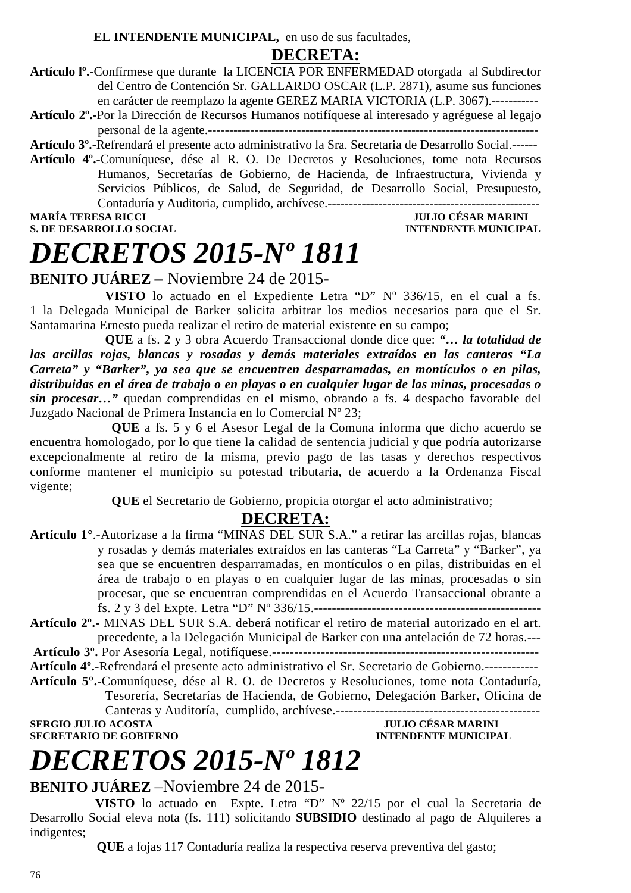**EL INTENDENTE MUNICIPAL,** en uso de sus facultades,

**DECRETA:**

**Artículo lº.-**Confírmese que durante la LICENCIA POR ENFERMEDAD otorgada al Subdirector del Centro de Contención Sr. GALLARDO OSCAR (L.P. 2871), asume sus funciones en carácter de reemplazo la agente GEREZ MARIA VICTORIA (L.P. 3067).-----------

**Artículo 2º.-**Por la Dirección de Recursos Humanos notifíquese al interesado y agréguese al legajo personal de la agente.---------------------------------------------------------------------------

**Artículo 3º.-**Refrendará el presente acto administrativo la Sra. Secretaria de Desarrollo Social.------

**Artículo 4º.-**Comuníquese, dése al R. O. De Decretos y Resoluciones, tome nota Recursos Humanos, Secretarías de Gobierno, de Hacienda, de Infraestructura, Vivienda y Servicios Públicos, de Salud, de Seguridad, de Desarrollo Social, Presupuesto, Contaduría y Auditoria, cumplido, archívese.--------------------------------------------------

**MARÍA TERESA RICCI** — **JULIO CÉSAR MARINI**
**S. DE DESARROLLO SOCIAL** — **INTENDENTE MUNICIPAL**

# *DECRETOS 2015-Nº 1811*

**BENITO JUÁREZ –** Noviembre 24 de 2015-

**VISTO** lo actuado en el Expediente Letra "D" Nº 336/15, en el cual a fs. 1 la Delegada Municipal de Barker solicita arbitrar los medios necesarios para que el Sr. Santamarina Ernesto pueda realizar el retiro de material existente en su campo;

**QUE** a fs. 2 y 3 obra Acuerdo Transaccional donde dice que: ***"… la totalidad de las arcillas rojas, blancas y rosadas y demás materiales extraídos en las canteras "La Carreta" y "Barker", ya sea que se encuentren desparramadas, en montículos o en pilas, distribuidas en el área de trabajo o en playas o en cualquier lugar de las minas, procesadas o sin procesar…"*** quedan comprendidas en el mismo, obrando a fs. 4 despacho favorable del Juzgado Nacional de Primera Instancia en lo Comercial Nº 23;

**QUE** a fs. 5 y 6 el Asesor Legal de la Comuna informa que dicho acuerdo se encuentra homologado, por lo que tiene la calidad de sentencia judicial y que podría autorizarse excepcionalmente al retiro de la misma, previo pago de las tasas y derechos respectivos conforme mantener el municipio su potestad tributaria, de acuerdo a la Ordenanza Fiscal vigente;

**QUE** el Secretario de Gobierno, propicia otorgar el acto administrativo;

**DECRETA:**

**Artículo 1°**.-Autorizase a la firma "MINAS DEL SUR S.A." a retirar las arcillas rojas, blancas y rosadas y demás materiales extraídos en las canteras "La Carreta" y "Barker", ya sea que se encuentren desparramadas, en montículos o en pilas, distribuidas en el área de trabajo o en playas o en cualquier lugar de las minas, procesadas o sin procesar, que se encuentran comprendidas en el Acuerdo Transaccional obrante a fs. 2 y 3 del Expte. Letra "D" Nº 336/15.---------------------------------------------------

**Artículo 2º.-** MINAS DEL SUR S.A. deberá notificar el retiro de material autorizado en el art. precedente, a la Delegación Municipal de Barker con una antelación de 72 horas.---

**Artículo 3º.** Por Asesoría Legal, notifíquese.------------------------------------------------------------

**Artículo 4º.-**Refrendará el presente acto administrativo el Sr. Secretario de Gobierno.------------

**Artículo 5°.-**Comuníquese, dése al R. O. de Decretos y Resoluciones, tome nota Contaduría, Tesorería, Secretarías de Hacienda, de Gobierno, Delegación Barker, Oficina de Canteras y Auditoría, cumplido, archívese.----------------------------------------------

**SERGIO JULIO ACOSTA** — **JULIO CÉSAR MARINI**
**SECRETARIO DE GOBIERNO** — **INTENDENTE MUNICIPAL**

# *DECRETOS 2015-Nº 1812*

**BENITO JUÁREZ** –Noviembre 24 de 2015-

**VISTO** lo actuado en Expte. Letra "D" Nº 22/15 por el cual la Secretaria de Desarrollo Social eleva nota (fs. 111) solicitando **SUBSIDIO** destinado al pago de Alquileres a indigentes;

**QUE** a fojas 117 Contaduría realiza la respectiva reserva preventiva del gasto;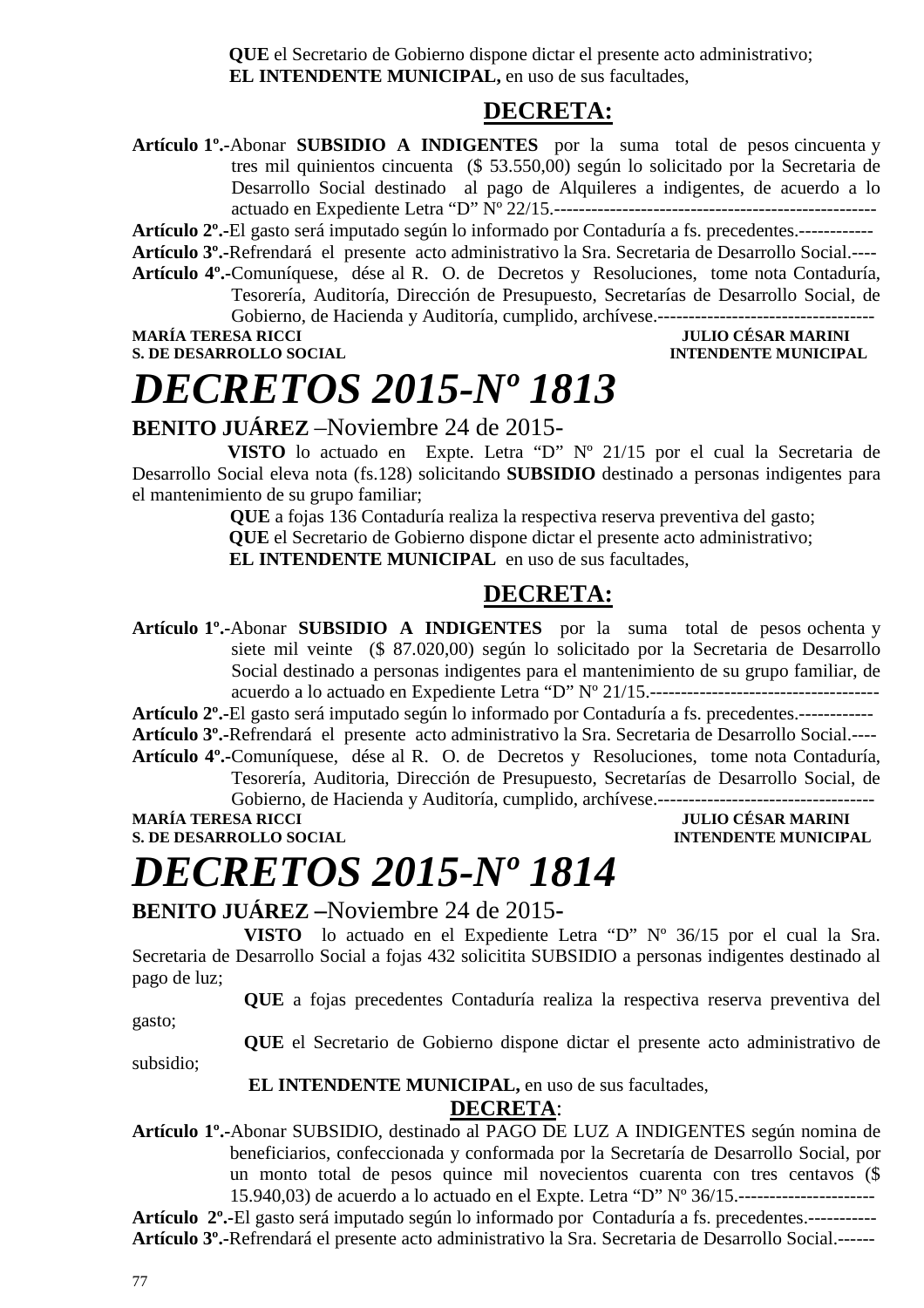**QUE** el Secretario de Gobierno dispone dictar el presente acto administrativo;
**EL INTENDENTE MUNICIPAL,** en uso de sus facultades,

**DECRETA:**

**Artículo 1º.-**Abonar **SUBSIDIO A INDIGENTES** por la suma total de pesos cincuenta y tres mil quinientos cincuenta ($ 53.550,00) según lo solicitado por la Secretaria de Desarrollo Social destinado al pago de Alquileres a indigentes, de acuerdo a lo actuado en Expediente Letra "D" Nº 22/15.----------------------------------------------------
**Artículo 2º.-**El gasto será imputado según lo informado por Contaduría a fs. precedentes.------------
**Artículo 3º.-**Refrendará el presente acto administrativo la Sra. Secretaria de Desarrollo Social.----
**Artículo 4º.-**Comuníquese, dése al R. O. de Decretos y Resoluciones, tome nota Contaduría, Tesorería, Auditoría, Dirección de Presupuesto, Secretarías de Desarrollo Social, de Gobierno, de Hacienda y Auditoría, cumplido, archívese.-----------------------------------

**MARÍA TERESA RICCI** — **JULIO CÉSAR MARINI**
**S. DE DESARROLLO SOCIAL** — **INTENDENTE MUNICIPAL**

# *DECRETOS 2015-Nº 1813*

**BENITO JUÁREZ** –Noviembre 24 de 2015-

**VISTO** lo actuado en Expte. Letra "D" Nº 21/15 por el cual la Secretaria de Desarrollo Social eleva nota (fs.128) solicitando **SUBSIDIO** destinado a personas indigentes para el mantenimiento de su grupo familiar;
**QUE** a fojas 136 Contaduría realiza la respectiva reserva preventiva del gasto;
**QUE** el Secretario de Gobierno dispone dictar el presente acto administrativo;
**EL INTENDENTE MUNICIPAL** en uso de sus facultades,

**DECRETA:**

**Artículo 1º.-**Abonar **SUBSIDIO A INDIGENTES** por la suma total de pesos ochenta y siete mil veinte ($ 87.020,00) según lo solicitado por la Secretaria de Desarrollo Social destinado a personas indigentes para el mantenimiento de su grupo familiar, de acuerdo a lo actuado en Expediente Letra "D" Nº 21/15.-------------------------------------
**Artículo 2º.-**El gasto será imputado según lo informado por Contaduría a fs. precedentes.------------
**Artículo 3º.-**Refrendará el presente acto administrativo la Sra. Secretaria de Desarrollo Social.----
**Artículo 4º.-**Comuníquese, dése al R. O. de Decretos y Resoluciones, tome nota Contaduría, Tesorería, Auditoria, Dirección de Presupuesto, Secretarías de Desarrollo Social, de Gobierno, de Hacienda y Auditoría, cumplido, archívese.-----------------------------------

**MARÍA TERESA RICCI** — **JULIO CÉSAR MARINI**
**S. DE DESARROLLO SOCIAL** — **INTENDENTE MUNICIPAL**

# *DECRETOS 2015-Nº 1814*

**BENITO JUÁREZ –**Noviembre 24 de 2015-

**VISTO** lo actuado en el Expediente Letra "D" Nº 36/15 por el cual la Sra. Secretaria de Desarrollo Social a fojas 432 solicitita SUBSIDIO a personas indigentes destinado al pago de luz;
**QUE** a fojas precedentes Contaduría realiza la respectiva reserva preventiva del gasto;
**QUE** el Secretario de Gobierno dispone dictar el presente acto administrativo de subsidio;
**EL INTENDENTE MUNICIPAL,** en uso de sus facultades,

**DECRETA**:

**Artículo 1º.-**Abonar SUBSIDIO, destinado al PAGO DE LUZ A INDIGENTES según nomina de beneficiarios, confeccionada y conformada por la Secretaría de Desarrollo Social, por un monto total de pesos quince mil novecientos cuarenta con tres centavos ($ 15.940,03) de acuerdo a lo actuado en el Expte. Letra "D" Nº 36/15.----------------------
**Artículo 2º.-**El gasto será imputado según lo informado por Contaduría a fs. precedentes.-----------
**Artículo 3º.-**Refrendará el presente acto administrativo la Sra. Secretaria de Desarrollo Social.------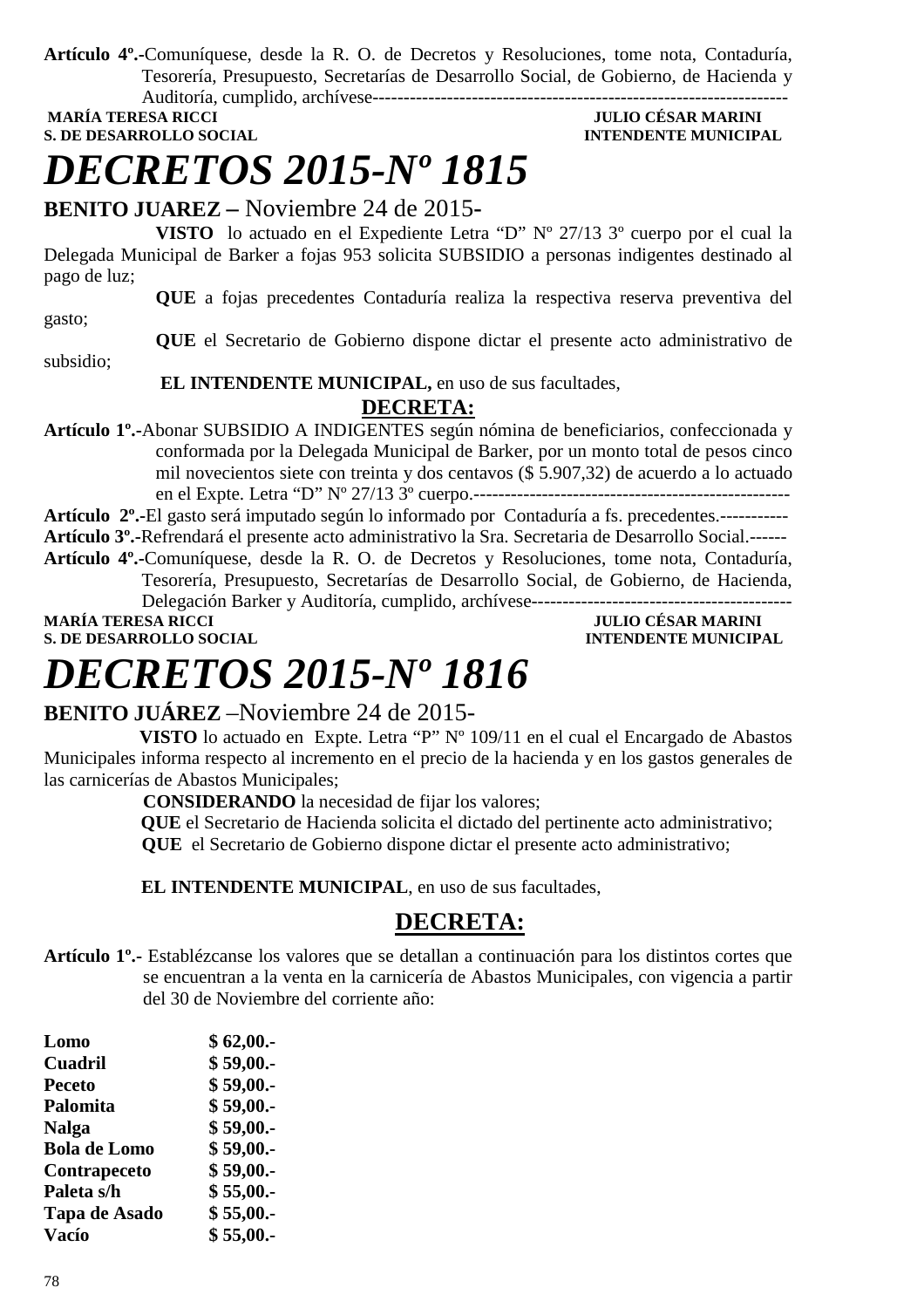**Artículo 4º.-**Comuníquese, desde la R. O. de Decretos y Resoluciones, tome nota, Contaduría, Tesorería, Presupuesto, Secretarías de Desarrollo Social, de Gobierno, de Hacienda y Auditoría, cumplido, archívese------------------------------------------------------------------

**MARÍA TERESA RICCI** — **JULIO CÉSAR MARINI**
**S. DE DESARROLLO SOCIAL** — **INTENDENTE MUNICIPAL**

# *DECRETOS 2015-Nº 1815*

**BENITO JUAREZ –** Noviembre 24 de 2015-

**VISTO** lo actuado en el Expediente Letra "D" Nº 27/13 3º cuerpo por el cual la Delegada Municipal de Barker a fojas 953 solicita SUBSIDIO a personas indigentes destinado al pago de luz;

**QUE** a fojas precedentes Contaduría realiza la respectiva reserva preventiva del gasto;

**QUE** el Secretario de Gobierno dispone dictar el presente acto administrativo de subsidio;

**EL INTENDENTE MUNICIPAL,** en uso de sus facultades,

**DECRETA:**

**Artículo 1º.-**Abonar SUBSIDIO A INDIGENTES según nómina de beneficiarios, confeccionada y conformada por la Delegada Municipal de Barker, por un monto total de pesos cinco mil novecientos siete con treinta y dos centavos ($ 5.907,32) de acuerdo a lo actuado en el Expte. Letra "D" Nº 27/13 3º cuerpo.---------------------------------------------------

**Artículo 2º.-**El gasto será imputado según lo informado por Contaduría a fs. precedentes.-----------

**Artículo 3º.-**Refrendará el presente acto administrativo la Sra. Secretaria de Desarrollo Social.------

**Artículo 4º.-**Comuníquese, desde la R. O. de Decretos y Resoluciones, tome nota, Contaduría, Tesorería, Presupuesto, Secretarías de Desarrollo Social, de Gobierno, de Hacienda, Delegación Barker y Auditoría, cumplido, archívese-----------------------------------------

**MARÍA TERESA RICCI** — **JULIO CÉSAR MARINI**
**S. DE DESARROLLO SOCIAL** — **INTENDENTE MUNICIPAL**

# *DECRETOS 2015-Nº 1816*

**BENITO JUÁREZ** –Noviembre 24 de 2015-

**VISTO** lo actuado en Expte. Letra "P" Nº 109/11 en el cual el Encargado de Abastos Municipales informa respecto al incremento en el precio de la hacienda y en los gastos generales de las carnicerías de Abastos Municipales;

**CONSIDERANDO** la necesidad de fijar los valores;

**QUE** el Secretario de Hacienda solicita el dictado del pertinente acto administrativo;

**QUE** el Secretario de Gobierno dispone dictar el presente acto administrativo;

**EL INTENDENTE MUNICIPAL**, en uso de sus facultades,

**DECRETA:**

**Artículo 1º.-** Establézcanse los valores que se detallan a continuación para los distintos cortes que se encuentran a la venta en la carnicería de Abastos Municipales, con vigencia a partir del 30 de Noviembre del corriente año:

| | |
|---|---|
| **Lomo** | **$ 62,00.-** |
| **Cuadril** | **$ 59,00.-** |
| **Peceto** | **$ 59,00.-** |
| **Palomita** | **$ 59,00.-** |
| **Nalga** | **$ 59,00.-** |
| **Bola de Lomo** | **$ 59,00.-** |
| **Contrapeceto** | **$ 59,00.-** |
| **Paleta s/h** | **$ 55,00.-** |
| **Tapa de Asado** | **$ 55,00.-** |
| **Vacío** | **$ 55,00.-** |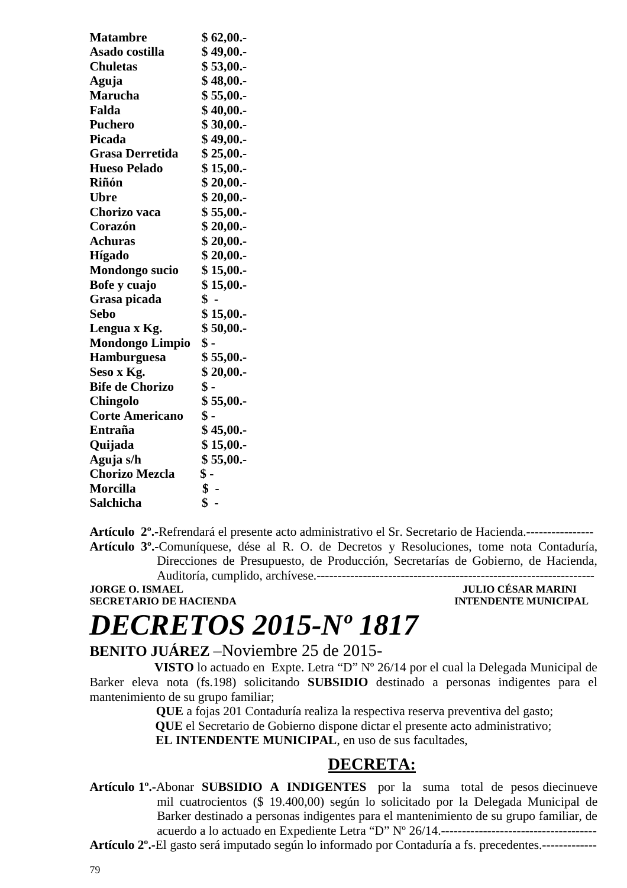| | |
|---|---|
| **Matambre** | **$ 62,00.-** |
| **Asado costilla** | **$ 49,00.-** |
| **Chuletas** | **$ 53,00.-** |
| **Aguja** | **$ 48,00.-** |
| **Marucha** | **$ 55,00.-** |
| **Falda** | **$ 40,00.-** |
| **Puchero** | **$ 30,00.-** |
| **Picada** | **$ 49,00.-** |
| **Grasa Derretida** | **$ 25,00.-** |
| **Hueso Pelado** | **$ 15,00.-** |
| **Riñón** | **$ 20,00.-** |
| **Ubre** | **$ 20,00.-** |
| **Chorizo vaca** | **$ 55,00.-** |
| **Corazón** | **$ 20,00.-** |
| **Achuras** | **$ 20,00.-** |
| **Hígado** | **$ 20,00.-** |
| **Mondongo sucio** | **$ 15,00.-** |
| **Bofe y cuajo** | **$ 15,00.-** |
| **Grasa picada** | **$ -** |
| **Sebo** | **$ 15,00.-** |
| **Lengua x Kg.** | **$ 50,00.-** |
| **Mondongo Limpio** | **$ -** |
| **Hamburguesa** | **$ 55,00.-** |
| **Seso x Kg.** | **$ 20,00.-** |
| **Bife de Chorizo** | **$ -** |
| **Chingolo** | **$ 55,00.-** |
| **Corte Americano** | **$ -** |
| **Entraña** | **$ 45,00.-** |
| **Quijada** | **$ 15,00.-** |
| **Aguja s/h** | **$ 55,00.-** |
| **Chorizo Mezcla** | **$ -** |
| **Morcilla** | **$ -** |
| **Salchicha** | **$ -** |

**Artículo 2º.-**Refrendará el presente acto administrativo el Sr. Secretario de Hacienda.----------------

**Artículo 3º.-**Comuníquese, dése al R. O. de Decretos y Resoluciones, tome nota Contaduría, Direcciones de Presupuesto, de Producción, Secretarías de Gobierno, de Hacienda, Auditoría, cumplido, archívese.------------------------------------------------------------------

**JORGE O. ISMAEL** — **SECRETARIO DE HACIENDA**

**JULIO CÉSAR MARINI** — **INTENDENTE MUNICIPAL**

# *DECRETOS 2015-Nº 1817*

**BENITO JUÁREZ** –Noviembre 25 de 2015-

**VISTO** lo actuado en Expte. Letra "D" Nº 26/14 por el cual la Delegada Municipal de Barker eleva nota (fs.198) solicitando **SUBSIDIO** destinado a personas indigentes para el mantenimiento de su grupo familiar;

**QUE** a fojas 201 Contaduría realiza la respectiva reserva preventiva del gasto;

**QUE** el Secretario de Gobierno dispone dictar el presente acto administrativo;

**EL INTENDENTE MUNICIPAL**, en uso de sus facultades,

## DECRETA:

**Artículo 1º.-**Abonar **SUBSIDIO A INDIGENTES** por la suma total de pesos diecinueve mil cuatrocientos ($ 19.400,00) según lo solicitado por la Delegada Municipal de Barker destinado a personas indigentes para el mantenimiento de su grupo familiar, de acuerdo a lo actuado en Expediente Letra "D" Nº 26/14.-------------------------------------

**Artículo 2º.-**El gasto será imputado según lo informado por Contaduría a fs. precedentes.-------------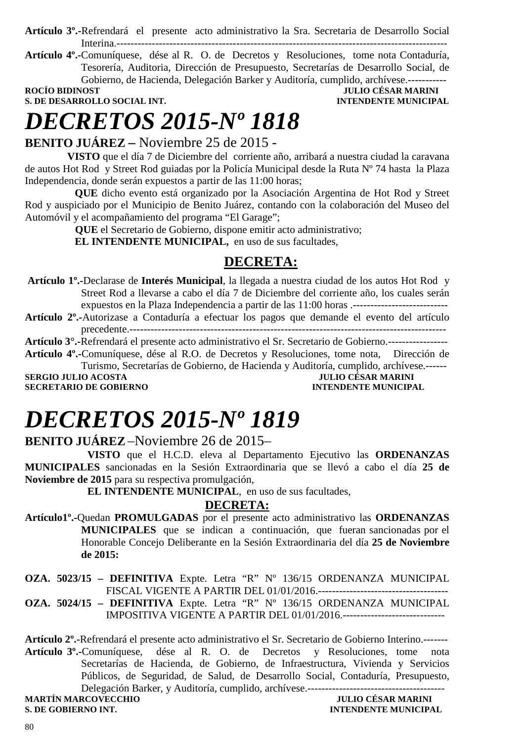**Artículo 3º.-**Refrendará el presente acto administrativo la Sra. Secretaria de Desarrollo Social Interina.---------------------------------------------------------------------------------------------

**Artículo 4º.-**Comuníquese, dése al R. O. de Decretos y Resoluciones, tome nota Contaduría, Tesorería, Auditoria, Dirección de Presupuesto, Secretarías de Desarrollo Social, de Gobierno, de Hacienda, Delegación Barker y Auditoría, cumplido, archívese.-----------

**ROCÍO BIDINOST** — **JULIO CÉSAR MARINI**
**S. DE DESARROLLO SOCIAL INT.** — **INTENDENTE MUNICIPAL**

# *DECRETOS 2015-Nº 1818*

**BENITO JUÁREZ –** Noviembre 25 de 2015 -

**VISTO** que el día 7 de Diciembre del corriente año, arribará a nuestra ciudad la caravana de autos Hot Rod y Street Rod guiadas por la Policía Municipal desde la Ruta Nº 74 hasta la Plaza Independencia, donde serán expuestos a partir de las 11:00 horas;

**QUE** dicho evento está organizado por la Asociación Argentina de Hot Rod y Street Rod y auspiciado por el Municipio de Benito Juárez, contando con la colaboración del Museo del Automóvil y el acompañamiento del programa "El Garage";

**QUE** el Secretario de Gobierno, dispone emitir acto administrativo;

**EL INTENDENTE MUNICIPAL,** en uso de sus facultades,

## DECRETA:

**Artículo 1º.-**Declarase de **Interés Municipal**, la llegada a nuestra ciudad de los autos Hot Rod y Street Rod a llevarse a cabo el día 7 de Diciembre del corriente año, los cuales serán expuestos en la Plaza Independencia a partir de las 11:00 horas .---------------------------

**Artículo 2º.-**Autorizase a Contaduría a efectuar los pagos que demande el evento del artículo precedente.-----------------------------------------------------------------------------------------

**Artículo 3°.-**Refrendará el presente acto administrativo el Sr. Secretario de Gobierno.-----------------

**Artículo 4º.-**Comuníquese, dése al R.O. de Decretos y Resoluciones, tome nota, Dirección de Turismo, Secretarías de Gobierno, de Hacienda y Auditoría, cumplido, archívese.------

**SERGIO JULIO ACOSTA** — **JULIO CÉSAR MARINI**
**SECRETARIO DE GOBIERNO** — **INTENDENTE MUNICIPAL**

# *DECRETOS 2015-Nº 1819*

**BENITO JUÁREZ** –Noviembre 26 de 2015–

**VISTO** que el H.C.D. eleva al Departamento Ejecutivo las **ORDENANZAS MUNICIPALES** sancionadas en la Sesión Extraordinaria que se llevó a cabo el día **25 de Noviembre de 2015** para su respectiva promulgación,

**EL INTENDENTE MUNICIPAL**, en uso de sus facultades,

## DECRETA:

**Artículo1º.-**Quedan **PROMULGADAS** por el presente acto administrativo las **ORDENANZAS MUNICIPALES** que se indican a continuación, que fueran sancionadas por el Honorable Concejo Deliberante en la Sesión Extraordinaria del día **25 de Noviembre de 2015:**

**OZA. 5023/15 – DEFINITIVA** Expte. Letra "R" Nº 136/15 ORDENANZA MUNICIPAL FISCAL VIGENTE A PARTIR DEL 01/01/2016.-------------------------------------

**OZA. 5024/15 – DEFINITIVA** Expte. Letra "R" Nº 136/15 ORDENANZA MUNICIPAL IMPOSITIVA VIGENTE A PARTIR DEL 01/01/2016.-----------------------------

**Artículo 2º.-**Refrendará el presente acto administrativo el Sr. Secretario de Gobierno Interino.-------

**Artículo 3º.-**Comuníquese, dése al R. O. de Decretos y Resoluciones, tome nota Secretarías de Hacienda, de Gobierno, de Infraestructura, Vivienda y Servicios Públicos, de Seguridad, de Salud, de Desarrollo Social, Contaduría, Presupuesto, Delegación Barker, y Auditoría, cumplido, archívese.---------------------------------------

**MARTÍN MARCOVECCHIO** — **JULIO CÉSAR MARINI**
**S. DE GOBIERNO INT.** — **INTENDENTE MUNICIPAL**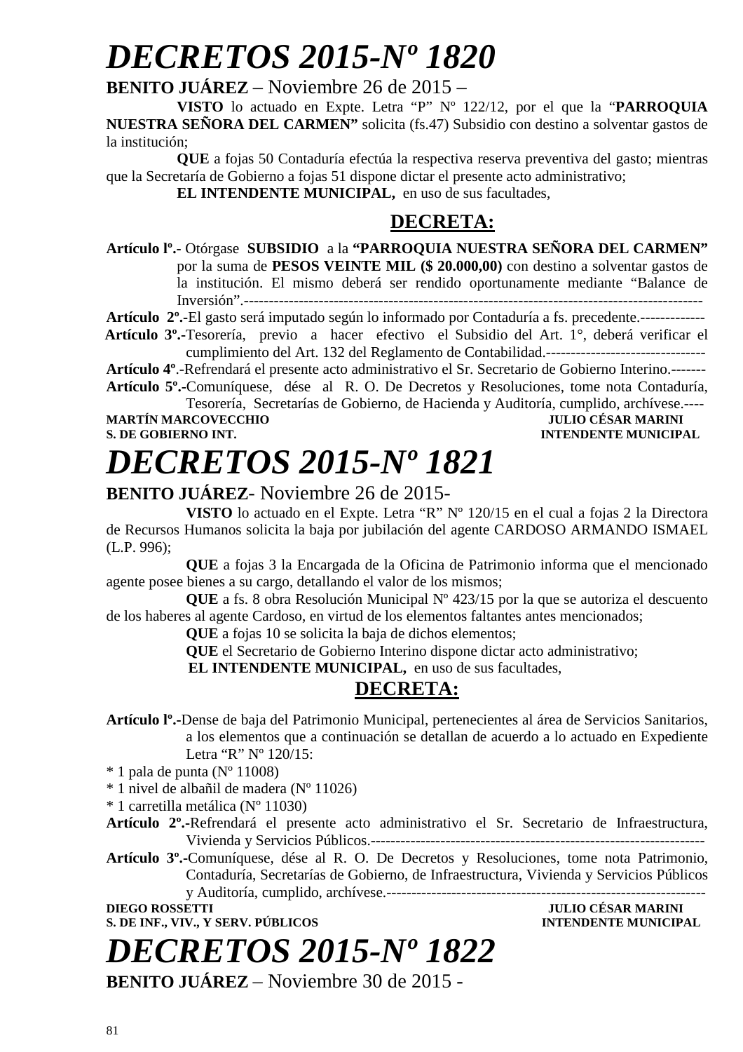# *DECRETOS 2015-Nº 1820*

**BENITO JUÁREZ** – Noviembre 26 de 2015 –

**VISTO** lo actuado en Expte. Letra “P” Nº 122/12, por el que la “**PARROQUIA NUESTRA SEÑORA DEL CARMEN”** solicita (fs.47) Subsidio con destino a solventar gastos de la institución;

**QUE** a fojas 50 Contaduría efectúa la respectiva reserva preventiva del gasto; mientras que la Secretaría de Gobierno a fojas 51 dispone dictar el presente acto administrativo;

**EL INTENDENTE MUNICIPAL,** en uso de sus facultades,

## DECRETA:

**Artículo lº.-** Otórgase **SUBSIDIO** a la **“PARROQUIA NUESTRA SEÑORA DEL CARMEN”** por la suma de **PESOS VEINTE MIL ($ 20.000,00)** con destino a solventar gastos de la institución. El mismo deberá ser rendido oportunamente mediante “Balance de Inversión”.---------------------------------------------------------------------------------------------

**Artículo 2º.-**El gasto será imputado según lo informado por Contaduría a fs. precedente.-------------

**Artículo 3º.-**Tesorería, previo a hacer efectivo el Subsidio del Art. 1°, deberá verificar el cumplimiento del Art. 132 del Reglamento de Contabilidad.--------------------------------

**Artículo 4º**.-Refrendará el presente acto administrativo el Sr. Secretario de Gobierno Interino.-------

**Artículo 5º.-**Comuníquese, dése al R. O. De Decretos y Resoluciones, tome nota Contaduría, Tesorería, Secretarías de Gobierno, de Hacienda y Auditoría, cumplido, archívese.----

**MARTÍN MARCOVECCHIO** — **JULIO CÉSAR MARINI**
**S. DE GOBIERNO INT.** — **INTENDENTE MUNICIPAL**

# *DECRETOS 2015-Nº 1821*

**BENITO JUÁREZ**- Noviembre 26 de 2015-

**VISTO** lo actuado en el Expte. Letra “R” Nº 120/15 en el cual a fojas 2 la Directora de Recursos Humanos solicita la baja por jubilación del agente CARDOSO ARMANDO ISMAEL (L.P. 996);

**QUE** a fojas 3 la Encargada de la Oficina de Patrimonio informa que el mencionado agente posee bienes a su cargo, detallando el valor de los mismos;

**QUE** a fs. 8 obra Resolución Municipal Nº 423/15 por la que se autoriza el descuento de los haberes al agente Cardoso, en virtud de los elementos faltantes antes mencionados;

**QUE** a fojas 10 se solicita la baja de dichos elementos;

**QUE** el Secretario de Gobierno Interino dispone dictar acto administrativo;

**EL INTENDENTE MUNICIPAL,** en uso de sus facultades,

## DECRETA:

**Artículo lº.-**Dense de baja del Patrimonio Municipal, pertenecientes al área de Servicios Sanitarios, a los elementos que a continuación se detallan de acuerdo a lo actuado en Expediente Letra “R” Nº 120/15:

* 1 pala de punta (Nº 11008)
* 1 nivel de albañil de madera (Nº 11026)
* 1 carretilla metálica (Nº 11030)

**Artículo 2º.-**Refrendará el presente acto administrativo el Sr. Secretario de Infraestructura, Vivienda y Servicios Públicos.------------------------------------------------------------------

**Artículo 3º.-**Comuníquese, dése al R. O. De Decretos y Resoluciones, tome nota Patrimonio, Contaduría, Secretarías de Gobierno, de Infraestructura, Vivienda y Servicios Públicos y Auditoría, cumplido, archívese.----------------------------------------------------------------

**DIEGO ROSSETTI** — **JULIO CÉSAR MARINI**
**S. DE INF., VIV., Y SERV. PÚBLICOS** — **INTENDENTE MUNICIPAL**

# *DECRETOS 2015-Nº 1822*

**BENITO JUÁREZ** – Noviembre 30 de 2015 -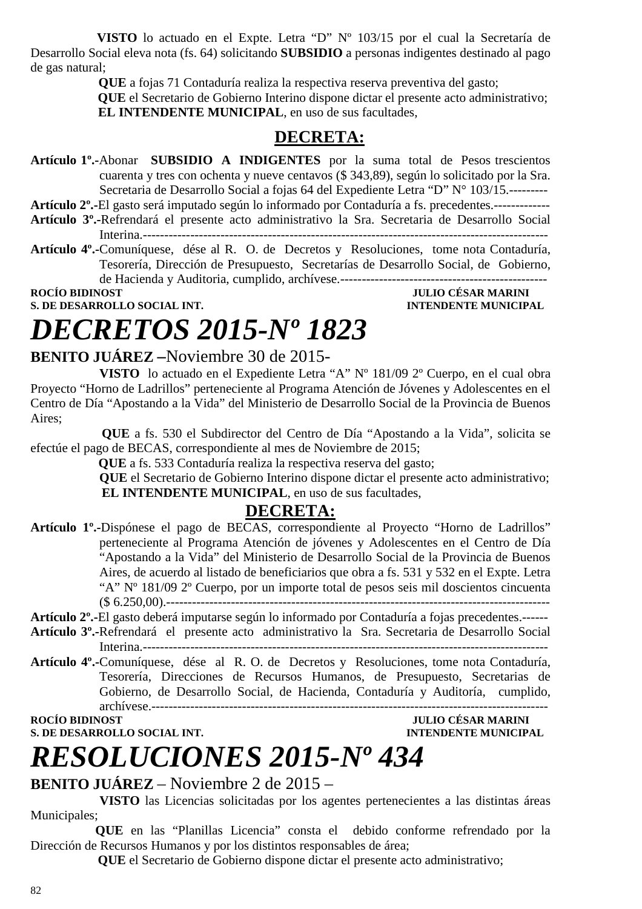**VISTO** lo actuado en el Expte. Letra “D” Nº 103/15 por el cual la Secretaría de Desarrollo Social eleva nota (fs. 64) solicitando **SUBSIDIO** a personas indigentes destinado al pago de gas natural;

**QUE** a fojas 71 Contaduría realiza la respectiva reserva preventiva del gasto;

**QUE** el Secretario de Gobierno Interino dispone dictar el presente acto administrativo;

**EL INTENDENTE MUNICIPAL**, en uso de sus facultades,

## DECRETA:

**Artículo 1º.-** Abonar **SUBSIDIO A INDIGENTES** por la suma total de Pesos trescientos cuarenta y tres con ochenta y nueve centavos ($ 343,89), según lo solicitado por la Sra. Secretaria de Desarrollo Social a fojas 64 del Expediente Letra “D” N° 103/15.---------

**Artículo 2º.-** El gasto será imputado según lo informado por Contaduría a fs. precedentes.-------------

**Artículo 3º.-** Refrendará el presente acto administrativo la Sra. Secretaria de Desarrollo Social Interina.------------------------------------------------------------------------------------------

**Artículo 4º.-** Comuníquese, dése al R. O. de Decretos y Resoluciones, tome nota Contaduría, Tesorería, Dirección de Presupuesto, Secretarías de Desarrollo Social, de Gobierno, de Hacienda y Auditoria, cumplido, archívese.------------------------------------------------

**ROCÍO BIDINOST** — **JULIO CÉSAR MARINI**
**S. DE DESARROLLO SOCIAL INT.** — **INTENDENTE MUNICIPAL**

# *DECRETOS 2015-Nº 1823*

**BENITO JUÁREZ –** Noviembre 30 de 2015-

**VISTO** lo actuado en el Expediente Letra “A” Nº 181/09 2º Cuerpo, en el cual obra Proyecto “Horno de Ladrillos” perteneciente al Programa Atención de Jóvenes y Adolescentes en el Centro de Día “Apostando a la Vida” del Ministerio de Desarrollo Social de la Provincia de Buenos Aires;

**QUE** a fs. 530 el Subdirector del Centro de Día “Apostando a la Vida”, solicita se efectúe el pago de BECAS, correspondiente al mes de Noviembre de 2015;

**QUE** a fs. 533 Contaduría realiza la respectiva reserva del gasto;

**QUE** el Secretario de Gobierno Interino dispone dictar el presente acto administrativo;

**EL INTENDENTE MUNICIPAL**, en uso de sus facultades,

## DECRETA:

**Artículo 1º.-** Dispónese el pago de BECAS, correspondiente al Proyecto “Horno de Ladrillos” perteneciente al Programa Atención de jóvenes y Adolescentes en el Centro de Día “Apostando a la Vida” del Ministerio de Desarrollo Social de la Provincia de Buenos Aires, de acuerdo al listado de beneficiarios que obra a fs. 531 y 532 en el Expte. Letra “A” Nº 181/09 2º Cuerpo, por un importe total de pesos seis mil doscientos cincuenta ($ 6.250,00).----------------------------------------------------------------------------------------

**Artículo 2º.-** El gasto deberá imputarse según lo informado por Contaduría a fojas precedentes.------

**Artículo 3º.-** Refrendará el presente acto administrativo la Sra. Secretaria de Desarrollo Social Interina.------------------------------------------------------------------------------------------

**Artículo 4º.-** Comuníquese, dése al R. O. de Decretos y Resoluciones, tome nota Contaduría, Tesorería, Direcciones de Recursos Humanos, de Presupuesto, Secretarias de Gobierno, de Desarrollo Social, de Hacienda, Contaduría y Auditoría, cumplido, archívese.------------------------------------------------------------------------------------------

**ROCÍO BIDINOST** — **JULIO CÉSAR MARINI**
**S. DE DESARROLLO SOCIAL INT.** — **INTENDENTE MUNICIPAL**

# *RESOLUCIONES 2015-Nº 434*

**BENITO JUÁREZ** – Noviembre 2 de 2015 –

**VISTO** las Licencias solicitadas por los agentes pertenecientes a las distintas áreas Municipales;

**QUE** en las “Planillas Licencia” consta el debido conforme refrendado por la Dirección de Recursos Humanos y por los distintos responsables de área;

**QUE** el Secretario de Gobierno dispone dictar el presente acto administrativo;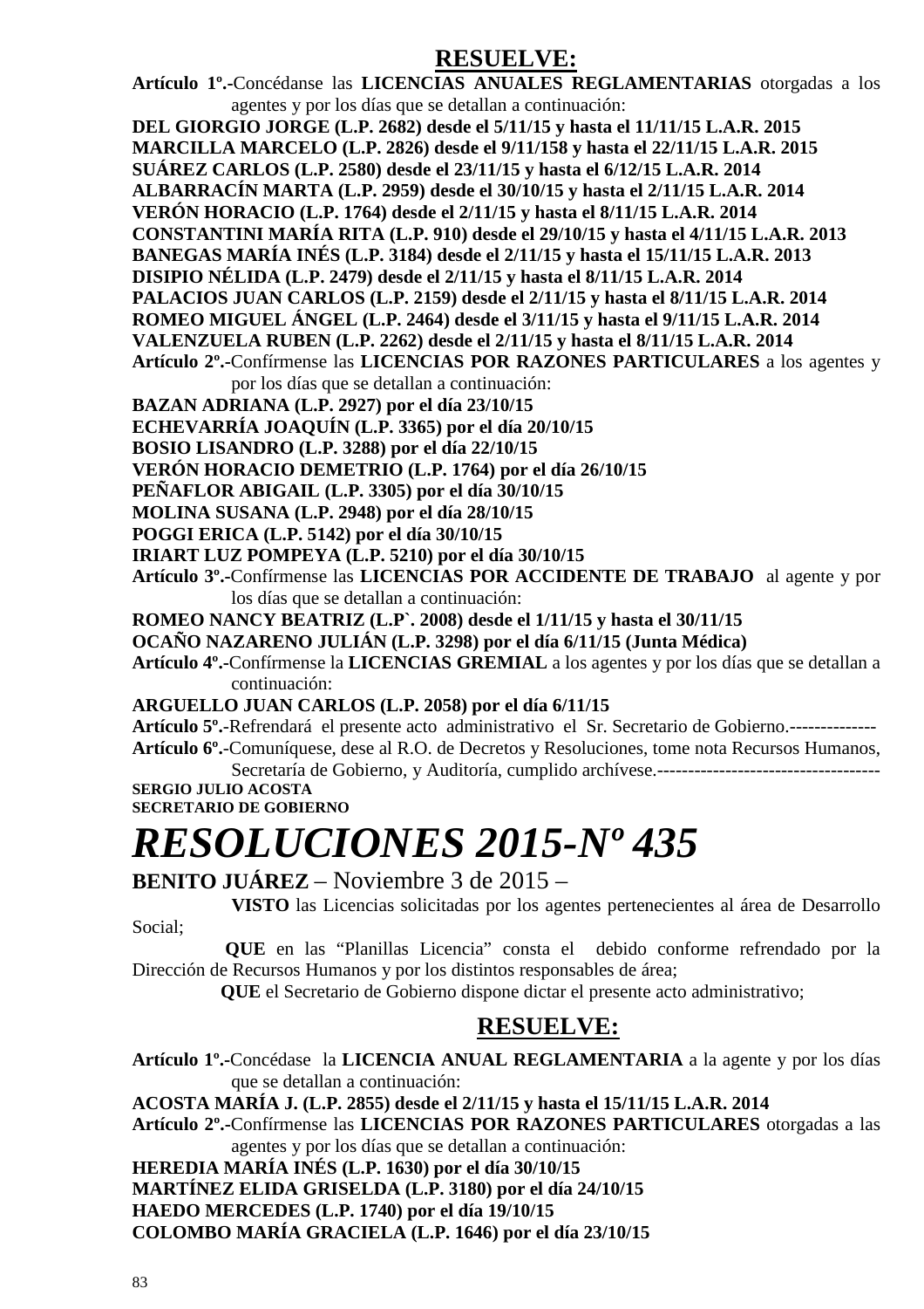## RESUELVE:

**Artículo 1º.-**Concédanse las **LICENCIAS ANUALES REGLAMENTARIAS** otorgadas a los agentes y por los días que se detallan a continuación:

**DEL GIORGIO JORGE (L.P. 2682) desde el 5/11/15 y hasta el 11/11/15 L.A.R. 2015**
**MARCILLA MARCELO (L.P. 2826) desde el 9/11/158 y hasta el 22/11/15 L.A.R. 2015**
**SUÁREZ CARLOS (L.P. 2580) desde el 23/11/15 y hasta el 6/12/15 L.A.R. 2014**
**ALBARRACÍN MARTA (L.P. 2959) desde el 30/10/15 y hasta el 2/11/15 L.A.R. 2014**
**VERÓN HORACIO (L.P. 1764) desde el 2/11/15 y hasta el 8/11/15 L.A.R. 2014**
**CONSTANTINI MARÍA RITA (L.P. 910) desde el 29/10/15 y hasta el 4/11/15 L.A.R. 2013**
**BANEGAS MARÍA INÉS (L.P. 3184) desde el 2/11/15 y hasta el 15/11/15 L.A.R. 2013**
**DISIPIO NÉLIDA (L.P. 2479) desde el 2/11/15 y hasta el 8/11/15 L.A.R. 2014**
**PALACIOS JUAN CARLOS (L.P. 2159) desde el 2/11/15 y hasta el 8/11/15 L.A.R. 2014**
**ROMEO MIGUEL ÁNGEL (L.P. 2464) desde el 3/11/15 y hasta el 9/11/15 L.A.R. 2014**
**VALENZUELA RUBEN (L.P. 2262) desde el 2/11/15 y hasta el 8/11/15 L.A.R. 2014**

**Artículo 2º.-**Confírmense las **LICENCIAS POR RAZONES PARTICULARES** a los agentes y por los días que se detallan a continuación:

**BAZAN ADRIANA (L.P. 2927) por el día 23/10/15**
**ECHEVARRÍA JOAQUÍN (L.P. 3365) por el día 20/10/15**
**BOSIO LISANDRO (L.P. 3288) por el día 22/10/15**
**VERÓN HORACIO DEMETRIO (L.P. 1764) por el día 26/10/15**
**PEÑAFLOR ABIGAIL (L.P. 3305) por el día 30/10/15**
**MOLINA SUSANA (L.P. 2948) por el día 28/10/15**
**POGGI ERICA (L.P. 5142) por el día 30/10/15**
**IRIART LUZ POMPEYA (L.P. 5210) por el día 30/10/15**

**Artículo 3º.-**Confírmense las **LICENCIAS POR ACCIDENTE DE TRABAJO** al agente y por los días que se detallan a continuación:

**ROMEO NANCY BEATRIZ (L.P`. 2008) desde el 1/11/15 y hasta el 30/11/15**
**OCAÑO NAZARENO JULIÁN (L.P. 3298) por el día 6/11/15 (Junta Médica)**

**Artículo 4º.-**Confírmense la **LICENCIAS GREMIAL** a los agentes y por los días que se detallan a continuación:

**ARGUELLO JUAN CARLOS (L.P. 2058) por el día 6/11/15**

**Artículo 5º.-**Refrendará el presente acto administrativo el Sr. Secretario de Gobierno.--------------

**Artículo 6º.-**Comuníquese, dese al R.O. de Decretos y Resoluciones, tome nota Recursos Humanos, Secretaría de Gobierno, y Auditoría, cumplido archívese.------------------------------------

**SERGIO JULIO ACOSTA**
**SECRETARIO DE GOBIERNO**

# *RESOLUCIONES 2015-Nº 435*

**BENITO JUÁREZ** – Noviembre 3 de 2015 –

**VISTO** las Licencias solicitadas por los agentes pertenecientes al área de Desarrollo Social;

**QUE** en las "Planillas Licencia" consta el debido conforme refrendado por la Dirección de Recursos Humanos y por los distintos responsables de área;

**QUE** el Secretario de Gobierno dispone dictar el presente acto administrativo;

## RESUELVE:

**Artículo 1º.-**Concédase la **LICENCIA ANUAL REGLAMENTARIA** a la agente y por los días que se detallan a continuación:

**ACOSTA MARÍA J. (L.P. 2855) desde el 2/11/15 y hasta el 15/11/15 L.A.R. 2014**

**Artículo 2º.-**Confírmense las **LICENCIAS POR RAZONES PARTICULARES** otorgadas a las agentes y por los días que se detallan a continuación:

**HEREDIA MARÍA INÉS (L.P. 1630) por el día 30/10/15**
**MARTÍNEZ ELIDA GRISELDA (L.P. 3180) por el día 24/10/15**
**HAEDO MERCEDES (L.P. 1740) por el día 19/10/15**
**COLOMBO MARÍA GRACIELA (L.P. 1646) por el día 23/10/15**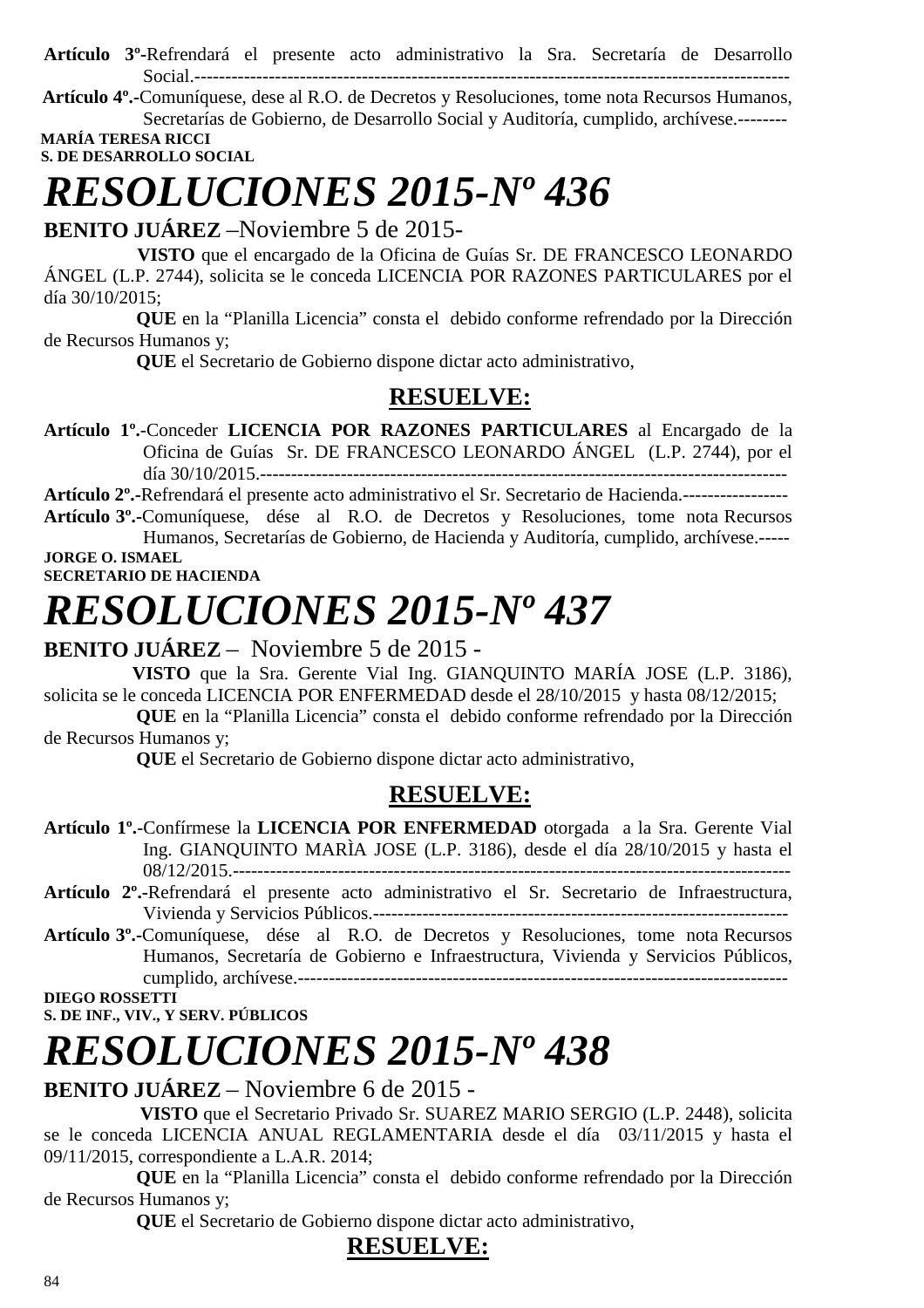**Artículo 3º**-Refrendará el presente acto administrativo la Sra. Secretaría de Desarrollo Social.-----------------------------------------------------------------------------------------------

**Artículo 4º.-**Comuníquese, dese al R.O. de Decretos y Resoluciones, tome nota Recursos Humanos, Secretarías de Gobierno, de Desarrollo Social y Auditoría, cumplido, archívese.--------

**MARÍA TERESA RICCI**
**S. DE DESARROLLO SOCIAL**

# *RESOLUCIONES 2015-Nº 436*

**BENITO JUÁREZ** –Noviembre 5 de 2015-

**VISTO** que el encargado de la Oficina de Guías Sr. DE FRANCESCO LEONARDO ÁNGEL (L.P. 2744), solicita se le conceda LICENCIA POR RAZONES PARTICULARES por el día 30/10/2015;

**QUE** en la "Planilla Licencia" consta el debido conforme refrendado por la Dirección de Recursos Humanos y;

**QUE** el Secretario de Gobierno dispone dictar acto administrativo,

## RESUELVE:

**Artículo 1º.-**Conceder **LICENCIA POR RAZONES PARTICULARES** al Encargado de la Oficina de Guías Sr. DE FRANCESCO LEONARDO ÁNGEL (L.P. 2744), por el día 30/10/2015.---------------------------------------------------------------------------------------

**Artículo 2º.-**Refrendará el presente acto administrativo el Sr. Secretario de Hacienda.-----------------

**Artículo 3º.-**Comuníquese, dése al R.O. de Decretos y Resoluciones, tome nota Recursos Humanos, Secretarías de Gobierno, de Hacienda y Auditoría, cumplido, archívese.-----

**JORGE O. ISMAEL**
**SECRETARIO DE HACIENDA**

# *RESOLUCIONES 2015-Nº 437*

**BENITO JUÁREZ** – Noviembre 5 de 2015 -

**VISTO** que la Sra. Gerente Vial Ing. GIANQUINTO MARÍA JOSE (L.P. 3186), solicita se le conceda LICENCIA POR ENFERMEDAD desde el 28/10/2015 y hasta 08/12/2015;

**QUE** en la "Planilla Licencia" consta el debido conforme refrendado por la Dirección de Recursos Humanos y;

**QUE** el Secretario de Gobierno dispone dictar acto administrativo,

## RESUELVE:

**Artículo 1º.-**Confírmese la **LICENCIA POR ENFERMEDAD** otorgada a la Sra. Gerente Vial Ing. GIANQUINTO MARÌA JOSE (L.P. 3186), desde el día 28/10/2015 y hasta el 08/12/2015.-------------------------------------------------------------------------------------------

**Artículo 2º.-**Refrendará el presente acto administrativo el Sr. Secretario de Infraestructura, Vivienda y Servicios Públicos.-------------------------------------------------------------------

**Artículo 3º.-**Comuníquese, dése al R.O. de Decretos y Resoluciones, tome nota Recursos Humanos, Secretaría de Gobierno e Infraestructura, Vivienda y Servicios Públicos, cumplido, archívese.--------------------------------------------------------------------------------

**DIEGO ROSSETTI**
**S. DE INF., VIV., Y SERV. PÚBLICOS**

# *RESOLUCIONES 2015-Nº 438*

**BENITO JUÁREZ** – Noviembre 6 de 2015 -

**VISTO** que el Secretario Privado Sr. SUAREZ MARIO SERGIO (L.P. 2448), solicita se le conceda LICENCIA ANUAL REGLAMENTARIA desde el día 03/11/2015 y hasta el 09/11/2015, correspondiente a L.A.R. 2014;

**QUE** en la "Planilla Licencia" consta el debido conforme refrendado por la Dirección de Recursos Humanos y;

**QUE** el Secretario de Gobierno dispone dictar acto administrativo,

## RESUELVE: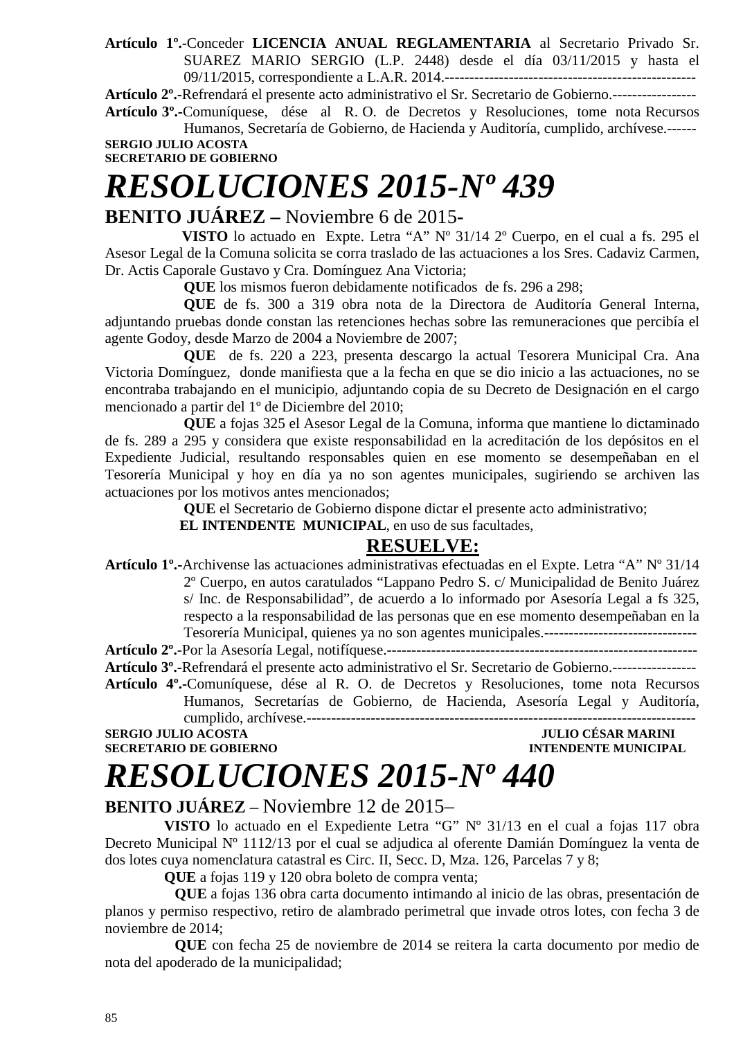**Artículo 1º.-**Conceder **LICENCIA ANUAL REGLAMENTARIA** al Secretario Privado Sr. SUAREZ MARIO SERGIO (L.P. 2448) desde el día 03/11/2015 y hasta el 09/11/2015, correspondiente a L.A.R. 2014.---------------------------------------------------

**Artículo 2º.-**Refrendará el presente acto administrativo el Sr. Secretario de Gobierno.-----------------

**Artículo 3º.-**Comuníquese, dése al R. O. de Decretos y Resoluciones, tome nota Recursos Humanos, Secretaría de Gobierno, de Hacienda y Auditoría, cumplido, archívese.------

**SERGIO JULIO ACOSTA**
**SECRETARIO DE GOBIERNO**

# *RESOLUCIONES 2015-Nº 439*

**BENITO JUÁREZ –** Noviembre 6 de 2015-

**VISTO** lo actuado en Expte. Letra "A" Nº 31/14 2º Cuerpo, en el cual a fs. 295 el Asesor Legal de la Comuna solicita se corra traslado de las actuaciones a los Sres. Cadaviz Carmen, Dr. Actis Caporale Gustavo y Cra. Domínguez Ana Victoria;

**QUE** los mismos fueron debidamente notificados de fs. 296 a 298;

**QUE** de fs. 300 a 319 obra nota de la Directora de Auditoría General Interna, adjuntando pruebas donde constan las retenciones hechas sobre las remuneraciones que percibía el agente Godoy, desde Marzo de 2004 a Noviembre de 2007;

**QUE** de fs. 220 a 223, presenta descargo la actual Tesorera Municipal Cra. Ana Victoria Domínguez, donde manifiesta que a la fecha en que se dio inicio a las actuaciones, no se encontraba trabajando en el municipio, adjuntando copia de su Decreto de Designación en el cargo mencionado a partir del 1º de Diciembre del 2010;

**QUE** a fojas 325 el Asesor Legal de la Comuna, informa que mantiene lo dictaminado de fs. 289 a 295 y considera que existe responsabilidad en la acreditación de los depósitos en el Expediente Judicial, resultando responsables quien en ese momento se desempeñaban en el Tesorería Municipal y hoy en día ya no son agentes municipales, sugiriendo se archiven las actuaciones por los motivos antes mencionados;

**QUE** el Secretario de Gobierno dispone dictar el presente acto administrativo;

**EL INTENDENTE MUNICIPAL**, en uso de sus facultades,

**RESUELVE:**

**Artículo 1º.-**Archivense las actuaciones administrativas efectuadas en el Expte. Letra "A" Nº 31/14 2º Cuerpo, en autos caratulados "Lappano Pedro S. c/ Municipalidad de Benito Juárez s/ Inc. de Responsabilidad", de acuerdo a lo informado por Asesoría Legal a fs 325, respecto a la responsabilidad de las personas que en ese momento desempeñaban en la Tesorería Municipal, quienes ya no son agentes municipales.-------------------------------

**Artículo 2º.-**Por la Asesoría Legal, notifíquese.---------------------------------------------------------------

**Artículo 3º.-**Refrendará el presente acto administrativo el Sr. Secretario de Gobierno.-----------------

**Artículo 4º.-**Comuníquese, dése al R. O. de Decretos y Resoluciones, tome nota Recursos Humanos, Secretarías de Gobierno, de Hacienda, Asesoría Legal y Auditoría, cumplido, archívese.--------------------------------------------------------------------------------

**SERGIO JULIO ACOSTA** — **JULIO CÉSAR MARINI**
**SECRETARIO DE GOBIERNO** — **INTENDENTE MUNICIPAL**

# *RESOLUCIONES 2015-Nº 440*

**BENITO JUÁREZ** – Noviembre 12 de 2015–

**VISTO** lo actuado en el Expediente Letra "G" Nº 31/13 en el cual a fojas 117 obra Decreto Municipal Nº 1112/13 por el cual se adjudica al oferente Damián Domínguez la venta de dos lotes cuya nomenclatura catastral es Circ. II, Secc. D, Mza. 126, Parcelas 7 y 8;

**QUE** a fojas 119 y 120 obra boleto de compra venta;

**QUE** a fojas 136 obra carta documento intimando al inicio de las obras, presentación de planos y permiso respectivo, retiro de alambrado perimetral que invade otros lotes, con fecha 3 de noviembre de 2014;

**QUE** con fecha 25 de noviembre de 2014 se reitera la carta documento por medio de nota del apoderado de la municipalidad;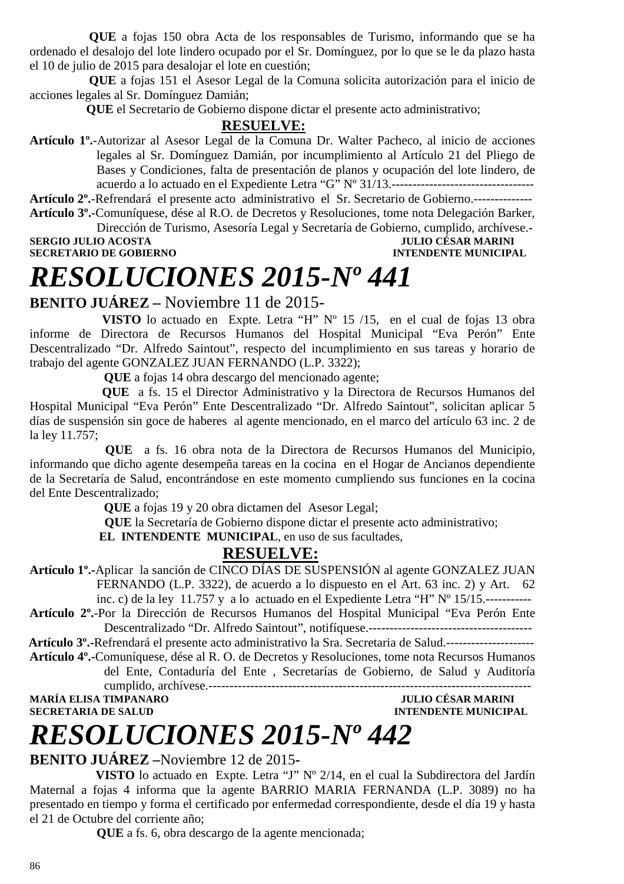**QUE** a fojas 150 obra Acta de los responsables de Turismo, informando que se ha ordenado el desalojo del lote lindero ocupado por el Sr. Domínguez, por lo que se le da plazo hasta el 10 de julio de 2015 para desalojar el lote en cuestión;

**QUE** a fojas 151 el Asesor Legal de la Comuna solicita autorización para el inicio de acciones legales al Sr. Domínguez Damián;

**QUE** el Secretario de Gobierno dispone dictar el presente acto administrativo;

**RESUELVE:**

**Artículo 1º.-**Autorizar al Asesor Legal de la Comuna Dr. Walter Pacheco, al inicio de acciones legales al Sr. Domínguez Damián, por incumplimiento al Artículo 21 del Pliego de Bases y Condiciones, falta de presentación de planos y ocupación del lote lindero, de acuerdo a lo actuado en el Expediente Letra "G" Nº 31/13.----------------------------------

**Artículo 2º.-**Refrendará el presente acto administrativo el Sr. Secretario de Gobierno.--------------

**Artículo 3º.-**Comuníquese, dése al R.O. de Decretos y Resoluciones, tome nota Delegación Barker, Dirección de Turismo, Asesoría Legal y Secretaría de Gobierno, cumplido, archívese.-

**SERGIO JULIO ACOSTA** — **JULIO CÉSAR MARINI**
**SECRETARIO DE GOBIERNO** — **INTENDENTE MUNICIPAL**

# *RESOLUCIONES 2015-Nº 441*

**BENITO JUÁREZ –** Noviembre 11 de 2015-

**VISTO** lo actuado en Expte. Letra "H" Nº 15 /15, en el cual de fojas 13 obra informe de Directora de Recursos Humanos del Hospital Municipal "Eva Perón" Ente Descentralizado "Dr. Alfredo Saintout", respecto del incumplimiento en sus tareas y horario de trabajo del agente GONZALEZ JUAN FERNANDO (L.P. 3322);

**QUE** a fojas 14 obra descargo del mencionado agente;

**QUE** a fs. 15 el Director Administrativo y la Directora de Recursos Humanos del Hospital Municipal "Eva Perón" Ente Descentralizado "Dr. Alfredo Saintout", solicitan aplicar 5 días de suspensión sin goce de haberes al agente mencionado, en el marco del artículo 63 inc. 2 de la ley 11.757;

**QUE** a fs. 16 obra nota de la Directora de Recursos Humanos del Municipio, informando que dicho agente desempeña tareas en la cocina en el Hogar de Ancianos dependiente de la Secretaría de Salud, encontrándose en este momento cumpliendo sus funciones en la cocina del Ente Descentralizado;

**QUE** a fojas 19 y 20 obra dictamen del Asesor Legal;

**QUE** la Secretaría de Gobierno dispone dictar el presente acto administrativo;

**EL INTENDENTE MUNICIPAL**, en uso de sus facultades,

**RESUELVE:**

**Artículo 1º.-**Aplicar la sanción de CINCO DÍAS DE SUSPENSIÓN al agente GONZALEZ JUAN FERNANDO (L.P. 3322), de acuerdo a lo dispuesto en el Art. 63 inc. 2) y Art. 62 inc. c) de la ley 11.757 y a lo actuado en el Expediente Letra "H" Nº 15/15.-----------

**Artículo 2º.-**Por la Dirección de Recursos Humanos del Hospital Municipal "Eva Perón Ente Descentralizado "Dr. Alfredo Saintout", notifíquese.---------------------------------------

**Artículo 3º.-**Refrendará el presente acto administrativo la Sra. Secretaria de Salud.---------------------

**Artículo 4º.-**Comuníquese, dése al R. O. de Decretos y Resoluciones, tome nota Recursos Humanos del Ente, Contaduría del Ente , Secretarías de Gobierno, de Salud y Auditoría cumplido, archívese.-----------------------------------------------------------------------------

**MARÍA ELISA TIMPANARO** — **JULIO CÉSAR MARINI**
**SECRETARIA DE SALUD** — **INTENDENTE MUNICIPAL**

# *RESOLUCIONES 2015-Nº 442*

**BENITO JUÁREZ –**Noviembre 12 de 2015-

**VISTO** lo actuado en Expte. Letra "J" Nº 2/14, en el cual la Subdirectora del Jardín Maternal a fojas 4 informa que la agente BARRIO MARIA FERNANDA (L.P. 3089) no ha presentado en tiempo y forma el certificado por enfermedad correspondiente, desde el día 19 y hasta el 21 de Octubre del corriente año;

**QUE** a fs. 6, obra descargo de la agente mencionada;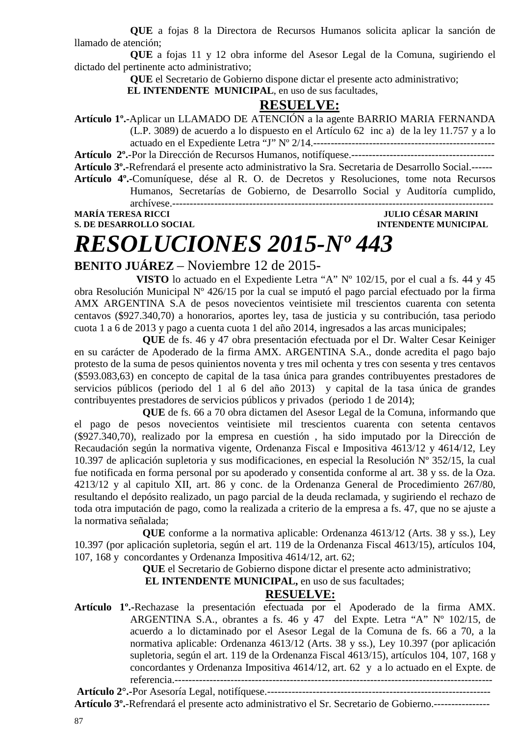**QUE** a fojas 8 la Directora de Recursos Humanos solicita aplicar la sanción de llamado de atención;

**QUE** a fojas 11 y 12 obra informe del Asesor Legal de la Comuna, sugiriendo el dictado del pertinente acto administrativo;

**QUE** el Secretario de Gobierno dispone dictar el presente acto administrativo;

**EL INTENDENTE MUNICIPAL**, en uso de sus facultades,

**RESUELVE:**

**Artículo 1º.-**Aplicar un LLAMADO DE ATENCIÓN a la agente BARRIO MARIA FERNANDA (L.P. 3089) de acuerdo a lo dispuesto en el Artículo 62 inc a) de la ley 11.757 y a lo actuado en el Expediente Letra "J" Nº 2/14.----------------------------------------------------

**Artículo 2º.-**Por la Dirección de Recursos Humanos, notifíquese.-----------------------------------------

**Artículo 3º.-**Refrendará el presente acto administrativo la Sra. Secretaria de Desarrollo Social.------

**Artículo 4º.-**Comuníquese, dése al R. O. de Decretos y Resoluciones, tome nota Recursos Humanos, Secretarías de Gobierno, de Desarrollo Social y Auditoría cumplido, archívese.-------------------------------------------------------------------------------------------

**MARÍA TERESA RICCI** — **JULIO CÉSAR MARINI**
**S. DE DESARROLLO SOCIAL** — **INTENDENTE MUNICIPAL**

# *RESOLUCIONES 2015-Nº 443*

**BENITO JUÁREZ** – Noviembre 12 de 2015-

**VISTO** lo actuado en el Expediente Letra "A" Nº 102/15, por el cual a fs. 44 y 45 obra Resolución Municipal Nº 426/15 por la cual se imputó el pago parcial efectuado por la firma AMX ARGENTINA S.A de pesos novecientos veintisiete mil trescientos cuarenta con setenta centavos ($927.340,70) a honorarios, aportes ley, tasa de justicia y su contribución, tasa periodo cuota 1 a 6 de 2013 y pago a cuenta cuota 1 del año 2014, ingresados a las arcas municipales;

**QUE** de fs. 46 y 47 obra presentación efectuada por el Dr. Walter Cesar Keiniger en su carácter de Apoderado de la firma AMX. ARGENTINA S.A., donde acredita el pago bajo protesto de la suma de pesos quinientos noventa y tres mil ochenta y tres con sesenta y tres centavos ($593.083,63) en concepto de capital de la tasa única para grandes contribuyentes prestadores de servicios públicos (periodo del 1 al 6 del año 2013) y capital de la tasa única de grandes contribuyentes prestadores de servicios públicos y privados (periodo 1 de 2014);

**QUE** de fs. 66 a 70 obra dictamen del Asesor Legal de la Comuna, informando que el pago de pesos novecientos veintisiete mil trescientos cuarenta con setenta centavos ($927.340,70), realizado por la empresa en cuestión , ha sido imputado por la Dirección de Recaudación según la normativa vigente, Ordenanza Fiscal e Impositiva 4613/12 y 4614/12, Ley 10.397 de aplicación supletoria y sus modificaciones, en especial la Resolución Nº 352/15, la cual fue notificada en forma personal por su apoderado y consentida conforme al art. 38 y ss. de la Oza. 4213/12 y al capitulo XII, art. 86 y conc. de la Ordenanza General de Procedimiento 267/80, resultando el depósito realizado, un pago parcial de la deuda reclamada, y sugiriendo el rechazo de toda otra imputación de pago, como la realizada a criterio de la empresa a fs. 47, que no se ajuste a la normativa señalada;

**QUE** conforme a la normativa aplicable: Ordenanza 4613/12 (Arts. 38 y ss.), Ley 10.397 (por aplicación supletoria, según el art. 119 de la Ordenanza Fiscal 4613/15), artículos 104, 107, 168 y concordantes y Ordenanza Impositiva 4614/12, art. 62;

**QUE** el Secretario de Gobierno dispone dictar el presente acto administrativo;

**EL INTENDENTE MUNICIPAL,** en uso de sus facultades;

**RESUELVE:**

**Artículo 1º.-**Rechazase la presentación efectuada por el Apoderado de la firma AMX. ARGENTINA S.A., obrantes a fs. 46 y 47 del Expte. Letra "A" Nº 102/15, de acuerdo a lo dictaminado por el Asesor Legal de la Comuna de fs. 66 a 70, a la normativa aplicable: Ordenanza 4613/12 (Arts. 38 y ss.), Ley 10.397 (por aplicación supletoria, según el art. 119 de la Ordenanza Fiscal 4613/15), artículos 104, 107, 168 y concordantes y Ordenanza Impositiva 4614/12, art. 62 y a lo actuado en el Expte. de referencia.-------------------------------------------------------------------------------------------

**Artículo 2°.-**Por Asesoría Legal, notifíquese.-------------------------------------------------------------

**Artículo 3º.-**Refrendará el presente acto administrativo el Sr. Secretario de Gobierno.----------------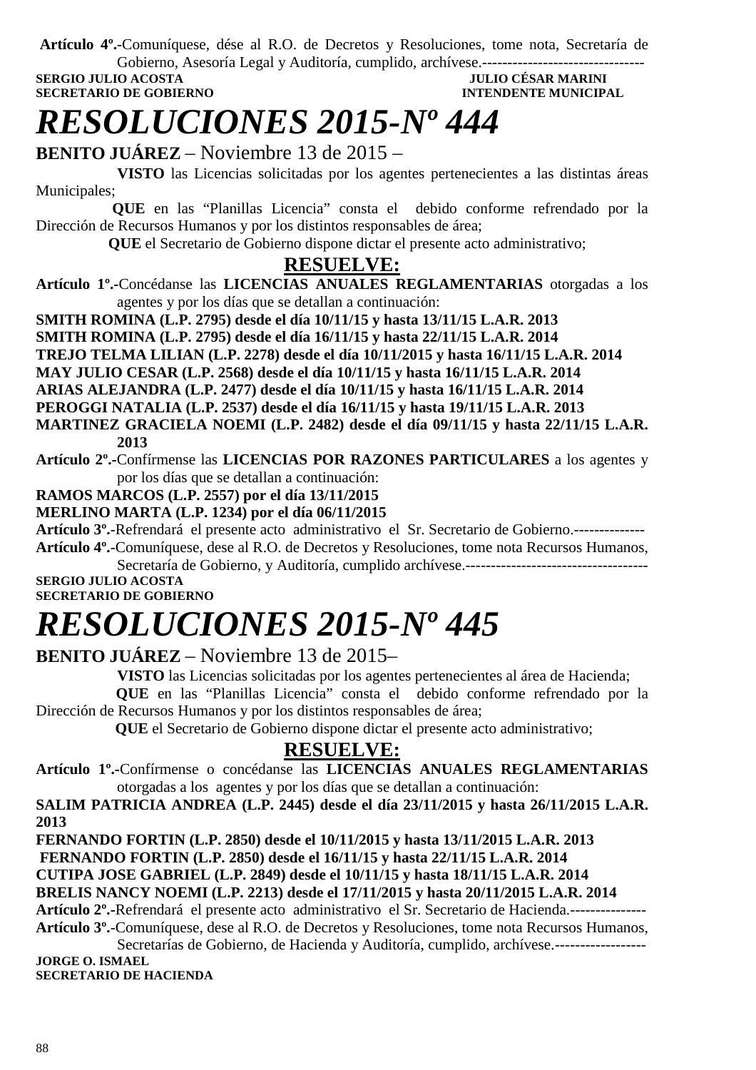**Artículo 4º.-**Comuníquese, dése al R.O. de Decretos y Resoluciones, tome nota, Secretaría de Gobierno, Asesoría Legal y Auditoría, cumplido, archívese.---------------------------------

**SERGIO JULIO ACOSTA** — **JULIO CÉSAR MARINI**
**SECRETARIO DE GOBIERNO** — **INTENDENTE MUNICIPAL**

# *RESOLUCIONES 2015-Nº 444*

**BENITO JUÁREZ** – Noviembre 13 de 2015 –

**VISTO** las Licencias solicitadas por los agentes pertenecientes a las distintas áreas Municipales;

**QUE** en las "Planillas Licencia" consta el debido conforme refrendado por la Dirección de Recursos Humanos y por los distintos responsables de área;

**QUE** el Secretario de Gobierno dispone dictar el presente acto administrativo;

## RESUELVE:

**Artículo 1º.-**Concédanse las **LICENCIAS ANUALES REGLAMENTARIAS** otorgadas a los agentes y por los días que se detallan a continuación:

**SMITH ROMINA (L.P. 2795) desde el día 10/11/15 y hasta 13/11/15 L.A.R. 2013**
**SMITH ROMINA (L.P. 2795) desde el día 16/11/15 y hasta 22/11/15 L.A.R. 2014**
**TREJO TELMA LILIAN (L.P. 2278) desde el día 10/11/2015 y hasta 16/11/15 L.A.R. 2014**
**MAY JULIO CESAR (L.P. 2568) desde el día 10/11/15 y hasta 16/11/15 L.A.R. 2014**
**ARIAS ALEJANDRA (L.P. 2477) desde el día 10/11/15 y hasta 16/11/15 L.A.R. 2014**
**PEROGGI NATALIA (L.P. 2537) desde el día 16/11/15 y hasta 19/11/15 L.A.R. 2013**
**MARTINEZ GRACIELA NOEMI (L.P. 2482) desde el día 09/11/15 y hasta 22/11/15 L.A.R. 2013**

**Artículo 2º.-**Confírmense las **LICENCIAS POR RAZONES PARTICULARES** a los agentes y por los días que se detallan a continuación:

**RAMOS MARCOS (L.P. 2557) por el día 13/11/2015**
**MERLINO MARTA (L.P. 1234) por el día 06/11/2015**

**Artículo 3º.-**Refrendará el presente acto administrativo el Sr. Secretario de Gobierno.--------------

**Artículo 4º.-**Comuníquese, dese al R.O. de Decretos y Resoluciones, tome nota Recursos Humanos, Secretaría de Gobierno, y Auditoría, cumplido archívese.------------------------------------

**SERGIO JULIO ACOSTA**
**SECRETARIO DE GOBIERNO**

# *RESOLUCIONES 2015-Nº 445*

**BENITO JUÁREZ** – Noviembre 13 de 2015–

**VISTO** las Licencias solicitadas por los agentes pertenecientes al área de Hacienda;

**QUE** en las "Planillas Licencia" consta el debido conforme refrendado por la Dirección de Recursos Humanos y por los distintos responsables de área;

**QUE** el Secretario de Gobierno dispone dictar el presente acto administrativo;

## RESUELVE:

**Artículo 1º.-**Confírmense o concédanse las **LICENCIAS ANUALES REGLAMENTARIAS** otorgadas a los agentes y por los días que se detallan a continuación:

**SALIM PATRICIA ANDREA (L.P. 2445) desde el día 23/11/2015 y hasta 26/11/2015 L.A.R. 2013**
**FERNANDO FORTIN (L.P. 2850) desde el 10/11/2015 y hasta 13/11/2015 L.A.R. 2013**
**FERNANDO FORTIN (L.P. 2850) desde el 16/11/15 y hasta 22/11/15 L.A.R. 2014**
**CUTIPA JOSE GABRIEL (L.P. 2849) desde el 10/11/15 y hasta 18/11/15 L.A.R. 2014**
**BRELIS NANCY NOEMI (L.P. 2213) desde el 17/11/2015 y hasta 20/11/2015 L.A.R. 2014**

**Artículo 2º.-**Refrendará el presente acto administrativo el Sr. Secretario de Hacienda.---------------

**Artículo 3º.-**Comuníquese, dese al R.O. de Decretos y Resoluciones, tome nota Recursos Humanos, Secretarías de Gobierno, de Hacienda y Auditoría, cumplido, archívese.------------------

**JORGE O. ISMAEL**
**SECRETARIO DE HACIENDA**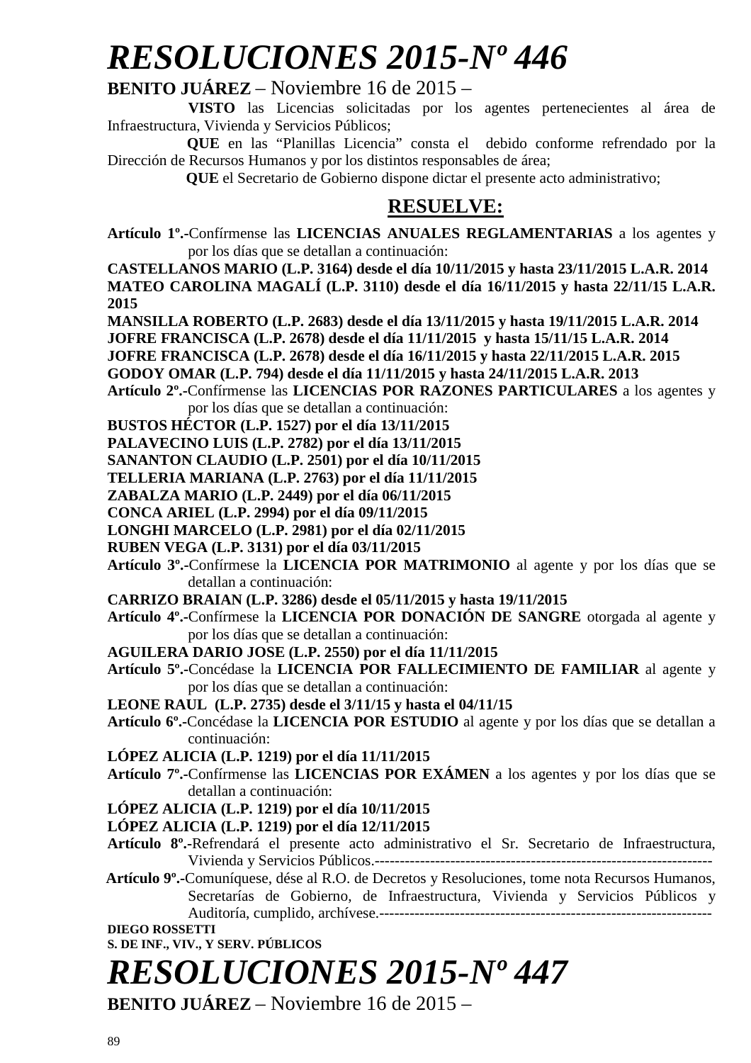# *RESOLUCIONES 2015-Nº 446*

**BENITO JUÁREZ** – Noviembre 16 de 2015 –

**VISTO** las Licencias solicitadas por los agentes pertenecientes al área de Infraestructura, Vivienda y Servicios Públicos;

**QUE** en las "Planillas Licencia" consta el debido conforme refrendado por la Dirección de Recursos Humanos y por los distintos responsables de área;

**QUE** el Secretario de Gobierno dispone dictar el presente acto administrativo;

## RESUELVE:

**Artículo 1º.-**Confírmense las **LICENCIAS ANUALES REGLAMENTARIAS** a los agentes y por los días que se detallan a continuación:

**CASTELLANOS MARIO (L.P. 3164) desde el día 10/11/2015 y hasta 23/11/2015 L.A.R. 2014**
**MATEO CAROLINA MAGALÍ (L.P. 3110) desde el día 16/11/2015 y hasta 22/11/15 L.A.R. 2015**
**MANSILLA ROBERTO (L.P. 2683) desde el día 13/11/2015 y hasta 19/11/2015 L.A.R. 2014**
**JOFRE FRANCISCA (L.P. 2678) desde el día 11/11/2015 y hasta 15/11/15 L.A.R. 2014**
**JOFRE FRANCISCA (L.P. 2678) desde el día 16/11/2015 y hasta 22/11/2015 L.A.R. 2015**
**GODOY OMAR (L.P. 794) desde el día 11/11/2015 y hasta 24/11/2015 L.A.R. 2013**

**Artículo 2º.-**Confírmense las **LICENCIAS POR RAZONES PARTICULARES** a los agentes y por los días que se detallan a continuación:

**BUSTOS HÉCTOR (L.P. 1527) por el día 13/11/2015**
**PALAVECINO LUIS (L.P. 2782) por el día 13/11/2015**
**SANANTON CLAUDIO (L.P. 2501) por el día 10/11/2015**
**TELLERIA MARIANA (L.P. 2763) por el día 11/11/2015**
**ZABALZA MARIO (L.P. 2449) por el día 06/11/2015**
**CONCA ARIEL (L.P. 2994) por el día 09/11/2015**
**LONGHI MARCELO (L.P. 2981) por el día 02/11/2015**
**RUBEN VEGA (L.P. 3131) por el día 03/11/2015**

**Artículo 3º.-**Confírmese la **LICENCIA POR MATRIMONIO** al agente y por los días que se detallan a continuación:

**CARRIZO BRAIAN (L.P. 3286) desde el 05/11/2015 y hasta 19/11/2015**

**Artículo 4º.-**Confírmese la **LICENCIA POR DONACIÓN DE SANGRE** otorgada al agente y por los días que se detallan a continuación:

**AGUILERA DARIO JOSE (L.P. 2550) por el día 11/11/2015**

**Artículo 5º.-**Concédase la **LICENCIA POR FALLECIMIENTO DE FAMILIAR** al agente y por los días que se detallan a continuación:

**LEONE RAUL (L.P. 2735) desde el 3/11/15 y hasta el 04/11/15**

**Artículo 6º.-**Concédase la **LICENCIA POR ESTUDIO** al agente y por los días que se detallan a continuación:

**LÓPEZ ALICIA (L.P. 1219) por el día 11/11/2015**

**Artículo 7º.-**Confírmense las **LICENCIAS POR EXÁMEN** a los agentes y por los días que se detallan a continuación:

**LÓPEZ ALICIA (L.P. 1219) por el día 10/11/2015**
**LÓPEZ ALICIA (L.P. 1219) por el día 12/11/2015**

**Artículo 8º.-**Refrendará el presente acto administrativo el Sr. Secretario de Infraestructura, Vivienda y Servicios Públicos.-------------------------------------------------------------------

**Artículo 9º.-**Comuníquese, dése al R.O. de Decretos y Resoluciones, tome nota Recursos Humanos, Secretarías de Gobierno, de Infraestructura, Vivienda y Servicios Públicos y Auditoría, cumplido, archívese.------------------------------------------------------------------

**DIEGO ROSSETTI**
**S. DE INF., VIV., Y SERV. PÚBLICOS**

# *RESOLUCIONES 2015-Nº 447*

**BENITO JUÁREZ** – Noviembre 16 de 2015 –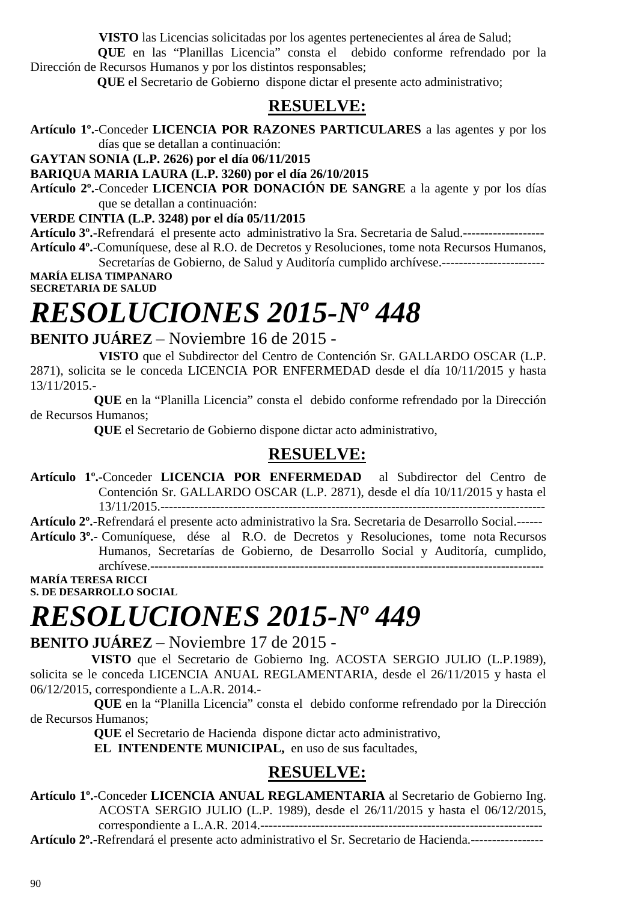**VISTO** las Licencias solicitadas por los agentes pertenecientes al área de Salud;

**QUE** en las "Planillas Licencia" consta el debido conforme refrendado por la Dirección de Recursos Humanos y por los distintos responsables;

**QUE** el Secretario de Gobierno dispone dictar el presente acto administrativo;

## RESUELVE:

**Artículo 1º.-**Conceder **LICENCIA POR RAZONES PARTICULARES** a las agentes y por los días que se detallan a continuación:

**GAYTAN SONIA (L.P. 2626) por el día 06/11/2015**

**BARIQUA MARIA LAURA (L.P. 3260) por el día 26/10/2015**

**Artículo 2º.-**Conceder **LICENCIA POR DONACIÓN DE SANGRE** a la agente y por los días que se detallan a continuación:

**VERDE CINTIA (L.P. 3248) por el día 05/11/2015**

**Artículo 3º.-**Refrendará el presente acto administrativo la Sra. Secretaria de Salud.-------------------

**Artículo 4º.-**Comuníquese, dese al R.O. de Decretos y Resoluciones, tome nota Recursos Humanos, Secretarías de Gobierno, de Salud y Auditoría cumplido archívese.------------------------

**MARÍA ELISA TIMPANARO**
**SECRETARIA DE SALUD**

# *RESOLUCIONES 2015-Nº 448*

**BENITO JUÁREZ** – Noviembre 16 de 2015 -

**VISTO** que el Subdirector del Centro de Contención Sr. GALLARDO OSCAR (L.P. 2871), solicita se le conceda LICENCIA POR ENFERMEDAD desde el día 10/11/2015 y hasta 13/11/2015.-

**QUE** en la "Planilla Licencia" consta el debido conforme refrendado por la Dirección de Recursos Humanos;

**QUE** el Secretario de Gobierno dispone dictar acto administrativo,

## RESUELVE:

**Artículo 1º.-**Conceder **LICENCIA POR ENFERMEDAD** al Subdirector del Centro de Contención Sr. GALLARDO OSCAR (L.P. 2871), desde el día 10/11/2015 y hasta el 13/11/2015.--------------------------------------------------------------------------------------------

**Artículo 2º.-**Refrendará el presente acto administrativo la Sra. Secretaria de Desarrollo Social.------

**Artículo 3º.-** Comuníquese, dése al R.O. de Decretos y Resoluciones, tome nota Recursos Humanos, Secretarías de Gobierno, de Desarrollo Social y Auditoría, cumplido, archívese.--------------------------------------------------------------------------------------------

**MARÍA TERESA RICCI**
**S. DE DESARROLLO SOCIAL**

# *RESOLUCIONES 2015-Nº 449*

**BENITO JUÁREZ** – Noviembre 17 de 2015 -

**VISTO** que el Secretario de Gobierno Ing. ACOSTA SERGIO JULIO (L.P.1989), solicita se le conceda LICENCIA ANUAL REGLAMENTARIA, desde el 26/11/2015 y hasta el 06/12/2015, correspondiente a L.A.R. 2014.-

**QUE** en la "Planilla Licencia" consta el debido conforme refrendado por la Dirección de Recursos Humanos;

**QUE** el Secretario de Hacienda dispone dictar acto administrativo,

**EL INTENDENTE MUNICIPAL,** en uso de sus facultades,

## RESUELVE:

**Artículo 1º.-**Conceder **LICENCIA ANUAL REGLAMENTARIA** al Secretario de Gobierno Ing. ACOSTA SERGIO JULIO (L.P. 1989), desde el 26/11/2015 y hasta el 06/12/2015, correspondiente a L.A.R. 2014.------------------------------------------------------------------

**Artículo 2º.-**Refrendará el presente acto administrativo el Sr. Secretario de Hacienda.-----------------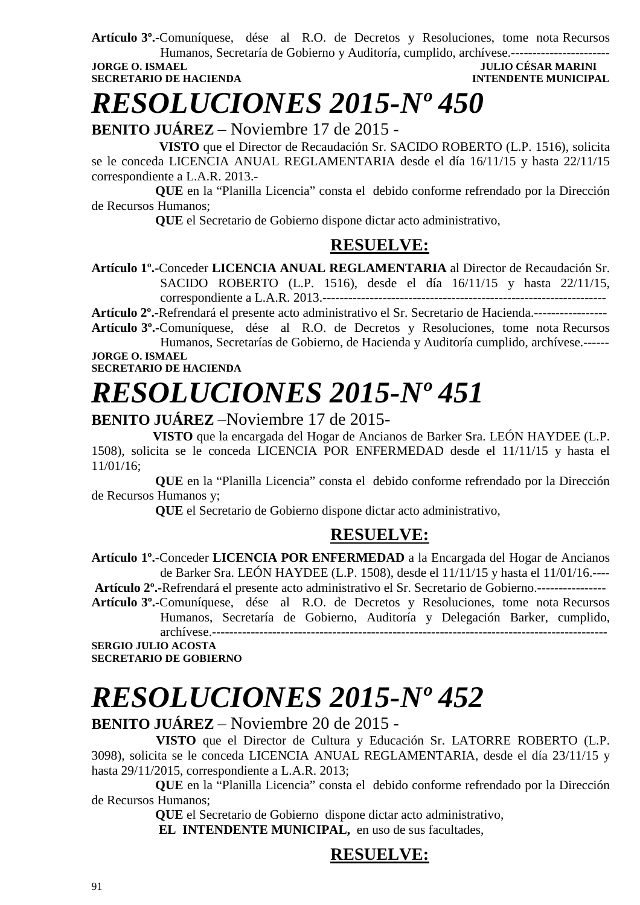**Artículo 3º.-**Comuníquese, dése al R.O. de Decretos y Resoluciones, tome nota Recursos Humanos, Secretaría de Gobierno y Auditoría, cumplido, archívese.-----------------------

**JORGE O. ISMAEL** — **SECRETARIO DE HACIENDA**

**JULIO CÉSAR MARINI** — **INTENDENTE MUNICIPAL**

# *RESOLUCIONES 2015-Nº 450*

**BENITO JUÁREZ** – Noviembre 17 de 2015 -

**VISTO** que el Director de Recaudación Sr. SACIDO ROBERTO (L.P. 1516), solicita se le conceda LICENCIA ANUAL REGLAMENTARIA desde el día 16/11/15 y hasta 22/11/15 correspondiente a L.A.R. 2013.-

**QUE** en la "Planilla Licencia" consta el debido conforme refrendado por la Dirección de Recursos Humanos;

**QUE** el Secretario de Gobierno dispone dictar acto administrativo,

## RESUELVE:

**Artículo 1º.-**Conceder **LICENCIA ANUAL REGLAMENTARIA** al Director de Recaudación Sr. SACIDO ROBERTO (L.P. 1516), desde el día 16/11/15 y hasta 22/11/15, correspondiente a L.A.R. 2013.-----------------------------------------------------------------

**Artículo 2º.-**Refrendará el presente acto administrativo el Sr. Secretario de Hacienda.-----------------

**Artículo 3º.-**Comuníquese, dése al R.O. de Decretos y Resoluciones, tome nota Recursos Humanos, Secretarías de Gobierno, de Hacienda y Auditoría cumplido, archívese.------

**JORGE O. ISMAEL**
**SECRETARIO DE HACIENDA**

# *RESOLUCIONES 2015-Nº 451*

**BENITO JUÁREZ** –Noviembre 17 de 2015-

**VISTO** que la encargada del Hogar de Ancianos de Barker Sra. LEÓN HAYDEE (L.P. 1508), solicita se le conceda LICENCIA POR ENFERMEDAD desde el 11/11/15 y hasta el 11/01/16;

**QUE** en la "Planilla Licencia" consta el debido conforme refrendado por la Dirección de Recursos Humanos y;

**QUE** el Secretario de Gobierno dispone dictar acto administrativo,

## RESUELVE:

**Artículo 1º.-**Conceder **LICENCIA POR ENFERMEDAD** a la Encargada del Hogar de Ancianos de Barker Sra. LEÓN HAYDEE (L.P. 1508), desde el 11/11/15 y hasta el 11/01/16.----

**Artículo 2º.-**Refrendará el presente acto administrativo el Sr. Secretario de Gobierno.----------------

**Artículo 3º.-**Comuníquese, dése al R.O. de Decretos y Resoluciones, tome nota Recursos Humanos, Secretaría de Gobierno, Auditoría y Delegación Barker, cumplido, archívese.--------------------------------------------------------------------------------------------

**SERGIO JULIO ACOSTA**
**SECRETARIO DE GOBIERNO**

# *RESOLUCIONES 2015-Nº 452*

**BENITO JUÁREZ** – Noviembre 20 de 2015 -

**VISTO** que el Director de Cultura y Educación Sr. LATORRE ROBERTO (L.P. 3098), solicita se le conceda LICENCIA ANUAL REGLAMENTARIA, desde el día 23/11/15 y hasta 29/11/2015, correspondiente a L.A.R. 2013;

**QUE** en la "Planilla Licencia" consta el debido conforme refrendado por la Dirección de Recursos Humanos;

**QUE** el Secretario de Gobierno dispone dictar acto administrativo,

**EL INTENDENTE MUNICIPAL,** en uso de sus facultades,

## RESUELVE: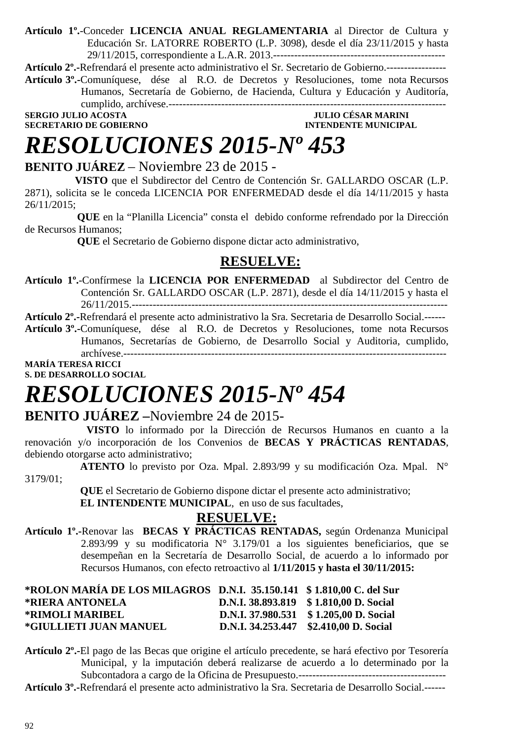**Artículo 1º.-**Conceder **LICENCIA ANUAL REGLAMENTARIA** al Director de Cultura y Educación Sr. LATORRE ROBERTO (L.P. 3098), desde el día 23/11/2015 y hasta 29/11/2015, correspondiente a L.A.R. 2013.------------------------------------------------

**Artículo 2º.-**Refrendará el presente acto administrativo el Sr. Secretario de Gobierno.-----------------

**Artículo 3º.-**Comuníquese, dése al R.O. de Decretos y Resoluciones, tome nota Recursos Humanos, Secretaría de Gobierno, de Hacienda, Cultura y Educación y Auditoría, cumplido, archívese.-----------------------------------------------------------------------------

**SERGIO JULIO ACOSTA** — **JULIO CÉSAR MARINI**
**SECRETARIO DE GOBIERNO** — **INTENDENTE MUNICIPAL**

# *RESOLUCIONES 2015-Nº 453*

**BENITO JUÁREZ** – Noviembre 23 de 2015 -

**VISTO** que el Subdirector del Centro de Contención Sr. GALLARDO OSCAR (L.P. 2871), solicita se le conceda LICENCIA POR ENFERMEDAD desde el día 14/11/2015 y hasta 26/11/2015;

**QUE** en la "Planilla Licencia" consta el debido conforme refrendado por la Dirección de Recursos Humanos;

**QUE** el Secretario de Gobierno dispone dictar acto administrativo,

## RESUELVE:

**Artículo 1º.-**Confírmese la **LICENCIA POR ENFERMEDAD** al Subdirector del Centro de Contención Sr. GALLARDO OSCAR (L.P. 2871), desde el día 14/11/2015 y hasta el 26/11/2015.-----------------------------------------------------------------------------------------

**Artículo 2º.-**Refrendará el presente acto administrativo la Sra. Secretaria de Desarrollo Social.------

**Artículo 3º.-**Comuníquese, dése al R.O. de Decretos y Resoluciones, tome nota Recursos Humanos, Secretarías de Gobierno, de Desarrollo Social y Auditoria, cumplido, archívese.-----------------------------------------------------------------------------------------

**MARÍA TERESA RICCI**
**S. DE DESARROLLO SOCIAL**

# *RESOLUCIONES 2015-Nº 454*

**BENITO JUÁREZ** –Noviembre 24 de 2015-

**VISTO** lo informado por la Dirección de Recursos Humanos en cuanto a la renovación y/o incorporación de los Convenios de **BECAS Y PRÁCTICAS RENTADAS**, debiendo otorgarse acto administrativo;

**ATENTO** lo previsto por Oza. Mpal. 2.893/99 y su modificación Oza. Mpal. N° 3179/01;

**QUE** el Secretario de Gobierno dispone dictar el presente acto administrativo;

**EL INTENDENTE MUNICIPAL**, en uso de sus facultades,

## RESUELVE:

**Artículo 1º.-**Renovar las **BECAS Y PRÁCTICAS RENTADAS,** según Ordenanza Municipal 2.893/99 y su modificatoria N° 3.179/01 a los siguientes beneficiarios, que se desempeñan en la Secretaría de Desarrollo Social, de acuerdo a lo informado por Recursos Humanos, con efecto retroactivo al **1/11/2015 y hasta el 30/11/2015:**

| | | |
|---|---|---|
| **\*ROLON MARÍA DE LOS MILAGROS** | **D.N.I. 35.150.141** | **$ 1.810,00 C. del Sur** |
| **\*RIERA ANTONELA** | **D.N.I. 38.893.819** | **$ 1.810,00 D. Social** |
| **\*RIMOLI MARIBEL** | **D.N.I. 37.980.531** | **$ 1.205,00 D. Social** |
| **\*GIULLIETI JUAN MANUEL** | **D.N.I. 34.253.447** | **$2.410,00 D. Social** |

**Artículo 2º.-**El pago de las Becas que origine el artículo precedente, se hará efectivo por Tesorería Municipal, y la imputación deberá realizarse de acuerdo a lo determinado por la Subcontadora a cargo de la Oficina de Presupuesto.------------------------------------------

**Artículo 3º.-**Refrendará el presente acto administrativo la Sra. Secretaria de Desarrollo Social.------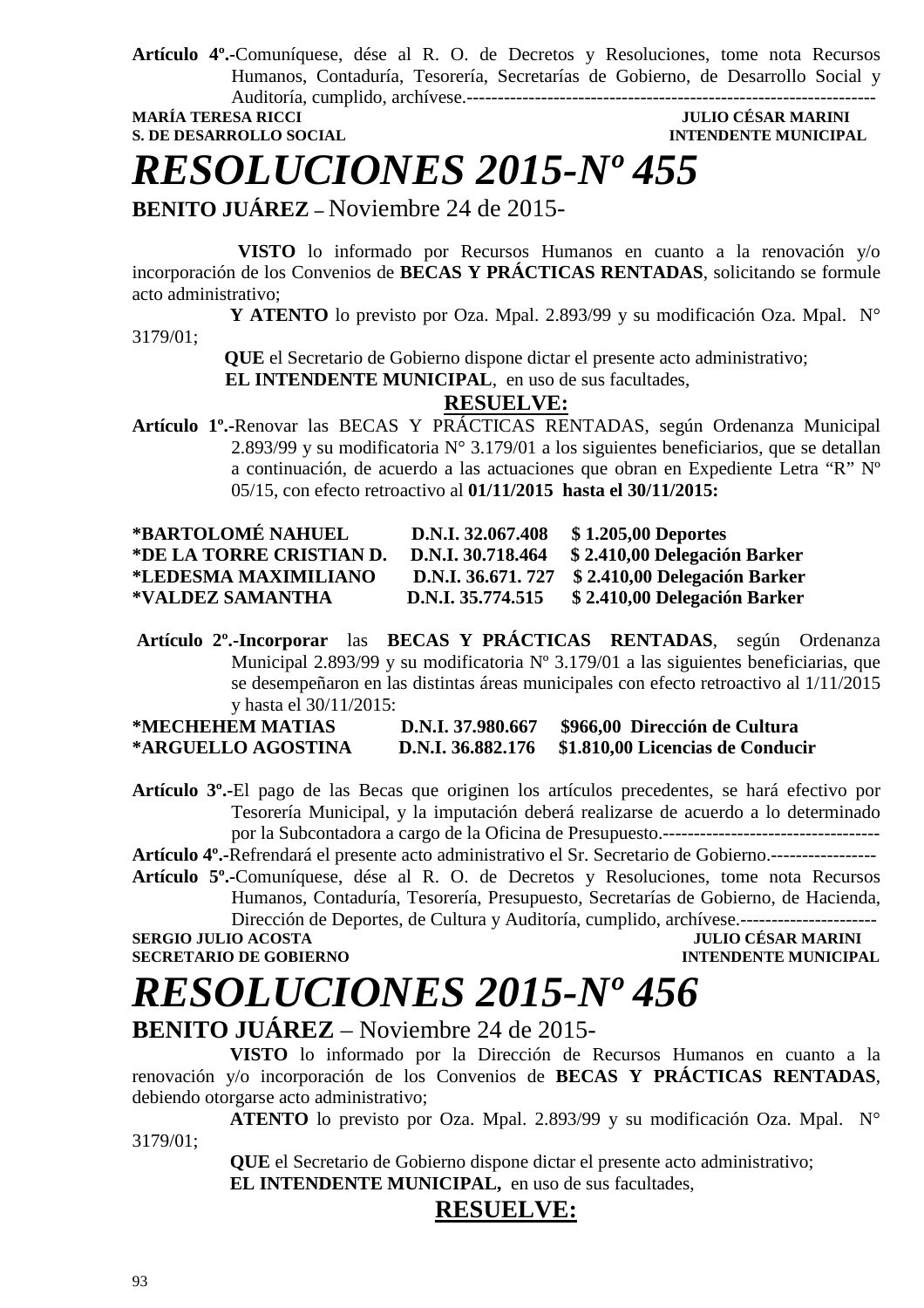**Artículo 4º.-**Comuníquese, dése al R. O. de Decretos y Resoluciones, tome nota Recursos Humanos, Contaduría, Tesorería, Secretarías de Gobierno, de Desarrollo Social y Auditoría, cumplido, archívese.-------------------------------------------------------------------

**MARÍA TERESA RICCI** — **JULIO CÉSAR MARINI**
**S. DE DESARROLLO SOCIAL** — **INTENDENTE MUNICIPAL**

# *RESOLUCIONES 2015-Nº 455*

**BENITO JUÁREZ –** Noviembre 24 de 2015-

**VISTO** lo informado por Recursos Humanos en cuanto a la renovación y/o incorporación de los Convenios de **BECAS Y PRÁCTICAS RENTADAS**, solicitando se formule acto administrativo;

**Y ATENTO** lo previsto por Oza. Mpal. 2.893/99 y su modificación Oza. Mpal. N° 3179/01;

**QUE** el Secretario de Gobierno dispone dictar el presente acto administrativo;

**EL INTENDENTE MUNICIPAL**, en uso de sus facultades,

**RESUELVE:**

**Artículo 1º.-**Renovar las BECAS Y PRÁCTICAS RENTADAS, según Ordenanza Municipal 2.893/99 y su modificatoria N° 3.179/01 a los siguientes beneficiarios, que se detallan a continuación, de acuerdo a las actuaciones que obran en Expediente Letra "R" Nº 05/15, con efecto retroactivo al **01/11/2015 hasta el 30/11/2015:**

**\*BARTOLOMÉ NAHUEL D.N.I. 32.067.408 $ 1.205,00 Deportes**
**\*DE LA TORRE CRISTIAN D. D.N.I. 30.718.464 $ 2.410,00 Delegación Barker**
**\*LEDESMA MAXIMILIANO D.N.I. 36.671. 727 $ 2.410,00 Delegación Barker**
**\*VALDEZ SAMANTHA D.N.I. 35.774.515 $ 2.410,00 Delegación Barker**

**Artículo 2º.-Incorporar** las **BECAS Y PRÁCTICAS RENTADAS**, según Ordenanza Municipal 2.893/99 y su modificatoria Nº 3.179/01 a las siguientes beneficiarias, que se desempeñaron en las distintas áreas municipales con efecto retroactivo al 1/11/2015 y hasta el 30/11/2015:

**\*MECHEHEM MATIAS D.N.I. 37.980.667 $966,00 Dirección de Cultura**
**\*ARGUELLO AGOSTINA D.N.I. 36.882.176 $1.810,00 Licencias de Conducir**

**Artículo 3º.-**El pago de las Becas que originen los artículos precedentes, se hará efectivo por Tesorería Municipal, y la imputación deberá realizarse de acuerdo a lo determinado por la Subcontadora a cargo de la Oficina de Presupuesto.-----------------------------------

**Artículo 4º.-**Refrendará el presente acto administrativo el Sr. Secretario de Gobierno.-----------------

**Artículo 5º.-**Comuníquese, dése al R. O. de Decretos y Resoluciones, tome nota Recursos Humanos, Contaduría, Tesorería, Presupuesto, Secretarías de Gobierno, de Hacienda, Dirección de Deportes, de Cultura y Auditoría, cumplido, archívese.----------------------

**SERGIO JULIO ACOSTA** — **JULIO CÉSAR MARINI**
**SECRETARIO DE GOBIERNO** — **INTENDENTE MUNICIPAL**

# *RESOLUCIONES 2015-Nº 456*

**BENITO JUÁREZ** – Noviembre 24 de 2015-

**VISTO** lo informado por la Dirección de Recursos Humanos en cuanto a la renovación y/o incorporación de los Convenios de **BECAS Y PRÁCTICAS RENTADAS**, debiendo otorgarse acto administrativo;

**ATENTO** lo previsto por Oza. Mpal. 2.893/99 y su modificación Oza. Mpal. N° 3179/01;

**QUE** el Secretario de Gobierno dispone dictar el presente acto administrativo;

**EL INTENDENTE MUNICIPAL,** en uso de sus facultades,

**RESUELVE:**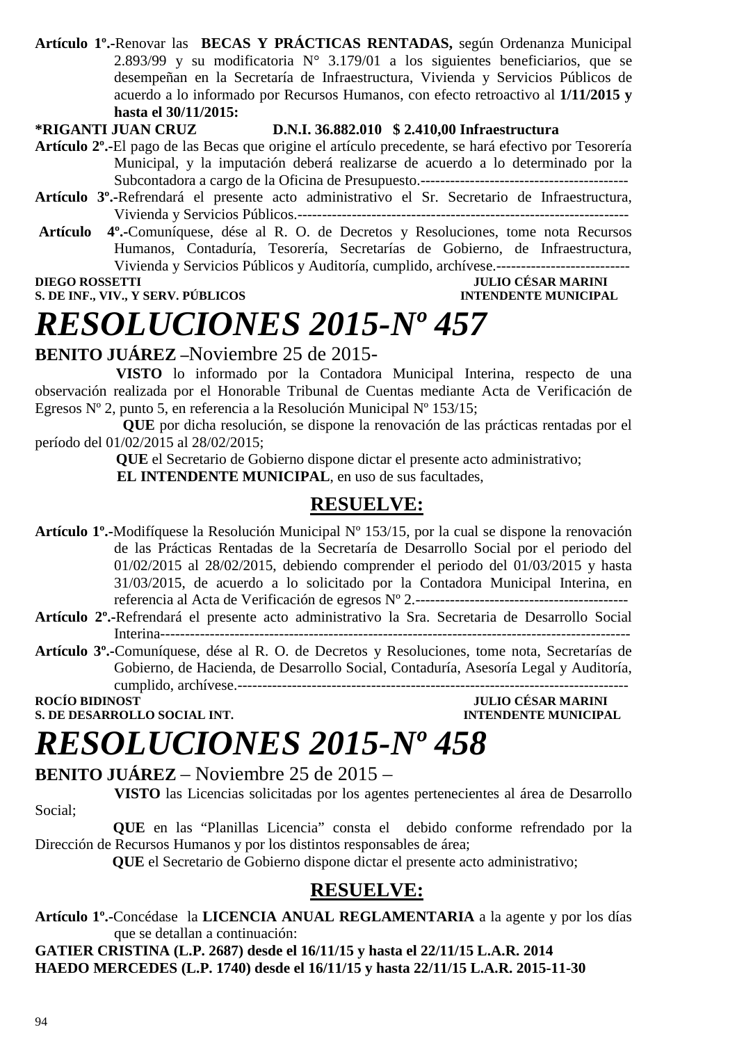**Artículo 1º.-**Renovar las **BECAS Y PRÁCTICAS RENTADAS,** según Ordenanza Municipal 2.893/99 y su modificatoria N° 3.179/01 a los siguientes beneficiarios, que se desempeñan en la Secretaría de Infraestructura, Vivienda y Servicios Públicos de acuerdo a lo informado por Recursos Humanos, con efecto retroactivo al **1/11/2015 y hasta el 30/11/2015:**

***RIGANTI JUAN CRUZ D.N.I. 36.882.010 $ 2.410,00 Infraestructura**

**Artículo 2º.-**El pago de las Becas que origine el artículo precedente, se hará efectivo por Tesorería Municipal, y la imputación deberá realizarse de acuerdo a lo determinado por la Subcontadora a cargo de la Oficina de Presupuesto.-----------------------------------------

**Artículo 3º.-**Refrendará el presente acto administrativo el Sr. Secretario de Infraestructura, Vivienda y Servicios Públicos.------------------------------------------------------------------

**Artículo 4º.-**Comuníquese, dése al R. O. de Decretos y Resoluciones, tome nota Recursos Humanos, Contaduría, Tesorería, Secretarías de Gobierno, de Infraestructura, Vivienda y Servicios Públicos y Auditoría, cumplido, archívese.---------------------------

**DIEGO ROSSETTI** — **JULIO CÉSAR MARINI**
**S. DE INF., VIV., Y SERV. PÚBLICOS** — **INTENDENTE MUNICIPAL**

# *RESOLUCIONES 2015-Nº 457*

**BENITO JUÁREZ –**Noviembre 25 de 2015-

**VISTO** lo informado por la Contadora Municipal Interina, respecto de una observación realizada por el Honorable Tribunal de Cuentas mediante Acta de Verificación de Egresos Nº 2, punto 5, en referencia a la Resolución Municipal Nº 153/15;

**QUE** por dicha resolución, se dispone la renovación de las prácticas rentadas por el período del 01/02/2015 al 28/02/2015;

**QUE** el Secretario de Gobierno dispone dictar el presente acto administrativo;

**EL INTENDENTE MUNICIPAL**, en uso de sus facultades,

## RESUELVE:

**Artículo 1º.-**Modifíquese la Resolución Municipal Nº 153/15, por la cual se dispone la renovación de las Prácticas Rentadas de la Secretaría de Desarrollo Social por el periodo del 01/02/2015 al 28/02/2015, debiendo comprender el periodo del 01/03/2015 y hasta 31/03/2015, de acuerdo a lo solicitado por la Contadora Municipal Interina, en referencia al Acta de Verificación de egresos Nº 2.-------------------------------------------

**Artículo 2º.-**Refrendará el presente acto administrativo la Sra. Secretaria de Desarrollo Social Interina-----------------------------------------------------------------------------------------------

**Artículo 3º.-**Comuníquese, dése al R. O. de Decretos y Resoluciones, tome nota, Secretarías de Gobierno, de Hacienda, de Desarrollo Social, Contaduría, Asesoría Legal y Auditoría, cumplido, archívese.-------------------------------------------------------------------------

**ROCÍO BIDINOST** — **JULIO CÉSAR MARINI**
**S. DE DESARROLLO SOCIAL INT.** — **INTENDENTE MUNICIPAL**

# *RESOLUCIONES 2015-Nº 458*

**BENITO JUÁREZ** – Noviembre 25 de 2015 –

**VISTO** las Licencias solicitadas por los agentes pertenecientes al área de Desarrollo Social;

**QUE** en las "Planillas Licencia" consta el debido conforme refrendado por la Dirección de Recursos Humanos y por los distintos responsables de área;

**QUE** el Secretario de Gobierno dispone dictar el presente acto administrativo;

## RESUELVE:

**Artículo 1º.-**Concédase la **LICENCIA ANUAL REGLAMENTARIA** a la agente y por los días que se detallan a continuación:

**GATIER CRISTINA (L.P. 2687) desde el 16/11/15 y hasta el 22/11/15 L.A.R. 2014**
**HAEDO MERCEDES (L.P. 1740) desde el 16/11/15 y hasta 22/11/15 L.A.R. 2015-11-30**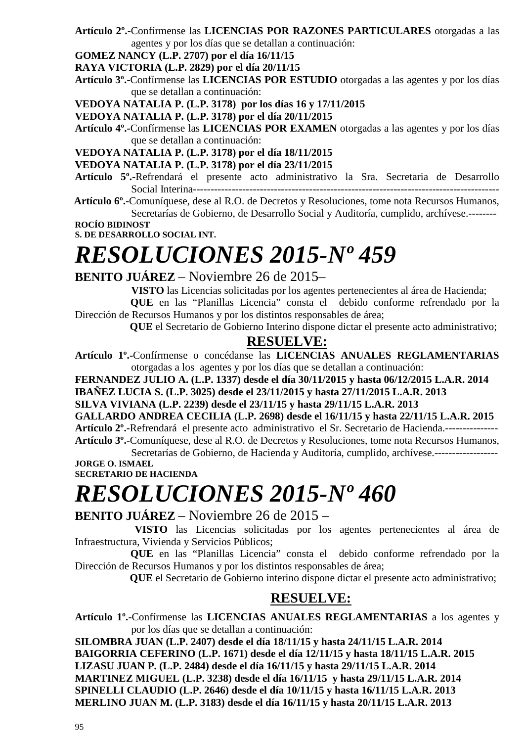**Artículo 2º.-**Confírmense las **LICENCIAS POR RAZONES PARTICULARES** otorgadas a las agentes y por los días que se detallan a continuación:

**GOMEZ NANCY (L.P. 2707) por el día 16/11/15**

**RAYA VICTORIA (L.P. 2829) por el día 20/11/15**

**Artículo 3º.-**Confírmense las **LICENCIAS POR ESTUDIO** otorgadas a las agentes y por los días que se detallan a continuación:

**VEDOYA NATALIA P. (L.P. 3178) por los días 16 y 17/11/2015**

**VEDOYA NATALIA P. (L.P. 3178) por el día 20/11/2015**

**Artículo 4º.-**Confírmense las **LICENCIAS POR EXAMEN** otorgadas a las agentes y por los días que se detallan a continuación:

**VEDOYA NATALIA P. (L.P. 3178) por el día 18/11/2015**

**VEDOYA NATALIA P. (L.P. 3178) por el día 23/11/2015**

**Artículo 5º.-**Refrendará el presente acto administrativo la Sra. Secretaria de Desarrollo Social Interina-----------------------------------------------------------------------------------------

**Artículo 6º.-**Comuníquese, dese al R.O. de Decretos y Resoluciones, tome nota Recursos Humanos, Secretarías de Gobierno, de Desarrollo Social y Auditoría, cumplido, archívese.--------

**ROCÍO BIDINOST**
**S. DE DESARROLLO SOCIAL INT.**

# *RESOLUCIONES 2015-Nº 459*

**BENITO JUÁREZ** – Noviembre 26 de 2015–

**VISTO** las Licencias solicitadas por los agentes pertenecientes al área de Hacienda;

**QUE** en las "Planillas Licencia" consta el debido conforme refrendado por la Dirección de Recursos Humanos y por los distintos responsables de área;

**QUE** el Secretario de Gobierno Interino dispone dictar el presente acto administrativo;

## RESUELVE:

**Artículo 1º.-**Confírmense o concédanse las **LICENCIAS ANUALES REGLAMENTARIAS** otorgadas a los agentes y por los días que se detallan a continuación:

**FERNANDEZ JULIO A. (L.P. 1337) desde el día 30/11/2015 y hasta 06/12/2015 L.A.R. 2014**

**IBAÑEZ LUCIA S. (L.P. 3025) desde el 23/11/2015 y hasta 27/11/2015 L.A.R. 2013**

**SILVA VIVIANA (L.P. 2239) desde el 23/11/15 y hasta 29/11/15 L.A.R. 2013**

**GALLARDO ANDREA CECILIA (L.P. 2698) desde el 16/11/15 y hasta 22/11/15 L.A.R. 2015**

**Artículo 2º.-**Refrendará el presente acto administrativo el Sr. Secretario de Hacienda.---------------

**Artículo 3º.-**Comuníquese, dese al R.O. de Decretos y Resoluciones, tome nota Recursos Humanos, Secretarías de Gobierno, de Hacienda y Auditoría, cumplido, archívese.------------------

**JORGE O. ISMAEL**
**SECRETARIO DE HACIENDA**

# *RESOLUCIONES 2015-Nº 460*

**BENITO JUÁREZ** – Noviembre 26 de 2015 –

**VISTO** las Licencias solicitadas por los agentes pertenecientes al área de Infraestructura, Vivienda y Servicios Públicos;

**QUE** en las "Planillas Licencia" consta el debido conforme refrendado por la Dirección de Recursos Humanos y por los distintos responsables de área;

**QUE** el Secretario de Gobierno interino dispone dictar el presente acto administrativo;

## RESUELVE:

**Artículo 1º.-**Confírmense las **LICENCIAS ANUALES REGLAMENTARIAS** a los agentes y por los días que se detallan a continuación:

**SILOMBRA JUAN (L.P. 2407) desde el día 18/11/15 y hasta 24/11/15 L.A.R. 2014**

**BAIGORRIA CEFERINO (L.P. 1671) desde el día 12/11/15 y hasta 18/11/15 L.A.R. 2015**

**LIZASU JUAN P. (L.P. 2484) desde el día 16/11/15 y hasta 29/11/15 L.A.R. 2014**

**MARTINEZ MIGUEL (L.P. 3238) desde el día 16/11/15 y hasta 29/11/15 L.A.R. 2014**

**SPINELLI CLAUDIO (L.P. 2646) desde el día 10/11/15 y hasta 16/11/15 L.A.R. 2013**

**MERLINO JUAN M. (L.P. 3183) desde el día 16/11/15 y hasta 20/11/15 L.A.R. 2013**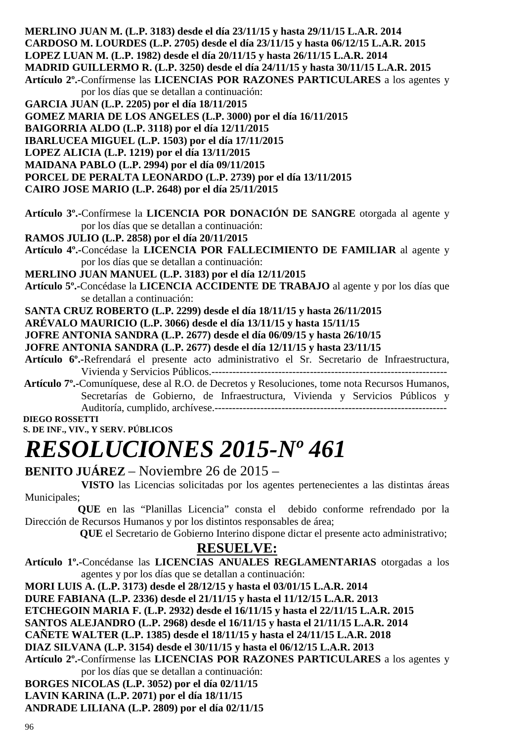**MERLINO JUAN M. (L.P. 3183) desde el día 23/11/15 y hasta 29/11/15 L.A.R. 2014**
**CARDOSO M. LOURDES (L.P. 2705) desde el día 23/11/15 y hasta 06/12/15 L.A.R. 2015**
**LOPEZ LUAN M. (L.P. 1982) desde el día 20/11/15 y hasta 26/11/15 L.A.R. 2014**
**MADRID GUILLERMO R. (L.P. 3250) desde el día 24/11/15 y hasta 30/11/15 L.A.R. 2015**

**Artículo 2º.-**Confírmense las **LICENCIAS POR RAZONES PARTICULARES** a los agentes y por los días que se detallan a continuación:

**GARCIA JUAN (L.P. 2205) por el día 18/11/2015**
**GOMEZ MARIA DE LOS ANGELES (L.P. 3000) por el día 16/11/2015**
**BAIGORRIA ALDO (L.P. 3118) por el día 12/11/2015**
**IBARLUCEA MIGUEL (L.P. 1503) por el día 17/11/2015**
**LOPEZ ALICIA (L.P. 1219) por el día 13/11/2015**
**MAIDANA PABLO (L.P. 2994) por el día 09/11/2015**
**PORCEL DE PERALTA LEONARDO (L.P. 2739) por el día 13/11/2015**
**CAIRO JOSE MARIO (L.P. 2648) por el día 25/11/2015**

**Artículo 3º.-**Confírmese la **LICENCIA POR DONACIÓN DE SANGRE** otorgada al agente y por los días que se detallan a continuación:

**RAMOS JULIO (L.P. 2858) por el día 20/11/2015**

**Artículo 4º.-**Concédase la **LICENCIA POR FALLECIMIENTO DE FAMILIAR** al agente y por los días que se detallan a continuación:

**MERLINO JUAN MANUEL (L.P. 3183) por el día 12/11/2015**

**Artículo 5º.-**Concédase la **LICENCIA ACCIDENTE DE TRABAJO** al agente y por los días que se detallan a continuación:

**SANTA CRUZ ROBERTO (L.P. 2299) desde el día 18/11/15 y hasta 26/11/2015**
**ARÉVALO MAURICIO (L.P. 3066) desde el día 13/11/15 y hasta 15/11/15**
**JOFRE ANTONIA SANDRA (L.P. 2677) desde el día 06/09/15 y hasta 26/10/15**
**JOFRE ANTONIA SANDRA (L.P. 2677) desde el día 12/11/15 y hasta 23/11/15**

**Artículo 6º.-**Refrendará el presente acto administrativo el Sr. Secretario de Infraestructura, Vivienda y Servicios Públicos.-------------------------------------------------------------------

**Artículo 7º.-**Comuníquese, dese al R.O. de Decretos y Resoluciones, tome nota Recursos Humanos, Secretarías de Gobierno, de Infraestructura, Vivienda y Servicios Públicos y Auditoría, cumplido, archívese.------------------------------------------------------------------

**DIEGO ROSSETTI**
**S. DE INF., VIV., Y SERV. PÚBLICOS**

# *RESOLUCIONES 2015-Nº 461*

**BENITO JUÁREZ** – Noviembre 26 de 2015 –

**VISTO** las Licencias solicitadas por los agentes pertenecientes a las distintas áreas Municipales;

**QUE** en las "Planillas Licencia" consta el debido conforme refrendado por la Dirección de Recursos Humanos y por los distintos responsables de área;

**QUE** el Secretario de Gobierno Interino dispone dictar el presente acto administrativo;

## RESUELVE:

**Artículo 1º.-**Concédanse las **LICENCIAS ANUALES REGLAMENTARIAS** otorgadas a los agentes y por los días que se detallan a continuación:

**MORI LUIS A. (L.P. 3173) desde el 28/12/15 y hasta el 03/01/15 L.A.R. 2014**
**DURE FABIANA (L.P. 2336) desde el 21/11/15 y hasta el 11/12/15 L.A.R. 2013**
**ETCHEGOIN MARIA F. (L.P. 2932) desde el 16/11/15 y hasta el 22/11/15 L.A.R. 2015**
**SANTOS ALEJANDRO (L.P. 2968) desde el 16/11/15 y hasta el 21/11/15 L.A.R. 2014**
**CAÑETE WALTER (L.P. 1385) desde el 18/11/15 y hasta el 24/11/15 L.A.R. 2018**
**DIAZ SILVANA (L.P. 3154) desde el 30/11/15 y hasta el 06/12/15 L.A.R. 2013**

**Artículo 2º.-**Confírmense las **LICENCIAS POR RAZONES PARTICULARES** a los agentes y por los días que se detallan a continuación:

**BORGES NICOLAS (L.P. 3052) por el día 02/11/15**
**LAVIN KARINA (L.P. 2071) por el día 18/11/15**
**ANDRADE LILIANA (L.P. 2809) por el día 02/11/15**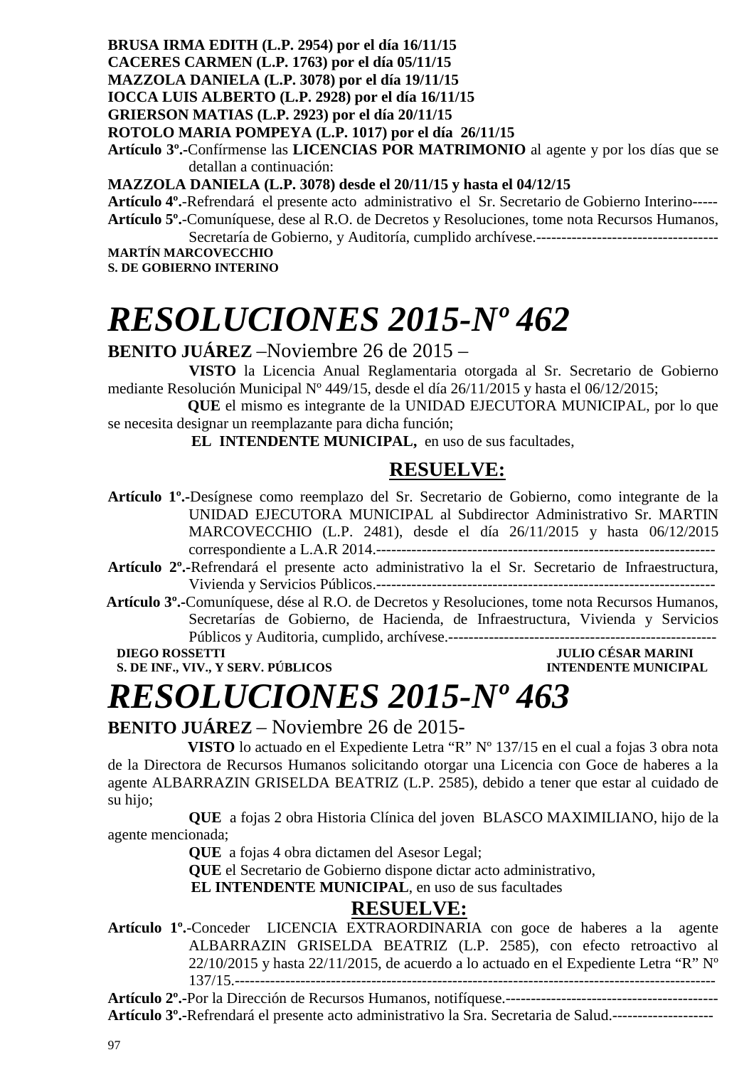**BRUSA IRMA EDITH (L.P. 2954) por el día 16/11/15**
**CACERES CARMEN (L.P. 1763) por el día 05/11/15**
**MAZZOLA DANIELA (L.P. 3078) por el día 19/11/15**
**IOCCA LUIS ALBERTO (L.P. 2928) por el día 16/11/15**
**GRIERSON MATIAS (L.P. 2923) por el día 20/11/15**
**ROTOLO MARIA POMPEYA (L.P. 1017) por el día 26/11/15**

**Artículo 3º.-**Confírmense las **LICENCIAS POR MATRIMONIO** al agente y por los días que se detallan a continuación:

**MAZZOLA DANIELA (L.P. 3078) desde el 20/11/15 y hasta el 04/12/15**

**Artículo 4º.-**Refrendará el presente acto administrativo el Sr. Secretario de Gobierno Interino-----

**Artículo 5º.-**Comuníquese, dese al R.O. de Decretos y Resoluciones, tome nota Recursos Humanos, Secretaría de Gobierno, y Auditoría, cumplido archívese.------------------------------------

**MARTÍN MARCOVECCHIO**
**S. DE GOBIERNO INTERINO**

# *RESOLUCIONES 2015-Nº 462*

**BENITO JUÁREZ** –Noviembre 26 de 2015 –

**VISTO** la Licencia Anual Reglamentaria otorgada al Sr. Secretario de Gobierno mediante Resolución Municipal Nº 449/15, desde el día 26/11/2015 y hasta el 06/12/2015;

**QUE** el mismo es integrante de la UNIDAD EJECUTORA MUNICIPAL, por lo que se necesita designar un reemplazante para dicha función;

**EL INTENDENTE MUNICIPAL,** en uso de sus facultades,

## RESUELVE:

**Artículo 1º.-**Desígnese como reemplazo del Sr. Secretario de Gobierno, como integrante de la UNIDAD EJECUTORA MUNICIPAL al Subdirector Administrativo Sr. MARTIN MARCOVECCHIO (L.P. 2481), desde el día 26/11/2015 y hasta 06/12/2015 correspondiente a L.A.R 2014.------------------------------------------------------------------

**Artículo 2º.-**Refrendará el presente acto administrativo la el Sr. Secretario de Infraestructura, Vivienda y Servicios Públicos.--------------------------------------------------------------------

**Artículo 3º.-**Comuníquese, dése al R.O. de Decretos y Resoluciones, tome nota Recursos Humanos, Secretarías de Gobierno, de Hacienda, de Infraestructura, Vivienda y Servicios Públicos y Auditoria, cumplido, archívese.-----------------------------------------------------

**DIEGO ROSSETTI** — **JULIO CÉSAR MARINI**
**S. DE INF., VIV., Y SERV. PÚBLICOS** — **INTENDENTE MUNICIPAL**

# *RESOLUCIONES 2015-Nº 463*

**BENITO JUÁREZ** – Noviembre 26 de 2015-

**VISTO** lo actuado en el Expediente Letra "R" Nº 137/15 en el cual a fojas 3 obra nota de la Directora de Recursos Humanos solicitando otorgar una Licencia con Goce de haberes a la agente ALBARRAZIN GRISELDA BEATRIZ (L.P. 2585), debido a tener que estar al cuidado de su hijo;

**QUE** a fojas 2 obra Historia Clínica del joven BLASCO MAXIMILIANO, hijo de la agente mencionada;

**QUE** a fojas 4 obra dictamen del Asesor Legal;

**QUE** el Secretario de Gobierno dispone dictar acto administrativo,

**EL INTENDENTE MUNICIPAL**, en uso de sus facultades

## RESUELVE:

**Artículo 1º.-**Conceder LICENCIA EXTRAORDINARIA con goce de haberes a la agente ALBARRAZIN GRISELDA BEATRIZ (L.P. 2585), con efecto retroactivo al 22/10/2015 y hasta 22/11/2015, de acuerdo a lo actuado en el Expediente Letra "R" Nº 137/15.------------------------------------------------------------------------------------------------

**Artículo 2º.-**Por la Dirección de Recursos Humanos, notifíquese.------------------------------------------

**Artículo 3º.-**Refrendará el presente acto administrativo la Sra. Secretaria de Salud.--------------------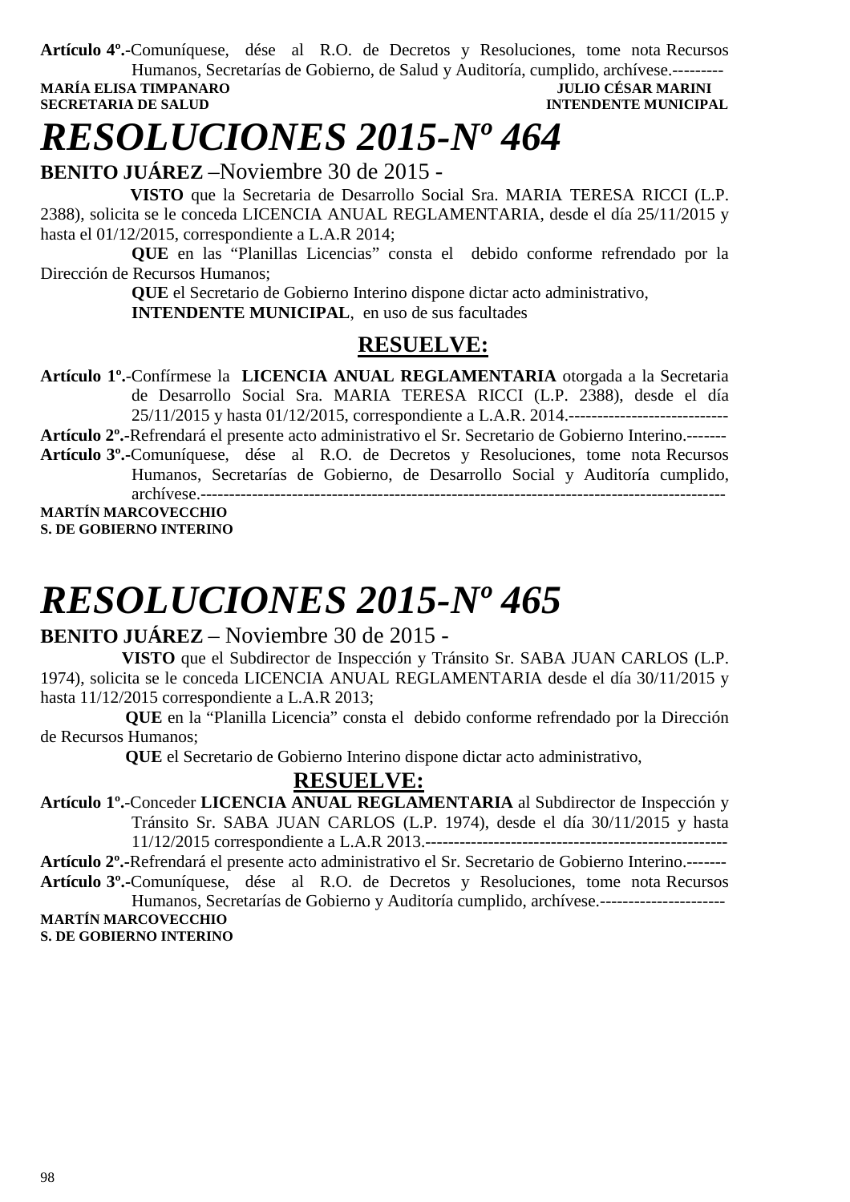**Artículo 4º.-**Comuníquese, dése al R.O. de Decretos y Resoluciones, tome nota Recursos Humanos, Secretarías de Gobierno, de Salud y Auditoría, cumplido, archívese.---------

**MARÍA ELISA TIMPANARO** **JULIO CÉSAR MARINI**
**SECRETARIA DE SALUD** **INTENDENTE MUNICIPAL**

# *RESOLUCIONES 2015-Nº 464*

**BENITO JUÁREZ** –Noviembre 30 de 2015 -

**VISTO** que la Secretaria de Desarrollo Social Sra. MARIA TERESA RICCI (L.P. 2388), solicita se le conceda LICENCIA ANUAL REGLAMENTARIA, desde el día 25/11/2015 y hasta el 01/12/2015, correspondiente a L.A.R 2014;

**QUE** en las "Planillas Licencias" consta el debido conforme refrendado por la Dirección de Recursos Humanos;

**QUE** el Secretario de Gobierno Interino dispone dictar acto administrativo,

**INTENDENTE MUNICIPAL**, en uso de sus facultades

**RESUELVE:**

**Artículo 1º.-**Confírmese la **LICENCIA ANUAL REGLAMENTARIA** otorgada a la Secretaria de Desarrollo Social Sra. MARIA TERESA RICCI (L.P. 2388), desde el día 25/11/2015 y hasta 01/12/2015, correspondiente a L.A.R. 2014.----------------------------

**Artículo 2º.-**Refrendará el presente acto administrativo el Sr. Secretario de Gobierno Interino.-------

**Artículo 3º.-**Comuníquese, dése al R.O. de Decretos y Resoluciones, tome nota Recursos Humanos, Secretarías de Gobierno, de Desarrollo Social y Auditoría cumplido, archívese.------------------------------------------------------------------------------------------

**MARTÍN MARCOVECCHIO**
**S. DE GOBIERNO INTERINO**

# *RESOLUCIONES 2015-Nº 465*

**BENITO JUÁREZ** – Noviembre 30 de 2015 -

**VISTO** que el Subdirector de Inspección y Tránsito Sr. SABA JUAN CARLOS (L.P. 1974), solicita se le conceda LICENCIA ANUAL REGLAMENTARIA desde el día 30/11/2015 y hasta 11/12/2015 correspondiente a L.A.R 2013;

**QUE** en la "Planilla Licencia" consta el debido conforme refrendado por la Dirección de Recursos Humanos;

**QUE** el Secretario de Gobierno Interino dispone dictar acto administrativo,

**RESUELVE:**

**Artículo 1º.-**Conceder **LICENCIA ANUAL REGLAMENTARIA** al Subdirector de Inspección y Tránsito Sr. SABA JUAN CARLOS (L.P. 1974), desde el día 30/11/2015 y hasta 11/12/2015 correspondiente a L.A.R 2013.----------------------------------------------------

**Artículo 2º.-**Refrendará el presente acto administrativo el Sr. Secretario de Gobierno Interino.-------

**Artículo 3º.-**Comuníquese, dése al R.O. de Decretos y Resoluciones, tome nota Recursos Humanos, Secretarías de Gobierno y Auditoría cumplido, archívese.----------------------

**MARTÍN MARCOVECCHIO**
**S. DE GOBIERNO INTERINO**